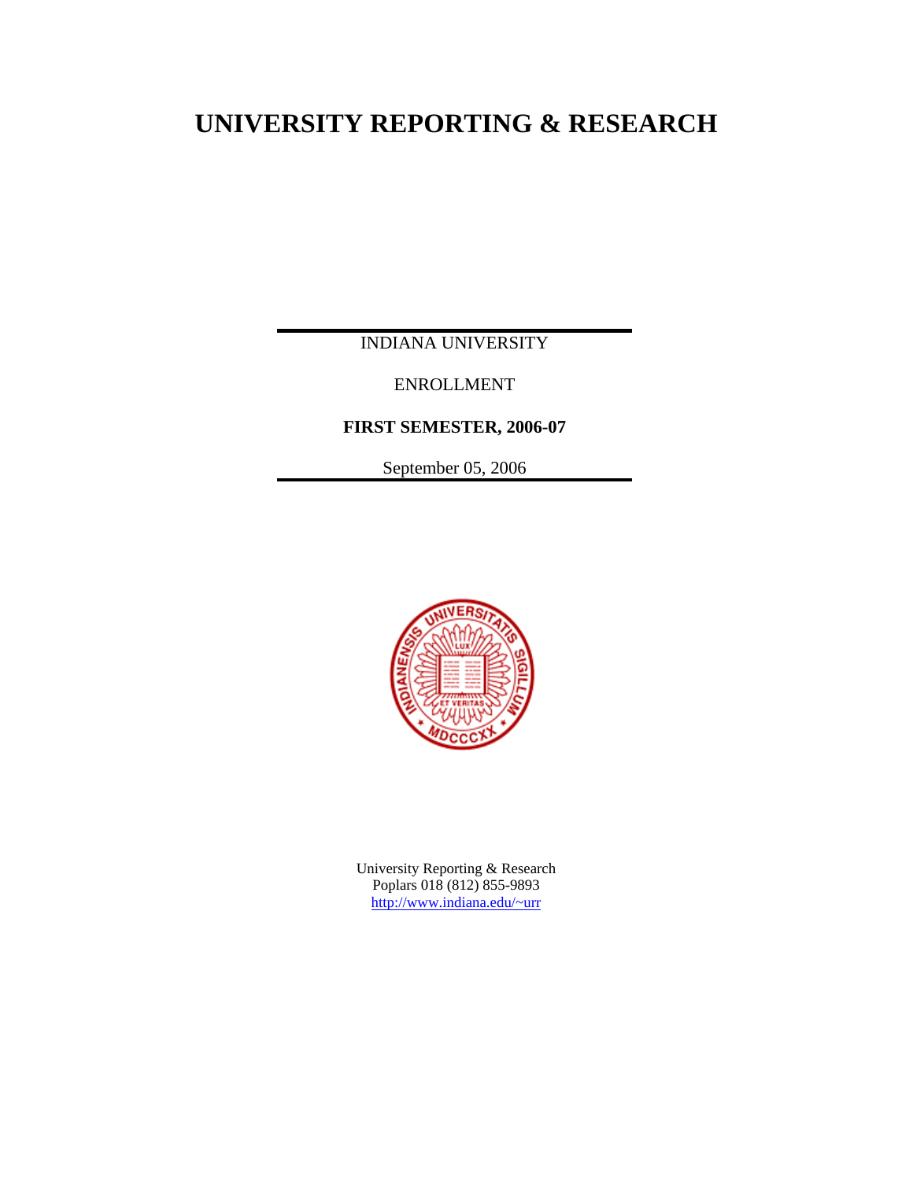# UNIVERSITY REPORTING & RESEARCH

INDIANA UNIVERSITY

ENROLLMENT

**FIRST SEMESTER, 2006-07**

September 05, 2006

University Reporting & Research
Poplars 018 (812) 855-9893
http://www.indiana.edu/~urr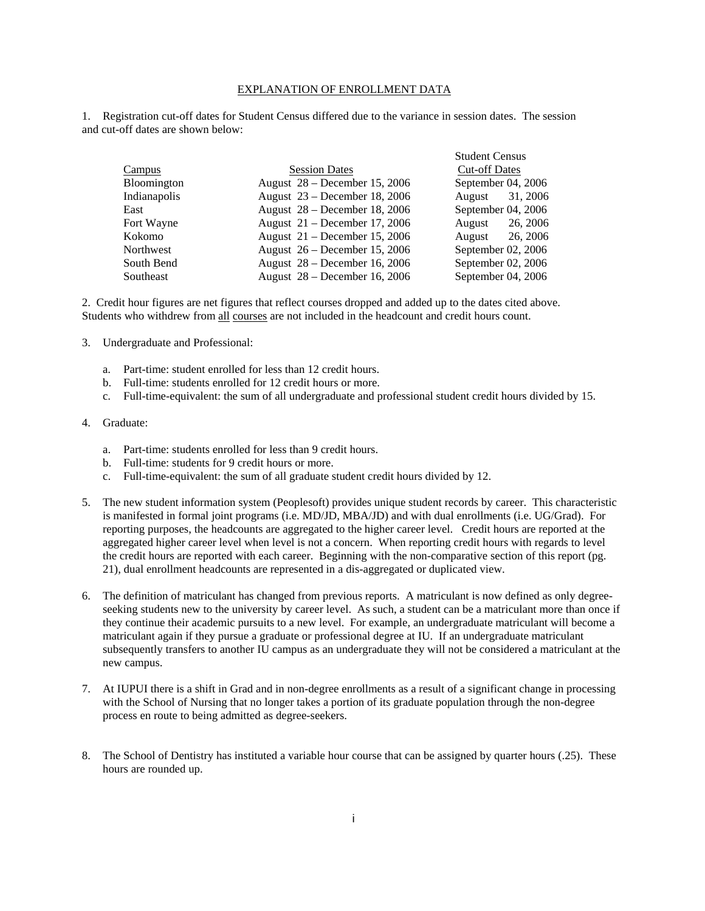## EXPLANATION OF ENROLLMENT DATA

1. Registration cut-off dates for Student Census differed due to the variance in session dates. The session and cut-off dates are shown below:

| Campus | Session Dates | Student Census Cut-off Dates |
|---|---|---|
| Bloomington | August 28 – December 15, 2006 | September 04, 2006 |
| Indianapolis | August 23 – December 18, 2006 | August 31, 2006 |
| East | August 28 – December 18, 2006 | September 04, 2006 |
| Fort Wayne | August 21 – December 17, 2006 | August 26, 2006 |
| Kokomo | August 21 – December 15, 2006 | August 26, 2006 |
| Northwest | August 26 – December 15, 2006 | September 02, 2006 |
| South Bend | August 28 – December 16, 2006 | September 02, 2006 |
| Southeast | August 28 – December 16, 2006 | September 04, 2006 |

2. Credit hour figures are net figures that reflect courses dropped and added up to the dates cited above. Students who withdrew from all courses are not included in the headcount and credit hours count.

3. Undergraduate and Professional:

   a. Part-time: student enrolled for less than 12 credit hours.
   b. Full-time: students enrolled for 12 credit hours or more.
   c. Full-time-equivalent: the sum of all undergraduate and professional student credit hours divided by 15.

4. Graduate:

   a. Part-time: students enrolled for less than 9 credit hours.
   b. Full-time: students for 9 credit hours or more.
   c. Full-time-equivalent: the sum of all graduate student credit hours divided by 12.

5. The new student information system (Peoplesoft) provides unique student records by career. This characteristic is manifested in formal joint programs (i.e. MD/JD, MBA/JD) and with dual enrollments (i.e. UG/Grad). For reporting purposes, the headcounts are aggregated to the higher career level. Credit hours are reported at the aggregated higher career level when level is not a concern. When reporting credit hours with regards to level the credit hours are reported with each career. Beginning with the non-comparative section of this report (pg. 21), dual enrollment headcounts are represented in a dis-aggregated or duplicated view.

6. The definition of matriculant has changed from previous reports. A matriculant is now defined as only degree-seeking students new to the university by career level. As such, a student can be a matriculant more than once if they continue their academic pursuits to a new level. For example, an undergraduate matriculant will become a matriculant again if they pursue a graduate or professional degree at IU. If an undergraduate matriculant subsequently transfers to another IU campus as an undergraduate they will not be considered a matriculant at the new campus.

7. At IUPUI there is a shift in Grad and in non-degree enrollments as a result of a significant change in processing with the School of Nursing that no longer takes a portion of its graduate population through the non-degree process en route to being admitted as degree-seekers.

8. The School of Dentistry has instituted a variable hour course that can be assigned by quarter hours (.25). These hours are rounded up.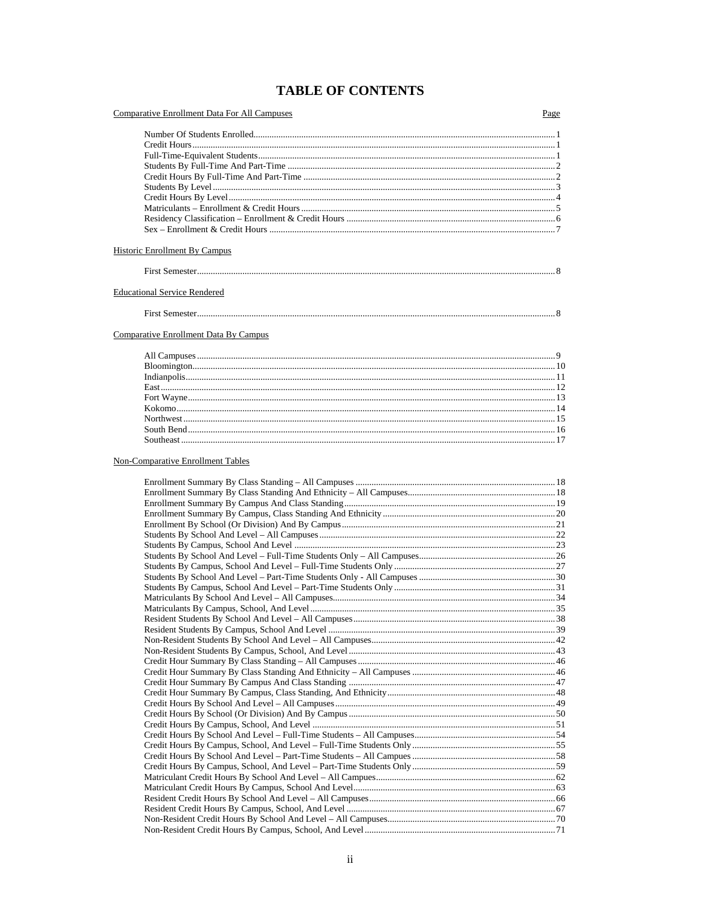# TABLE OF CONTENTS

| Comparative Enrollment Data For All Campuses | Page |
|---|---|
| Number Of Students Enrolled | 1 |
| Credit Hours | 1 |
| Full-Time-Equivalent Students | 1 |
| Students By Full-Time And Part-Time | 2 |
| Credit Hours By Full-Time And Part-Time | 2 |
| Students By Level | 3 |
| Credit Hours By Level | 4 |
| Matriculants – Enrollment & Credit Hours | 5 |
| Residency Classification – Enrollment & Credit Hours | 6 |
| Sex – Enrollment & Credit Hours | 7 |

**Historic Enrollment By Campus**

| | |
|---|---|
| First Semester | 8 |

**Educational Service Rendered**

| | |
|---|---|
| First Semester | 8 |

**Comparative Enrollment Data By Campus**

| | |
|---|---|
| All Campuses | 9 |
| Bloomington | 10 |
| Indianapolis | 11 |
| East | 12 |
| Fort Wayne | 13 |
| Kokomo | 14 |
| Northwest | 15 |
| South Bend | 16 |
| Southeast | 17 |

**Non-Comparative Enrollment Tables**

| | |
|---|---|
| Enrollment Summary By Class Standing – All Campuses | 18 |
| Enrollment Summary By Class Standing And Ethnicity – All Campuses | 18 |
| Enrollment Summary By Campus And Class Standing | 19 |
| Enrollment Summary By Campus, Class Standing And Ethnicity | 20 |
| Enrollment By School (Or Division) And By Campus | 21 |
| Students By School And Level – All Campuses | 22 |
| Students By Campus, School And Level | 23 |
| Students By School And Level – Full-Time Students Only – All Campuses | 26 |
| Students By Campus, School And Level – Full-Time Students Only | 27 |
| Students By School And Level – Part-Time Students Only - All Campuses | 30 |
| Students By Campus, School And Level – Part-Time Students Only | 31 |
| Matriculants By School And Level – All Campuses | 34 |
| Matriculants By Campus, School, And Level | 35 |
| Resident Students By School And Level – All Campuses | 38 |
| Resident Students By Campus, School And Level | 39 |
| Non-Resident Students By School And Level – All Campuses | 42 |
| Non-Resident Students By Campus, School, And Level | 43 |
| Credit Hour Summary By Class Standing – All Campuses | 46 |
| Credit Hour Summary By Class Standing And Ethnicity – All Campuses | 46 |
| Credit Hour Summary By Campus And Class Standing | 47 |
| Credit Hour Summary By Campus, Class Standing, And Ethnicity | 48 |
| Credit Hours By School And Level – All Campuses | 49 |
| Credit Hours By School (Or Division) And By Campus | 50 |
| Credit Hours By Campus, School, And Level | 51 |
| Credit Hours By School And Level – Full-Time Students – All Campuses | 54 |
| Credit Hours By Campus, School, And Level – Full-Time Students Only | 55 |
| Credit Hours By School And Level – Part-Time Students – All Campuses | 58 |
| Credit Hours By Campus, School, And Level – Part-Time Students Only | 59 |
| Matriculant Credit Hours By School And Level – All Campues | 62 |
| Matriculant Credit Hours By Campus, School And Level | 63 |
| Resident Credit Hours By School And Level – All Campuses | 66 |
| Resident Credit Hours By Campus, School, And Level | 67 |
| Non-Resident Credit Hours By School And Level – All Campuses | 70 |
| Non-Resident Credit Hours By Campus, School, And Level | 71 |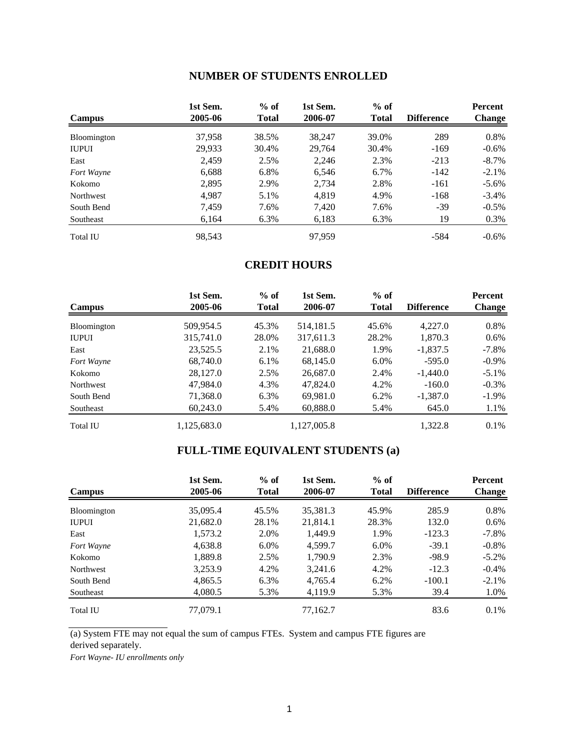## NUMBER OF STUDENTS ENROLLED

| Campus | 1st Sem. 2005-06 | % of Total | 1st Sem. 2006-07 | % of Total | Difference | Percent Change |
|---|---|---|---|---|---|---|
| Bloomington | 37,958 | 38.5% | 38,247 | 39.0% | 289 | 0.8% |
| IUPUI | 29,933 | 30.4% | 29,764 | 30.4% | -169 | -0.6% |
| East | 2,459 | 2.5% | 2,246 | 2.3% | -213 | -8.7% |
| *Fort Wayne* | 6,688 | 6.8% | 6,546 | 6.7% | -142 | -2.1% |
| Kokomo | 2,895 | 2.9% | 2,734 | 2.8% | -161 | -5.6% |
| Northwest | 4,987 | 5.1% | 4,819 | 4.9% | -168 | -3.4% |
| South Bend | 7,459 | 7.6% | 7,420 | 7.6% | -39 | -0.5% |
| Southeast | 6,164 | 6.3% | 6,183 | 6.3% | 19 | 0.3% |
| Total IU | 98,543 | | 97,959 | | -584 | -0.6% |

## CREDIT HOURS

| Campus | 1st Sem. 2005-06 | % of Total | 1st Sem. 2006-07 | % of Total | Difference | Percent Change |
|---|---|---|---|---|---|---|
| Bloomington | 509,954.5 | 45.3% | 514,181.5 | 45.6% | 4,227.0 | 0.8% |
| IUPUI | 315,741.0 | 28.0% | 317,611.3 | 28.2% | 1,870.3 | 0.6% |
| East | 23,525.5 | 2.1% | 21,688.0 | 1.9% | -1,837.5 | -7.8% |
| *Fort Wayne* | 68,740.0 | 6.1% | 68,145.0 | 6.0% | -595.0 | -0.9% |
| Kokomo | 28,127.0 | 2.5% | 26,687.0 | 2.4% | -1,440.0 | -5.1% |
| Northwest | 47,984.0 | 4.3% | 47,824.0 | 4.2% | -160.0 | -0.3% |
| South Bend | 71,368.0 | 6.3% | 69,981.0 | 6.2% | -1,387.0 | -1.9% |
| Southeast | 60,243.0 | 5.4% | 60,888.0 | 5.4% | 645.0 | 1.1% |
| Total IU | 1,125,683.0 | | 1,127,005.8 | | 1,322.8 | 0.1% |

## FULL-TIME EQUIVALENT STUDENTS (a)

| Campus | 1st Sem. 2005-06 | % of Total | 1st Sem. 2006-07 | % of Total | Difference | Percent Change |
|---|---|---|---|---|---|---|
| Bloomington | 35,095.4 | 45.5% | 35,381.3 | 45.9% | 285.9 | 0.8% |
| IUPUI | 21,682.0 | 28.1% | 21,814.1 | 28.3% | 132.0 | 0.6% |
| East | 1,573.2 | 2.0% | 1,449.9 | 1.9% | -123.3 | -7.8% |
| *Fort Wayne* | 4,638.8 | 6.0% | 4,599.7 | 6.0% | -39.1 | -0.8% |
| Kokomo | 1,889.8 | 2.5% | 1,790.9 | 2.3% | -98.9 | -5.2% |
| Northwest | 3,253.9 | 4.2% | 3,241.6 | 4.2% | -12.3 | -0.4% |
| South Bend | 4,865.5 | 6.3% | 4,765.4 | 6.2% | -100.1 | -2.1% |
| Southeast | 4,080.5 | 5.3% | 4,119.9 | 5.3% | 39.4 | 1.0% |
| Total IU | 77,079.1 | | 77,162.7 | | 83.6 | 0.1% |

(a) System FTE may not equal the sum of campus FTEs. System and campus FTE figures are derived separately.

*Fort Wayne- IU enrollments only*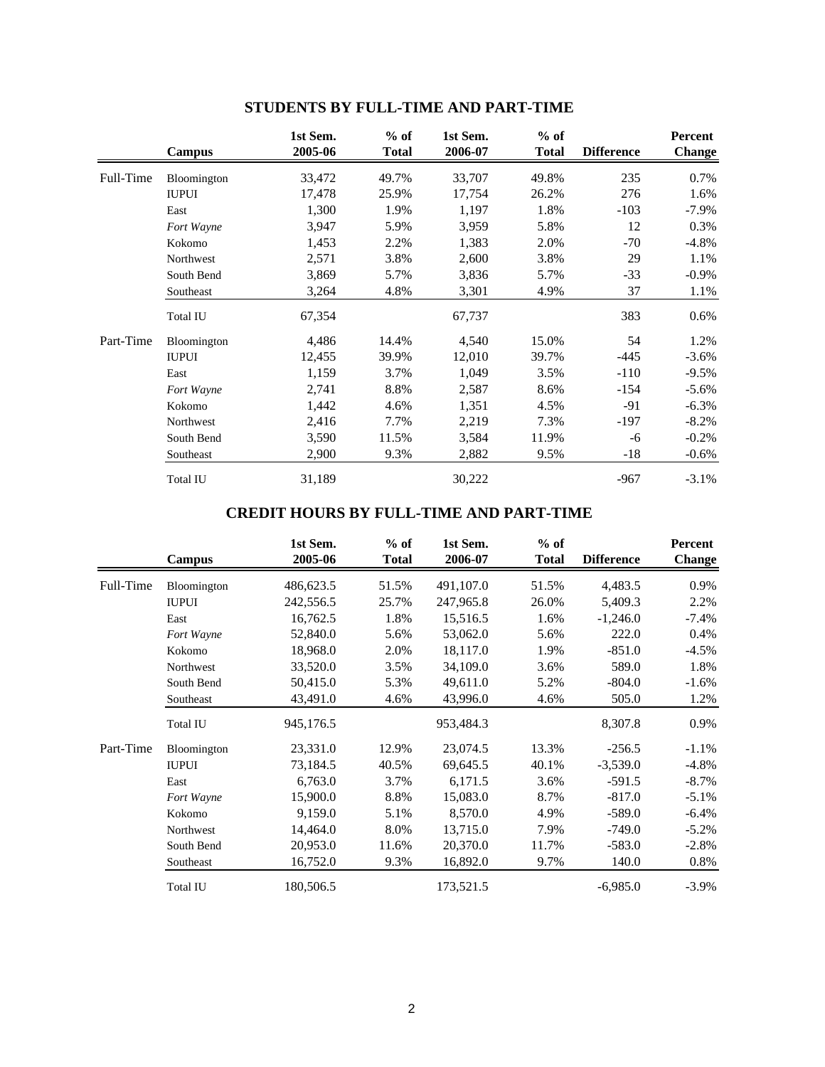## STUDENTS BY FULL-TIME AND PART-TIME

| | Campus | 1st Sem. 2005-06 | % of Total | 1st Sem. 2006-07 | % of Total | Difference | Percent Change |
|---|---|---|---|---|---|---|---|
| Full-Time | Bloomington | 33,472 | 49.7% | 33,707 | 49.8% | 235 | 0.7% |
| | IUPUI | 17,478 | 25.9% | 17,754 | 26.2% | 276 | 1.6% |
| | East | 1,300 | 1.9% | 1,197 | 1.8% | -103 | -7.9% |
| | *Fort Wayne* | 3,947 | 5.9% | 3,959 | 5.8% | 12 | 0.3% |
| | Kokomo | 1,453 | 2.2% | 1,383 | 2.0% | -70 | -4.8% |
| | Northwest | 2,571 | 3.8% | 2,600 | 3.8% | 29 | 1.1% |
| | South Bend | 3,869 | 5.7% | 3,836 | 5.7% | -33 | -0.9% |
| | Southeast | 3,264 | 4.8% | 3,301 | 4.9% | 37 | 1.1% |
| | Total IU | 67,354 | | 67,737 | | 383 | 0.6% |
| Part-Time | Bloomington | 4,486 | 14.4% | 4,540 | 15.0% | 54 | 1.2% |
| | IUPUI | 12,455 | 39.9% | 12,010 | 39.7% | -445 | -3.6% |
| | East | 1,159 | 3.7% | 1,049 | 3.5% | -110 | -9.5% |
| | *Fort Wayne* | 2,741 | 8.8% | 2,587 | 8.6% | -154 | -5.6% |
| | Kokomo | 1,442 | 4.6% | 1,351 | 4.5% | -91 | -6.3% |
| | Northwest | 2,416 | 7.7% | 2,219 | 7.3% | -197 | -8.2% |
| | South Bend | 3,590 | 11.5% | 3,584 | 11.9% | -6 | -0.2% |
| | Southeast | 2,900 | 9.3% | 2,882 | 9.5% | -18 | -0.6% |
| | Total IU | 31,189 | | 30,222 | | -967 | -3.1% |

## CREDIT HOURS BY FULL-TIME AND PART-TIME

| | Campus | 1st Sem. 2005-06 | % of Total | 1st Sem. 2006-07 | % of Total | Difference | Percent Change |
|---|---|---|---|---|---|---|---|
| Full-Time | Bloomington | 486,623.5 | 51.5% | 491,107.0 | 51.5% | 4,483.5 | 0.9% |
| | IUPUI | 242,556.5 | 25.7% | 247,965.8 | 26.0% | 5,409.3 | 2.2% |
| | East | 16,762.5 | 1.8% | 15,516.5 | 1.6% | -1,246.0 | -7.4% |
| | *Fort Wayne* | 52,840.0 | 5.6% | 53,062.0 | 5.6% | 222.0 | 0.4% |
| | Kokomo | 18,968.0 | 2.0% | 18,117.0 | 1.9% | -851.0 | -4.5% |
| | Northwest | 33,520.0 | 3.5% | 34,109.0 | 3.6% | 589.0 | 1.8% |
| | South Bend | 50,415.0 | 5.3% | 49,611.0 | 5.2% | -804.0 | -1.6% |
| | Southeast | 43,491.0 | 4.6% | 43,996.0 | 4.6% | 505.0 | 1.2% |
| | Total IU | 945,176.5 | | 953,484.3 | | 8,307.8 | 0.9% |
| Part-Time | Bloomington | 23,331.0 | 12.9% | 23,074.5 | 13.3% | -256.5 | -1.1% |
| | IUPUI | 73,184.5 | 40.5% | 69,645.5 | 40.1% | -3,539.0 | -4.8% |
| | East | 6,763.0 | 3.7% | 6,171.5 | 3.6% | -591.5 | -8.7% |
| | *Fort Wayne* | 15,900.0 | 8.8% | 15,083.0 | 8.7% | -817.0 | -5.1% |
| | Kokomo | 9,159.0 | 5.1% | 8,570.0 | 4.9% | -589.0 | -6.4% |
| | Northwest | 14,464.0 | 8.0% | 13,715.0 | 7.9% | -749.0 | -5.2% |
| | South Bend | 20,953.0 | 11.6% | 20,370.0 | 11.7% | -583.0 | -2.8% |
| | Southeast | 16,752.0 | 9.3% | 16,892.0 | 9.7% | 140.0 | 0.8% |
| | Total IU | 180,506.5 | | 173,521.5 | | -6,985.0 | -3.9% |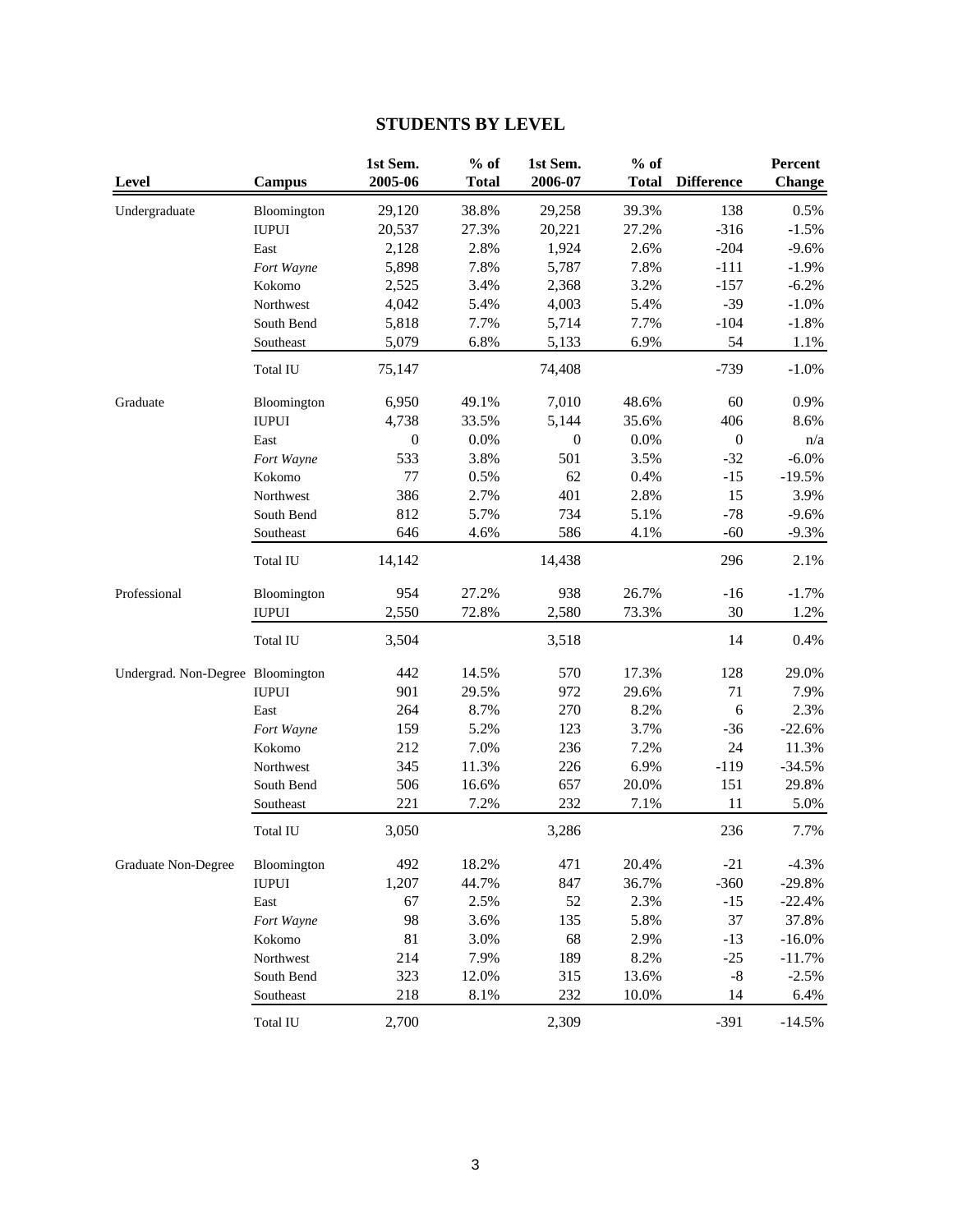# STUDENTS BY LEVEL

| Level | Campus | 1st Sem. 2005-06 | % of Total | 1st Sem. 2006-07 | % of Total | Difference | Percent Change |
|---|---|---|---|---|---|---|---|
| Undergraduate | Bloomington | 29,120 | 38.8% | 29,258 | 39.3% | 138 | 0.5% |
| | IUPUI | 20,537 | 27.3% | 20,221 | 27.2% | -316 | -1.5% |
| | East | 2,128 | 2.8% | 1,924 | 2.6% | -204 | -9.6% |
| | *Fort Wayne* | 5,898 | 7.8% | 5,787 | 7.8% | -111 | -1.9% |
| | Kokomo | 2,525 | 3.4% | 2,368 | 3.2% | -157 | -6.2% |
| | Northwest | 4,042 | 5.4% | 4,003 | 5.4% | -39 | -1.0% |
| | South Bend | 5,818 | 7.7% | 5,714 | 7.7% | -104 | -1.8% |
| | Southeast | 5,079 | 6.8% | 5,133 | 6.9% | 54 | 1.1% |
| | Total IU | 75,147 | | 74,408 | | -739 | -1.0% |
| Graduate | Bloomington | 6,950 | 49.1% | 7,010 | 48.6% | 60 | 0.9% |
| | IUPUI | 4,738 | 33.5% | 5,144 | 35.6% | 406 | 8.6% |
| | East | 0 | 0.0% | 0 | 0.0% | 0 | n/a |
| | *Fort Wayne* | 533 | 3.8% | 501 | 3.5% | -32 | -6.0% |
| | Kokomo | 77 | 0.5% | 62 | 0.4% | -15 | -19.5% |
| | Northwest | 386 | 2.7% | 401 | 2.8% | 15 | 3.9% |
| | South Bend | 812 | 5.7% | 734 | 5.1% | -78 | -9.6% |
| | Southeast | 646 | 4.6% | 586 | 4.1% | -60 | -9.3% |
| | Total IU | 14,142 | | 14,438 | | 296 | 2.1% |
| Professional | Bloomington | 954 | 27.2% | 938 | 26.7% | -16 | -1.7% |
| | IUPUI | 2,550 | 72.8% | 2,580 | 73.3% | 30 | 1.2% |
| | Total IU | 3,504 | | 3,518 | | 14 | 0.4% |
| Undergrad. Non-Degree | Bloomington | 442 | 14.5% | 570 | 17.3% | 128 | 29.0% |
| | IUPUI | 901 | 29.5% | 972 | 29.6% | 71 | 7.9% |
| | East | 264 | 8.7% | 270 | 8.2% | 6 | 2.3% |
| | *Fort Wayne* | 159 | 5.2% | 123 | 3.7% | -36 | -22.6% |
| | Kokomo | 212 | 7.0% | 236 | 7.2% | 24 | 11.3% |
| | Northwest | 345 | 11.3% | 226 | 6.9% | -119 | -34.5% |
| | South Bend | 506 | 16.6% | 657 | 20.0% | 151 | 29.8% |
| | Southeast | 221 | 7.2% | 232 | 7.1% | 11 | 5.0% |
| | Total IU | 3,050 | | 3,286 | | 236 | 7.7% |
| Graduate Non-Degree | Bloomington | 492 | 18.2% | 471 | 20.4% | -21 | -4.3% |
| | IUPUI | 1,207 | 44.7% | 847 | 36.7% | -360 | -29.8% |
| | East | 67 | 2.5% | 52 | 2.3% | -15 | -22.4% |
| | *Fort Wayne* | 98 | 3.6% | 135 | 5.8% | 37 | 37.8% |
| | Kokomo | 81 | 3.0% | 68 | 2.9% | -13 | -16.0% |
| | Northwest | 214 | 7.9% | 189 | 8.2% | -25 | -11.7% |
| | South Bend | 323 | 12.0% | 315 | 13.6% | -8 | -2.5% |
| | Southeast | 218 | 8.1% | 232 | 10.0% | 14 | 6.4% |
| | Total IU | 2,700 | | 2,309 | | -391 | -14.5% |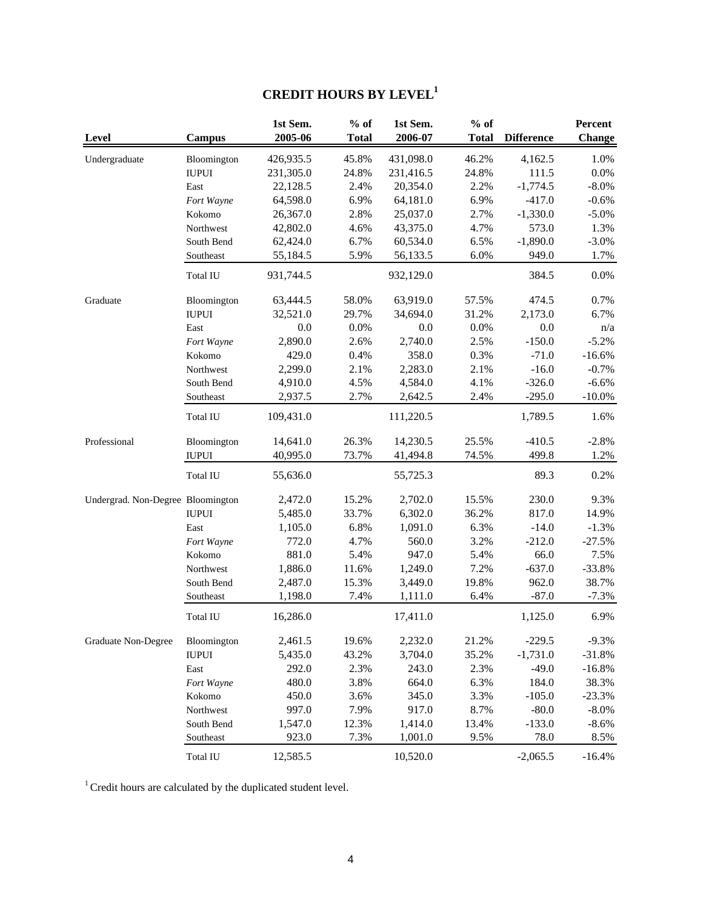# CREDIT HOURS BY LEVEL[1]

| Level | Campus | 1st Sem. 2005-06 | % of Total | 1st Sem. 2006-07 | % of Total | Difference | Percent Change |
|---|---|---|---|---|---|---|---|
| Undergraduate | Bloomington | 426,935.5 | 45.8% | 431,098.0 | 46.2% | 4,162.5 | 1.0% |
| | IUPUI | 231,305.0 | 24.8% | 231,416.5 | 24.8% | 111.5 | 0.0% |
| | East | 22,128.5 | 2.4% | 20,354.0 | 2.2% | -1,774.5 | -8.0% |
| | *Fort Wayne* | 64,598.0 | 6.9% | 64,181.0 | 6.9% | -417.0 | -0.6% |
| | Kokomo | 26,367.0 | 2.8% | 25,037.0 | 2.7% | -1,330.0 | -5.0% |
| | Northwest | 42,802.0 | 4.6% | 43,375.0 | 4.7% | 573.0 | 1.3% |
| | South Bend | 62,424.0 | 6.7% | 60,534.0 | 6.5% | -1,890.0 | -3.0% |
| | Southeast | 55,184.5 | 5.9% | 56,133.5 | 6.0% | 949.0 | 1.7% |
| | Total IU | 931,744.5 | | 932,129.0 | | 384.5 | 0.0% |
| Graduate | Bloomington | 63,444.5 | 58.0% | 63,919.0 | 57.5% | 474.5 | 0.7% |
| | IUPUI | 32,521.0 | 29.7% | 34,694.0 | 31.2% | 2,173.0 | 6.7% |
| | East | 0.0 | 0.0% | 0.0 | 0.0% | 0.0 | n/a |
| | *Fort Wayne* | 2,890.0 | 2.6% | 2,740.0 | 2.5% | -150.0 | -5.2% |
| | Kokomo | 429.0 | 0.4% | 358.0 | 0.3% | -71.0 | -16.6% |
| | Northwest | 2,299.0 | 2.1% | 2,283.0 | 2.1% | -16.0 | -0.7% |
| | South Bend | 4,910.0 | 4.5% | 4,584.0 | 4.1% | -326.0 | -6.6% |
| | Southeast | 2,937.5 | 2.7% | 2,642.5 | 2.4% | -295.0 | -10.0% |
| | Total IU | 109,431.0 | | 111,220.5 | | 1,789.5 | 1.6% |
| Professional | Bloomington | 14,641.0 | 26.3% | 14,230.5 | 25.5% | -410.5 | -2.8% |
| | IUPUI | 40,995.0 | 73.7% | 41,494.8 | 74.5% | 499.8 | 1.2% |
| | Total IU | 55,636.0 | | 55,725.3 | | 89.3 | 0.2% |
| Undergrad. Non-Degree | Bloomington | 2,472.0 | 15.2% | 2,702.0 | 15.5% | 230.0 | 9.3% |
| | IUPUI | 5,485.0 | 33.7% | 6,302.0 | 36.2% | 817.0 | 14.9% |
| | East | 1,105.0 | 6.8% | 1,091.0 | 6.3% | -14.0 | -1.3% |
| | *Fort Wayne* | 772.0 | 4.7% | 560.0 | 3.2% | -212.0 | -27.5% |
| | Kokomo | 881.0 | 5.4% | 947.0 | 5.4% | 66.0 | 7.5% |
| | Northwest | 1,886.0 | 11.6% | 1,249.0 | 7.2% | -637.0 | -33.8% |
| | South Bend | 2,487.0 | 15.3% | 3,449.0 | 19.8% | 962.0 | 38.7% |
| | Southeast | 1,198.0 | 7.4% | 1,111.0 | 6.4% | -87.0 | -7.3% |
| | Total IU | 16,286.0 | | 17,411.0 | | 1,125.0 | 6.9% |
| Graduate Non-Degree | Bloomington | 2,461.5 | 19.6% | 2,232.0 | 21.2% | -229.5 | -9.3% |
| | IUPUI | 5,435.0 | 43.2% | 3,704.0 | 35.2% | -1,731.0 | -31.8% |
| | East | 292.0 | 2.3% | 243.0 | 2.3% | -49.0 | -16.8% |
| | *Fort Wayne* | 480.0 | 3.8% | 664.0 | 6.3% | 184.0 | 38.3% |
| | Kokomo | 450.0 | 3.6% | 345.0 | 3.3% | -105.0 | -23.3% |
| | Northwest | 997.0 | 7.9% | 917.0 | 8.7% | -80.0 | -8.0% |
| | South Bend | 1,547.0 | 12.3% | 1,414.0 | 13.4% | -133.0 | -8.6% |
| | Southeast | 923.0 | 7.3% | 1,001.0 | 9.5% | 78.0 | 8.5% |
| | Total IU | 12,585.5 | | 10,520.0 | | -2,065.5 | -16.4% |

[1] Credit hours are calculated by the duplicated student level.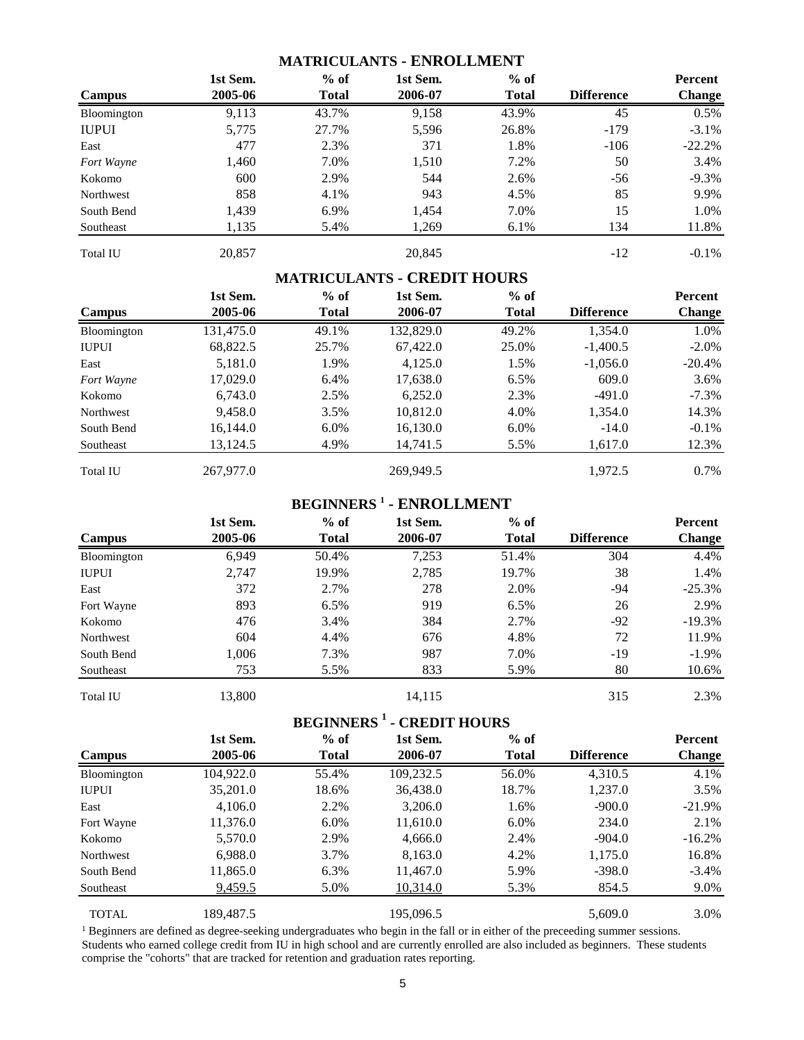## MATRICULANTS - ENROLLMENT

| Campus | 1st Sem. 2005-06 | % of Total | 1st Sem. 2006-07 | % of Total | Difference | Percent Change |
|---|---|---|---|---|---|---|
| Bloomington | 9,113 | 43.7% | 9,158 | 43.9% | 45 | 0.5% |
| IUPUI | 5,775 | 27.7% | 5,596 | 26.8% | -179 | -3.1% |
| East | 477 | 2.3% | 371 | 1.8% | -106 | -22.2% |
| *Fort Wayne* | 1,460 | 7.0% | 1,510 | 7.2% | 50 | 3.4% |
| Kokomo | 600 | 2.9% | 544 | 2.6% | -56 | -9.3% |
| Northwest | 858 | 4.1% | 943 | 4.5% | 85 | 9.9% |
| South Bend | 1,439 | 6.9% | 1,454 | 7.0% | 15 | 1.0% |
| Southeast | 1,135 | 5.4% | 1,269 | 6.1% | 134 | 11.8% |
| Total IU | 20,857 | | 20,845 | | -12 | -0.1% |

## MATRICULANTS - CREDIT HOURS

| Campus | 1st Sem. 2005-06 | % of Total | 1st Sem. 2006-07 | % of Total | Difference | Percent Change |
|---|---|---|---|---|---|---|
| Bloomington | 131,475.0 | 49.1% | 132,829.0 | 49.2% | 1,354.0 | 1.0% |
| IUPUI | 68,822.5 | 25.7% | 67,422.0 | 25.0% | -1,400.5 | -2.0% |
| East | 5,181.0 | 1.9% | 4,125.0 | 1.5% | -1,056.0 | -20.4% |
| *Fort Wayne* | 17,029.0 | 6.4% | 17,638.0 | 6.5% | 609.0 | 3.6% |
| Kokomo | 6,743.0 | 2.5% | 6,252.0 | 2.3% | -491.0 | -7.3% |
| Northwest | 9,458.0 | 3.5% | 10,812.0 | 4.0% | 1,354.0 | 14.3% |
| South Bend | 16,144.0 | 6.0% | 16,130.0 | 6.0% | -14.0 | -0.1% |
| Southeast | 13,124.5 | 4.9% | 14,741.5 | 5.5% | 1,617.0 | 12.3% |
| Total IU | 267,977.0 | | 269,949.5 | | 1,972.5 | 0.7% |

## BEGINNERS [1] - ENROLLMENT

| Campus | 1st Sem. 2005-06 | % of Total | 1st Sem. 2006-07 | % of Total | Difference | Percent Change |
|---|---|---|---|---|---|---|
| Bloomington | 6,949 | 50.4% | 7,253 | 51.4% | 304 | 4.4% |
| IUPUI | 2,747 | 19.9% | 2,785 | 19.7% | 38 | 1.4% |
| East | 372 | 2.7% | 278 | 2.0% | -94 | -25.3% |
| Fort Wayne | 893 | 6.5% | 919 | 6.5% | 26 | 2.9% |
| Kokomo | 476 | 3.4% | 384 | 2.7% | -92 | -19.3% |
| Northwest | 604 | 4.4% | 676 | 4.8% | 72 | 11.9% |
| South Bend | 1,006 | 7.3% | 987 | 7.0% | -19 | -1.9% |
| Southeast | 753 | 5.5% | 833 | 5.9% | 80 | 10.6% |
| Total IU | 13,800 | | 14,115 | | 315 | 2.3% |

## BEGINNERS [1] - CREDIT HOURS

| Campus | 1st Sem. 2005-06 | % of Total | 1st Sem. 2006-07 | % of Total | Difference | Percent Change |
|---|---|---|---|---|---|---|
| Bloomington | 104,922.0 | 55.4% | 109,232.5 | 56.0% | 4,310.5 | 4.1% |
| IUPUI | 35,201.0 | 18.6% | 36,438.0 | 18.7% | 1,237.0 | 3.5% |
| East | 4,106.0 | 2.2% | 3,206.0 | 1.6% | -900.0 | -21.9% |
| Fort Wayne | 11,376.0 | 6.0% | 11,610.0 | 6.0% | 234.0 | 2.1% |
| Kokomo | 5,570.0 | 2.9% | 4,666.0 | 2.4% | -904.0 | -16.2% |
| Northwest | 6,988.0 | 3.7% | 8,163.0 | 4.2% | 1,175.0 | 16.8% |
| South Bend | 11,865.0 | 6.3% | 11,467.0 | 5.9% | -398.0 | -3.4% |
| Southeast | 9,459.5 | 5.0% | 10,314.0 | 5.3% | 854.5 | 9.0% |
| TOTAL | 189,487.5 | | 195,096.5 | | 5,609.0 | 3.0% |

[1] Beginners are defined as degree-seeking undergraduates who begin in the fall or in either of the preceeding summer sessions. Students who earned college credit from IU in high school and are currently enrolled are also included as beginners. These students comprise the "cohorts" that are tracked for retention and graduation rates reporting.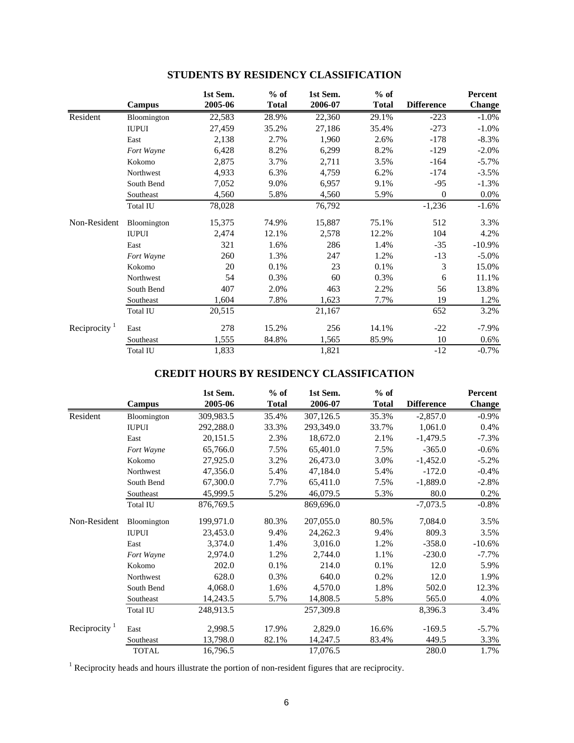## STUDENTS BY RESIDENCY CLASSIFICATION

| | Campus | 1st Sem. 2005-06 | % of Total | 1st Sem. 2006-07 | % of Total | Difference | Percent Change |
|---|---|---|---|---|---|---|---|
| Resident | Bloomington | 22,583 | 28.9% | 22,360 | 29.1% | -223 | -1.0% |
| | IUPUI | 27,459 | 35.2% | 27,186 | 35.4% | -273 | -1.0% |
| | East | 2,138 | 2.7% | 1,960 | 2.6% | -178 | -8.3% |
| | *Fort Wayne* | 6,428 | 8.2% | 6,299 | 8.2% | -129 | -2.0% |
| | Kokomo | 2,875 | 3.7% | 2,711 | 3.5% | -164 | -5.7% |
| | Northwest | 4,933 | 6.3% | 4,759 | 6.2% | -174 | -3.5% |
| | South Bend | 7,052 | 9.0% | 6,957 | 9.1% | -95 | -1.3% |
| | Southeast | 4,560 | 5.8% | 4,560 | 5.9% | 0 | 0.0% |
| | Total IU | 78,028 | | 76,792 | | -1,236 | -1.6% |
| Non-Resident | Bloomington | 15,375 | 74.9% | 15,887 | 75.1% | 512 | 3.3% |
| | IUPUI | 2,474 | 12.1% | 2,578 | 12.2% | 104 | 4.2% |
| | East | 321 | 1.6% | 286 | 1.4% | -35 | -10.9% |
| | *Fort Wayne* | 260 | 1.3% | 247 | 1.2% | -13 | -5.0% |
| | Kokomo | 20 | 0.1% | 23 | 0.1% | 3 | 15.0% |
| | Northwest | 54 | 0.3% | 60 | 0.3% | 6 | 11.1% |
| | South Bend | 407 | 2.0% | 463 | 2.2% | 56 | 13.8% |
| | Southeast | 1,604 | 7.8% | 1,623 | 7.7% | 19 | 1.2% |
| | Total IU | 20,515 | | 21,167 | | 652 | 3.2% |
| Reciprocity [1] | East | 278 | 15.2% | 256 | 14.1% | -22 | -7.9% |
| | Southeast | 1,555 | 84.8% | 1,565 | 85.9% | 10 | 0.6% |
| | Total IU | 1,833 | | 1,821 | | -12 | -0.7% |

## CREDIT HOURS BY RESIDENCY CLASSIFICATION

| | Campus | 1st Sem. 2005-06 | % of Total | 1st Sem. 2006-07 | % of Total | Difference | Percent Change |
|---|---|---|---|---|---|---|---|
| Resident | Bloomington | 309,983.5 | 35.4% | 307,126.5 | 35.3% | -2,857.0 | -0.9% |
| | IUPUI | 292,288.0 | 33.3% | 293,349.0 | 33.7% | 1,061.0 | 0.4% |
| | East | 20,151.5 | 2.3% | 18,672.0 | 2.1% | -1,479.5 | -7.3% |
| | *Fort Wayne* | 65,766.0 | 7.5% | 65,401.0 | 7.5% | -365.0 | -0.6% |
| | Kokomo | 27,925.0 | 3.2% | 26,473.0 | 3.0% | -1,452.0 | -5.2% |
| | Northwest | 47,356.0 | 5.4% | 47,184.0 | 5.4% | -172.0 | -0.4% |
| | South Bend | 67,300.0 | 7.7% | 65,411.0 | 7.5% | -1,889.0 | -2.8% |
| | Southeast | 45,999.5 | 5.2% | 46,079.5 | 5.3% | 80.0 | 0.2% |
| | Total IU | 876,769.5 | | 869,696.0 | | -7,073.5 | -0.8% |
| Non-Resident | Bloomington | 199,971.0 | 80.3% | 207,055.0 | 80.5% | 7,084.0 | 3.5% |
| | IUPUI | 23,453.0 | 9.4% | 24,262.3 | 9.4% | 809.3 | 3.5% |
| | East | 3,374.0 | 1.4% | 3,016.0 | 1.2% | -358.0 | -10.6% |
| | *Fort Wayne* | 2,974.0 | 1.2% | 2,744.0 | 1.1% | -230.0 | -7.7% |
| | Kokomo | 202.0 | 0.1% | 214.0 | 0.1% | 12.0 | 5.9% |
| | Northwest | 628.0 | 0.3% | 640.0 | 0.2% | 12.0 | 1.9% |
| | South Bend | 4,068.0 | 1.6% | 4,570.0 | 1.8% | 502.0 | 12.3% |
| | Southeast | 14,243.5 | 5.7% | 14,808.5 | 5.8% | 565.0 | 4.0% |
| | Total IU | 248,913.5 | | 257,309.8 | | 8,396.3 | 3.4% |
| Reciprocity [1] | East | 2,998.5 | 17.9% | 2,829.0 | 16.6% | -169.5 | -5.7% |
| | Southeast | 13,798.0 | 82.1% | 14,247.5 | 83.4% | 449.5 | 3.3% |
| | TOTAL | 16,796.5 | | 17,076.5 | | 280.0 | 1.7% |

[1] Reciprocity heads and hours illustrate the portion of non-resident figures that are reciprocity.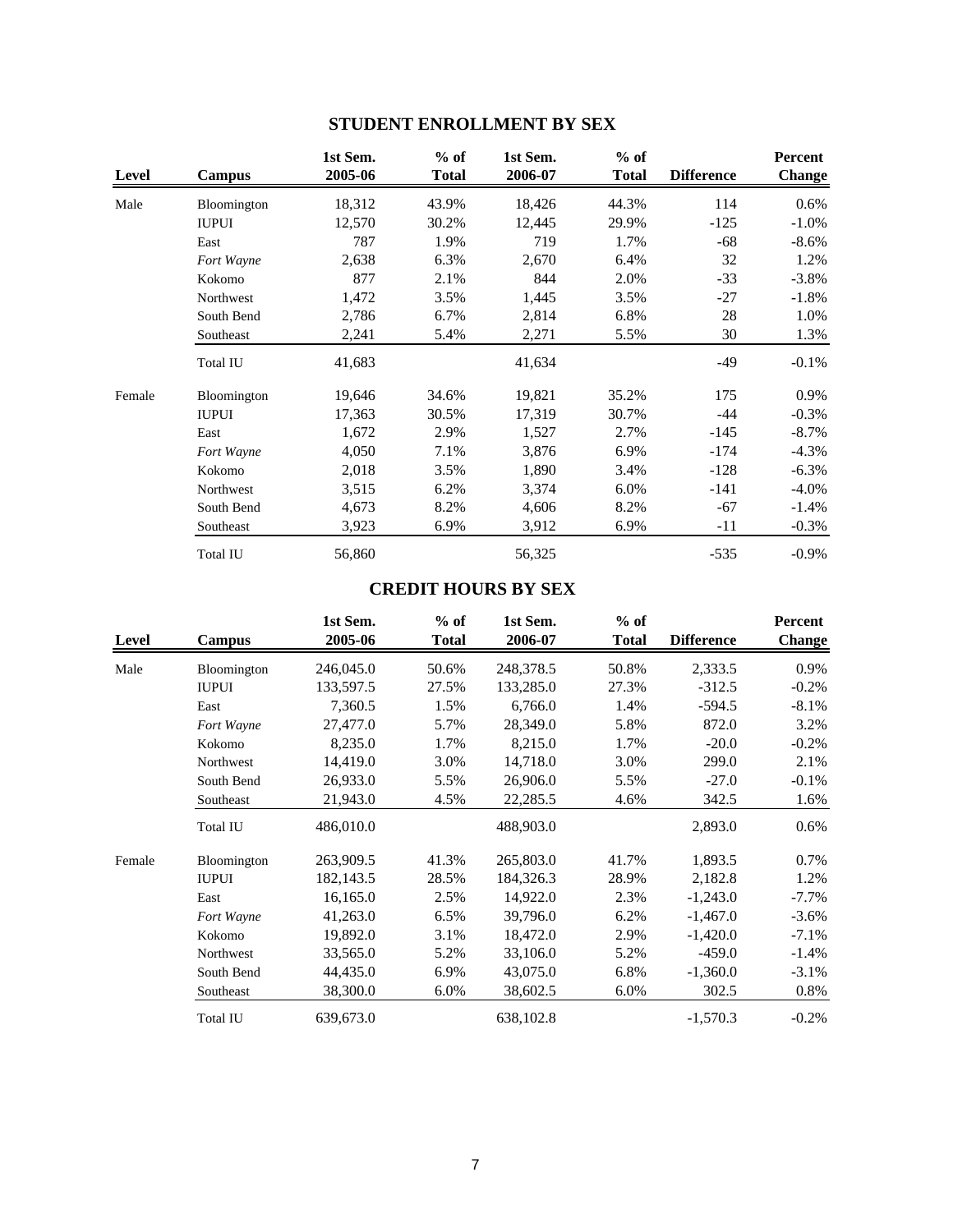## STUDENT ENROLLMENT BY SEX

| Level | Campus | 1st Sem. 2005-06 | % of Total | 1st Sem. 2006-07 | % of Total | Difference | Percent Change |
|---|---|---|---|---|---|---|---|
| Male | Bloomington | 18,312 | 43.9% | 18,426 | 44.3% | 114 | 0.6% |
| | IUPUI | 12,570 | 30.2% | 12,445 | 29.9% | -125 | -1.0% |
| | East | 787 | 1.9% | 719 | 1.7% | -68 | -8.6% |
| | *Fort Wayne* | 2,638 | 6.3% | 2,670 | 6.4% | 32 | 1.2% |
| | Kokomo | 877 | 2.1% | 844 | 2.0% | -33 | -3.8% |
| | Northwest | 1,472 | 3.5% | 1,445 | 3.5% | -27 | -1.8% |
| | South Bend | 2,786 | 6.7% | 2,814 | 6.8% | 28 | 1.0% |
| | Southeast | 2,241 | 5.4% | 2,271 | 5.5% | 30 | 1.3% |
| | Total IU | 41,683 | | 41,634 | | -49 | -0.1% |
| Female | Bloomington | 19,646 | 34.6% | 19,821 | 35.2% | 175 | 0.9% |
| | IUPUI | 17,363 | 30.5% | 17,319 | 30.7% | -44 | -0.3% |
| | East | 1,672 | 2.9% | 1,527 | 2.7% | -145 | -8.7% |
| | *Fort Wayne* | 4,050 | 7.1% | 3,876 | 6.9% | -174 | -4.3% |
| | Kokomo | 2,018 | 3.5% | 1,890 | 3.4% | -128 | -6.3% |
| | Northwest | 3,515 | 6.2% | 3,374 | 6.0% | -141 | -4.0% |
| | South Bend | 4,673 | 8.2% | 4,606 | 8.2% | -67 | -1.4% |
| | Southeast | 3,923 | 6.9% | 3,912 | 6.9% | -11 | -0.3% |
| | Total IU | 56,860 | | 56,325 | | -535 | -0.9% |

## CREDIT HOURS BY SEX

| Level | Campus | 1st Sem. 2005-06 | % of Total | 1st Sem. 2006-07 | % of Total | Difference | Percent Change |
|---|---|---|---|---|---|---|---|
| Male | Bloomington | 246,045.0 | 50.6% | 248,378.5 | 50.8% | 2,333.5 | 0.9% |
| | IUPUI | 133,597.5 | 27.5% | 133,285.0 | 27.3% | -312.5 | -0.2% |
| | East | 7,360.5 | 1.5% | 6,766.0 | 1.4% | -594.5 | -8.1% |
| | *Fort Wayne* | 27,477.0 | 5.7% | 28,349.0 | 5.8% | 872.0 | 3.2% |
| | Kokomo | 8,235.0 | 1.7% | 8,215.0 | 1.7% | -20.0 | -0.2% |
| | Northwest | 14,419.0 | 3.0% | 14,718.0 | 3.0% | 299.0 | 2.1% |
| | South Bend | 26,933.0 | 5.5% | 26,906.0 | 5.5% | -27.0 | -0.1% |
| | Southeast | 21,943.0 | 4.5% | 22,285.5 | 4.6% | 342.5 | 1.6% |
| | Total IU | 486,010.0 | | 488,903.0 | | 2,893.0 | 0.6% |
| Female | Bloomington | 263,909.5 | 41.3% | 265,803.0 | 41.7% | 1,893.5 | 0.7% |
| | IUPUI | 182,143.5 | 28.5% | 184,326.3 | 28.9% | 2,182.8 | 1.2% |
| | East | 16,165.0 | 2.5% | 14,922.0 | 2.3% | -1,243.0 | -7.7% |
| | *Fort Wayne* | 41,263.0 | 6.5% | 39,796.0 | 6.2% | -1,467.0 | -3.6% |
| | Kokomo | 19,892.0 | 3.1% | 18,472.0 | 2.9% | -1,420.0 | -7.1% |
| | Northwest | 33,565.0 | 5.2% | 33,106.0 | 5.2% | -459.0 | -1.4% |
| | South Bend | 44,435.0 | 6.9% | 43,075.0 | 6.8% | -1,360.0 | -3.1% |
| | Southeast | 38,300.0 | 6.0% | 38,602.5 | 6.0% | 302.5 | 0.8% |
| | Total IU | 639,673.0 | | 638,102.8 | | -1,570.3 | -0.2% |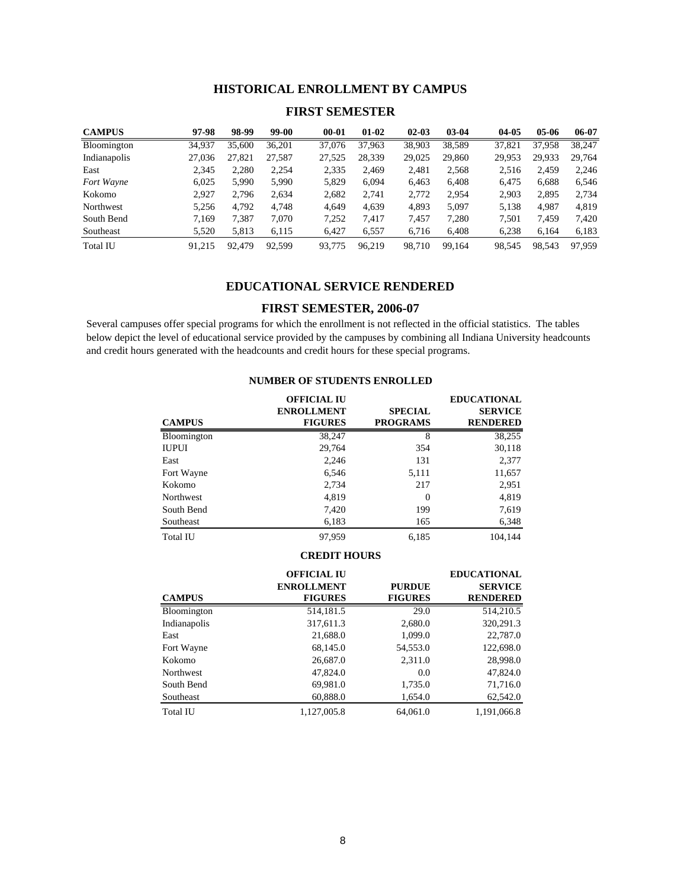## HISTORICAL ENROLLMENT BY CAMPUS

### FIRST SEMESTER

| CAMPUS | 97-98 | 98-99 | 99-00 | 00-01 | 01-02 | 02-03 | 03-04 | 04-05 | 05-06 | 06-07 |
|---|---|---|---|---|---|---|---|---|---|---|
| Bloomington | 34,937 | 35,600 | 36,201 | 37,076 | 37,963 | 38,903 | 38,589 | 37,821 | 37,958 | 38,247 |
| Indianapolis | 27,036 | 27,821 | 27,587 | 27,525 | 28,339 | 29,025 | 29,860 | 29,953 | 29,933 | 29,764 |
| East | 2,345 | 2,280 | 2,254 | 2,335 | 2,469 | 2,481 | 2,568 | 2,516 | 2,459 | 2,246 |
| *Fort Wayne* | 6,025 | 5,990 | 5,990 | 5,829 | 6,094 | 6,463 | 6,408 | 6,475 | 6,688 | 6,546 |
| Kokomo | 2,927 | 2,796 | 2,634 | 2,682 | 2,741 | 2,772 | 2,954 | 2,903 | 2,895 | 2,734 |
| Northwest | 5,256 | 4,792 | 4,748 | 4,649 | 4,639 | 4,893 | 5,097 | 5,138 | 4,987 | 4,819 |
| South Bend | 7,169 | 7,387 | 7,070 | 7,252 | 7,417 | 7,457 | 7,280 | 7,501 | 7,459 | 7,420 |
| Southeast | 5,520 | 5,813 | 6,115 | 6,427 | 6,557 | 6,716 | 6,408 | 6,238 | 6,164 | 6,183 |
| Total IU | 91,215 | 92,479 | 92,599 | 93,775 | 96,219 | 98,710 | 99,164 | 98,545 | 98,543 | 97,959 |

## EDUCATIONAL SERVICE RENDERED

### FIRST SEMESTER, 2006-07

Several campuses offer special programs for which the enrollment is not reflected in the official statistics. The tables below depict the level of educational service provided by the campuses by combining all Indiana University headcounts and credit hours generated with the headcounts and credit hours for these special programs.

#### NUMBER OF STUDENTS ENROLLED

| CAMPUS | OFFICIAL IU ENROLLMENT FIGURES | SPECIAL PROGRAMS | EDUCATIONAL SERVICE RENDERED |
|---|---|---|---|
| Bloomington | 38,247 | 8 | 38,255 |
| IUPUI | 29,764 | 354 | 30,118 |
| East | 2,246 | 131 | 2,377 |
| Fort Wayne | 6,546 | 5,111 | 11,657 |
| Kokomo | 2,734 | 217 | 2,951 |
| Northwest | 4,819 | 0 | 4,819 |
| South Bend | 7,420 | 199 | 7,619 |
| Southeast | 6,183 | 165 | 6,348 |
| Total IU | 97,959 | 6,185 | 104,144 |

#### CREDIT HOURS

| CAMPUS | OFFICIAL IU ENROLLMENT FIGURES | PURDUE FIGURES | EDUCATIONAL SERVICE RENDERED |
|---|---|---|---|
| Bloomington | 514,181.5 | 29.0 | 514,210.5 |
| Indianapolis | 317,611.3 | 2,680.0 | 320,291.3 |
| East | 21,688.0 | 1,099.0 | 22,787.0 |
| Fort Wayne | 68,145.0 | 54,553.0 | 122,698.0 |
| Kokomo | 26,687.0 | 2,311.0 | 28,998.0 |
| Northwest | 47,824.0 | 0.0 | 47,824.0 |
| South Bend | 69,981.0 | 1,735.0 | 71,716.0 |
| Southeast | 60,888.0 | 1,654.0 | 62,542.0 |
| Total IU | 1,127,005.8 | 64,061.0 | 1,191,066.8 |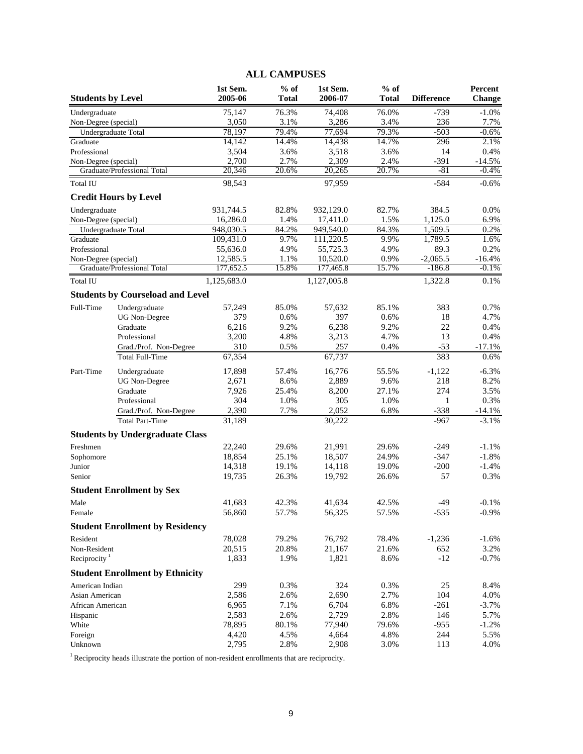## ALL CAMPUSES

| Students by Level | | 1st Sem. 2005-06 | % of Total | 1st Sem. 2006-07 | % of Total | Difference | Percent Change |
|---|---|---|---|---|---|---|---|
| Undergraduate | | 75,147 | 76.3% | 74,408 | 76.0% | -739 | -1.0% |
| Non-Degree (special) | | 3,050 | 3.1% | 3,286 | 3.4% | 236 | 7.7% |
| Undergraduate Total | | 78,197 | 79.4% | 77,694 | 79.3% | -503 | -0.6% |
| Graduate | | 14,142 | 14.4% | 14,438 | 14.7% | 296 | 2.1% |
| Professional | | 3,504 | 3.6% | 3,518 | 3.6% | 14 | 0.4% |
| Non-Degree (special) | | 2,700 | 2.7% | 2,309 | 2.4% | -391 | -14.5% |
| Graduate/Professional Total | | 20,346 | 20.6% | 20,265 | 20.7% | -81 | -0.4% |
| Total IU | | 98,543 | | 97,959 | | -584 | -0.6% |
| **Credit Hours by Level** | | | | | | | |
| Undergraduate | | 931,744.5 | 82.8% | 932,129.0 | 82.7% | 384.5 | 0.0% |
| Non-Degree (special) | | 16,286.0 | 1.4% | 17,411.0 | 1.5% | 1,125.0 | 6.9% |
| Undergraduate Total | | 948,030.5 | 84.2% | 949,540.0 | 84.3% | 1,509.5 | 0.2% |
| Graduate | | 109,431.0 | 9.7% | 111,220.5 | 9.9% | 1,789.5 | 1.6% |
| Professional | | 55,636.0 | 4.9% | 55,725.3 | 4.9% | 89.3 | 0.2% |
| Non-Degree (special) | | 12,585.5 | 1.1% | 10,520.0 | 0.9% | -2,065.5 | -16.4% |
| Graduate/Professional Total | | 177,652.5 | 15.8% | 177,465.8 | 15.7% | -186.8 | -0.1% |
| Total IU | | 1,125,683.0 | | 1,127,005.8 | | 1,322.8 | 0.1% |
| **Students by Courseload and Level** | | | | | | | |
| Full-Time | Undergraduate | 57,249 | 85.0% | 57,632 | 85.1% | 383 | 0.7% |
| | UG Non-Degree | 379 | 0.6% | 397 | 0.6% | 18 | 4.7% |
| | Graduate | 6,216 | 9.2% | 6,238 | 9.2% | 22 | 0.4% |
| | Professional | 3,200 | 4.8% | 3,213 | 4.7% | 13 | 0.4% |
| | Grad./Prof. Non-Degree | 310 | 0.5% | 257 | 0.4% | -53 | -17.1% |
| | Total Full-Time | 67,354 | | 67,737 | | 383 | 0.6% |
| Part-Time | Undergraduate | 17,898 | 57.4% | 16,776 | 55.5% | -1,122 | -6.3% |
| | UG Non-Degree | 2,671 | 8.6% | 2,889 | 9.6% | 218 | 8.2% |
| | Graduate | 7,926 | 25.4% | 8,200 | 27.1% | 274 | 3.5% |
| | Professional | 304 | 1.0% | 305 | 1.0% | 1 | 0.3% |
| | Grad./Prof. Non-Degree | 2,390 | 7.7% | 2,052 | 6.8% | -338 | -14.1% |
| | Total Part-Time | 31,189 | | 30,222 | | -967 | -3.1% |
| **Students by Undergraduate Class** | | | | | | | |
| Freshmen | | 22,240 | 29.6% | 21,991 | 29.6% | -249 | -1.1% |
| Sophomore | | 18,854 | 25.1% | 18,507 | 24.9% | -347 | -1.8% |
| Junior | | 14,318 | 19.1% | 14,118 | 19.0% | -200 | -1.4% |
| Senior | | 19,735 | 26.3% | 19,792 | 26.6% | 57 | 0.3% |
| **Student Enrollment by Sex** | | | | | | | |
| Male | | 41,683 | 42.3% | 41,634 | 42.5% | -49 | -0.1% |
| Female | | 56,860 | 57.7% | 56,325 | 57.5% | -535 | -0.9% |
| **Student Enrollment by Residency** | | | | | | | |
| Resident | | 78,028 | 79.2% | 76,792 | 78.4% | -1,236 | -1.6% |
| Non-Resident | | 20,515 | 20.8% | 21,167 | 21.6% | 652 | 3.2% |
| Reciprocity [1] | | 1,833 | 1.9% | 1,821 | 8.6% | -12 | -0.7% |
| **Student Enrollment by Ethnicity** | | | | | | | |
| American Indian | | 299 | 0.3% | 324 | 0.3% | 25 | 8.4% |
| Asian American | | 2,586 | 2.6% | 2,690 | 2.7% | 104 | 4.0% |
| African American | | 6,965 | 7.1% | 6,704 | 6.8% | -261 | -3.7% |
| Hispanic | | 2,583 | 2.6% | 2,729 | 2.8% | 146 | 5.7% |
| White | | 78,895 | 80.1% | 77,940 | 79.6% | -955 | -1.2% |
| Foreign | | 4,420 | 4.5% | 4,664 | 4.8% | 244 | 5.5% |
| Unknown | | 2,795 | 2.8% | 2,908 | 3.0% | 113 | 4.0% |

[1] Reciprocity heads illustrate the portion of non-resident enrollments that are reciprocity.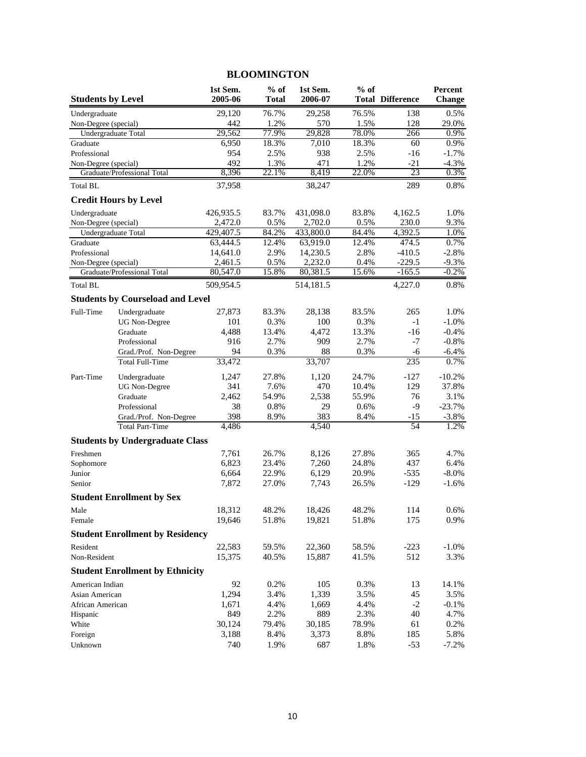## BLOOMINGTON

| Students by Level | | 1st Sem. 2005-06 | % of Total | 1st Sem. 2006-07 | % of Total | Difference | Percent Change |
|---|---|---|---|---|---|---|---|
| Undergraduate | | 29,120 | 76.7% | 29,258 | 76.5% | 138 | 0.5% |
| Non-Degree (special) | | 442 | 1.2% | 570 | 1.5% | 128 | 29.0% |
| Undergraduate Total | | 29,562 | 77.9% | 29,828 | 78.0% | 266 | 0.9% |
| Graduate | | 6,950 | 18.3% | 7,010 | 18.3% | 60 | 0.9% |
| Professional | | 954 | 2.5% | 938 | 2.5% | -16 | -1.7% |
| Non-Degree (special) | | 492 | 1.3% | 471 | 1.2% | -21 | -4.3% |
| Graduate/Professional Total | | 8,396 | 22.1% | 8,419 | 22.0% | 23 | 0.3% |
| Total BL | | 37,958 | | 38,247 | | 289 | 0.8% |
| **Credit Hours by Level** | | | | | | | |
| Undergraduate | | 426,935.5 | 83.7% | 431,098.0 | 83.8% | 4,162.5 | 1.0% |
| Non-Degree (special) | | 2,472.0 | 0.5% | 2,702.0 | 0.5% | 230.0 | 9.3% |
| Undergraduate Total | | 429,407.5 | 84.2% | 433,800.0 | 84.4% | 4,392.5 | 1.0% |
| Graduate | | 63,444.5 | 12.4% | 63,919.0 | 12.4% | 474.5 | 0.7% |
| Professional | | 14,641.0 | 2.9% | 14,230.5 | 2.8% | -410.5 | -2.8% |
| Non-Degree (special) | | 2,461.5 | 0.5% | 2,232.0 | 0.4% | -229.5 | -9.3% |
| Graduate/Professional Total | | 80,547.0 | 15.8% | 80,381.5 | 15.6% | -165.5 | -0.2% |
| Total BL | | 509,954.5 | | 514,181.5 | | 4,227.0 | 0.8% |
| **Students by Courseload and Level** | | | | | | | |
| Full-Time | Undergraduate | 27,873 | 83.3% | 28,138 | 83.5% | 265 | 1.0% |
| | UG Non-Degree | 101 | 0.3% | 100 | 0.3% | -1 | -1.0% |
| | Graduate | 4,488 | 13.4% | 4,472 | 13.3% | -16 | -0.4% |
| | Professional | 916 | 2.7% | 909 | 2.7% | -7 | -0.8% |
| | Grad./Prof. Non-Degree | 94 | 0.3% | 88 | 0.3% | -6 | -6.4% |
| | Total Full-Time | 33,472 | | 33,707 | | 235 | 0.7% |
| Part-Time | Undergraduate | 1,247 | 27.8% | 1,120 | 24.7% | -127 | -10.2% |
| | UG Non-Degree | 341 | 7.6% | 470 | 10.4% | 129 | 37.8% |
| | Graduate | 2,462 | 54.9% | 2,538 | 55.9% | 76 | 3.1% |
| | Professional | 38 | 0.8% | 29 | 0.6% | -9 | -23.7% |
| | Grad./Prof. Non-Degree | 398 | 8.9% | 383 | 8.4% | -15 | -3.8% |
| | Total Part-Time | 4,486 | | 4,540 | | 54 | 1.2% |
| **Students by Undergraduate Class** | | | | | | | |
| Freshmen | | 7,761 | 26.7% | 8,126 | 27.8% | 365 | 4.7% |
| Sophomore | | 6,823 | 23.4% | 7,260 | 24.8% | 437 | 6.4% |
| Junior | | 6,664 | 22.9% | 6,129 | 20.9% | -535 | -8.0% |
| Senior | | 7,872 | 27.0% | 7,743 | 26.5% | -129 | -1.6% |
| **Student Enrollment by Sex** | | | | | | | |
| Male | | 18,312 | 48.2% | 18,426 | 48.2% | 114 | 0.6% |
| Female | | 19,646 | 51.8% | 19,821 | 51.8% | 175 | 0.9% |
| **Student Enrollment by Residency** | | | | | | | |
| Resident | | 22,583 | 59.5% | 22,360 | 58.5% | -223 | -1.0% |
| Non-Resident | | 15,375 | 40.5% | 15,887 | 41.5% | 512 | 3.3% |
| **Student Enrollment by Ethnicity** | | | | | | | |
| American Indian | | 92 | 0.2% | 105 | 0.3% | 13 | 14.1% |
| Asian American | | 1,294 | 3.4% | 1,339 | 3.5% | 45 | 3.5% |
| African American | | 1,671 | 4.4% | 1,669 | 4.4% | -2 | -0.1% |
| Hispanic | | 849 | 2.2% | 889 | 2.3% | 40 | 4.7% |
| White | | 30,124 | 79.4% | 30,185 | 78.9% | 61 | 0.2% |
| Foreign | | 3,188 | 8.4% | 3,373 | 8.8% | 185 | 5.8% |
| Unknown | | 740 | 1.9% | 687 | 1.8% | -53 | -7.2% |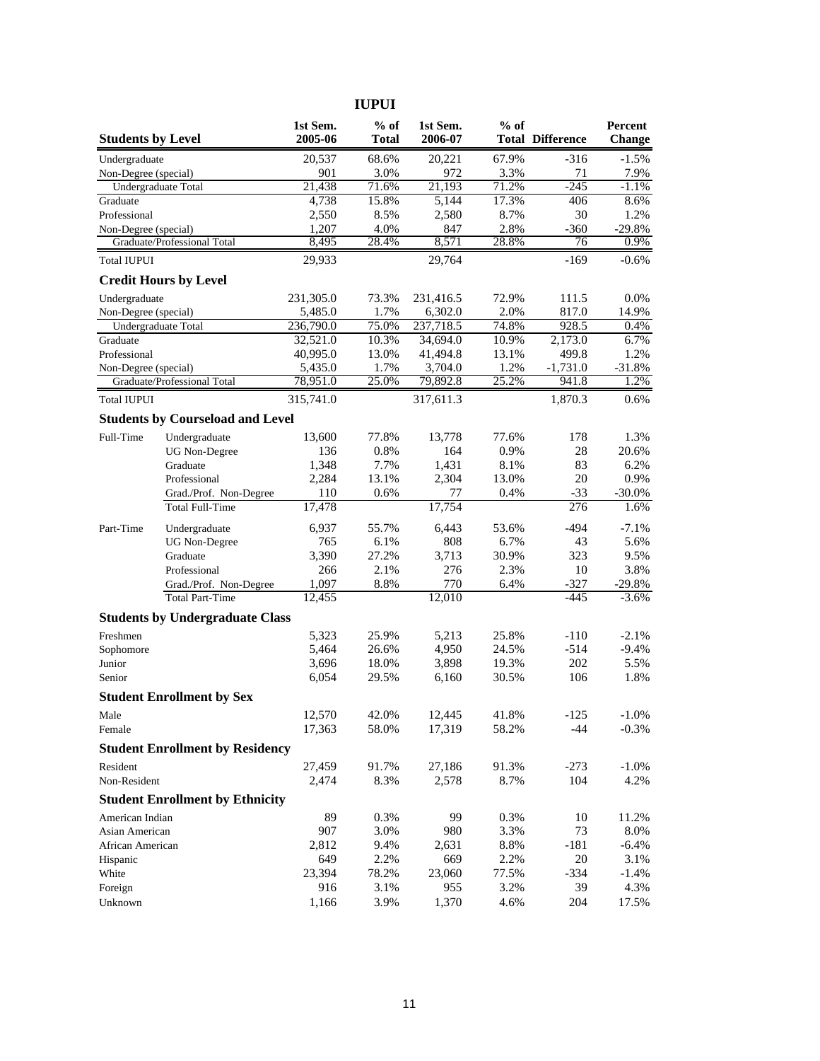# IUPUI

| Students by Level | | 1st Sem. 2005-06 | % of Total | 1st Sem. 2006-07 | % of Total | Difference | Percent Change |
|---|---|---|---|---|---|---|---|
| Undergraduate | | 20,537 | 68.6% | 20,221 | 67.9% | -316 | -1.5% |
| Non-Degree (special) | | 901 | 3.0% | 972 | 3.3% | 71 | 7.9% |
| Undergraduate Total | | 21,438 | 71.6% | 21,193 | 71.2% | -245 | -1.1% |
| Graduate | | 4,738 | 15.8% | 5,144 | 17.3% | 406 | 8.6% |
| Professional | | 2,550 | 8.5% | 2,580 | 8.7% | 30 | 1.2% |
| Non-Degree (special) | | 1,207 | 4.0% | 847 | 2.8% | -360 | -29.8% |
| Graduate/Professional Total | | 8,495 | 28.4% | 8,571 | 28.8% | 76 | 0.9% |
| Total IUPUI | | 29,933 | | 29,764 | | -169 | -0.6% |
| **Credit Hours by Level** | | | | | | | |
| Undergraduate | | 231,305.0 | 73.3% | 231,416.5 | 72.9% | 111.5 | 0.0% |
| Non-Degree (special) | | 5,485.0 | 1.7% | 6,302.0 | 2.0% | 817.0 | 14.9% |
| Undergraduate Total | | 236,790.0 | 75.0% | 237,718.5 | 74.8% | 928.5 | 0.4% |
| Graduate | | 32,521.0 | 10.3% | 34,694.0 | 10.9% | 2,173.0 | 6.7% |
| Professional | | 40,995.0 | 13.0% | 41,494.8 | 13.1% | 499.8 | 1.2% |
| Non-Degree (special) | | 5,435.0 | 1.7% | 3,704.0 | 1.2% | -1,731.0 | -31.8% |
| Graduate/Professional Total | | 78,951.0 | 25.0% | 79,892.8 | 25.2% | 941.8 | 1.2% |
| Total IUPUI | | 315,741.0 | | 317,611.3 | | 1,870.3 | 0.6% |
| **Students by Courseload and Level** | | | | | | | |
| Full-Time | Undergraduate | 13,600 | 77.8% | 13,778 | 77.6% | 178 | 1.3% |
| | UG Non-Degree | 136 | 0.8% | 164 | 0.9% | 28 | 20.6% |
| | Graduate | 1,348 | 7.7% | 1,431 | 8.1% | 83 | 6.2% |
| | Professional | 2,284 | 13.1% | 2,304 | 13.0% | 20 | 0.9% |
| | Grad./Prof. Non-Degree | 110 | 0.6% | 77 | 0.4% | -33 | -30.0% |
| | Total Full-Time | 17,478 | | 17,754 | | 276 | 1.6% |
| Part-Time | Undergraduate | 6,937 | 55.7% | 6,443 | 53.6% | -494 | -7.1% |
| | UG Non-Degree | 765 | 6.1% | 808 | 6.7% | 43 | 5.6% |
| | Graduate | 3,390 | 27.2% | 3,713 | 30.9% | 323 | 9.5% |
| | Professional | 266 | 2.1% | 276 | 2.3% | 10 | 3.8% |
| | Grad./Prof. Non-Degree | 1,097 | 8.8% | 770 | 6.4% | -327 | -29.8% |
| | Total Part-Time | 12,455 | | 12,010 | | -445 | -3.6% |
| **Students by Undergraduate Class** | | | | | | | |
| Freshmen | | 5,323 | 25.9% | 5,213 | 25.8% | -110 | -2.1% |
| Sophomore | | 5,464 | 26.6% | 4,950 | 24.5% | -514 | -9.4% |
| Junior | | 3,696 | 18.0% | 3,898 | 19.3% | 202 | 5.5% |
| Senior | | 6,054 | 29.5% | 6,160 | 30.5% | 106 | 1.8% |
| **Student Enrollment by Sex** | | | | | | | |
| Male | | 12,570 | 42.0% | 12,445 | 41.8% | -125 | -1.0% |
| Female | | 17,363 | 58.0% | 17,319 | 58.2% | -44 | -0.3% |
| **Student Enrollment by Residency** | | | | | | | |
| Resident | | 27,459 | 91.7% | 27,186 | 91.3% | -273 | -1.0% |
| Non-Resident | | 2,474 | 8.3% | 2,578 | 8.7% | 104 | 4.2% |
| **Student Enrollment by Ethnicity** | | | | | | | |
| American Indian | | 89 | 0.3% | 99 | 0.3% | 10 | 11.2% |
| Asian American | | 907 | 3.0% | 980 | 3.3% | 73 | 8.0% |
| African American | | 2,812 | 9.4% | 2,631 | 8.8% | -181 | -6.4% |
| Hispanic | | 649 | 2.2% | 669 | 2.2% | 20 | 3.1% |
| White | | 23,394 | 78.2% | 23,060 | 77.5% | -334 | -1.4% |
| Foreign | | 916 | 3.1% | 955 | 3.2% | 39 | 4.3% |
| Unknown | | 1,166 | 3.9% | 1,370 | 4.6% | 204 | 17.5% |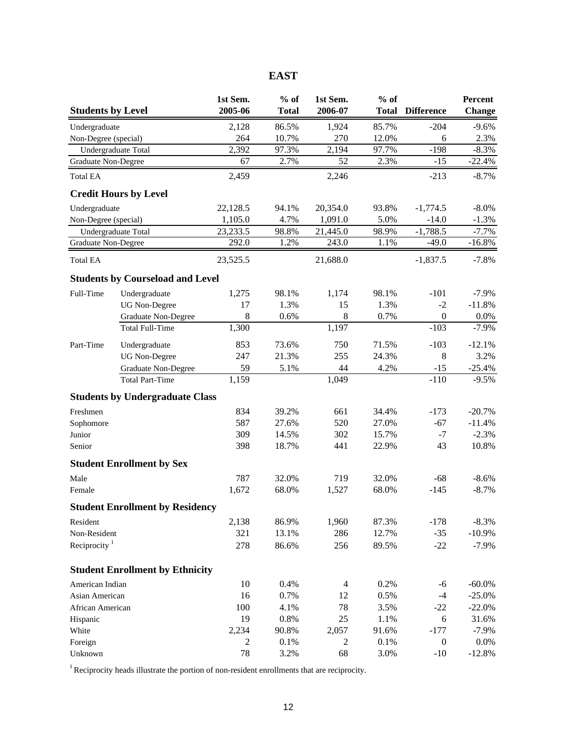# EAST

| Students by Level | | 1st Sem. 2005-06 | % of Total | 1st Sem. 2006-07 | % of Total | Difference | Percent Change |
|---|---|---|---|---|---|---|---|
| Undergraduate | | 2,128 | 86.5% | 1,924 | 85.7% | -204 | -9.6% |
| Non-Degree (special) | | 264 | 10.7% | 270 | 12.0% | 6 | 2.3% |
| Undergraduate Total | | 2,392 | 97.3% | 2,194 | 97.7% | -198 | -8.3% |
| Graduate Non-Degree | | 67 | 2.7% | 52 | 2.3% | -15 | -22.4% |
| Total EA | | 2,459 | | 2,246 | | -213 | -8.7% |
| **Credit Hours by Level** | | | | | | | |
| Undergraduate | | 22,128.5 | 94.1% | 20,354.0 | 93.8% | -1,774.5 | -8.0% |
| Non-Degree (special) | | 1,105.0 | 4.7% | 1,091.0 | 5.0% | -14.0 | -1.3% |
| Undergraduate Total | | 23,233.5 | 98.8% | 21,445.0 | 98.9% | -1,788.5 | -7.7% |
| Graduate Non-Degree | | 292.0 | 1.2% | 243.0 | 1.1% | -49.0 | -16.8% |
| Total EA | | 23,525.5 | | 21,688.0 | | -1,837.5 | -7.8% |
| **Students by Courseload and Level** | | | | | | | |
| Full-Time | Undergraduate | 1,275 | 98.1% | 1,174 | 98.1% | -101 | -7.9% |
| | UG Non-Degree | 17 | 1.3% | 15 | 1.3% | -2 | -11.8% |
| | Graduate Non-Degree | 8 | 0.6% | 8 | 0.7% | 0 | 0.0% |
| | Total Full-Time | 1,300 | | 1,197 | | -103 | -7.9% |
| Part-Time | Undergraduate | 853 | 73.6% | 750 | 71.5% | -103 | -12.1% |
| | UG Non-Degree | 247 | 21.3% | 255 | 24.3% | 8 | 3.2% |
| | Graduate Non-Degree | 59 | 5.1% | 44 | 4.2% | -15 | -25.4% |
| | Total Part-Time | 1,159 | | 1,049 | | -110 | -9.5% |
| **Students by Undergraduate Class** | | | | | | | |
| Freshmen | | 834 | 39.2% | 661 | 34.4% | -173 | -20.7% |
| Sophomore | | 587 | 27.6% | 520 | 27.0% | -67 | -11.4% |
| Junior | | 309 | 14.5% | 302 | 15.7% | -7 | -2.3% |
| Senior | | 398 | 18.7% | 441 | 22.9% | 43 | 10.8% |
| **Student Enrollment by Sex** | | | | | | | |
| Male | | 787 | 32.0% | 719 | 32.0% | -68 | -8.6% |
| Female | | 1,672 | 68.0% | 1,527 | 68.0% | -145 | -8.7% |
| **Student Enrollment by Residency** | | | | | | | |
| Resident | | 2,138 | 86.9% | 1,960 | 87.3% | -178 | -8.3% |
| Non-Resident | | 321 | 13.1% | 286 | 12.7% | -35 | -10.9% |
| Reciprocity [1] | | 278 | 86.6% | 256 | 89.5% | -22 | -7.9% |
| **Student Enrollment by Ethnicity** | | | | | | | |
| American Indian | | 10 | 0.4% | 4 | 0.2% | -6 | -60.0% |
| Asian American | | 16 | 0.7% | 12 | 0.5% | -4 | -25.0% |
| African American | | 100 | 4.1% | 78 | 3.5% | -22 | -22.0% |
| Hispanic | | 19 | 0.8% | 25 | 1.1% | 6 | 31.6% |
| White | | 2,234 | 90.8% | 2,057 | 91.6% | -177 | -7.9% |
| Foreign | | 2 | 0.1% | 2 | 0.1% | 0 | 0.0% |
| Unknown | | 78 | 3.2% | 68 | 3.0% | -10 | -12.8% |

[1] Reciprocity heads illustrate the portion of non-resident enrollments that are reciprocity.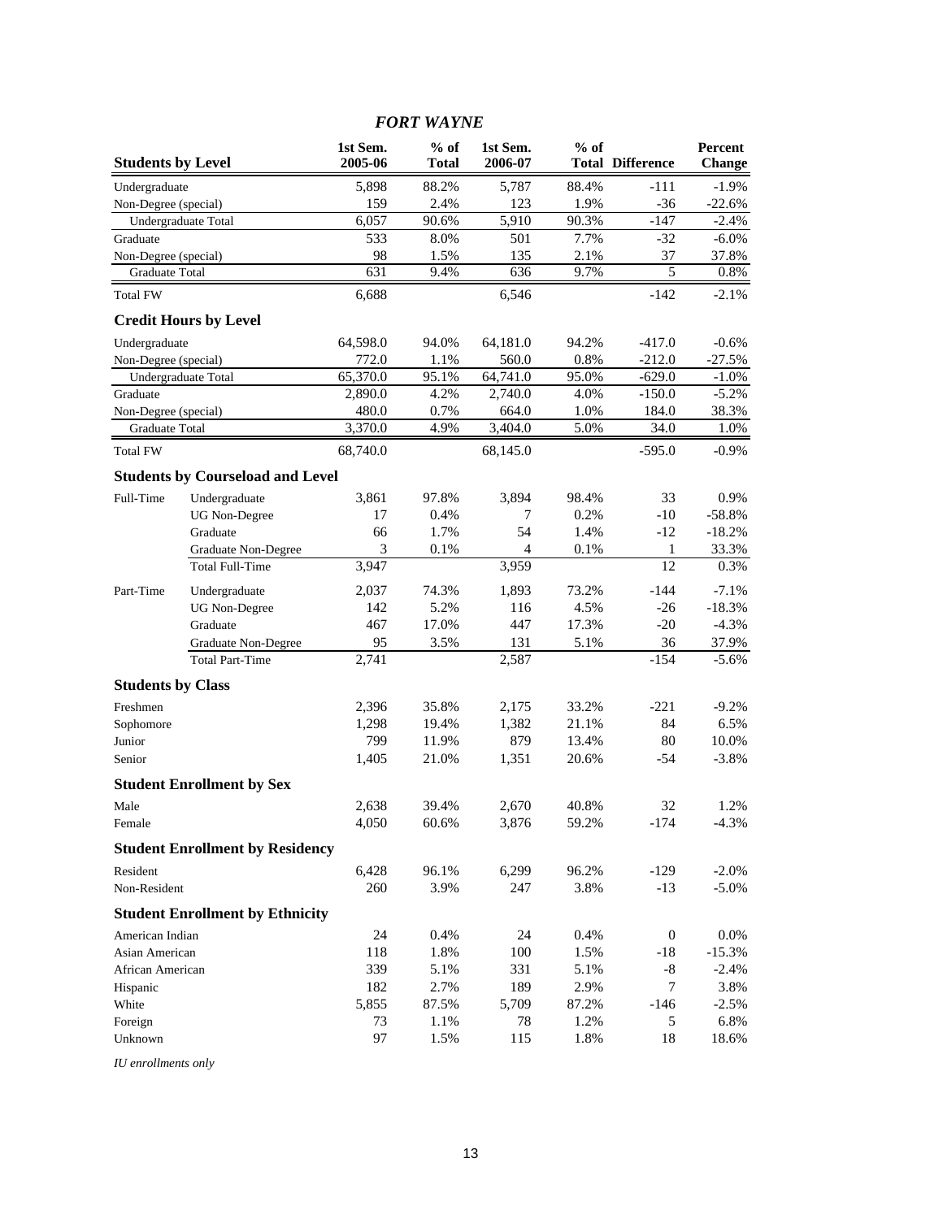## *FORT WAYNE*

| Students by Level | | 1st Sem. 2005-06 | % of Total | 1st Sem. 2006-07 | % of Total | Difference | Percent Change |
|---|---|---|---|---|---|---|---|
| Undergraduate | | 5,898 | 88.2% | 5,787 | 88.4% | -111 | -1.9% |
| Non-Degree (special) | | 159 | 2.4% | 123 | 1.9% | -36 | -22.6% |
| Undergraduate Total | | 6,057 | 90.6% | 5,910 | 90.3% | -147 | -2.4% |
| Graduate | | 533 | 8.0% | 501 | 7.7% | -32 | -6.0% |
| Non-Degree (special) | | 98 | 1.5% | 135 | 2.1% | 37 | 37.8% |
| Graduate Total | | 631 | 9.4% | 636 | 9.7% | 5 | 0.8% |
| Total FW | | 6,688 | | 6,546 | | -142 | -2.1% |
| **Credit Hours by Level** | | | | | | | |
| Undergraduate | | 64,598.0 | 94.0% | 64,181.0 | 94.2% | -417.0 | -0.6% |
| Non-Degree (special) | | 772.0 | 1.1% | 560.0 | 0.8% | -212.0 | -27.5% |
| Undergraduate Total | | 65,370.0 | 95.1% | 64,741.0 | 95.0% | -629.0 | -1.0% |
| Graduate | | 2,890.0 | 4.2% | 2,740.0 | 4.0% | -150.0 | -5.2% |
| Non-Degree (special) | | 480.0 | 0.7% | 664.0 | 1.0% | 184.0 | 38.3% |
| Graduate Total | | 3,370.0 | 4.9% | 3,404.0 | 5.0% | 34.0 | 1.0% |
| Total FW | | 68,740.0 | | 68,145.0 | | -595.0 | -0.9% |
| **Students by Courseload and Level** | | | | | | | |
| Full-Time | Undergraduate | 3,861 | 97.8% | 3,894 | 98.4% | 33 | 0.9% |
| | UG Non-Degree | 17 | 0.4% | 7 | 0.2% | -10 | -58.8% |
| | Graduate | 66 | 1.7% | 54 | 1.4% | -12 | -18.2% |
| | Graduate Non-Degree | 3 | 0.1% | 4 | 0.1% | 1 | 33.3% |
| | Total Full-Time | 3,947 | | 3,959 | | 12 | 0.3% |
| Part-Time | Undergraduate | 2,037 | 74.3% | 1,893 | 73.2% | -144 | -7.1% |
| | UG Non-Degree | 142 | 5.2% | 116 | 4.5% | -26 | -18.3% |
| | Graduate | 467 | 17.0% | 447 | 17.3% | -20 | -4.3% |
| | Graduate Non-Degree | 95 | 3.5% | 131 | 5.1% | 36 | 37.9% |
| | Total Part-Time | 2,741 | | 2,587 | | -154 | -5.6% |
| **Students by Class** | | | | | | | |
| Freshmen | | 2,396 | 35.8% | 2,175 | 33.2% | -221 | -9.2% |
| Sophomore | | 1,298 | 19.4% | 1,382 | 21.1% | 84 | 6.5% |
| Junior | | 799 | 11.9% | 879 | 13.4% | 80 | 10.0% |
| Senior | | 1,405 | 21.0% | 1,351 | 20.6% | -54 | -3.8% |
| **Student Enrollment by Sex** | | | | | | | |
| Male | | 2,638 | 39.4% | 2,670 | 40.8% | 32 | 1.2% |
| Female | | 4,050 | 60.6% | 3,876 | 59.2% | -174 | -4.3% |
| **Student Enrollment by Residency** | | | | | | | |
| Resident | | 6,428 | 96.1% | 6,299 | 96.2% | -129 | -2.0% |
| Non-Resident | | 260 | 3.9% | 247 | 3.8% | -13 | -5.0% |
| **Student Enrollment by Ethnicity** | | | | | | | |
| American Indian | | 24 | 0.4% | 24 | 0.4% | 0 | 0.0% |
| Asian American | | 118 | 1.8% | 100 | 1.5% | -18 | -15.3% |
| African American | | 339 | 5.1% | 331 | 5.1% | -8 | -2.4% |
| Hispanic | | 182 | 2.7% | 189 | 2.9% | 7 | 3.8% |
| White | | 5,855 | 87.5% | 5,709 | 87.2% | -146 | -2.5% |
| Foreign | | 73 | 1.1% | 78 | 1.2% | 5 | 6.8% |
| Unknown | | 97 | 1.5% | 115 | 1.8% | 18 | 18.6% |

*IU enrollments only*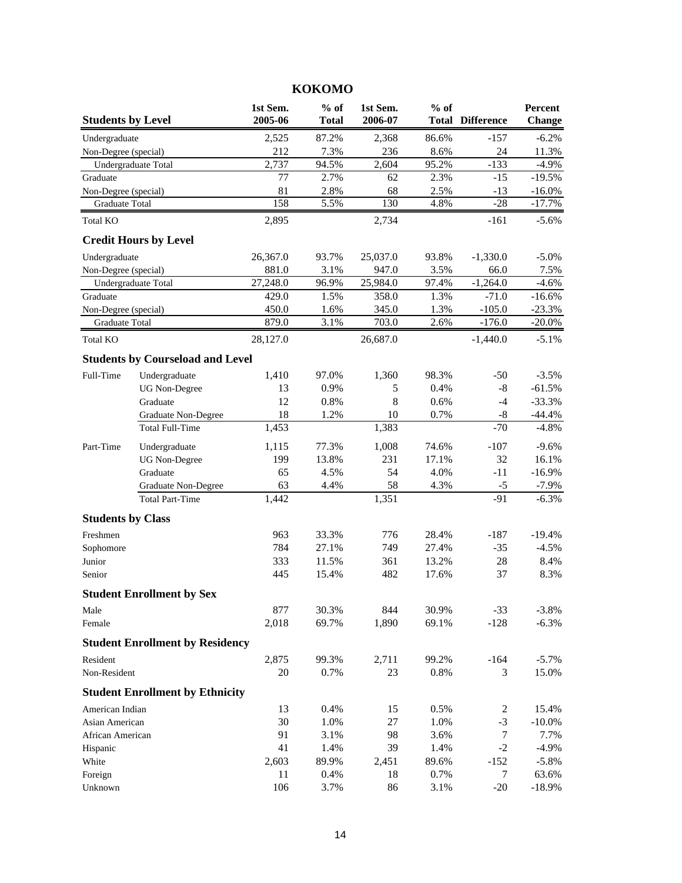## KOKOMO

| Students by Level | | 1st Sem. 2005-06 | % of Total | 1st Sem. 2006-07 | % of Total | Difference | Percent Change |
|---|---|---|---|---|---|---|---|
| Undergraduate | | 2,525 | 87.2% | 2,368 | 86.6% | -157 | -6.2% |
| Non-Degree (special) | | 212 | 7.3% | 236 | 8.6% | 24 | 11.3% |
| Undergraduate Total | | 2,737 | 94.5% | 2,604 | 95.2% | -133 | -4.9% |
| Graduate | | 77 | 2.7% | 62 | 2.3% | -15 | -19.5% |
| Non-Degree (special) | | 81 | 2.8% | 68 | 2.5% | -13 | -16.0% |
| Graduate Total | | 158 | 5.5% | 130 | 4.8% | -28 | -17.7% |
| Total KO | | 2,895 | | 2,734 | | -161 | -5.6% |
| **Credit Hours by Level** | | | | | | | |
| Undergraduate | | 26,367.0 | 93.7% | 25,037.0 | 93.8% | -1,330.0 | -5.0% |
| Non-Degree (special) | | 881.0 | 3.1% | 947.0 | 3.5% | 66.0 | 7.5% |
| Undergraduate Total | | 27,248.0 | 96.9% | 25,984.0 | 97.4% | -1,264.0 | -4.6% |
| Graduate | | 429.0 | 1.5% | 358.0 | 1.3% | -71.0 | -16.6% |
| Non-Degree (special) | | 450.0 | 1.6% | 345.0 | 1.3% | -105.0 | -23.3% |
| Graduate Total | | 879.0 | 3.1% | 703.0 | 2.6% | -176.0 | -20.0% |
| Total KO | | 28,127.0 | | 26,687.0 | | -1,440.0 | -5.1% |
| **Students by Courseload and Level** | | | | | | | |
| Full-Time | Undergraduate | 1,410 | 97.0% | 1,360 | 98.3% | -50 | -3.5% |
| | UG Non-Degree | 13 | 0.9% | 5 | 0.4% | -8 | -61.5% |
| | Graduate | 12 | 0.8% | 8 | 0.6% | -4 | -33.3% |
| | Graduate Non-Degree | 18 | 1.2% | 10 | 0.7% | -8 | -44.4% |
| | Total Full-Time | 1,453 | | 1,383 | | -70 | -4.8% |
| Part-Time | Undergraduate | 1,115 | 77.3% | 1,008 | 74.6% | -107 | -9.6% |
| | UG Non-Degree | 199 | 13.8% | 231 | 17.1% | 32 | 16.1% |
| | Graduate | 65 | 4.5% | 54 | 4.0% | -11 | -16.9% |
| | Graduate Non-Degree | 63 | 4.4% | 58 | 4.3% | -5 | -7.9% |
| | Total Part-Time | 1,442 | | 1,351 | | -91 | -6.3% |
| **Students by Class** | | | | | | | |
| Freshmen | | 963 | 33.3% | 776 | 28.4% | -187 | -19.4% |
| Sophomore | | 784 | 27.1% | 749 | 27.4% | -35 | -4.5% |
| Junior | | 333 | 11.5% | 361 | 13.2% | 28 | 8.4% |
| Senior | | 445 | 15.4% | 482 | 17.6% | 37 | 8.3% |
| **Student Enrollment by Sex** | | | | | | | |
| Male | | 877 | 30.3% | 844 | 30.9% | -33 | -3.8% |
| Female | | 2,018 | 69.7% | 1,890 | 69.1% | -128 | -6.3% |
| **Student Enrollment by Residency** | | | | | | | |
| Resident | | 2,875 | 99.3% | 2,711 | 99.2% | -164 | -5.7% |
| Non-Resident | | 20 | 0.7% | 23 | 0.8% | 3 | 15.0% |
| **Student Enrollment by Ethnicity** | | | | | | | |
| American Indian | | 13 | 0.4% | 15 | 0.5% | 2 | 15.4% |
| Asian American | | 30 | 1.0% | 27 | 1.0% | -3 | -10.0% |
| African American | | 91 | 3.1% | 98 | 3.6% | 7 | 7.7% |
| Hispanic | | 41 | 1.4% | 39 | 1.4% | -2 | -4.9% |
| White | | 2,603 | 89.9% | 2,451 | 89.6% | -152 | -5.8% |
| Foreign | | 11 | 0.4% | 18 | 0.7% | 7 | 63.6% |
| Unknown | | 106 | 3.7% | 86 | 3.1% | -20 | -18.9% |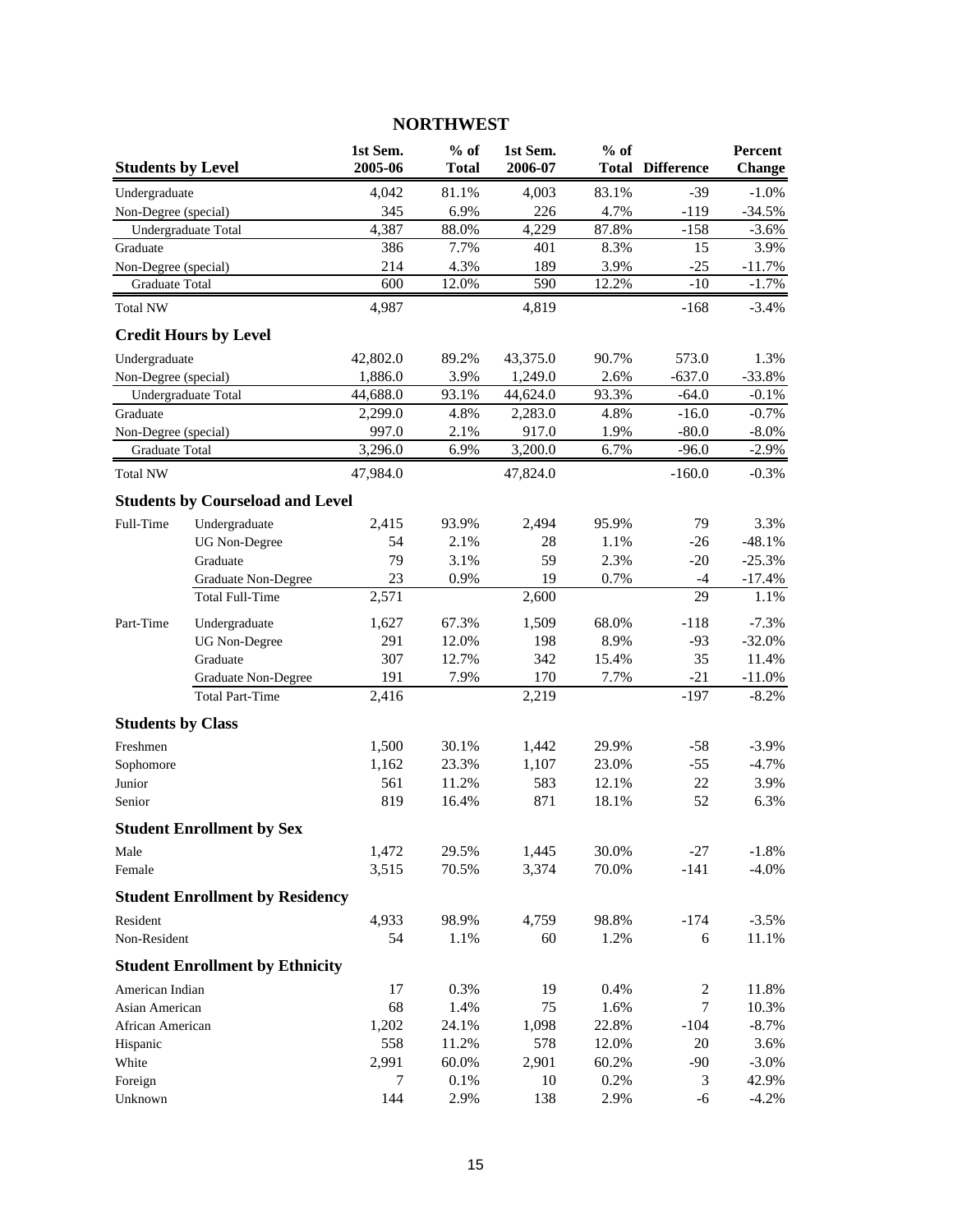## NORTHWEST

| Students by Level | | 1st Sem. 2005-06 | % of Total | 1st Sem. 2006-07 | % of Total | Difference | Percent Change |
|---|---|---|---|---|---|---|---|
| Undergraduate | | 4,042 | 81.1% | 4,003 | 83.1% | -39 | -1.0% |
| Non-Degree (special) | | 345 | 6.9% | 226 | 4.7% | -119 | -34.5% |
| Undergraduate Total | | 4,387 | 88.0% | 4,229 | 87.8% | -158 | -3.6% |
| Graduate | | 386 | 7.7% | 401 | 8.3% | 15 | 3.9% |
| Non-Degree (special) | | 214 | 4.3% | 189 | 3.9% | -25 | -11.7% |
| Graduate Total | | 600 | 12.0% | 590 | 12.2% | -10 | -1.7% |
| Total NW | | 4,987 | | 4,819 | | -168 | -3.4% |
| **Credit Hours by Level** | | | | | | | |
| Undergraduate | | 42,802.0 | 89.2% | 43,375.0 | 90.7% | 573.0 | 1.3% |
| Non-Degree (special) | | 1,886.0 | 3.9% | 1,249.0 | 2.6% | -637.0 | -33.8% |
| Undergraduate Total | | 44,688.0 | 93.1% | 44,624.0 | 93.3% | -64.0 | -0.1% |
| Graduate | | 2,299.0 | 4.8% | 2,283.0 | 4.8% | -16.0 | -0.7% |
| Non-Degree (special) | | 997.0 | 2.1% | 917.0 | 1.9% | -80.0 | -8.0% |
| Graduate Total | | 3,296.0 | 6.9% | 3,200.0 | 6.7% | -96.0 | -2.9% |
| Total NW | | 47,984.0 | | 47,824.0 | | -160.0 | -0.3% |
| **Students by Courseload and Level** | | | | | | | |
| Full-Time | Undergraduate | 2,415 | 93.9% | 2,494 | 95.9% | 79 | 3.3% |
| | UG Non-Degree | 54 | 2.1% | 28 | 1.1% | -26 | -48.1% |
| | Graduate | 79 | 3.1% | 59 | 2.3% | -20 | -25.3% |
| | Graduate Non-Degree | 23 | 0.9% | 19 | 0.7% | -4 | -17.4% |
| | Total Full-Time | 2,571 | | 2,600 | | 29 | 1.1% |
| Part-Time | Undergraduate | 1,627 | 67.3% | 1,509 | 68.0% | -118 | -7.3% |
| | UG Non-Degree | 291 | 12.0% | 198 | 8.9% | -93 | -32.0% |
| | Graduate | 307 | 12.7% | 342 | 15.4% | 35 | 11.4% |
| | Graduate Non-Degree | 191 | 7.9% | 170 | 7.7% | -21 | -11.0% |
| | Total Part-Time | 2,416 | | 2,219 | | -197 | -8.2% |
| **Students by Class** | | | | | | | |
| Freshmen | | 1,500 | 30.1% | 1,442 | 29.9% | -58 | -3.9% |
| Sophomore | | 1,162 | 23.3% | 1,107 | 23.0% | -55 | -4.7% |
| Junior | | 561 | 11.2% | 583 | 12.1% | 22 | 3.9% |
| Senior | | 819 | 16.4% | 871 | 18.1% | 52 | 6.3% |
| **Student Enrollment by Sex** | | | | | | | |
| Male | | 1,472 | 29.5% | 1,445 | 30.0% | -27 | -1.8% |
| Female | | 3,515 | 70.5% | 3,374 | 70.0% | -141 | -4.0% |
| **Student Enrollment by Residency** | | | | | | | |
| Resident | | 4,933 | 98.9% | 4,759 | 98.8% | -174 | -3.5% |
| Non-Resident | | 54 | 1.1% | 60 | 1.2% | 6 | 11.1% |
| **Student Enrollment by Ethnicity** | | | | | | | |
| American Indian | | 17 | 0.3% | 19 | 0.4% | 2 | 11.8% |
| Asian American | | 68 | 1.4% | 75 | 1.6% | 7 | 10.3% |
| African American | | 1,202 | 24.1% | 1,098 | 22.8% | -104 | -8.7% |
| Hispanic | | 558 | 11.2% | 578 | 12.0% | 20 | 3.6% |
| White | | 2,991 | 60.0% | 2,901 | 60.2% | -90 | -3.0% |
| Foreign | | 7 | 0.1% | 10 | 0.2% | 3 | 42.9% |
| Unknown | | 144 | 2.9% | 138 | 2.9% | -6 | -4.2% |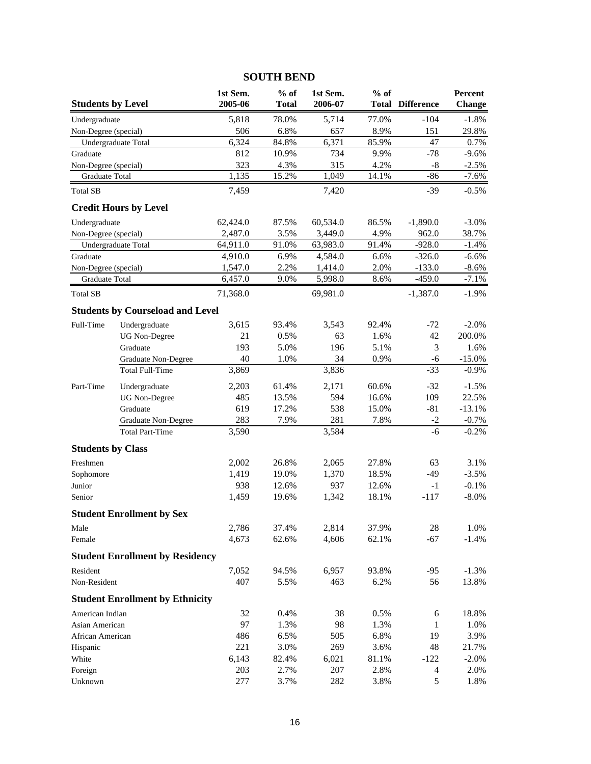## SOUTH BEND

| Students by Level | 1st Sem. 2005-06 | % of Total | 1st Sem. 2006-07 | % of Total | Difference | Percent Change |
|---|---|---|---|---|---|---|
| Undergraduate | 5,818 | 78.0% | 5,714 | 77.0% | -104 | -1.8% |
| Non-Degree (special) | 506 | 6.8% | 657 | 8.9% | 151 | 29.8% |
| Undergraduate Total | 6,324 | 84.8% | 6,371 | 85.9% | 47 | 0.7% |
| Graduate | 812 | 10.9% | 734 | 9.9% | -78 | -9.6% |
| Non-Degree (special) | 323 | 4.3% | 315 | 4.2% | -8 | -2.5% |
| Graduate Total | 1,135 | 15.2% | 1,049 | 14.1% | -86 | -7.6% |
| Total SB | 7,459 | | 7,420 | | -39 | -0.5% |

| Credit Hours by Level | 1st Sem. 2005-06 | % of Total | 1st Sem. 2006-07 | % of Total | Difference | Percent Change |
|---|---|---|---|---|---|---|
| Undergraduate | 62,424.0 | 87.5% | 60,534.0 | 86.5% | -1,890.0 | -3.0% |
| Non-Degree (special) | 2,487.0 | 3.5% | 3,449.0 | 4.9% | 962.0 | 38.7% |
| Undergraduate Total | 64,911.0 | 91.0% | 63,983.0 | 91.4% | -928.0 | -1.4% |
| Graduate | 4,910.0 | 6.9% | 4,584.0 | 6.6% | -326.0 | -6.6% |
| Non-Degree (special) | 1,547.0 | 2.2% | 1,414.0 | 2.0% | -133.0 | -8.6% |
| Graduate Total | 6,457.0 | 9.0% | 5,998.0 | 8.6% | -459.0 | -7.1% |
| Total SB | 71,368.0 | | 69,981.0 | | -1,387.0 | -1.9% |

| Students by Courseload and Level | | 1st Sem. 2005-06 | % of Total | 1st Sem. 2006-07 | % of Total | Difference | Percent Change |
|---|---|---|---|---|---|---|---|
| Full-Time | Undergraduate | 3,615 | 93.4% | 3,543 | 92.4% | -72 | -2.0% |
| | UG Non-Degree | 21 | 0.5% | 63 | 1.6% | 42 | 200.0% |
| | Graduate | 193 | 5.0% | 196 | 5.1% | 3 | 1.6% |
| | Graduate Non-Degree | 40 | 1.0% | 34 | 0.9% | -6 | -15.0% |
| | Total Full-Time | 3,869 | | 3,836 | | -33 | -0.9% |
| Part-Time | Undergraduate | 2,203 | 61.4% | 2,171 | 60.6% | -32 | -1.5% |
| | UG Non-Degree | 485 | 13.5% | 594 | 16.6% | 109 | 22.5% |
| | Graduate | 619 | 17.2% | 538 | 15.0% | -81 | -13.1% |
| | Graduate Non-Degree | 283 | 7.9% | 281 | 7.8% | -2 | -0.7% |
| | Total Part-Time | 3,590 | | 3,584 | | -6 | -0.2% |

| Students by Class | 1st Sem. 2005-06 | % of Total | 1st Sem. 2006-07 | % of Total | Difference | Percent Change |
|---|---|---|---|---|---|---|
| Freshmen | 2,002 | 26.8% | 2,065 | 27.8% | 63 | 3.1% |
| Sophomore | 1,419 | 19.0% | 1,370 | 18.5% | -49 | -3.5% |
| Junior | 938 | 12.6% | 937 | 12.6% | -1 | -0.1% |
| Senior | 1,459 | 19.6% | 1,342 | 18.1% | -117 | -8.0% |

| Student Enrollment by Sex | 1st Sem. 2005-06 | % of Total | 1st Sem. 2006-07 | % of Total | Difference | Percent Change |
|---|---|---|---|---|---|---|
| Male | 2,786 | 37.4% | 2,814 | 37.9% | 28 | 1.0% |
| Female | 4,673 | 62.6% | 4,606 | 62.1% | -67 | -1.4% |

| Student Enrollment by Residency | 1st Sem. 2005-06 | % of Total | 1st Sem. 2006-07 | % of Total | Difference | Percent Change |
|---|---|---|---|---|---|---|
| Resident | 7,052 | 94.5% | 6,957 | 93.8% | -95 | -1.3% |
| Non-Resident | 407 | 5.5% | 463 | 6.2% | 56 | 13.8% |

| Student Enrollment by Ethnicity | 1st Sem. 2005-06 | % of Total | 1st Sem. 2006-07 | % of Total | Difference | Percent Change |
|---|---|---|---|---|---|---|
| American Indian | 32 | 0.4% | 38 | 0.5% | 6 | 18.8% |
| Asian American | 97 | 1.3% | 98 | 1.3% | 1 | 1.0% |
| African American | 486 | 6.5% | 505 | 6.8% | 19 | 3.9% |
| Hispanic | 221 | 3.0% | 269 | 3.6% | 48 | 21.7% |
| White | 6,143 | 82.4% | 6,021 | 81.1% | -122 | -2.0% |
| Foreign | 203 | 2.7% | 207 | 2.8% | 4 | 2.0% |
| Unknown | 277 | 3.7% | 282 | 3.8% | 5 | 1.8% |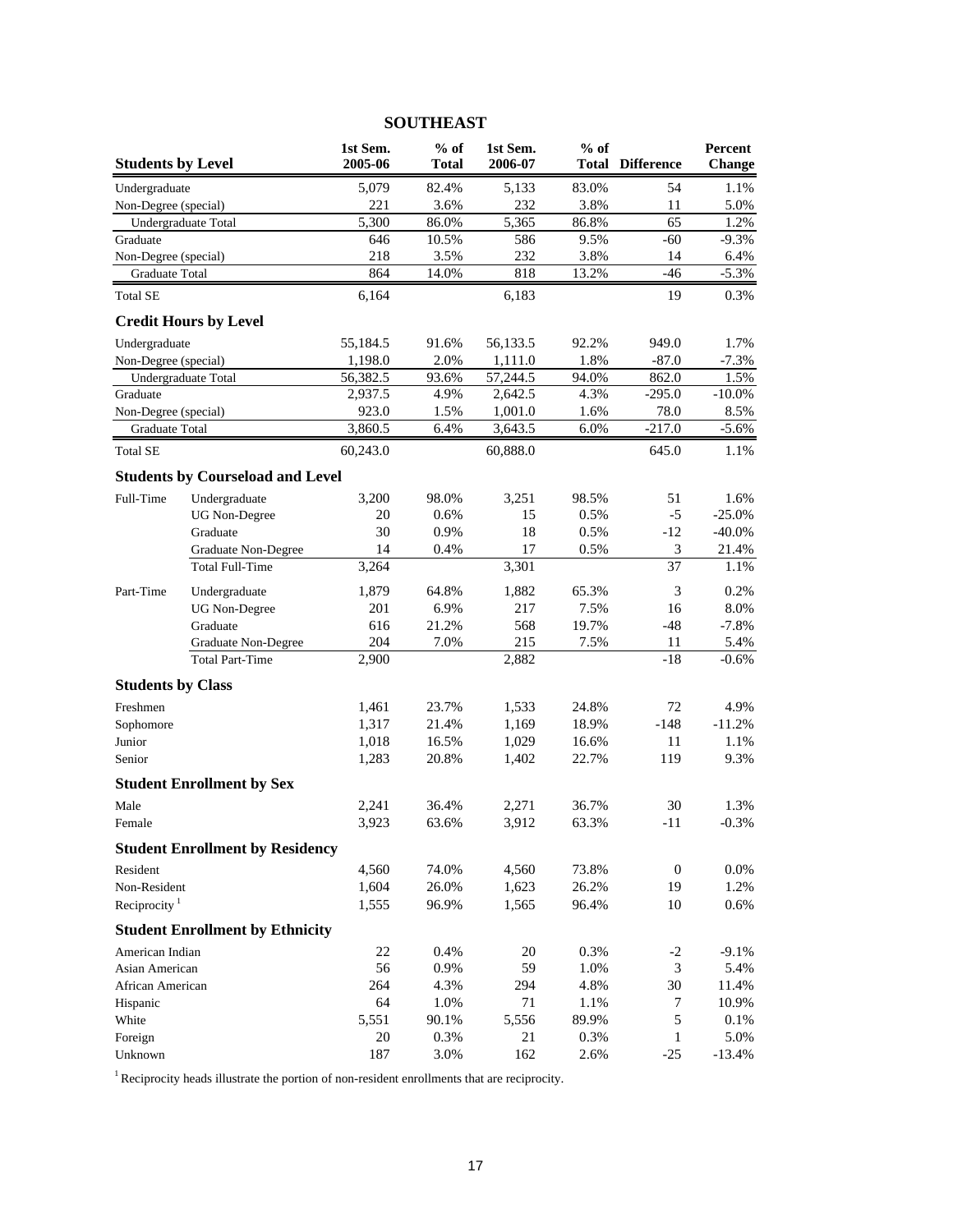## SOUTHEAST

| Students by Level | | 1st Sem. 2005-06 | % of Total | 1st Sem. 2006-07 | % of Total | Difference | Percent Change |
|---|---|---|---|---|---|---|---|
| Undergraduate | | 5,079 | 82.4% | 5,133 | 83.0% | 54 | 1.1% |
| Non-Degree (special) | | 221 | 3.6% | 232 | 3.8% | 11 | 5.0% |
| Undergraduate Total | | 5,300 | 86.0% | 5,365 | 86.8% | 65 | 1.2% |
| Graduate | | 646 | 10.5% | 586 | 9.5% | -60 | -9.3% |
| Non-Degree (special) | | 218 | 3.5% | 232 | 3.8% | 14 | 6.4% |
| Graduate Total | | 864 | 14.0% | 818 | 13.2% | -46 | -5.3% |
| Total SE | | 6,164 | | 6,183 | | 19 | 0.3% |
| **Credit Hours by Level** | | | | | | | |
| Undergraduate | | 55,184.5 | 91.6% | 56,133.5 | 92.2% | 949.0 | 1.7% |
| Non-Degree (special) | | 1,198.0 | 2.0% | 1,111.0 | 1.8% | -87.0 | -7.3% |
| Undergraduate Total | | 56,382.5 | 93.6% | 57,244.5 | 94.0% | 862.0 | 1.5% |
| Graduate | | 2,937.5 | 4.9% | 2,642.5 | 4.3% | -295.0 | -10.0% |
| Non-Degree (special) | | 923.0 | 1.5% | 1,001.0 | 1.6% | 78.0 | 8.5% |
| Graduate Total | | 3,860.5 | 6.4% | 3,643.5 | 6.0% | -217.0 | -5.6% |
| Total SE | | 60,243.0 | | 60,888.0 | | 645.0 | 1.1% |
| **Students by Courseload and Level** | | | | | | | |
| Full-Time | Undergraduate | 3,200 | 98.0% | 3,251 | 98.5% | 51 | 1.6% |
| | UG Non-Degree | 20 | 0.6% | 15 | 0.5% | -5 | -25.0% |
| | Graduate | 30 | 0.9% | 18 | 0.5% | -12 | -40.0% |
| | Graduate Non-Degree | 14 | 0.4% | 17 | 0.5% | 3 | 21.4% |
| | Total Full-Time | 3,264 | | 3,301 | | 37 | 1.1% |
| Part-Time | Undergraduate | 1,879 | 64.8% | 1,882 | 65.3% | 3 | 0.2% |
| | UG Non-Degree | 201 | 6.9% | 217 | 7.5% | 16 | 8.0% |
| | Graduate | 616 | 21.2% | 568 | 19.7% | -48 | -7.8% |
| | Graduate Non-Degree | 204 | 7.0% | 215 | 7.5% | 11 | 5.4% |
| | Total Part-Time | 2,900 | | 2,882 | | -18 | -0.6% |
| **Students by Class** | | | | | | | |
| Freshmen | | 1,461 | 23.7% | 1,533 | 24.8% | 72 | 4.9% |
| Sophomore | | 1,317 | 21.4% | 1,169 | 18.9% | -148 | -11.2% |
| Junior | | 1,018 | 16.5% | 1,029 | 16.6% | 11 | 1.1% |
| Senior | | 1,283 | 20.8% | 1,402 | 22.7% | 119 | 9.3% |
| **Student Enrollment by Sex** | | | | | | | |
| Male | | 2,241 | 36.4% | 2,271 | 36.7% | 30 | 1.3% |
| Female | | 3,923 | 63.6% | 3,912 | 63.3% | -11 | -0.3% |
| **Student Enrollment by Residency** | | | | | | | |
| Resident | | 4,560 | 74.0% | 4,560 | 73.8% | 0 | 0.0% |
| Non-Resident | | 1,604 | 26.0% | 1,623 | 26.2% | 19 | 1.2% |
| Reciprocity [1] | | 1,555 | 96.9% | 1,565 | 96.4% | 10 | 0.6% |
| **Student Enrollment by Ethnicity** | | | | | | | |
| American Indian | | 22 | 0.4% | 20 | 0.3% | -2 | -9.1% |
| Asian American | | 56 | 0.9% | 59 | 1.0% | 3 | 5.4% |
| African American | | 264 | 4.3% | 294 | 4.8% | 30 | 11.4% |
| Hispanic | | 64 | 1.0% | 71 | 1.1% | 7 | 10.9% |
| White | | 5,551 | 90.1% | 5,556 | 89.9% | 5 | 0.1% |
| Foreign | | 20 | 0.3% | 21 | 0.3% | 1 | 5.0% |
| Unknown | | 187 | 3.0% | 162 | 2.6% | -25 | -13.4% |

[1] Reciprocity heads illustrate the portion of non-resident enrollments that are reciprocity.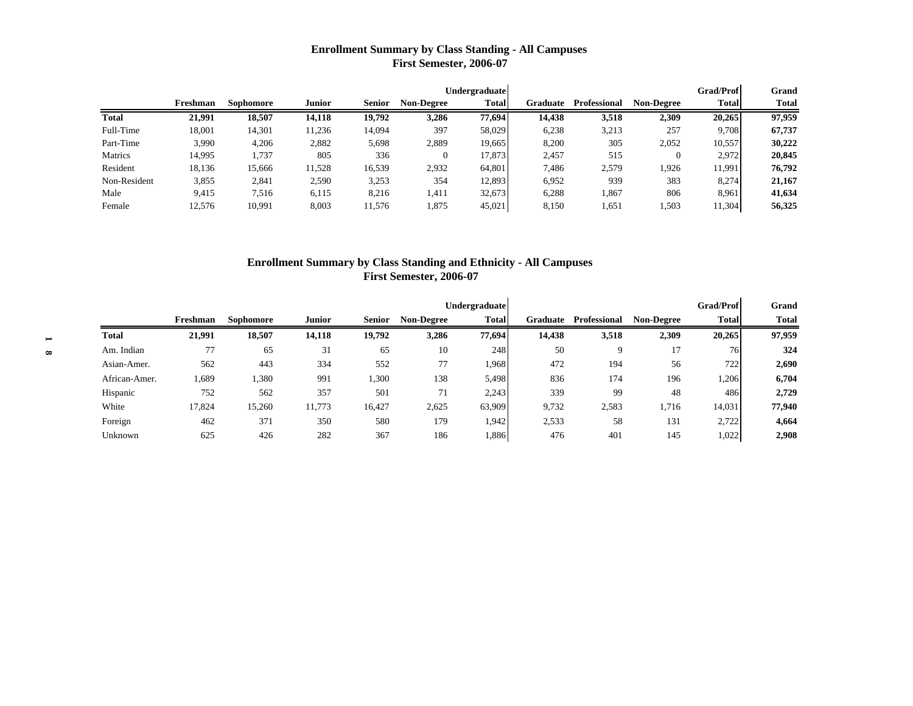## Enrollment Summary by Class Standing - All Campuses
## First Semester, 2006-07

| | Freshman | Sophomore | Junior | Senior | Non-Degree | Undergraduate Total | Graduate | Professional | Non-Degree | Grad/Prof Total | Grand Total |
|---|---|---|---|---|---|---|---|---|---|---|---|
| **Total** | **21,991** | **18,507** | **14,118** | **19,792** | **3,286** | **77,694** | **14,438** | **3,518** | **2,309** | **20,265** | **97,959** |
| Full-Time | 18,001 | 14,301 | 11,236 | 14,094 | 397 | 58,029 | 6,238 | 3,213 | 257 | 9,708 | **67,737** |
| Part-Time | 3,990 | 4,206 | 2,882 | 5,698 | 2,889 | 19,665 | 8,200 | 305 | 2,052 | 10,557 | **30,222** |
| Matrics | 14,995 | 1,737 | 805 | 336 | 0 | 17,873 | 2,457 | 515 | 0 | 2,972 | **20,845** |
| Resident | 18,136 | 15,666 | 11,528 | 16,539 | 2,932 | 64,801 | 7,486 | 2,579 | 1,926 | 11,991 | **76,792** |
| Non-Resident | 3,855 | 2,841 | 2,590 | 3,253 | 354 | 12,893 | 6,952 | 939 | 383 | 8,274 | **21,167** |
| Male | 9,415 | 7,516 | 6,115 | 8,216 | 1,411 | 32,673 | 6,288 | 1,867 | 806 | 8,961 | **41,634** |
| Female | 12,576 | 10,991 | 8,003 | 11,576 | 1,875 | 45,021 | 8,150 | 1,651 | 1,503 | 11,304 | **56,325** |

## Enrollment Summary by Class Standing and Ethnicity - All Campuses
## First Semester, 2006-07

| | Freshman | Sophomore | Junior | Senior | Non-Degree | Undergraduate Total | Graduate | Professional | Non-Degree | Grad/Prof Total | Grand Total |
|---|---|---|---|---|---|---|---|---|---|---|---|
| **Total** | **21,991** | **18,507** | **14,118** | **19,792** | **3,286** | **77,694** | **14,438** | **3,518** | **2,309** | **20,265** | **97,959** |
| Am. Indian | 77 | 65 | 31 | 65 | 10 | 248 | 50 | 9 | 17 | 76 | **324** |
| Asian-Amer. | 562 | 443 | 334 | 552 | 77 | 1,968 | 472 | 194 | 56 | 722 | **2,690** |
| African-Amer. | 1,689 | 1,380 | 991 | 1,300 | 138 | 5,498 | 836 | 174 | 196 | 1,206 | **6,704** |
| Hispanic | 752 | 562 | 357 | 501 | 71 | 2,243 | 339 | 99 | 48 | 486 | **2,729** |
| White | 17,824 | 15,260 | 11,773 | 16,427 | 2,625 | 63,909 | 9,732 | 2,583 | 1,716 | 14,031 | **77,940** |
| Foreign | 462 | 371 | 350 | 580 | 179 | 1,942 | 2,533 | 58 | 131 | 2,722 | **4,664** |
| Unknown | 625 | 426 | 282 | 367 | 186 | 1,886 | 476 | 401 | 145 | 1,022 | **2,908** |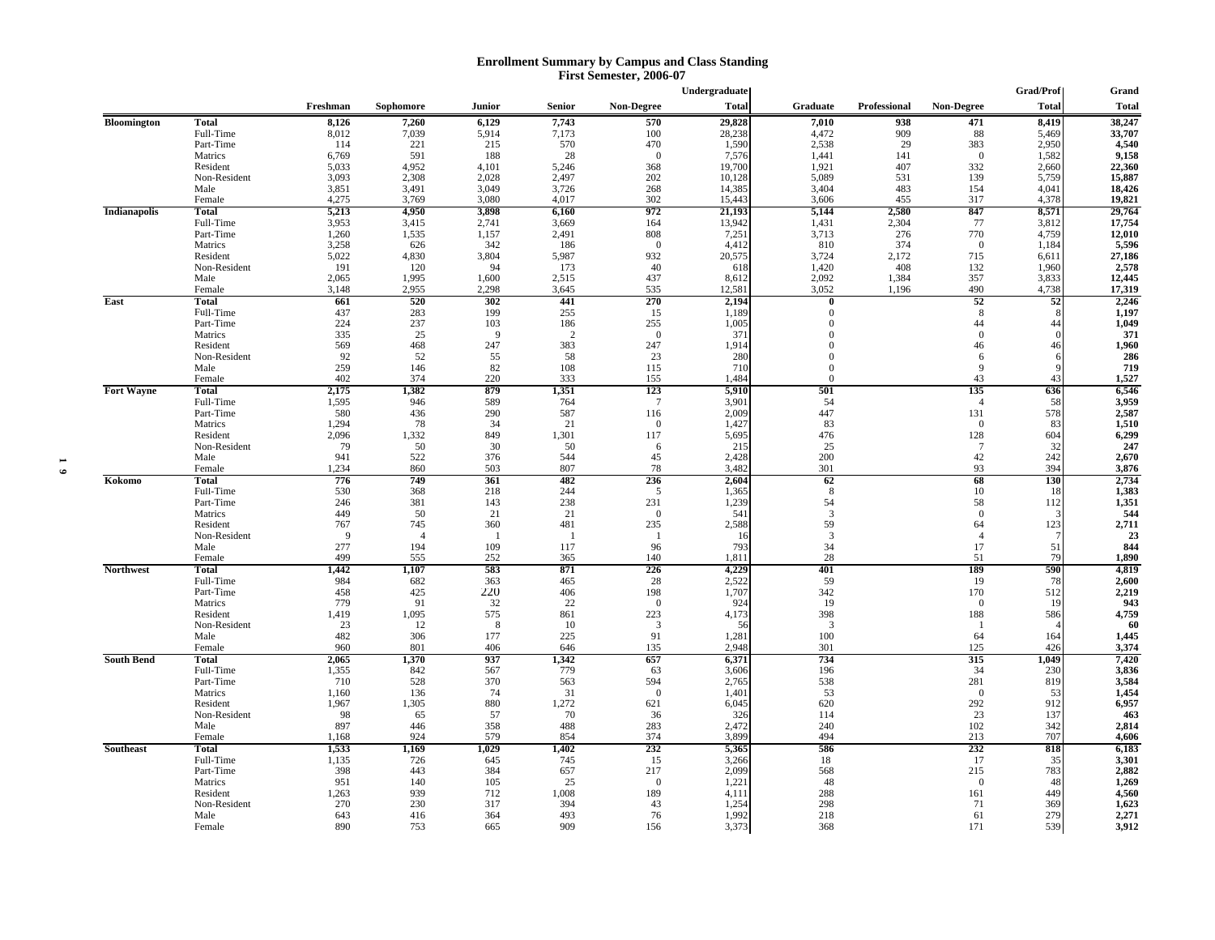# Enrollment Summary by Campus and Class Standing
## First Semester, 2006-07

| | | Freshman | Sophomore | Junior | Senior | Non-Degree | Undergraduate Total | Graduate | Professional | Non-Degree | Grad/Prof Total | Grand Total |
|---|---|---|---|---|---|---|---|---|---|---|---|---|
| **Bloomington** | **Total** | **8,126** | **7,260** | **6,129** | **7,743** | **570** | **29,828** | **7,010** | **938** | **471** | **8,419** | **38,247** |
| | Full-Time | 8,012 | 7,039 | 5,914 | 7,173 | 100 | 28,238 | 4,472 | 909 | 88 | 5,469 | **33,707** |
| | Part-Time | 114 | 221 | 215 | 570 | 470 | 1,590 | 2,538 | 29 | 383 | 2,950 | **4,540** |
| | Matrics | 6,769 | 591 | 188 | 28 | 0 | 7,576 | 1,441 | 141 | 0 | 1,582 | **9,158** |
| | Resident | 5,033 | 4,952 | 4,101 | 5,246 | 368 | 19,700 | 1,921 | 407 | 332 | 2,660 | **22,360** |
| | Non-Resident | 3,093 | 2,308 | 2,028 | 2,497 | 202 | 10,128 | 5,089 | 531 | 139 | 5,759 | **15,887** |
| | Male | 3,851 | 3,491 | 3,049 | 3,726 | 268 | 14,385 | 3,404 | 483 | 154 | 4,041 | **18,426** |
| | Female | 4,275 | 3,769 | 3,080 | 4,017 | 302 | 15,443 | 3,606 | 455 | 317 | 4,378 | **19,821** |
| **Indianapolis** | **Total** | **5,213** | **4,950** | **3,898** | **6,160** | **972** | **21,193** | **5,144** | **2,580** | **847** | **8,571** | **29,764** |
| | Full-Time | 3,953 | 3,415 | 2,741 | 3,669 | 164 | 13,942 | 1,431 | 2,304 | 77 | 3,812 | **17,754** |
| | Part-Time | 1,260 | 1,535 | 1,157 | 2,491 | 808 | 7,251 | 3,713 | 276 | 770 | 4,759 | **12,010** |
| | Matrics | 3,258 | 626 | 342 | 186 | 0 | 4,412 | 810 | 374 | 0 | 1,184 | **5,596** |
| | Resident | 5,022 | 4,830 | 3,804 | 5,987 | 932 | 20,575 | 3,724 | 2,172 | 715 | 6,611 | **27,186** |
| | Non-Resident | 191 | 120 | 94 | 173 | 40 | 618 | 1,420 | 408 | 132 | 1,960 | **2,578** |
| | Male | 2,065 | 1,995 | 1,600 | 2,515 | 437 | 8,612 | 2,092 | 1,384 | 357 | 3,833 | **12,445** |
| | Female | 3,148 | 2,955 | 2,298 | 3,645 | 535 | 12,581 | 3,052 | 1,196 | 490 | 4,738 | **17,319** |
| **East** | **Total** | **661** | **520** | **302** | **441** | **270** | **2,194** | **0** | | **52** | **52** | **2,246** |
| | Full-Time | 437 | 283 | 199 | 255 | 15 | 1,189 | 0 | | 8 | 8 | **1,197** |
| | Part-Time | 224 | 237 | 103 | 186 | 255 | 1,005 | 0 | | 44 | 44 | **1,049** |
| | Matrics | 335 | 25 | 9 | 2 | 0 | 371 | 0 | | 0 | 0 | **371** |
| | Resident | 569 | 468 | 247 | 383 | 247 | 1,914 | 0 | | 46 | 46 | **1,960** |
| | Non-Resident | 92 | 52 | 55 | 58 | 23 | 280 | 0 | | 6 | 6 | **286** |
| | Male | 259 | 146 | 82 | 108 | 115 | 710 | 0 | | 9 | 9 | **719** |
| | Female | 402 | 374 | 220 | 333 | 155 | 1,484 | 0 | | 43 | 43 | **1,527** |
| **Fort Wayne** | **Total** | **2,175** | **1,382** | **879** | **1,351** | **123** | **5,910** | **501** | | **135** | **636** | **6,546** |
| | Full-Time | 1,595 | 946 | 589 | 764 | 7 | 3,901 | 54 | | 4 | 58 | **3,959** |
| | Part-Time | 580 | 436 | 290 | 587 | 116 | 2,009 | 447 | | 131 | 578 | **2,587** |
| | Matrics | 1,294 | 78 | 34 | 21 | 0 | 1,427 | 83 | | 0 | 83 | **1,510** |
| | Resident | 2,096 | 1,332 | 849 | 1,301 | 117 | 5,695 | 476 | | 128 | 604 | **6,299** |
| | Non-Resident | 79 | 50 | 30 | 50 | 6 | 215 | 25 | | 7 | 32 | **247** |
| | Male | 941 | 522 | 376 | 544 | 45 | 2,428 | 200 | | 42 | 242 | **2,670** |
| | Female | 1,234 | 860 | 503 | 807 | 78 | 3,482 | 301 | | 93 | 394 | **3,876** |
| **Kokomo** | **Total** | **776** | **749** | **361** | **482** | **236** | **2,604** | **62** | | **68** | **130** | **2,734** |
| | Full-Time | 530 | 368 | 218 | 244 | 5 | 1,365 | 8 | | 10 | 18 | **1,383** |
| | Part-Time | 246 | 381 | 143 | 238 | 231 | 1,239 | 54 | | 58 | 112 | **1,351** |
| | Matrics | 449 | 50 | 21 | 21 | 0 | 541 | 3 | | 0 | 3 | **544** |
| | Resident | 767 | 745 | 360 | 481 | 235 | 2,588 | 59 | | 64 | 123 | **2,711** |
| | Non-Resident | 9 | 4 | 1 | 1 | 1 | 16 | 3 | | 4 | 7 | **23** |
| | Male | 277 | 194 | 109 | 117 | 96 | 793 | 34 | | 17 | 51 | **844** |
| | Female | 499 | 555 | 252 | 365 | 140 | 1,811 | 28 | | 51 | 79 | **1,890** |
| **Northwest** | **Total** | **1,442** | **1,107** | **583** | **871** | **226** | **4,229** | **401** | | **189** | **590** | **4,819** |
| | Full-Time | 984 | 682 | 363 | 465 | 28 | 2,522 | 59 | | 19 | 78 | **2,600** |
| | Part-Time | 458 | 425 | 220 | 406 | 198 | 1,707 | 342 | | 170 | 512 | **2,219** |
| | Matrics | 779 | 91 | 32 | 22 | 0 | 924 | 19 | | 0 | 19 | **943** |
| | Resident | 1,419 | 1,095 | 575 | 861 | 223 | 4,173 | 398 | | 188 | 586 | **4,759** |
| | Non-Resident | 23 | 12 | 8 | 10 | 3 | 56 | 3 | | 1 | 4 | **60** |
| | Male | 482 | 306 | 177 | 225 | 91 | 1,281 | 100 | | 64 | 164 | **1,445** |
| | Female | 960 | 801 | 406 | 646 | 135 | 2,948 | 301 | | 125 | 426 | **3,374** |
| **South Bend** | **Total** | **2,065** | **1,370** | **937** | **1,342** | **657** | **6,371** | **734** | | **315** | **1,049** | **7,420** |
| | Full-Time | 1,355 | 842 | 567 | 779 | 63 | 3,606 | 196 | | 34 | 230 | **3,836** |
| | Part-Time | 710 | 528 | 370 | 563 | 594 | 2,765 | 538 | | 281 | 819 | **3,584** |
| | Matrics | 1,160 | 136 | 74 | 31 | 0 | 1,401 | 53 | | 0 | 53 | **1,454** |
| | Resident | 1,967 | 1,305 | 880 | 1,272 | 621 | 6,045 | 620 | | 292 | 912 | **6,957** |
| | Non-Resident | 98 | 65 | 57 | 70 | 36 | 326 | 114 | | 23 | 137 | **463** |
| | Male | 897 | 446 | 358 | 488 | 283 | 2,472 | 240 | | 102 | 342 | **2,814** |
| | Female | 1,168 | 924 | 579 | 854 | 374 | 3,899 | 494 | | 213 | 707 | **4,606** |
| **Southeast** | **Total** | **1,533** | **1,169** | **1,029** | **1,402** | **232** | **5,365** | **586** | | **232** | **818** | **6,183** |
| | Full-Time | 1,135 | 726 | 645 | 745 | 15 | 3,266 | 18 | | 17 | 35 | **3,301** |
| | Part-Time | 398 | 443 | 384 | 657 | 217 | 2,099 | 568 | | 215 | 783 | **2,882** |
| | Matrics | 951 | 140 | 105 | 25 | 0 | 1,221 | 48 | | 0 | 48 | **1,269** |
| | Resident | 1,263 | 939 | 712 | 1,008 | 189 | 4,111 | 288 | | 161 | 449 | **4,560** |
| | Non-Resident | 270 | 230 | 317 | 394 | 43 | 1,254 | 298 | | 71 | 369 | **1,623** |
| | Male | 643 | 416 | 364 | 493 | 76 | 1,992 | 218 | | 61 | 279 | **2,271** |
| | Female | 890 | 753 | 665 | 909 | 156 | 3,373 | 368 | | 171 | 539 | **3,912** |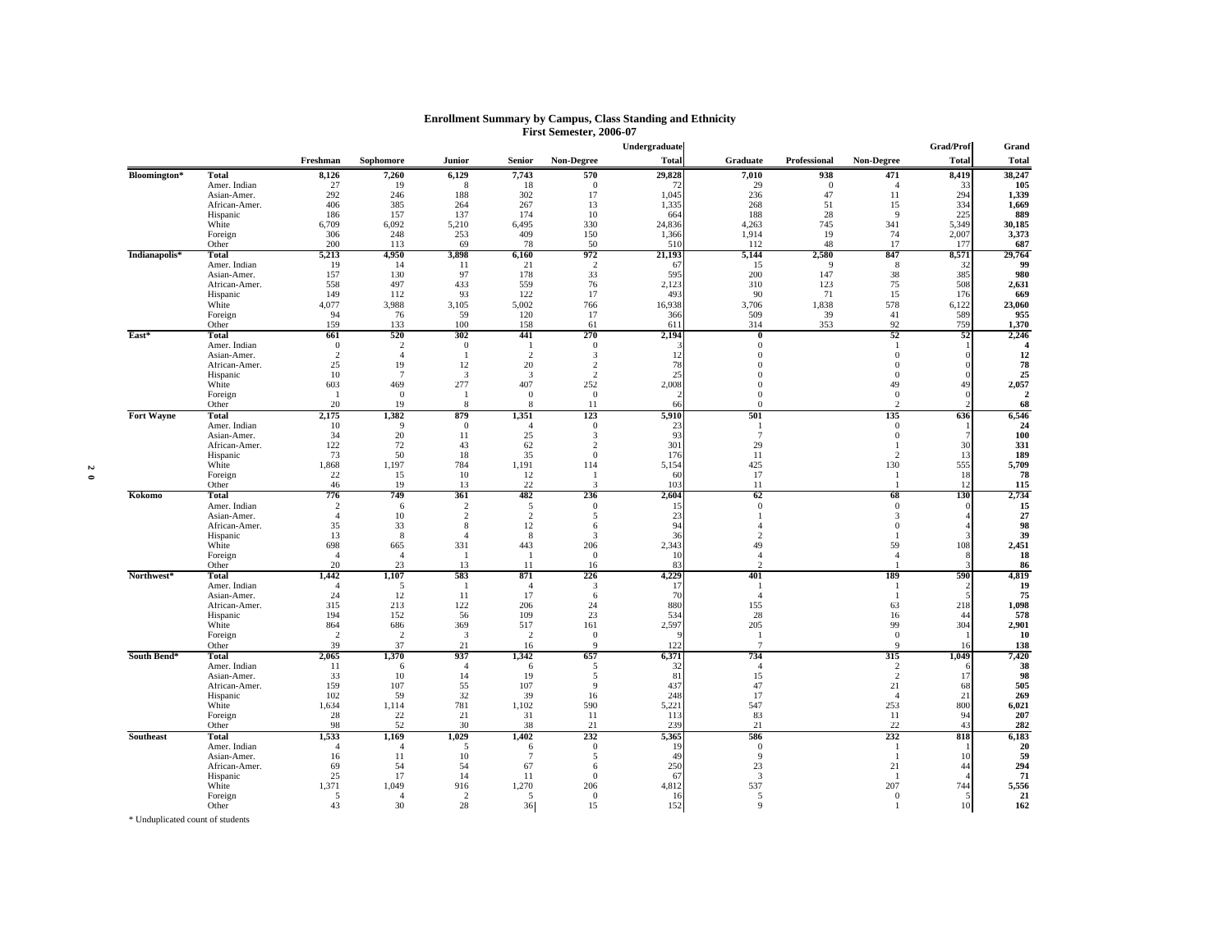**Enrollment Summary by Campus, Class Standing and Ethnicity**
**First Semester, 2006-07**

| | | Freshman | Sophomore | Junior | Senior | Non-Degree | Undergraduate Total | Graduate | Professional | Non-Degree | Grad/Prof Total | Grand Total |
|---|---|---|---|---|---|---|---|---|---|---|---|---|
| **Bloomington*** | **Total** | **8,126** | **7,260** | **6,129** | **7,743** | **570** | **29,828** | **7,010** | **938** | **471** | **8,419** | **38,247** |
| | Amer. Indian | 27 | 19 | 8 | 18 | 0 | 72 | 29 | 0 | 4 | 33 | **105** |
| | Asian-Amer. | 292 | 246 | 188 | 302 | 17 | 1,045 | 236 | 47 | 11 | 294 | **1,339** |
| | African-Amer. | 406 | 385 | 264 | 267 | 13 | 1,335 | 268 | 51 | 15 | 334 | **1,669** |
| | Hispanic | 186 | 157 | 137 | 174 | 10 | 664 | 188 | 28 | 9 | 225 | **889** |
| | White | 6,709 | 6,092 | 5,210 | 6,495 | 330 | 24,836 | 4,263 | 745 | 341 | 5,349 | **30,185** |
| | Foreign | 306 | 248 | 253 | 409 | 150 | 1,366 | 1,914 | 19 | 74 | 2,007 | **3,373** |
| | Other | 200 | 113 | 69 | 78 | 50 | 510 | 112 | 48 | 17 | 177 | **687** |
| **Indianapolis*** | **Total** | **5,213** | **4,950** | **3,898** | **6,160** | **972** | **21,193** | **5,144** | **2,580** | **847** | **8,571** | **29,764** |
| | Amer. Indian | 19 | 14 | 11 | 21 | 2 | 67 | 15 | 9 | 8 | 32 | **99** |
| | Asian-Amer. | 157 | 130 | 97 | 178 | 33 | 595 | 200 | 147 | 38 | 385 | **980** |
| | African-Amer. | 558 | 497 | 433 | 559 | 76 | 2,123 | 310 | 123 | 75 | 508 | **2,631** |
| | Hispanic | 149 | 112 | 93 | 122 | 17 | 493 | 90 | 71 | 15 | 176 | **669** |
| | White | 4,077 | 3,988 | 3,105 | 5,002 | 766 | 16,938 | 3,706 | 1,838 | 578 | 6,122 | **23,060** |
| | Foreign | 94 | 76 | 59 | 120 | 17 | 366 | 509 | 39 | 41 | 589 | **955** |
| | Other | 159 | 133 | 100 | 158 | 61 | 611 | 314 | 353 | 92 | 759 | **1,370** |
| **East*** | **Total** | **661** | **520** | **302** | **441** | **270** | **2,194** | **0** | | **52** | **52** | **2,246** |
| | Amer. Indian | 0 | 2 | 0 | 1 | 0 | 3 | 0 | | 1 | 1 | **4** |
| | Asian-Amer. | 2 | 4 | 1 | 2 | 3 | 12 | 0 | | 0 | 0 | **12** |
| | African-Amer. | 25 | 19 | 12 | 20 | 2 | 78 | 0 | | 0 | 0 | **78** |
| | Hispanic | 10 | 7 | 3 | 3 | 2 | 25 | 0 | | 0 | 0 | **25** |
| | White | 603 | 469 | 277 | 407 | 252 | 2,008 | 0 | | 49 | 49 | **2,057** |
| | Foreign | 1 | 0 | 1 | 0 | 0 | 2 | 0 | | 0 | 0 | **2** |
| | Other | 20 | 19 | 8 | 8 | 11 | 66 | 0 | | 2 | 2 | **68** |
| **Fort Wayne** | **Total** | **2,175** | **1,382** | **879** | **1,351** | **123** | **5,910** | **501** | | **135** | **636** | **6,546** |
| | Amer. Indian | 10 | 9 | 0 | 4 | 0 | 23 | 1 | | 0 | 1 | **24** |
| | Asian-Amer. | 34 | 20 | 11 | 25 | 3 | 93 | 7 | | 0 | 7 | **100** |
| | African-Amer. | 122 | 72 | 43 | 62 | 2 | 301 | 29 | | 1 | 30 | **331** |
| | Hispanic | 73 | 50 | 18 | 35 | 0 | 176 | 11 | | 2 | 13 | **189** |
| | White | 1,868 | 1,197 | 784 | 1,191 | 114 | 5,154 | 425 | | 130 | 555 | **5,709** |
| | Foreign | 22 | 15 | 10 | 12 | 1 | 60 | 17 | | 1 | 18 | **78** |
| | Other | 46 | 19 | 13 | 22 | 3 | 103 | 11 | | 1 | 12 | **115** |
| **Kokomo** | **Total** | **776** | **749** | **361** | **482** | **236** | **2,604** | **62** | | **68** | **130** | **2,734** |
| | Amer. Indian | 2 | 6 | 2 | 5 | 0 | 15 | 0 | | 0 | 0 | **15** |
| | Asian-Amer. | 4 | 10 | 2 | 2 | 5 | 23 | 1 | | 3 | 4 | **27** |
| | African-Amer. | 35 | 33 | 8 | 12 | 6 | 94 | 4 | | 0 | 4 | **98** |
| | Hispanic | 13 | 8 | 4 | 8 | 3 | 36 | 2 | | 1 | 3 | **39** |
| | White | 698 | 665 | 331 | 443 | 206 | 2,343 | 49 | | 59 | 108 | **2,451** |
| | Foreign | 4 | 4 | 1 | 1 | 0 | 10 | 4 | | 4 | 8 | **18** |
| | Other | 20 | 23 | 13 | 11 | 16 | 83 | 2 | | 1 | 3 | **86** |
| **Northwest*** | **Total** | **1,442** | **1,107** | **583** | **871** | **226** | **4,229** | **401** | | **189** | **590** | **4,819** |
| | Amer. Indian | 4 | 5 | 1 | 4 | 3 | 17 | 1 | | 1 | 2 | **19** |
| | Asian-Amer. | 24 | 12 | 11 | 17 | 6 | 70 | 4 | | 1 | 5 | **75** |
| | African-Amer. | 315 | 213 | 122 | 206 | 24 | 880 | 155 | | 63 | 218 | **1,098** |
| | Hispanic | 194 | 152 | 56 | 109 | 23 | 534 | 28 | | 16 | 44 | **578** |
| | White | 864 | 686 | 369 | 517 | 161 | 2,597 | 205 | | 99 | 304 | **2,901** |
| | Foreign | 2 | 2 | 3 | 2 | 0 | 9 | 1 | | 0 | 1 | **10** |
| | Other | 39 | 37 | 21 | 16 | 9 | 122 | 7 | | 9 | 16 | **138** |
| **South Bend*** | **Total** | **2,065** | **1,370** | **937** | **1,342** | **657** | **6,371** | **734** | | **315** | **1,049** | **7,420** |
| | Amer. Indian | 11 | 6 | 4 | 6 | 5 | 32 | 4 | | 2 | 6 | **38** |
| | Asian-Amer. | 33 | 10 | 14 | 19 | 5 | 81 | 15 | | 2 | 17 | **98** |
| | African-Amer. | 159 | 107 | 55 | 107 | 9 | 437 | 47 | | 21 | 68 | **505** |
| | Hispanic | 102 | 59 | 32 | 39 | 16 | 248 | 17 | | 4 | 21 | **269** |
| | White | 1,634 | 1,114 | 781 | 1,102 | 590 | 5,221 | 547 | | 253 | 800 | **6,021** |
| | Foreign | 28 | 22 | 21 | 31 | 11 | 113 | 83 | | 11 | 94 | **207** |
| | Other | 98 | 52 | 30 | 38 | 21 | 239 | 21 | | 22 | 43 | **282** |
| **Southeast** | **Total** | **1,533** | **1,169** | **1,029** | **1,402** | **232** | **5,365** | **586** | | **232** | **818** | **6,183** |
| | Amer. Indian | 4 | 4 | 5 | 6 | 0 | 19 | 0 | | 1 | 1 | **20** |
| | Asian-Amer. | 16 | 11 | 10 | 7 | 5 | 49 | 9 | | 1 | 10 | **59** |
| | African-Amer. | 69 | 54 | 54 | 67 | 6 | 250 | 23 | | 21 | 44 | **294** |
| | Hispanic | 25 | 17 | 14 | 11 | 0 | 67 | 3 | | 1 | 4 | **71** |
| | White | 1,371 | 1,049 | 916 | 1,270 | 206 | 4,812 | 537 | | 207 | 744 | **5,556** |
| | Foreign | 5 | 4 | 2 | 5 | 0 | 16 | 5 | | 0 | 5 | **21** |
| | Other | 43 | 30 | 28 | 36 | 15 | 152 | 9 | | 1 | 10 | **162** |

\* Unduplicated count of students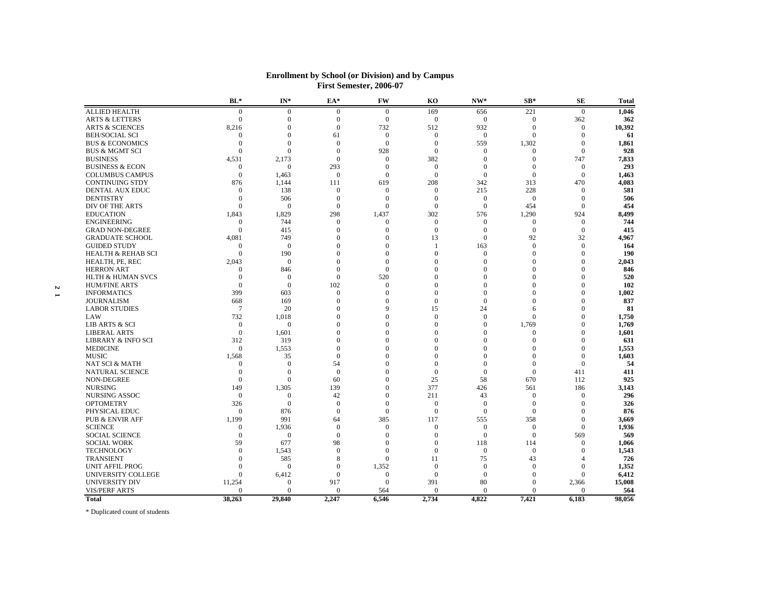## Enrollment by School (or Division) and by Campus
### First Semester, 2006-07

| | BL* | IN* | EA* | FW | KO | NW* | SB* | SE | Total |
|---|---|---|---|---|---|---|---|---|---|
| ALLIED HEALTH | 0 | 0 | 0 | 0 | 169 | 656 | 221 | 0 | **1,046** |
| ARTS & LETTERS | 0 | 0 | 0 | 0 | 0 | 0 | 0 | 362 | **362** |
| ARTS & SCIENCES | 8,216 | 0 | 0 | 732 | 512 | 932 | 0 | 0 | **10,392** |
| BEH/SOCIAL SCI | 0 | 0 | 61 | 0 | 0 | 0 | 0 | 0 | **61** |
| BUS & ECONOMICS | 0 | 0 | 0 | 0 | 0 | 559 | 1,302 | 0 | **1,861** |
| BUS & MGMT SCI | 0 | 0 | 0 | 928 | 0 | 0 | 0 | 0 | **928** |
| BUSINESS | 4,531 | 2,173 | 0 | 0 | 382 | 0 | 0 | 747 | **7,833** |
| BUSINESS & ECON | 0 | 0 | 293 | 0 | 0 | 0 | 0 | 0 | **293** |
| COLUMBUS CAMPUS | 0 | 1,463 | 0 | 0 | 0 | 0 | 0 | 0 | **1,463** |
| CONTINUING STDY | 876 | 1,144 | 111 | 619 | 208 | 342 | 313 | 470 | **4,083** |
| DENTAL AUX EDUC | 0 | 138 | 0 | 0 | 0 | 215 | 228 | 0 | **581** |
| DENTISTRY | 0 | 506 | 0 | 0 | 0 | 0 | 0 | 0 | **506** |
| DIV OF THE ARTS | 0 | 0 | 0 | 0 | 0 | 0 | 454 | 0 | **454** |
| EDUCATION | 1,843 | 1,829 | 298 | 1,437 | 302 | 576 | 1,290 | 924 | **8,499** |
| ENGINEERING | 0 | 744 | 0 | 0 | 0 | 0 | 0 | 0 | **744** |
| GRAD NON-DEGREE | 0 | 415 | 0 | 0 | 0 | 0 | 0 | 0 | **415** |
| GRADUATE SCHOOL | 4,081 | 749 | 0 | 0 | 13 | 0 | 92 | 32 | **4,967** |
| GUIDED STUDY | 0 | 0 | 0 | 0 | 1 | 163 | 0 | 0 | **164** |
| HEALTH & REHAB SCI | 0 | 190 | 0 | 0 | 0 | 0 | 0 | 0 | **190** |
| HEALTH, PE, REC | 2,043 | 0 | 0 | 0 | 0 | 0 | 0 | 0 | **2,043** |
| HERRON ART | 0 | 846 | 0 | 0 | 0 | 0 | 0 | 0 | **846** |
| HLTH & HUMAN SVCS | 0 | 0 | 0 | 520 | 0 | 0 | 0 | 0 | **520** |
| HUM/FINE ARTS | 0 | 0 | 102 | 0 | 0 | 0 | 0 | 0 | **102** |
| INFORMATICS | 399 | 603 | 0 | 0 | 0 | 0 | 0 | 0 | **1,002** |
| JOURNALISM | 668 | 169 | 0 | 0 | 0 | 0 | 0 | 0 | **837** |
| LABOR STUDIES | 7 | 20 | 0 | 9 | 15 | 24 | 6 | 0 | **81** |
| LAW | 732 | 1,018 | 0 | 0 | 0 | 0 | 0 | 0 | **1,750** |
| LIB ARTS & SCI | 0 | 0 | 0 | 0 | 0 | 0 | 1,769 | 0 | **1,769** |
| LIBERAL ARTS | 0 | 1,601 | 0 | 0 | 0 | 0 | 0 | 0 | **1,601** |
| LIBRARY & INFO SCI | 312 | 319 | 0 | 0 | 0 | 0 | 0 | 0 | **631** |
| MEDICINE | 0 | 1,553 | 0 | 0 | 0 | 0 | 0 | 0 | **1,553** |
| MUSIC | 1,568 | 35 | 0 | 0 | 0 | 0 | 0 | 0 | **1,603** |
| NAT SCI & MATH | 0 | 0 | 54 | 0 | 0 | 0 | 0 | 0 | **54** |
| NATURAL SCIENCE | 0 | 0 | 0 | 0 | 0 | 0 | 0 | 411 | **411** |
| NON-DEGREE | 0 | 0 | 60 | 0 | 25 | 58 | 670 | 112 | **925** |
| NURSING | 149 | 1,305 | 139 | 0 | 377 | 426 | 561 | 186 | **3,143** |
| NURSING ASSOC | 0 | 0 | 42 | 0 | 211 | 43 | 0 | 0 | **296** |
| OPTOMETRY | 326 | 0 | 0 | 0 | 0 | 0 | 0 | 0 | **326** |
| PHYSICAL EDUC | 0 | 876 | 0 | 0 | 0 | 0 | 0 | 0 | **876** |
| PUB & ENVIR AFF | 1,199 | 991 | 64 | 385 | 117 | 555 | 358 | 0 | **3,669** |
| SCIENCE | 0 | 1,936 | 0 | 0 | 0 | 0 | 0 | 0 | **1,936** |
| SOCIAL SCIENCE | 0 | 0 | 0 | 0 | 0 | 0 | 0 | 569 | **569** |
| SOCIAL WORK | 59 | 677 | 98 | 0 | 0 | 118 | 114 | 0 | **1,066** |
| TECHNOLOGY | 0 | 1,543 | 0 | 0 | 0 | 0 | 0 | 0 | **1,543** |
| TRANSIENT | 0 | 585 | 8 | 0 | 11 | 75 | 43 | 4 | **726** |
| UNIT AFFIL PROG | 0 | 0 | 0 | 1,352 | 0 | 0 | 0 | 0 | **1,352** |
| UNIVERSITY COLLEGE | 0 | 6,412 | 0 | 0 | 0 | 0 | 0 | 0 | **6,412** |
| UNIVERSITY DIV | 11,254 | 0 | 917 | 0 | 391 | 80 | 0 | 2,366 | **15,008** |
| VIS/PERF ARTS | 0 | 0 | 0 | 564 | 0 | 0 | 0 | 0 | **564** |
| **Total** | **38,263** | **29,840** | **2,247** | **6,546** | **2,734** | **4,822** | **7,421** | **6,183** | **98,056** |

\* Duplicated count of students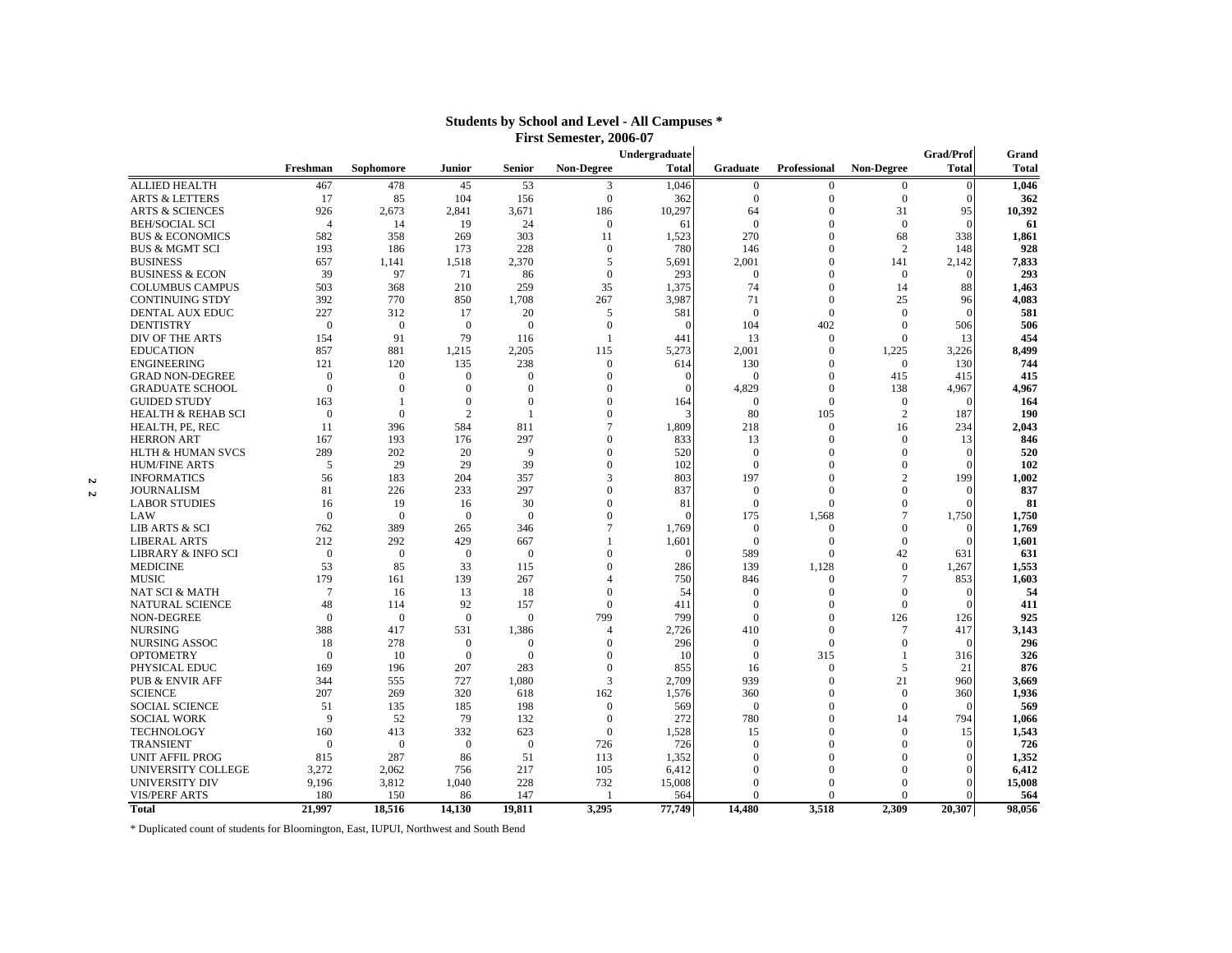## Students by School and Level - All Campuses *
### First Semester, 2006-07

| | Freshman | Sophomore | Junior | Senior | Non-Degree | Undergraduate Total | Graduate | Professional | Non-Degree | Grad/Prof Total | Grand Total |
|---|---|---|---|---|---|---|---|---|---|---|---|
| ALLIED HEALTH | 467 | 478 | 45 | 53 | 3 | 1,046 | 0 | 0 | 0 | 0 | **1,046** |
| ARTS & LETTERS | 17 | 85 | 104 | 156 | 0 | 362 | 0 | 0 | 0 | 0 | **362** |
| ARTS & SCIENCES | 926 | 2,673 | 2,841 | 3,671 | 186 | 10,297 | 64 | 0 | 31 | 95 | **10,392** |
| BEH/SOCIAL SCI | 4 | 14 | 19 | 24 | 0 | 61 | 0 | 0 | 0 | 0 | **61** |
| BUS & ECONOMICS | 582 | 358 | 269 | 303 | 11 | 1,523 | 270 | 0 | 68 | 338 | **1,861** |
| BUS & MGMT SCI | 193 | 186 | 173 | 228 | 0 | 780 | 146 | 0 | 2 | 148 | **928** |
| BUSINESS | 657 | 1,141 | 1,518 | 2,370 | 5 | 5,691 | 2,001 | 0 | 141 | 2,142 | **7,833** |
| BUSINESS & ECON | 39 | 97 | 71 | 86 | 0 | 293 | 0 | 0 | 0 | 0 | **293** |
| COLUMBUS CAMPUS | 503 | 368 | 210 | 259 | 35 | 1,375 | 74 | 0 | 14 | 88 | **1,463** |
| CONTINUING STDY | 392 | 770 | 850 | 1,708 | 267 | 3,987 | 71 | 0 | 25 | 96 | **4,083** |
| DENTAL AUX EDUC | 227 | 312 | 17 | 20 | 5 | 581 | 0 | 0 | 0 | 0 | **581** |
| DENTISTRY | 0 | 0 | 0 | 0 | 0 | 0 | 104 | 402 | 0 | 506 | **506** |
| DIV OF THE ARTS | 154 | 91 | 79 | 116 | 1 | 441 | 13 | 0 | 0 | 13 | **454** |
| EDUCATION | 857 | 881 | 1,215 | 2,205 | 115 | 5,273 | 2,001 | 0 | 1,225 | 3,226 | **8,499** |
| ENGINEERING | 121 | 120 | 135 | 238 | 0 | 614 | 130 | 0 | 0 | 130 | **744** |
| GRAD NON-DEGREE | 0 | 0 | 0 | 0 | 0 | 0 | 0 | 0 | 415 | 415 | **415** |
| GRADUATE SCHOOL | 0 | 0 | 0 | 0 | 0 | 0 | 4,829 | 0 | 138 | 4,967 | **4,967** |
| GUIDED STUDY | 163 | 1 | 0 | 0 | 0 | 164 | 0 | 0 | 0 | 0 | **164** |
| HEALTH & REHAB SCI | 0 | 0 | 2 | 1 | 0 | 3 | 80 | 105 | 2 | 187 | **190** |
| HEALTH, PE, REC | 11 | 396 | 584 | 811 | 7 | 1,809 | 218 | 0 | 16 | 234 | **2,043** |
| HERRON ART | 167 | 193 | 176 | 297 | 0 | 833 | 13 | 0 | 0 | 13 | **846** |
| HLTH & HUMAN SVCS | 289 | 202 | 20 | 9 | 0 | 520 | 0 | 0 | 0 | 0 | **520** |
| HUM/FINE ARTS | 5 | 29 | 29 | 39 | 0 | 102 | 0 | 0 | 0 | 0 | **102** |
| INFORMATICS | 56 | 183 | 204 | 357 | 3 | 803 | 197 | 0 | 2 | 199 | **1,002** |
| JOURNALISM | 81 | 226 | 233 | 297 | 0 | 837 | 0 | 0 | 0 | 0 | **837** |
| LABOR STUDIES | 16 | 19 | 16 | 30 | 0 | 81 | 0 | 0 | 0 | 0 | **81** |
| LAW | 0 | 0 | 0 | 0 | 0 | 0 | 175 | 1,568 | 7 | 1,750 | **1,750** |
| LIB ARTS & SCI | 762 | 389 | 265 | 346 | 7 | 1,769 | 0 | 0 | 0 | 0 | **1,769** |
| LIBERAL ARTS | 212 | 292 | 429 | 667 | 1 | 1,601 | 0 | 0 | 0 | 0 | **1,601** |
| LIBRARY & INFO SCI | 0 | 0 | 0 | 0 | 0 | 0 | 589 | 0 | 42 | 631 | **631** |
| MEDICINE | 53 | 85 | 33 | 115 | 0 | 286 | 139 | 1,128 | 0 | 1,267 | **1,553** |
| MUSIC | 179 | 161 | 139 | 267 | 4 | 750 | 846 | 0 | 7 | 853 | **1,603** |
| NAT SCI & MATH | 7 | 16 | 13 | 18 | 0 | 54 | 0 | 0 | 0 | 0 | **54** |
| NATURAL SCIENCE | 48 | 114 | 92 | 157 | 0 | 411 | 0 | 0 | 0 | 0 | **411** |
| NON-DEGREE | 0 | 0 | 0 | 0 | 799 | 799 | 0 | 0 | 126 | 126 | **925** |
| NURSING | 388 | 417 | 531 | 1,386 | 4 | 2,726 | 410 | 0 | 7 | 417 | **3,143** |
| NURSING ASSOC | 18 | 278 | 0 | 0 | 0 | 296 | 0 | 0 | 0 | 0 | **296** |
| OPTOMETRY | 0 | 10 | 0 | 0 | 0 | 10 | 0 | 315 | 1 | 316 | **326** |
| PHYSICAL EDUC | 169 | 196 | 207 | 283 | 0 | 855 | 16 | 0 | 5 | 21 | **876** |
| PUB & ENVIR AFF | 344 | 555 | 727 | 1,080 | 3 | 2,709 | 939 | 0 | 21 | 960 | **3,669** |
| SCIENCE | 207 | 269 | 320 | 618 | 162 | 1,576 | 360 | 0 | 0 | 360 | **1,936** |
| SOCIAL SCIENCE | 51 | 135 | 185 | 198 | 0 | 569 | 0 | 0 | 0 | 0 | **569** |
| SOCIAL WORK | 9 | 52 | 79 | 132 | 0 | 272 | 780 | 0 | 14 | 794 | **1,066** |
| TECHNOLOGY | 160 | 413 | 332 | 623 | 0 | 1,528 | 15 | 0 | 0 | 15 | **1,543** |
| TRANSIENT | 0 | 0 | 0 | 0 | 726 | 726 | 0 | 0 | 0 | 0 | **726** |
| UNIT AFFIL PROG | 815 | 287 | 86 | 51 | 113 | 1,352 | 0 | 0 | 0 | 0 | **1,352** |
| UNIVERSITY COLLEGE | 3,272 | 2,062 | 756 | 217 | 105 | 6,412 | 0 | 0 | 0 | 0 | **6,412** |
| UNIVERSITY DIV | 9,196 | 3,812 | 1,040 | 228 | 732 | 15,008 | 0 | 0 | 0 | 0 | **15,008** |
| VIS/PERF ARTS | 180 | 150 | 86 | 147 | 1 | 564 | 0 | 0 | 0 | 0 | **564** |
| **Total** | **21,997** | **18,516** | **14,130** | **19,811** | **3,295** | **77,749** | **14,480** | **3,518** | **2,309** | **20,307** | **98,056** |

* Duplicated count of students for Bloomington, East, IUPUI, Northwest and South Bend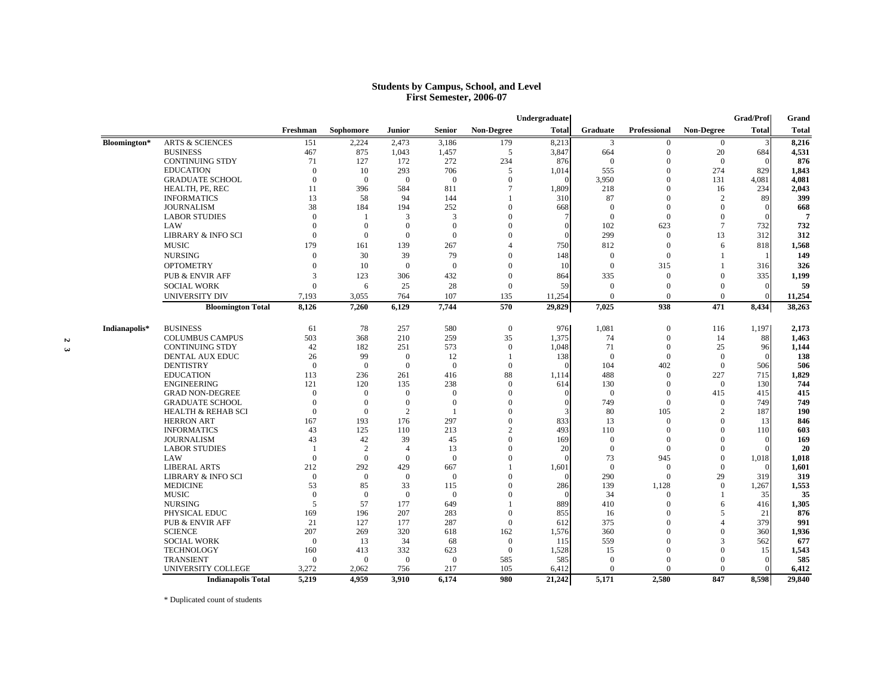# Students by Campus, School, and Level
## First Semester, 2006-07

| | | Freshman | Sophomore | Junior | Senior | Non-Degree | Undergraduate Total | Graduate | Professional | Non-Degree | Grad/Prof Total | Grand Total |
|---|---|---|---|---|---|---|---|---|---|---|---|---|
| **Bloomington*** | ARTS & SCIENCES | 151 | 2,224 | 2,473 | 3,186 | 179 | 8,213 | 3 | 0 | 0 | 3 | **8,216** |
| | BUSINESS | 467 | 875 | 1,043 | 1,457 | 5 | 3,847 | 664 | 0 | 20 | 684 | **4,531** |
| | CONTINUING STDY | 71 | 127 | 172 | 272 | 234 | 876 | 0 | 0 | 0 | 0 | **876** |
| | EDUCATION | 0 | 10 | 293 | 706 | 5 | 1,014 | 555 | 0 | 274 | 829 | **1,843** |
| | GRADUATE SCHOOL | 0 | 0 | 0 | 0 | 0 | 0 | 3,950 | 0 | 131 | 4,081 | **4,081** |
| | HEALTH, PE, REC | 11 | 396 | 584 | 811 | 7 | 1,809 | 218 | 0 | 16 | 234 | **2,043** |
| | INFORMATICS | 13 | 58 | 94 | 144 | 1 | 310 | 87 | 0 | 2 | 89 | **399** |
| | JOURNALISM | 38 | 184 | 194 | 252 | 0 | 668 | 0 | 0 | 0 | 0 | **668** |
| | LABOR STUDIES | 0 | 1 | 3 | 3 | 0 | 7 | 0 | 0 | 0 | 0 | **7** |
| | LAW | 0 | 0 | 0 | 0 | 0 | 0 | 102 | 623 | 7 | 732 | **732** |
| | LIBRARY & INFO SCI | 0 | 0 | 0 | 0 | 0 | 0 | 299 | 0 | 13 | 312 | **312** |
| | MUSIC | 179 | 161 | 139 | 267 | 4 | 750 | 812 | 0 | 6 | 818 | **1,568** |
| | NURSING | 0 | 30 | 39 | 79 | 0 | 148 | 0 | 0 | 1 | 1 | **149** |
| | OPTOMETRY | 0 | 10 | 0 | 0 | 0 | 10 | 0 | 315 | 1 | 316 | **326** |
| | PUB & ENVIR AFF | 3 | 123 | 306 | 432 | 0 | 864 | 335 | 0 | 0 | 335 | **1,199** |
| | SOCIAL WORK | 0 | 6 | 25 | 28 | 0 | 59 | 0 | 0 | 0 | 0 | **59** |
| | UNIVERSITY DIV | 7,193 | 3,055 | 764 | 107 | 135 | 11,254 | 0 | 0 | 0 | 0 | **11,254** |
| | **Bloomington Total** | **8,126** | **7,260** | **6,129** | **7,744** | **570** | **29,829** | **7,025** | **938** | **471** | **8,434** | **38,263** |
| **Indianapolis*** | BUSINESS | 61 | 78 | 257 | 580 | 0 | 976 | 1,081 | 0 | 116 | 1,197 | **2,173** |
| | COLUMBUS CAMPUS | 503 | 368 | 210 | 259 | 35 | 1,375 | 74 | 0 | 14 | 88 | **1,463** |
| | CONTINUING STDY | 42 | 182 | 251 | 573 | 0 | 1,048 | 71 | 0 | 25 | 96 | **1,144** |
| | DENTAL AUX EDUC | 26 | 99 | 0 | 12 | 1 | 138 | 0 | 0 | 0 | 0 | **138** |
| | DENTISTRY | 0 | 0 | 0 | 0 | 0 | 0 | 104 | 402 | 0 | 506 | **506** |
| | EDUCATION | 113 | 236 | 261 | 416 | 88 | 1,114 | 488 | 0 | 227 | 715 | **1,829** |
| | ENGINEERING | 121 | 120 | 135 | 238 | 0 | 614 | 130 | 0 | 0 | 130 | **744** |
| | GRAD NON-DEGREE | 0 | 0 | 0 | 0 | 0 | 0 | 0 | 0 | 415 | 415 | **415** |
| | GRADUATE SCHOOL | 0 | 0 | 0 | 0 | 0 | 0 | 749 | 0 | 0 | 749 | **749** |
| | HEALTH & REHAB SCI | 0 | 0 | 2 | 1 | 0 | 3 | 80 | 105 | 2 | 187 | **190** |
| | HERRON ART | 167 | 193 | 176 | 297 | 0 | 833 | 13 | 0 | 0 | 13 | **846** |
| | INFORMATICS | 43 | 125 | 110 | 213 | 2 | 493 | 110 | 0 | 0 | 110 | **603** |
| | JOURNALISM | 43 | 42 | 39 | 45 | 0 | 169 | 0 | 0 | 0 | 0 | **169** |
| | LABOR STUDIES | 1 | 2 | 4 | 13 | 0 | 20 | 0 | 0 | 0 | 0 | **20** |
| | LAW | 0 | 0 | 0 | 0 | 0 | 0 | 73 | 945 | 0 | 1,018 | **1,018** |
| | LIBERAL ARTS | 212 | 292 | 429 | 667 | 1 | 1,601 | 0 | 0 | 0 | 0 | **1,601** |
| | LIBRARY & INFO SCI | 0 | 0 | 0 | 0 | 0 | 0 | 290 | 0 | 29 | 319 | **319** |
| | MEDICINE | 53 | 85 | 33 | 115 | 0 | 286 | 139 | 1,128 | 0 | 1,267 | **1,553** |
| | MUSIC | 0 | 0 | 0 | 0 | 0 | 0 | 34 | 0 | 1 | 35 | **35** |
| | NURSING | 5 | 57 | 177 | 649 | 1 | 889 | 410 | 0 | 6 | 416 | **1,305** |
| | PHYSICAL EDUC | 169 | 196 | 207 | 283 | 0 | 855 | 16 | 0 | 5 | 21 | **876** |
| | PUB & ENVIR AFF | 21 | 127 | 177 | 287 | 0 | 612 | 375 | 0 | 4 | 379 | **991** |
| | SCIENCE | 207 | 269 | 320 | 618 | 162 | 1,576 | 360 | 0 | 0 | 360 | **1,936** |
| | SOCIAL WORK | 0 | 13 | 34 | 68 | 0 | 115 | 559 | 0 | 3 | 562 | **677** |
| | TECHNOLOGY | 160 | 413 | 332 | 623 | 0 | 1,528 | 15 | 0 | 0 | 15 | **1,543** |
| | TRANSIENT | 0 | 0 | 0 | 0 | 585 | 585 | 0 | 0 | 0 | 0 | **585** |
| | UNIVERSITY COLLEGE | 3,272 | 2,062 | 756 | 217 | 105 | 6,412 | 0 | 0 | 0 | 0 | **6,412** |
| | **Indianapolis Total** | **5,219** | **4,959** | **3,910** | **6,174** | **980** | **21,242** | **5,171** | **2,580** | **847** | **8,598** | **29,840** |

\* Duplicated count of students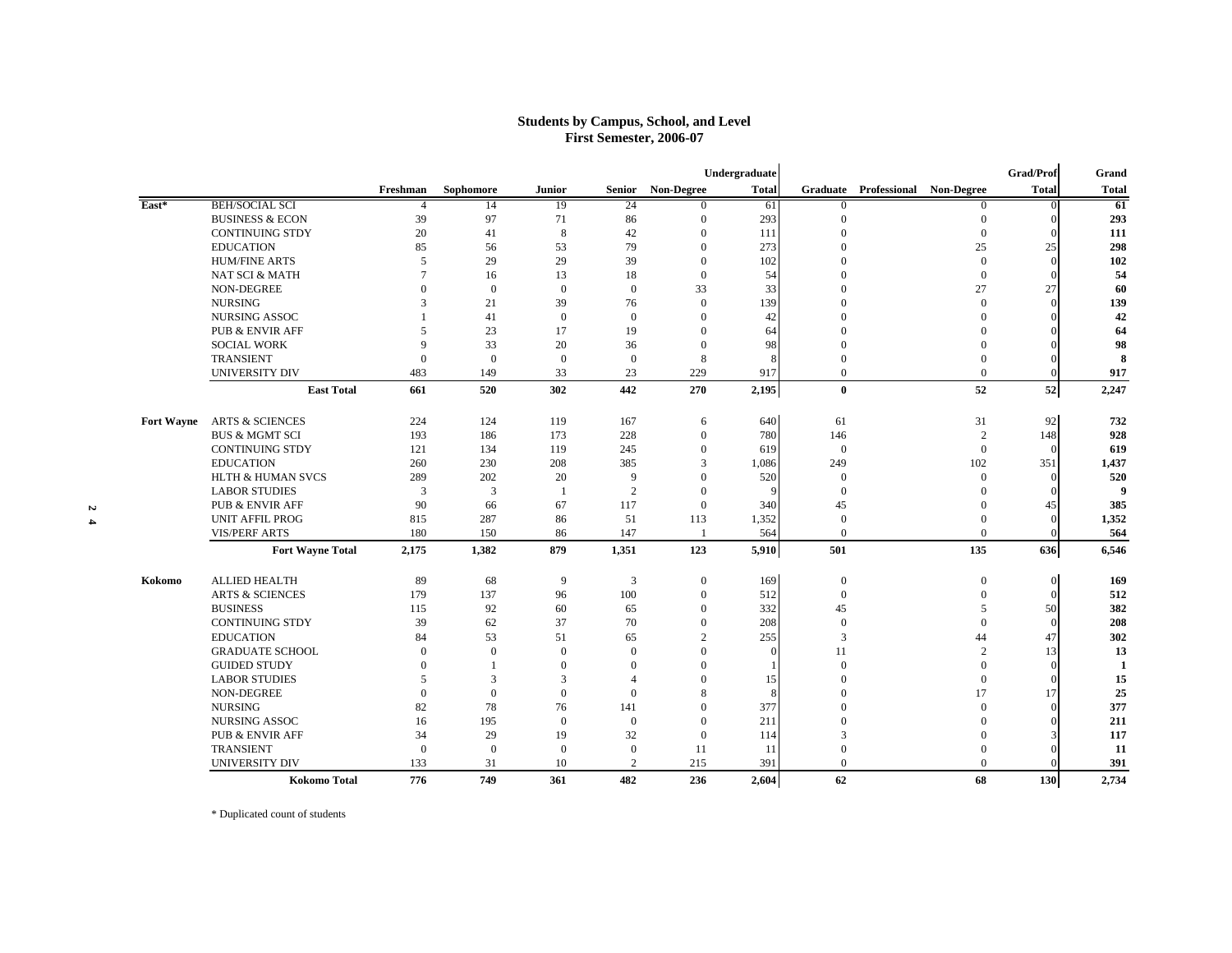# Students by Campus, School, and Level
## First Semester, 2006-07

| Campus | School | Freshman | Sophomore | Junior | Senior | Non-Degree | Undergraduate Total | Graduate | Professional | Non-Degree | Grad/Prof Total | Grand Total |
|---|---|---|---|---|---|---|---|---|---|---|---|---|
| East* | BEH/SOCIAL SCI | 4 | 14 | 19 | 24 | 0 | 61 | 0 | | 0 | 0 | **61** |
| | BUSINESS & ECON | 39 | 97 | 71 | 86 | 0 | 293 | 0 | | 0 | 0 | **293** |
| | CONTINUING STDY | 20 | 41 | 8 | 42 | 0 | 111 | 0 | | 0 | 0 | **111** |
| | EDUCATION | 85 | 56 | 53 | 79 | 0 | 273 | 0 | | 25 | 25 | **298** |
| | HUM/FINE ARTS | 5 | 29 | 29 | 39 | 0 | 102 | 0 | | 0 | 0 | **102** |
| | NAT SCI & MATH | 7 | 16 | 13 | 18 | 0 | 54 | 0 | | 0 | 0 | **54** |
| | NON-DEGREE | 0 | 0 | 0 | 0 | 33 | 33 | 0 | | 27 | 27 | **60** |
| | NURSING | 3 | 21 | 39 | 76 | 0 | 139 | 0 | | 0 | 0 | **139** |
| | NURSING ASSOC | 1 | 41 | 0 | 0 | 0 | 42 | 0 | | 0 | 0 | **42** |
| | PUB & ENVIR AFF | 5 | 23 | 17 | 19 | 0 | 64 | 0 | | 0 | 0 | **64** |
| | SOCIAL WORK | 9 | 33 | 20 | 36 | 0 | 98 | 0 | | 0 | 0 | **98** |
| | TRANSIENT | 0 | 0 | 0 | 0 | 8 | 8 | 0 | | 0 | 0 | **8** |
| | UNIVERSITY DIV | 483 | 149 | 33 | 23 | 229 | 917 | 0 | | 0 | 0 | **917** |
| | **East Total** | **661** | **520** | **302** | **442** | **270** | **2,195** | **0** | | **52** | **52** | **2,247** |
| Fort Wayne | ARTS & SCIENCES | 224 | 124 | 119 | 167 | 6 | 640 | 61 | | 31 | 92 | **732** |
| | BUS & MGMT SCI | 193 | 186 | 173 | 228 | 0 | 780 | 146 | | 2 | 148 | **928** |
| | CONTINUING STDY | 121 | 134 | 119 | 245 | 0 | 619 | 0 | | 0 | 0 | **619** |
| | EDUCATION | 260 | 230 | 208 | 385 | 3 | 1,086 | 249 | | 102 | 351 | **1,437** |
| | HLTH & HUMAN SVCS | 289 | 202 | 20 | 9 | 0 | 520 | 0 | | 0 | 0 | **520** |
| | LABOR STUDIES | 3 | 3 | 1 | 2 | 0 | 9 | 0 | | 0 | 0 | **9** |
| | PUB & ENVIR AFF | 90 | 66 | 67 | 117 | 0 | 340 | 45 | | 0 | 45 | **385** |
| | UNIT AFFIL PROG | 815 | 287 | 86 | 51 | 113 | 1,352 | 0 | | 0 | 0 | **1,352** |
| | VIS/PERF ARTS | 180 | 150 | 86 | 147 | 1 | 564 | 0 | | 0 | 0 | **564** |
| | **Fort Wayne Total** | **2,175** | **1,382** | **879** | **1,351** | **123** | **5,910** | **501** | | **135** | **636** | **6,546** |
| Kokomo | ALLIED HEALTH | 89 | 68 | 9 | 3 | 0 | 169 | 0 | | 0 | 0 | **169** |
| | ARTS & SCIENCES | 179 | 137 | 96 | 100 | 0 | 512 | 0 | | 0 | 0 | **512** |
| | BUSINESS | 115 | 92 | 60 | 65 | 0 | 332 | 45 | | 5 | 50 | **382** |
| | CONTINUING STDY | 39 | 62 | 37 | 70 | 0 | 208 | 0 | | 0 | 0 | **208** |
| | EDUCATION | 84 | 53 | 51 | 65 | 2 | 255 | 3 | | 44 | 47 | **302** |
| | GRADUATE SCHOOL | 0 | 0 | 0 | 0 | 0 | 0 | 11 | | 2 | 13 | **13** |
| | GUIDED STUDY | 0 | 1 | 0 | 0 | 0 | 1 | 0 | | 0 | 0 | **1** |
| | LABOR STUDIES | 5 | 3 | 3 | 4 | 0 | 15 | 0 | | 0 | 0 | **15** |
| | NON-DEGREE | 0 | 0 | 0 | 0 | 8 | 8 | 0 | | 17 | 17 | **25** |
| | NURSING | 82 | 78 | 76 | 141 | 0 | 377 | 0 | | 0 | 0 | **377** |
| | NURSING ASSOC | 16 | 195 | 0 | 0 | 0 | 211 | 0 | | 0 | 0 | **211** |
| | PUB & ENVIR AFF | 34 | 29 | 19 | 32 | 0 | 114 | 3 | | 0 | 3 | **117** |
| | TRANSIENT | 0 | 0 | 0 | 0 | 11 | 11 | 0 | | 0 | 0 | **11** |
| | UNIVERSITY DIV | 133 | 31 | 10 | 2 | 215 | 391 | 0 | | 0 | 0 | **391** |
| | **Kokomo Total** | **776** | **749** | **361** | **482** | **236** | **2,604** | **62** | | **68** | **130** | **2,734** |

* Duplicated count of students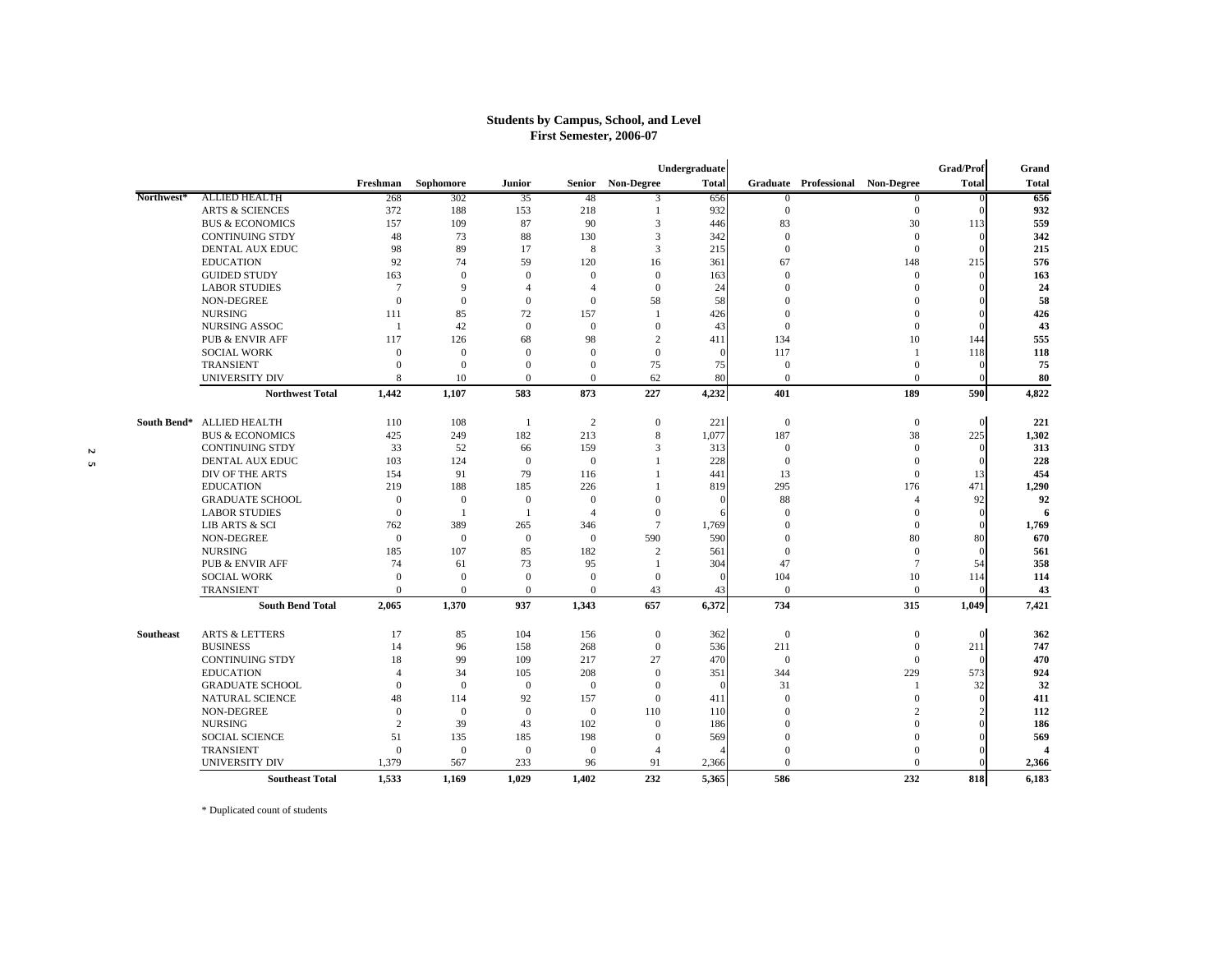## Students by Campus, School, and Level
### First Semester, 2006-07

| | | Freshman | Sophomore | Junior | Senior | Non-Degree | Undergraduate Total | Graduate | Professional | Non-Degree | Grad/Prof Total | Grand Total |
|---|---|---|---|---|---|---|---|---|---|---|---|---|
| Northwest* | ALLIED HEALTH | 268 | 302 | 35 | 48 | 3 | 656 | 0 | | 0 | 0 | 656 |
| | ARTS & SCIENCES | 372 | 188 | 153 | 218 | 1 | 932 | 0 | | 0 | 0 | 932 |
| | BUS & ECONOMICS | 157 | 109 | 87 | 90 | 3 | 446 | 83 | | 30 | 113 | 559 |
| | CONTINUING STDY | 48 | 73 | 88 | 130 | 3 | 342 | 0 | | 0 | 0 | 342 |
| | DENTAL AUX EDUC | 98 | 89 | 17 | 8 | 3 | 215 | 0 | | 0 | 0 | 215 |
| | EDUCATION | 92 | 74 | 59 | 120 | 16 | 361 | 67 | | 148 | 215 | 576 |
| | GUIDED STUDY | 163 | 0 | 0 | 0 | 0 | 163 | 0 | | 0 | 0 | 163 |
| | LABOR STUDIES | 7 | 9 | 4 | 4 | 0 | 24 | 0 | | 0 | 0 | 24 |
| | NON-DEGREE | 0 | 0 | 0 | 0 | 58 | 58 | 0 | | 0 | 0 | 58 |
| | NURSING | 111 | 85 | 72 | 157 | 1 | 426 | 0 | | 0 | 0 | 426 |
| | NURSING ASSOC | 1 | 42 | 0 | 0 | 0 | 43 | 0 | | 0 | 0 | 43 |
| | PUB & ENVIR AFF | 117 | 126 | 68 | 98 | 2 | 411 | 134 | | 10 | 144 | 555 |
| | SOCIAL WORK | 0 | 0 | 0 | 0 | 0 | 0 | 117 | | 1 | 118 | 118 |
| | TRANSIENT | 0 | 0 | 0 | 0 | 75 | 75 | 0 | | 0 | 0 | 75 |
| | UNIVERSITY DIV | 8 | 10 | 0 | 0 | 62 | 80 | 0 | | 0 | 0 | 80 |
| | **Northwest Total** | **1,442** | **1,107** | **583** | **873** | **227** | **4,232** | **401** | | **189** | **590** | **4,822** |
| South Bend* | ALLIED HEALTH | 110 | 108 | 1 | 2 | 0 | 221 | 0 | | 0 | 0 | 221 |
| | BUS & ECONOMICS | 425 | 249 | 182 | 213 | 8 | 1,077 | 187 | | 38 | 225 | 1,302 |
| | CONTINUING STDY | 33 | 52 | 66 | 159 | 3 | 313 | 0 | | 0 | 0 | 313 |
| | DENTAL AUX EDUC | 103 | 124 | 0 | 0 | 1 | 228 | 0 | | 0 | 0 | 228 |
| | DIV OF THE ARTS | 154 | 91 | 79 | 116 | 1 | 441 | 13 | | 0 | 13 | 454 |
| | EDUCATION | 219 | 188 | 185 | 226 | 1 | 819 | 295 | | 176 | 471 | 1,290 |
| | GRADUATE SCHOOL | 0 | 0 | 0 | 0 | 0 | 0 | 88 | | 4 | 92 | 92 |
| | LABOR STUDIES | 0 | 1 | 1 | 4 | 0 | 6 | 0 | | 0 | 0 | 6 |
| | LIB ARTS & SCI | 762 | 389 | 265 | 346 | 7 | 1,769 | 0 | | 0 | 0 | 1,769 |
| | NON-DEGREE | 0 | 0 | 0 | 0 | 590 | 590 | 0 | | 80 | 80 | 670 |
| | NURSING | 185 | 107 | 85 | 182 | 2 | 561 | 0 | | 0 | 0 | 561 |
| | PUB & ENVIR AFF | 74 | 61 | 73 | 95 | 1 | 304 | 47 | | 7 | 54 | 358 |
| | SOCIAL WORK | 0 | 0 | 0 | 0 | 0 | 0 | 104 | | 10 | 114 | 114 |
| | TRANSIENT | 0 | 0 | 0 | 0 | 43 | 43 | 0 | | 0 | 0 | 43 |
| | **South Bend Total** | **2,065** | **1,370** | **937** | **1,343** | **657** | **6,372** | **734** | | **315** | **1,049** | **7,421** |
| Southeast | ARTS & LETTERS | 17 | 85 | 104 | 156 | 0 | 362 | 0 | | 0 | 0 | 362 |
| | BUSINESS | 14 | 96 | 158 | 268 | 0 | 536 | 211 | | 0 | 211 | 747 |
| | CONTINUING STDY | 18 | 99 | 109 | 217 | 27 | 470 | 0 | | 0 | 0 | 470 |
| | EDUCATION | 4 | 34 | 105 | 208 | 0 | 351 | 344 | | 229 | 573 | 924 |
| | GRADUATE SCHOOL | 0 | 0 | 0 | 0 | 0 | 0 | 31 | | 1 | 32 | 32 |
| | NATURAL SCIENCE | 48 | 114 | 92 | 157 | 0 | 411 | 0 | | 0 | 0 | 411 |
| | NON-DEGREE | 0 | 0 | 0 | 0 | 110 | 110 | 0 | | 2 | 2 | 112 |
| | NURSING | 2 | 39 | 43 | 102 | 0 | 186 | 0 | | 0 | 0 | 186 |
| | SOCIAL SCIENCE | 51 | 135 | 185 | 198 | 0 | 569 | 0 | | 0 | 0 | 569 |
| | TRANSIENT | 0 | 0 | 0 | 0 | 4 | 4 | 0 | | 0 | 0 | 4 |
| | UNIVERSITY DIV | 1,379 | 567 | 233 | 96 | 91 | 2,366 | 0 | | 0 | 0 | 2,366 |
| | **Southeast Total** | **1,533** | **1,169** | **1,029** | **1,402** | **232** | **5,365** | **586** | | **232** | **818** | **6,183** |

\* Duplicated count of students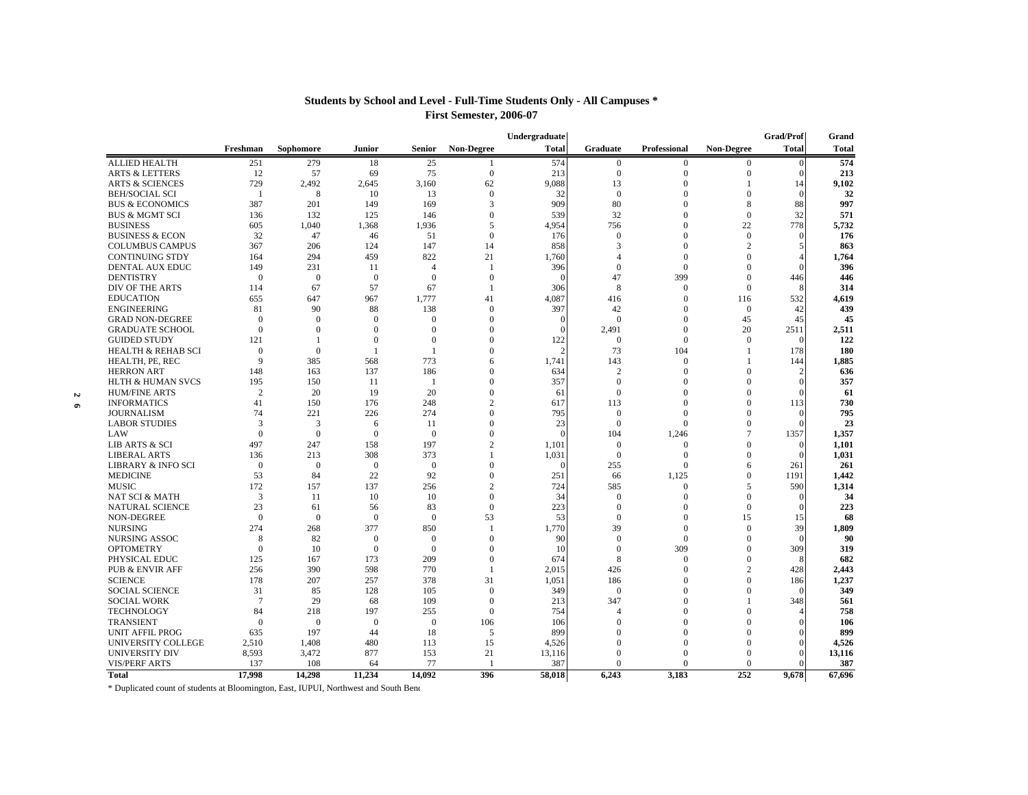## Students by School and Level - Full-Time Students Only - All Campuses *
### First Semester, 2006-07

| | Freshman | Sophomore | Junior | Senior | Non-Degree | Undergraduate Total | Graduate | Professional | Non-Degree | Grad/Prof Total | Grand Total |
|---|---|---|---|---|---|---|---|---|---|---|---|
| ALLIED HEALTH | 251 | 279 | 18 | 25 | 1 | 574 | 0 | 0 | 0 | 0 | **574** |
| ARTS & LETTERS | 12 | 57 | 69 | 75 | 0 | 213 | 0 | 0 | 0 | 0 | **213** |
| ARTS & SCIENCES | 729 | 2,492 | 2,645 | 3,160 | 62 | 9,088 | 13 | 0 | 1 | 14 | **9,102** |
| BEH/SOCIAL SCI | 1 | 8 | 10 | 13 | 0 | 32 | 0 | 0 | 0 | 0 | **32** |
| BUS & ECONOMICS | 387 | 201 | 149 | 169 | 3 | 909 | 80 | 0 | 8 | 88 | **997** |
| BUS & MGMT SCI | 136 | 132 | 125 | 146 | 0 | 539 | 32 | 0 | 0 | 32 | **571** |
| BUSINESS | 605 | 1,040 | 1,368 | 1,936 | 5 | 4,954 | 756 | 0 | 22 | 778 | **5,732** |
| BUSINESS & ECON | 32 | 47 | 46 | 51 | 0 | 176 | 0 | 0 | 0 | 0 | **176** |
| COLUMBUS CAMPUS | 367 | 206 | 124 | 147 | 14 | 858 | 3 | 0 | 2 | 5 | **863** |
| CONTINUING STDY | 164 | 294 | 459 | 822 | 21 | 1,760 | 4 | 0 | 0 | 4 | **1,764** |
| DENTAL AUX EDUC | 149 | 231 | 11 | 4 | 1 | 396 | 0 | 0 | 0 | 0 | **396** |
| DENTISTRY | 0 | 0 | 0 | 0 | 0 | 0 | 47 | 399 | 0 | 446 | **446** |
| DIV OF THE ARTS | 114 | 67 | 57 | 67 | 1 | 306 | 8 | 0 | 0 | 8 | **314** |
| EDUCATION | 655 | 647 | 967 | 1,777 | 41 | 4,087 | 416 | 0 | 116 | 532 | **4,619** |
| ENGINEERING | 81 | 90 | 88 | 138 | 0 | 397 | 42 | 0 | 0 | 42 | **439** |
| GRAD NON-DEGREE | 0 | 0 | 0 | 0 | 0 | 0 | 0 | 0 | 45 | 45 | **45** |
| GRADUATE SCHOOL | 0 | 0 | 0 | 0 | 0 | 0 | 2,491 | 0 | 20 | 2511 | **2,511** |
| GUIDED STUDY | 121 | 1 | 0 | 0 | 0 | 122 | 0 | 0 | 0 | 0 | **122** |
| HEALTH & REHAB SCI | 0 | 0 | 1 | 1 | 0 | 2 | 73 | 104 | 1 | 178 | **180** |
| HEALTH, PE, REC | 9 | 385 | 568 | 773 | 6 | 1,741 | 143 | 0 | 1 | 144 | **1,885** |
| HERRON ART | 148 | 163 | 137 | 186 | 0 | 634 | 2 | 0 | 0 | 2 | **636** |
| HLTH & HUMAN SVCS | 195 | 150 | 11 | 1 | 0 | 357 | 0 | 0 | 0 | 0 | **357** |
| HUM/FINE ARTS | 2 | 20 | 19 | 20 | 0 | 61 | 0 | 0 | 0 | 0 | **61** |
| INFORMATICS | 41 | 150 | 176 | 248 | 2 | 617 | 113 | 0 | 0 | 113 | **730** |
| JOURNALISM | 74 | 221 | 226 | 274 | 0 | 795 | 0 | 0 | 0 | 0 | **795** |
| LABOR STUDIES | 3 | 3 | 6 | 11 | 0 | 23 | 0 | 0 | 0 | 0 | **23** |
| LAW | 0 | 0 | 0 | 0 | 0 | 0 | 104 | 1,246 | 7 | 1357 | **1,357** |
| LIB ARTS & SCI | 497 | 247 | 158 | 197 | 2 | 1,101 | 0 | 0 | 0 | 0 | **1,101** |
| LIBERAL ARTS | 136 | 213 | 308 | 373 | 1 | 1,031 | 0 | 0 | 0 | 0 | **1,031** |
| LIBRARY & INFO SCI | 0 | 0 | 0 | 0 | 0 | 0 | 255 | 0 | 6 | 261 | **261** |
| MEDICINE | 53 | 84 | 22 | 92 | 0 | 251 | 66 | 1,125 | 0 | 1191 | **1,442** |
| MUSIC | 172 | 157 | 137 | 256 | 2 | 724 | 585 | 0 | 5 | 590 | **1,314** |
| NAT SCI & MATH | 3 | 11 | 10 | 10 | 0 | 34 | 0 | 0 | 0 | 0 | **34** |
| NATURAL SCIENCE | 23 | 61 | 56 | 83 | 0 | 223 | 0 | 0 | 0 | 0 | **223** |
| NON-DEGREE | 0 | 0 | 0 | 0 | 53 | 53 | 0 | 0 | 15 | 15 | **68** |
| NURSING | 274 | 268 | 377 | 850 | 1 | 1,770 | 39 | 0 | 0 | 39 | **1,809** |
| NURSING ASSOC | 8 | 82 | 0 | 0 | 0 | 90 | 0 | 0 | 0 | 0 | **90** |
| OPTOMETRY | 0 | 10 | 0 | 0 | 0 | 10 | 0 | 309 | 0 | 309 | **319** |
| PHYSICAL EDUC | 125 | 167 | 173 | 209 | 0 | 674 | 8 | 0 | 0 | 8 | **682** |
| PUB & ENVIR AFF | 256 | 390 | 598 | 770 | 1 | 2,015 | 426 | 0 | 2 | 428 | **2,443** |
| SCIENCE | 178 | 207 | 257 | 378 | 31 | 1,051 | 186 | 0 | 0 | 186 | **1,237** |
| SOCIAL SCIENCE | 31 | 85 | 128 | 105 | 0 | 349 | 0 | 0 | 0 | 0 | **349** |
| SOCIAL WORK | 7 | 29 | 68 | 109 | 0 | 213 | 347 | 0 | 1 | 348 | **561** |
| TECHNOLOGY | 84 | 218 | 197 | 255 | 0 | 754 | 4 | 0 | 0 | 4 | **758** |
| TRANSIENT | 0 | 0 | 0 | 0 | 106 | 106 | 0 | 0 | 0 | 0 | **106** |
| UNIT AFFIL PROG | 635 | 197 | 44 | 18 | 5 | 899 | 0 | 0 | 0 | 0 | **899** |
| UNIVERSITY COLLEGE | 2,510 | 1,408 | 480 | 113 | 15 | 4,526 | 0 | 0 | 0 | 0 | **4,526** |
| UNIVERSITY DIV | 8,593 | 3,472 | 877 | 153 | 21 | 13,116 | 0 | 0 | 0 | 0 | **13,116** |
| VIS/PERF ARTS | 137 | 108 | 64 | 77 | 1 | 387 | 0 | 0 | 0 | 0 | **387** |
| **Total** | **17,998** | **14,298** | **11,234** | **14,092** | **396** | **58,018** | **6,243** | **3,183** | **252** | **9,678** | **67,696** |

* Duplicated count of students at Bloomington, East, IUPUI, Northwest and South Bend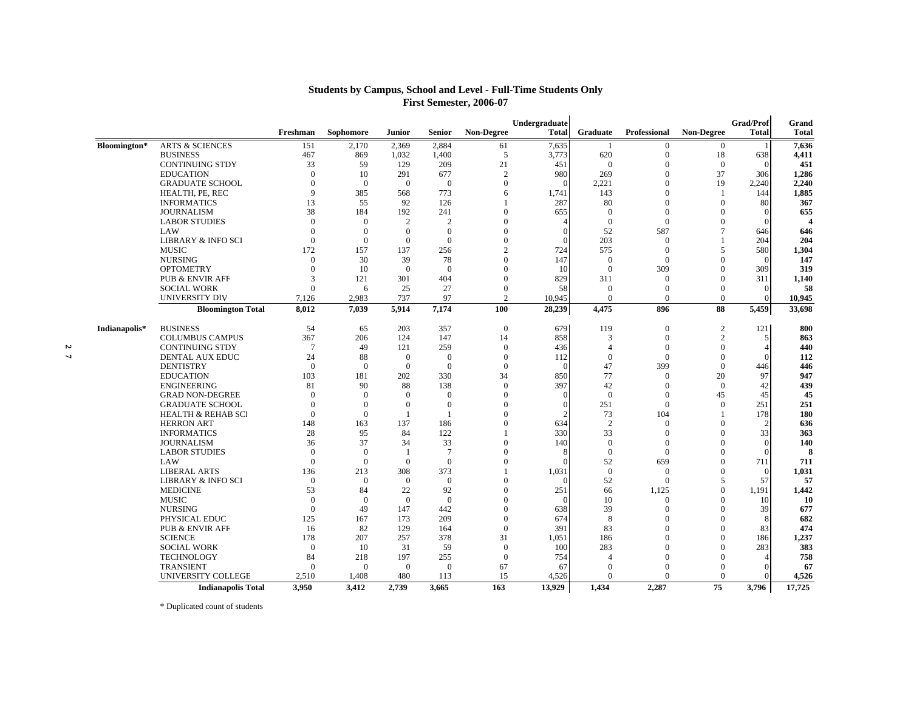**Students by Campus, School and Level - Full-Time Students Only**
**First Semester, 2006-07**

| | | Freshman | Sophomore | Junior | Senior | Non-Degree | Undergraduate Total | Graduate | Professional | Non-Degree | Grad/Prof Total | Grand Total |
|---|---|---|---|---|---|---|---|---|---|---|---|---|
| Bloomington* | ARTS & SCIENCES | 151 | 2,170 | 2,369 | 2,884 | 61 | 7,635 | 1 | 0 | 0 | 1 | **7,636** |
| | BUSINESS | 467 | 869 | 1,032 | 1,400 | 5 | 3,773 | 620 | 0 | 18 | 638 | **4,411** |
| | CONTINUING STDY | 33 | 59 | 129 | 209 | 21 | 451 | 0 | 0 | 0 | 0 | **451** |
| | EDUCATION | 0 | 10 | 291 | 677 | 2 | 980 | 269 | 0 | 37 | 306 | **1,286** |
| | GRADUATE SCHOOL | 0 | 0 | 0 | 0 | 0 | 0 | 2,221 | 0 | 19 | 2,240 | **2,240** |
| | HEALTH, PE, REC | 9 | 385 | 568 | 773 | 6 | 1,741 | 143 | 0 | 1 | 144 | **1,885** |
| | INFORMATICS | 13 | 55 | 92 | 126 | 1 | 287 | 80 | 0 | 0 | 80 | **367** |
| | JOURNALISM | 38 | 184 | 192 | 241 | 0 | 655 | 0 | 0 | 0 | 0 | **655** |
| | LABOR STUDIES | 0 | 0 | 2 | 2 | 0 | 4 | 0 | 0 | 0 | 0 | **4** |
| | LAW | 0 | 0 | 0 | 0 | 0 | 0 | 52 | 587 | 7 | 646 | **646** |
| | LIBRARY & INFO SCI | 0 | 0 | 0 | 0 | 0 | 0 | 203 | 0 | 1 | 204 | **204** |
| | MUSIC | 172 | 157 | 137 | 256 | 2 | 724 | 575 | 0 | 5 | 580 | **1,304** |
| | NURSING | 0 | 30 | 39 | 78 | 0 | 147 | 0 | 0 | 0 | 0 | **147** |
| | OPTOMETRY | 0 | 10 | 0 | 0 | 0 | 10 | 0 | 309 | 0 | 309 | **319** |
| | PUB & ENVIR AFF | 3 | 121 | 301 | 404 | 0 | 829 | 311 | 0 | 0 | 311 | **1,140** |
| | SOCIAL WORK | 0 | 6 | 25 | 27 | 0 | 58 | 0 | 0 | 0 | 0 | **58** |
| | UNIVERSITY DIV | 7,126 | 2,983 | 737 | 97 | 2 | 10,945 | 0 | 0 | 0 | 0 | **10,945** |
| | **Bloomington Total** | **8,012** | **7,039** | **5,914** | **7,174** | **100** | **28,239** | **4,475** | **896** | **88** | **5,459** | **33,698** |
| Indianapolis* | BUSINESS | 54 | 65 | 203 | 357 | 0 | 679 | 119 | 0 | 2 | 121 | **800** |
| | COLUMBUS CAMPUS | 367 | 206 | 124 | 147 | 14 | 858 | 3 | 0 | 2 | 5 | **863** |
| | CONTINUING STDY | 7 | 49 | 121 | 259 | 0 | 436 | 4 | 0 | 0 | 4 | **440** |
| | DENTAL AUX EDUC | 24 | 88 | 0 | 0 | 0 | 112 | 0 | 0 | 0 | 0 | **112** |
| | DENTISTRY | 0 | 0 | 0 | 0 | 0 | 0 | 47 | 399 | 0 | 446 | **446** |
| | EDUCATION | 103 | 181 | 202 | 330 | 34 | 850 | 77 | 0 | 20 | 97 | **947** |
| | ENGINEERING | 81 | 90 | 88 | 138 | 0 | 397 | 42 | 0 | 0 | 42 | **439** |
| | GRAD NON-DEGREE | 0 | 0 | 0 | 0 | 0 | 0 | 0 | 0 | 45 | 45 | **45** |
| | GRADUATE SCHOOL | 0 | 0 | 0 | 0 | 0 | 0 | 251 | 0 | 0 | 251 | **251** |
| | HEALTH & REHAB SCI | 0 | 0 | 1 | 1 | 0 | 2 | 73 | 104 | 1 | 178 | **180** |
| | HERRON ART | 148 | 163 | 137 | 186 | 0 | 634 | 2 | 0 | 0 | 2 | **636** |
| | INFORMATICS | 28 | 95 | 84 | 122 | 1 | 330 | 33 | 0 | 0 | 33 | **363** |
| | JOURNALISM | 36 | 37 | 34 | 33 | 0 | 140 | 0 | 0 | 0 | 0 | **140** |
| | LABOR STUDIES | 0 | 0 | 1 | 7 | 0 | 8 | 0 | 0 | 0 | 0 | **8** |
| | LAW | 0 | 0 | 0 | 0 | 0 | 0 | 52 | 659 | 0 | 711 | **711** |
| | LIBERAL ARTS | 136 | 213 | 308 | 373 | 1 | 1,031 | 0 | 0 | 0 | 0 | **1,031** |
| | LIBRARY & INFO SCI | 0 | 0 | 0 | 0 | 0 | 0 | 52 | 0 | 5 | 57 | **57** |
| | MEDICINE | 53 | 84 | 22 | 92 | 0 | 251 | 66 | 1,125 | 0 | 1,191 | **1,442** |
| | MUSIC | 0 | 0 | 0 | 0 | 0 | 0 | 10 | 0 | 0 | 10 | **10** |
| | NURSING | 0 | 49 | 147 | 442 | 0 | 638 | 39 | 0 | 0 | 39 | **677** |
| | PHYSICAL EDUC | 125 | 167 | 173 | 209 | 0 | 674 | 8 | 0 | 0 | 8 | **682** |
| | PUB & ENVIR AFF | 16 | 82 | 129 | 164 | 0 | 391 | 83 | 0 | 0 | 83 | **474** |
| | SCIENCE | 178 | 207 | 257 | 378 | 31 | 1,051 | 186 | 0 | 0 | 186 | **1,237** |
| | SOCIAL WORK | 0 | 10 | 31 | 59 | 0 | 100 | 283 | 0 | 0 | 283 | **383** |
| | TECHNOLOGY | 84 | 218 | 197 | 255 | 0 | 754 | 4 | 0 | 0 | 4 | **758** |
| | TRANSIENT | 0 | 0 | 0 | 0 | 67 | 67 | 0 | 0 | 0 | 0 | **67** |
| | UNIVERSITY COLLEGE | 2,510 | 1,408 | 480 | 113 | 15 | 4,526 | 0 | 0 | 0 | 0 | **4,526** |
| | **Indianapolis Total** | **3,950** | **3,412** | **2,739** | **3,665** | **163** | **13,929** | **1,434** | **2,287** | **75** | **3,796** | **17,725** |

\* Duplicated count of students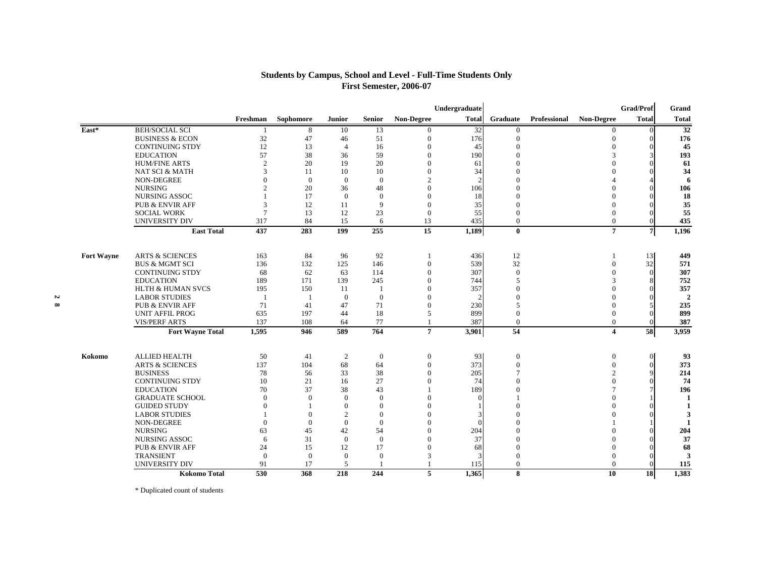## Students by Campus, School and Level - Full-Time Students Only
### First Semester, 2006-07

| | | Freshman | Sophomore | Junior | Senior | Non-Degree | Undergraduate Total | Graduate | Professional | Non-Degree | Grad/Prof Total | Grand Total |
|---|---|---|---|---|---|---|---|---|---|---|---|---|
| East* | BEH/SOCIAL SCI | 1 | 8 | 10 | 13 | 0 | 32 | 0 | | 0 | 0 | **32** |
| | BUSINESS & ECON | 32 | 47 | 46 | 51 | 0 | 176 | 0 | | 0 | 0 | **176** |
| | CONTINUING STDY | 12 | 13 | 4 | 16 | 0 | 45 | 0 | | 0 | 0 | **45** |
| | EDUCATION | 57 | 38 | 36 | 59 | 0 | 190 | 0 | | 3 | 3 | **193** |
| | HUM/FINE ARTS | 2 | 20 | 19 | 20 | 0 | 61 | 0 | | 0 | 0 | **61** |
| | NAT SCI & MATH | 3 | 11 | 10 | 10 | 0 | 34 | 0 | | 0 | 0 | **34** |
| | NON-DEGREE | 0 | 0 | 0 | 0 | 2 | 2 | 0 | | 4 | 4 | **6** |
| | NURSING | 2 | 20 | 36 | 48 | 0 | 106 | 0 | | 0 | 0 | **106** |
| | NURSING ASSOC | 1 | 17 | 0 | 0 | 0 | 18 | 0 | | 0 | 0 | **18** |
| | PUB & ENVIR AFF | 3 | 12 | 11 | 9 | 0 | 35 | 0 | | 0 | 0 | **35** |
| | SOCIAL WORK | 7 | 13 | 12 | 23 | 0 | 55 | 0 | | 0 | 0 | **55** |
| | UNIVERSITY DIV | 317 | 84 | 15 | 6 | 13 | 435 | 0 | | 0 | 0 | **435** |
| | **East Total** | **437** | **283** | **199** | **255** | **15** | **1,189** | **0** | | **7** | **7** | **1,196** |
| Fort Wayne | ARTS & SCIENCES | 163 | 84 | 96 | 92 | 1 | 436 | 12 | | 1 | 13 | **449** |
| | BUS & MGMT SCI | 136 | 132 | 125 | 146 | 0 | 539 | 32 | | 0 | 32 | **571** |
| | CONTINUING STDY | 68 | 62 | 63 | 114 | 0 | 307 | 0 | | 0 | 0 | **307** |
| | EDUCATION | 189 | 171 | 139 | 245 | 0 | 744 | 5 | | 3 | 8 | **752** |
| | HLTH & HUMAN SVCS | 195 | 150 | 11 | 1 | 0 | 357 | 0 | | 0 | 0 | **357** |
| | LABOR STUDIES | 1 | 1 | 0 | 0 | 0 | 2 | 0 | | 0 | 0 | **2** |
| | PUB & ENVIR AFF | 71 | 41 | 47 | 71 | 0 | 230 | 5 | | 0 | 5 | **235** |
| | UNIT AFFIL PROG | 635 | 197 | 44 | 18 | 5 | 899 | 0 | | 0 | 0 | **899** |
| | VIS/PERF ARTS | 137 | 108 | 64 | 77 | 1 | 387 | 0 | | 0 | 0 | **387** |
| | **Fort Wayne Total** | **1,595** | **946** | **589** | **764** | **7** | **3,901** | **54** | | **4** | **58** | **3,959** |
| Kokomo | ALLIED HEALTH | 50 | 41 | 2 | 0 | 0 | 93 | 0 | | 0 | 0 | **93** |
| | ARTS & SCIENCES | 137 | 104 | 68 | 64 | 0 | 373 | 0 | | 0 | 0 | **373** |
| | BUSINESS | 78 | 56 | 33 | 38 | 0 | 205 | 7 | | 2 | 9 | **214** |
| | CONTINUING STDY | 10 | 21 | 16 | 27 | 0 | 74 | 0 | | 0 | 0 | **74** |
| | EDUCATION | 70 | 37 | 38 | 43 | 1 | 189 | 0 | | 7 | 7 | **196** |
| | GRADUATE SCHOOL | 0 | 0 | 0 | 0 | 0 | 0 | 1 | | 0 | 1 | **1** |
| | GUIDED STUDY | 0 | 1 | 0 | 0 | 0 | 1 | 0 | | 0 | 0 | **1** |
| | LABOR STUDIES | 1 | 0 | 2 | 0 | 0 | 3 | 0 | | 0 | 0 | **3** |
| | NON-DEGREE | 0 | 0 | 0 | 0 | 0 | 0 | 0 | | 1 | 1 | **1** |
| | NURSING | 63 | 45 | 42 | 54 | 0 | 204 | 0 | | 0 | 0 | **204** |
| | NURSING ASSOC | 6 | 31 | 0 | 0 | 0 | 37 | 0 | | 0 | 0 | **37** |
| | PUB & ENVIR AFF | 24 | 15 | 12 | 17 | 0 | 68 | 0 | | 0 | 0 | **68** |
| | TRANSIENT | 0 | 0 | 0 | 0 | 3 | 3 | 0 | | 0 | 0 | **3** |
| | UNIVERSITY DIV | 91 | 17 | 5 | 1 | 1 | 115 | 0 | | 0 | 0 | **115** |
| | **Kokomo Total** | **530** | **368** | **218** | **244** | **5** | **1,365** | **8** | | **10** | **18** | **1,383** |

* Duplicated count of students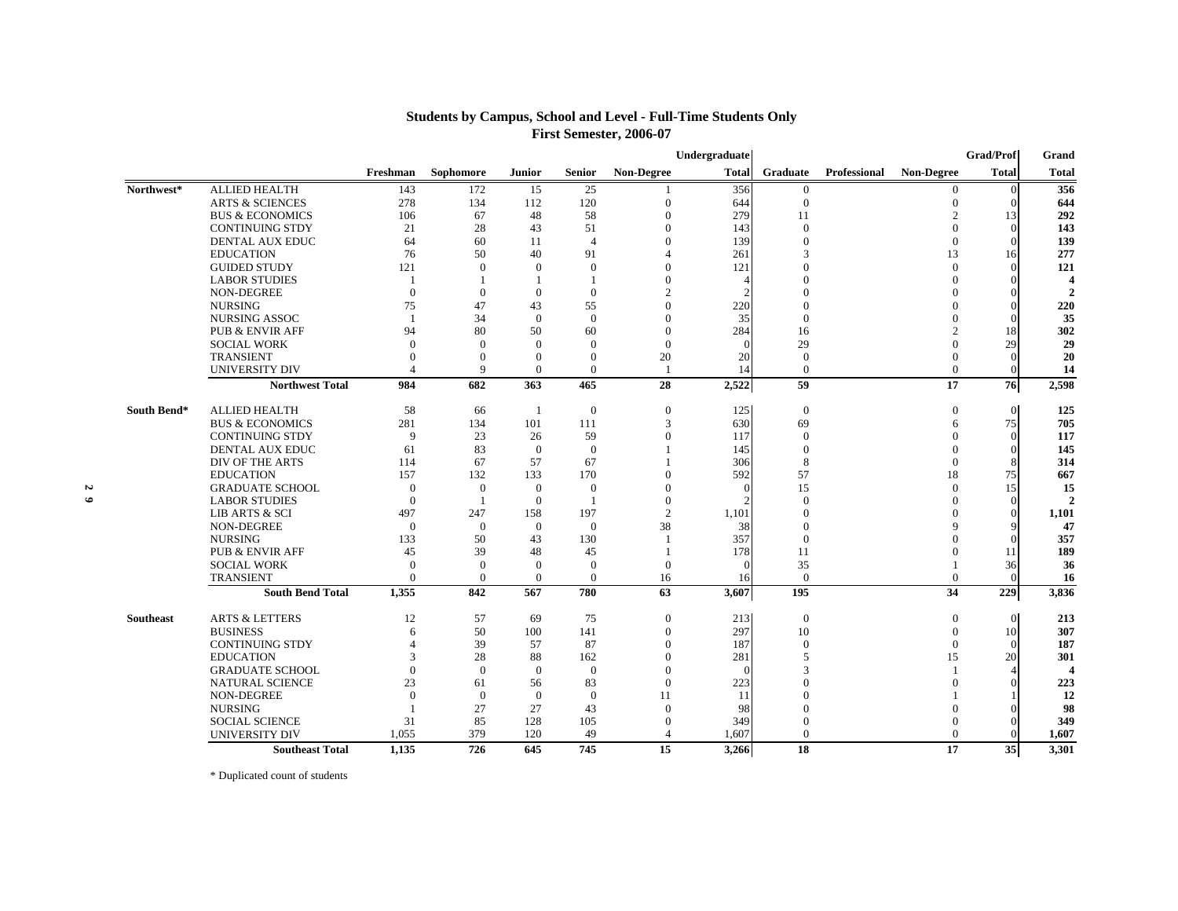## Students by Campus, School and Level - Full-Time Students Only
### First Semester, 2006-07

| | | Freshman | Sophomore | Junior | Senior | Non-Degree | Undergraduate Total | Graduate | Professional | Non-Degree | Grad/Prof Total | Grand Total |
|---|---|---|---|---|---|---|---|---|---|---|---|---|
| Northwest* | ALLIED HEALTH | 143 | 172 | 15 | 25 | 1 | 356 | 0 | | 0 | 0 | **356** |
| | ARTS & SCIENCES | 278 | 134 | 112 | 120 | 0 | 644 | 0 | | 0 | 0 | **644** |
| | BUS & ECONOMICS | 106 | 67 | 48 | 58 | 0 | 279 | 11 | | 2 | 13 | **292** |
| | CONTINUING STDY | 21 | 28 | 43 | 51 | 0 | 143 | 0 | | 0 | 0 | **143** |
| | DENTAL AUX EDUC | 64 | 60 | 11 | 4 | 0 | 139 | 0 | | 0 | 0 | **139** |
| | EDUCATION | 76 | 50 | 40 | 91 | 4 | 261 | 3 | | 13 | 16 | **277** |
| | GUIDED STUDY | 121 | 0 | 0 | 0 | 0 | 121 | 0 | | 0 | 0 | **121** |
| | LABOR STUDIES | 1 | 1 | 1 | 1 | 0 | 4 | 0 | | 0 | 0 | **4** |
| | NON-DEGREE | 0 | 0 | 0 | 0 | 2 | 2 | 0 | | 0 | 0 | **2** |
| | NURSING | 75 | 47 | 43 | 55 | 0 | 220 | 0 | | 0 | 0 | **220** |
| | NURSING ASSOC | 1 | 34 | 0 | 0 | 0 | 35 | 0 | | 0 | 0 | **35** |
| | PUB & ENVIR AFF | 94 | 80 | 50 | 60 | 0 | 284 | 16 | | 2 | 18 | **302** |
| | SOCIAL WORK | 0 | 0 | 0 | 0 | 0 | 0 | 29 | | 0 | 29 | **29** |
| | TRANSIENT | 0 | 0 | 0 | 0 | 20 | 20 | 0 | | 0 | 0 | **20** |
| | UNIVERSITY DIV | 4 | 9 | 0 | 0 | 1 | 14 | 0 | | 0 | 0 | **14** |
| | **Northwest Total** | **984** | **682** | **363** | **465** | **28** | **2,522** | **59** | | **17** | **76** | **2,598** |
| South Bend* | ALLIED HEALTH | 58 | 66 | 1 | 0 | 0 | 125 | 0 | | 0 | 0 | **125** |
| | BUS & ECONOMICS | 281 | 134 | 101 | 111 | 3 | 630 | 69 | | 6 | 75 | **705** |
| | CONTINUING STDY | 9 | 23 | 26 | 59 | 0 | 117 | 0 | | 0 | 0 | **117** |
| | DENTAL AUX EDUC | 61 | 83 | 0 | 0 | 1 | 145 | 0 | | 0 | 0 | **145** |
| | DIV OF THE ARTS | 114 | 67 | 57 | 67 | 1 | 306 | 8 | | 0 | 8 | **314** |
| | EDUCATION | 157 | 132 | 133 | 170 | 0 | 592 | 57 | | 18 | 75 | **667** |
| | GRADUATE SCHOOL | 0 | 0 | 0 | 0 | 0 | 0 | 15 | | 0 | 15 | **15** |
| | LABOR STUDIES | 0 | 1 | 0 | 1 | 0 | 2 | 0 | | 0 | 0 | **2** |
| | LIB ARTS & SCI | 497 | 247 | 158 | 197 | 2 | 1,101 | 0 | | 0 | 0 | **1,101** |
| | NON-DEGREE | 0 | 0 | 0 | 0 | 38 | 38 | 0 | | 9 | 9 | **47** |
| | NURSING | 133 | 50 | 43 | 130 | 1 | 357 | 0 | | 0 | 0 | **357** |
| | PUB & ENVIR AFF | 45 | 39 | 48 | 45 | 1 | 178 | 11 | | 0 | 11 | **189** |
| | SOCIAL WORK | 0 | 0 | 0 | 0 | 0 | 0 | 35 | | 1 | 36 | **36** |
| | TRANSIENT | 0 | 0 | 0 | 0 | 16 | 16 | 0 | | 0 | 0 | **16** |
| | **South Bend Total** | **1,355** | **842** | **567** | **780** | **63** | **3,607** | **195** | | **34** | **229** | **3,836** |
| Southeast | ARTS & LETTERS | 12 | 57 | 69 | 75 | 0 | 213 | 0 | | 0 | 0 | **213** |
| | BUSINESS | 6 | 50 | 100 | 141 | 0 | 297 | 10 | | 0 | 10 | **307** |
| | CONTINUING STDY | 4 | 39 | 57 | 87 | 0 | 187 | 0 | | 0 | 0 | **187** |
| | EDUCATION | 3 | 28 | 88 | 162 | 0 | 281 | 5 | | 15 | 20 | **301** |
| | GRADUATE SCHOOL | 0 | 0 | 0 | 0 | 0 | 0 | 3 | | 1 | 4 | **4** |
| | NATURAL SCIENCE | 23 | 61 | 56 | 83 | 0 | 223 | 0 | | 0 | 0 | **223** |
| | NON-DEGREE | 0 | 0 | 0 | 0 | 11 | 11 | 0 | | 1 | 1 | **12** |
| | NURSING | 1 | 27 | 27 | 43 | 0 | 98 | 0 | | 0 | 0 | **98** |
| | SOCIAL SCIENCE | 31 | 85 | 128 | 105 | 0 | 349 | 0 | | 0 | 0 | **349** |
| | UNIVERSITY DIV | 1,055 | 379 | 120 | 49 | 4 | 1,607 | 0 | | 0 | 0 | **1,607** |
| | **Southeast Total** | **1,135** | **726** | **645** | **745** | **15** | **3,266** | **18** | | **17** | **35** | **3,301** |

\* Duplicated count of students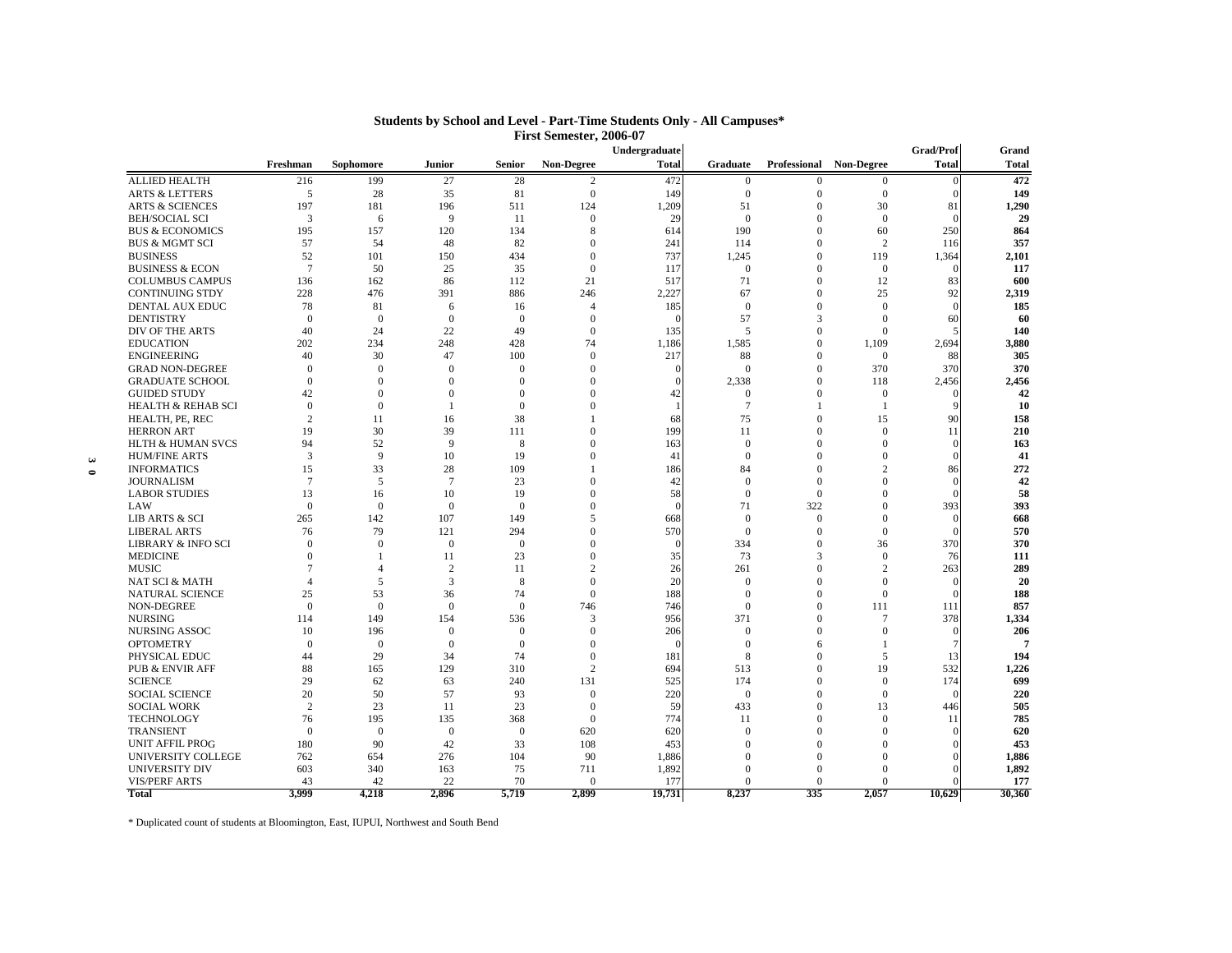## Students by School and Level - Part-Time Students Only - All Campuses*

### First Semester, 2006-07

| | Freshman | Sophomore | Junior | Senior | Non-Degree | Undergraduate Total | Graduate | Professional | Non-Degree | Grad/Prof Total | Grand Total |
|---|---|---|---|---|---|---|---|---|---|---|---|
| ALLIED HEALTH | 216 | 199 | 27 | 28 | 2 | 472 | 0 | 0 | 0 | 0 | **472** |
| ARTS & LETTERS | 5 | 28 | 35 | 81 | 0 | 149 | 0 | 0 | 0 | 0 | **149** |
| ARTS & SCIENCES | 197 | 181 | 196 | 511 | 124 | 1,209 | 51 | 0 | 30 | 81 | **1,290** |
| BEH/SOCIAL SCI | 3 | 6 | 9 | 11 | 0 | 29 | 0 | 0 | 0 | 0 | **29** |
| BUS & ECONOMICS | 195 | 157 | 120 | 134 | 8 | 614 | 190 | 0 | 60 | 250 | **864** |
| BUS & MGMT SCI | 57 | 54 | 48 | 82 | 0 | 241 | 114 | 0 | 2 | 116 | **357** |
| BUSINESS | 52 | 101 | 150 | 434 | 0 | 737 | 1,245 | 0 | 119 | 1,364 | **2,101** |
| BUSINESS & ECON | 7 | 50 | 25 | 35 | 0 | 117 | 0 | 0 | 0 | 0 | **117** |
| COLUMBUS CAMPUS | 136 | 162 | 86 | 112 | 21 | 517 | 71 | 0 | 12 | 83 | **600** |
| CONTINUING STDY | 228 | 476 | 391 | 886 | 246 | 2,227 | 67 | 0 | 25 | 92 | **2,319** |
| DENTAL AUX EDUC | 78 | 81 | 6 | 16 | 4 | 185 | 0 | 0 | 0 | 0 | **185** |
| DENTISTRY | 0 | 0 | 0 | 0 | 0 | 0 | 57 | 3 | 0 | 60 | **60** |
| DIV OF THE ARTS | 40 | 24 | 22 | 49 | 0 | 135 | 5 | 0 | 0 | 5 | **140** |
| EDUCATION | 202 | 234 | 248 | 428 | 74 | 1,186 | 1,585 | 0 | 1,109 | 2,694 | **3,880** |
| ENGINEERING | 40 | 30 | 47 | 100 | 0 | 217 | 88 | 0 | 0 | 88 | **305** |
| GRAD NON-DEGREE | 0 | 0 | 0 | 0 | 0 | 0 | 0 | 0 | 370 | 370 | **370** |
| GRADUATE SCHOOL | 0 | 0 | 0 | 0 | 0 | 0 | 2,338 | 0 | 118 | 2,456 | **2,456** |
| GUIDED STUDY | 42 | 0 | 0 | 0 | 0 | 42 | 0 | 0 | 0 | 0 | **42** |
| HEALTH & REHAB SCI | 0 | 0 | 1 | 0 | 0 | 1 | 7 | 1 | 1 | 9 | **10** |
| HEALTH, PE, REC | 2 | 11 | 16 | 38 | 1 | 68 | 75 | 0 | 15 | 90 | **158** |
| HERRON ART | 19 | 30 | 39 | 111 | 0 | 199 | 11 | 0 | 0 | 11 | **210** |
| HLTH & HUMAN SVCS | 94 | 52 | 9 | 8 | 0 | 163 | 0 | 0 | 0 | 0 | **163** |
| HUM/FINE ARTS | 3 | 9 | 10 | 19 | 0 | 41 | 0 | 0 | 0 | 0 | **41** |
| INFORMATICS | 15 | 33 | 28 | 109 | 1 | 186 | 84 | 0 | 2 | 86 | **272** |
| JOURNALISM | 7 | 5 | 7 | 23 | 0 | 42 | 0 | 0 | 0 | 0 | **42** |
| LABOR STUDIES | 13 | 16 | 10 | 19 | 0 | 58 | 0 | 0 | 0 | 0 | **58** |
| LAW | 0 | 0 | 0 | 0 | 0 | 0 | 71 | 322 | 0 | 393 | **393** |
| LIB ARTS & SCI | 265 | 142 | 107 | 149 | 5 | 668 | 0 | 0 | 0 | 0 | **668** |
| LIBERAL ARTS | 76 | 79 | 121 | 294 | 0 | 570 | 0 | 0 | 0 | 0 | **570** |
| LIBRARY & INFO SCI | 0 | 0 | 0 | 0 | 0 | 0 | 334 | 0 | 36 | 370 | **370** |
| MEDICINE | 0 | 1 | 11 | 23 | 0 | 35 | 73 | 3 | 0 | 76 | **111** |
| MUSIC | 7 | 4 | 2 | 11 | 2 | 26 | 261 | 0 | 2 | 263 | **289** |
| NAT SCI & MATH | 4 | 5 | 3 | 8 | 0 | 20 | 0 | 0 | 0 | 0 | **20** |
| NATURAL SCIENCE | 25 | 53 | 36 | 74 | 0 | 188 | 0 | 0 | 0 | 0 | **188** |
| NON-DEGREE | 0 | 0 | 0 | 0 | 746 | 746 | 0 | 0 | 111 | 111 | **857** |
| NURSING | 114 | 149 | 154 | 536 | 3 | 956 | 371 | 0 | 7 | 378 | **1,334** |
| NURSING ASSOC | 10 | 196 | 0 | 0 | 0 | 206 | 0 | 0 | 0 | 0 | **206** |
| OPTOMETRY | 0 | 0 | 0 | 0 | 0 | 0 | 0 | 6 | 1 | 7 | **7** |
| PHYSICAL EDUC | 44 | 29 | 34 | 74 | 0 | 181 | 8 | 0 | 5 | 13 | **194** |
| PUB & ENVIR AFF | 88 | 165 | 129 | 310 | 2 | 694 | 513 | 0 | 19 | 532 | **1,226** |
| SCIENCE | 29 | 62 | 63 | 240 | 131 | 525 | 174 | 0 | 0 | 174 | **699** |
| SOCIAL SCIENCE | 20 | 50 | 57 | 93 | 0 | 220 | 0 | 0 | 0 | 0 | **220** |
| SOCIAL WORK | 2 | 23 | 11 | 23 | 0 | 59 | 433 | 0 | 13 | 446 | **505** |
| TECHNOLOGY | 76 | 195 | 135 | 368 | 0 | 774 | 11 | 0 | 0 | 11 | **785** |
| TRANSIENT | 0 | 0 | 0 | 0 | 620 | 620 | 0 | 0 | 0 | 0 | **620** |
| UNIT AFFIL PROG | 180 | 90 | 42 | 33 | 108 | 453 | 0 | 0 | 0 | 0 | **453** |
| UNIVERSITY COLLEGE | 762 | 654 | 276 | 104 | 90 | 1,886 | 0 | 0 | 0 | 0 | **1,886** |
| UNIVERSITY DIV | 603 | 340 | 163 | 75 | 711 | 1,892 | 0 | 0 | 0 | 0 | **1,892** |
| VIS/PERF ARTS | 43 | 42 | 22 | 70 | 0 | 177 | 0 | 0 | 0 | 0 | **177** |
| **Total** | **3,999** | **4,218** | **2,896** | **5,719** | **2,899** | **19,731** | **8,237** | **335** | **2,057** | **10,629** | **30,360** |

\* Duplicated count of students at Bloomington, East, IUPUI, Northwest and South Bend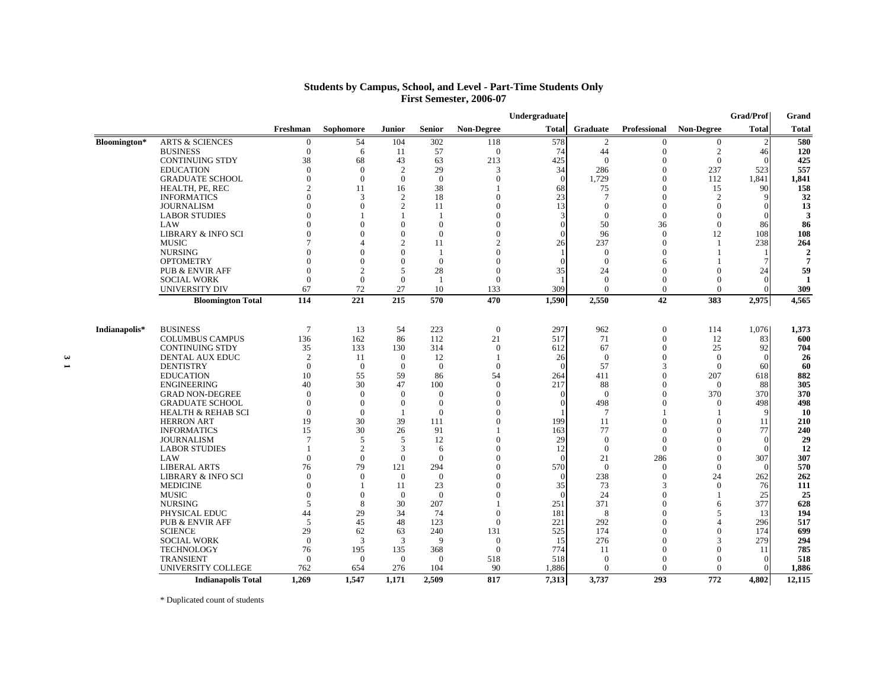## Students by Campus, School, and Level - Part-Time Students Only
### First Semester, 2006-07

| | | Freshman | Sophomore | Junior | Senior | Non-Degree | Undergraduate Total | Graduate | Professional | Non-Degree | Grad/Prof Total | Grand Total |
|---|---|---|---|---|---|---|---|---|---|---|---|---|
| Bloomington* | ARTS & SCIENCES | 0 | 54 | 104 | 302 | 118 | 578 | 2 | 0 | 0 | 2 | **580** |
| | BUSINESS | 0 | 6 | 11 | 57 | 0 | 74 | 44 | 0 | 2 | 46 | **120** |
| | CONTINUING STDY | 38 | 68 | 43 | 63 | 213 | 425 | 0 | 0 | 0 | 0 | **425** |
| | EDUCATION | 0 | 0 | 2 | 29 | 3 | 34 | 286 | 0 | 237 | 523 | **557** |
| | GRADUATE SCHOOL | 0 | 0 | 0 | 0 | 0 | 0 | 1,729 | 0 | 112 | 1,841 | **1,841** |
| | HEALTH, PE, REC | 2 | 11 | 16 | 38 | 1 | 68 | 75 | 0 | 15 | 90 | **158** |
| | INFORMATICS | 0 | 3 | 2 | 18 | 0 | 23 | 7 | 0 | 2 | 9 | **32** |
| | JOURNALISM | 0 | 0 | 2 | 11 | 0 | 13 | 0 | 0 | 0 | 0 | **13** |
| | LABOR STUDIES | 0 | 1 | 1 | 1 | 0 | 3 | 0 | 0 | 0 | 0 | **3** |
| | LAW | 0 | 0 | 0 | 0 | 0 | 0 | 50 | 36 | 0 | 86 | **86** |
| | LIBRARY & INFO SCI | 0 | 0 | 0 | 0 | 0 | 0 | 96 | 0 | 12 | 108 | **108** |
| | MUSIC | 7 | 4 | 2 | 11 | 2 | 26 | 237 | 0 | 1 | 238 | **264** |
| | NURSING | 0 | 0 | 0 | 1 | 0 | 1 | 0 | 0 | 1 | 1 | **2** |
| | OPTOMETRY | 0 | 0 | 0 | 0 | 0 | 0 | 0 | 6 | 1 | 7 | **7** |
| | PUB & ENVIR AFF | 0 | 2 | 5 | 28 | 0 | 35 | 24 | 0 | 0 | 24 | **59** |
| | SOCIAL WORK | 0 | 0 | 0 | 1 | 0 | 1 | 0 | 0 | 0 | 0 | **1** |
| | UNIVERSITY DIV | 67 | 72 | 27 | 10 | 133 | 309 | 0 | 0 | 0 | 0 | **309** |
| | **Bloomington Total** | **114** | **221** | **215** | **570** | **470** | **1,590** | **2,550** | **42** | **383** | **2,975** | **4,565** |
| Indianapolis* | BUSINESS | 7 | 13 | 54 | 223 | 0 | 297 | 962 | 0 | 114 | 1,076 | **1,373** |
| | COLUMBUS CAMPUS | 136 | 162 | 86 | 112 | 21 | 517 | 71 | 0 | 12 | 83 | **600** |
| | CONTINUING STDY | 35 | 133 | 130 | 314 | 0 | 612 | 67 | 0 | 25 | 92 | **704** |
| | DENTAL AUX EDUC | 2 | 11 | 0 | 12 | 1 | 26 | 0 | 0 | 0 | 0 | **26** |
| | DENTISTRY | 0 | 0 | 0 | 0 | 0 | 0 | 57 | 3 | 0 | 60 | **60** |
| | EDUCATION | 10 | 55 | 59 | 86 | 54 | 264 | 411 | 0 | 207 | 618 | **882** |
| | ENGINEERING | 40 | 30 | 47 | 100 | 0 | 217 | 88 | 0 | 0 | 88 | **305** |
| | GRAD NON-DEGREE | 0 | 0 | 0 | 0 | 0 | 0 | 0 | 0 | 370 | 370 | **370** |
| | GRADUATE SCHOOL | 0 | 0 | 0 | 0 | 0 | 0 | 498 | 0 | 0 | 498 | **498** |
| | HEALTH & REHAB SCI | 0 | 0 | 1 | 0 | 0 | 1 | 7 | 1 | 1 | 9 | **10** |
| | HERRON ART | 19 | 30 | 39 | 111 | 0 | 199 | 11 | 0 | 0 | 11 | **210** |
| | INFORMATICS | 15 | 30 | 26 | 91 | 1 | 163 | 77 | 0 | 0 | 77 | **240** |
| | JOURNALISM | 7 | 5 | 5 | 12 | 0 | 29 | 0 | 0 | 0 | 0 | **29** |
| | LABOR STUDIES | 1 | 2 | 3 | 6 | 0 | 12 | 0 | 0 | 0 | 0 | **12** |
| | LAW | 0 | 0 | 0 | 0 | 0 | 0 | 21 | 286 | 0 | 307 | **307** |
| | LIBERAL ARTS | 76 | 79 | 121 | 294 | 0 | 570 | 0 | 0 | 0 | 0 | **570** |
| | LIBRARY & INFO SCI | 0 | 0 | 0 | 0 | 0 | 0 | 238 | 0 | 24 | 262 | **262** |
| | MEDICINE | 0 | 1 | 11 | 23 | 0 | 35 | 73 | 3 | 0 | 76 | **111** |
| | MUSIC | 0 | 0 | 0 | 0 | 0 | 0 | 24 | 0 | 1 | 25 | **25** |
| | NURSING | 5 | 8 | 30 | 207 | 1 | 251 | 371 | 0 | 6 | 377 | **628** |
| | PHYSICAL EDUC | 44 | 29 | 34 | 74 | 0 | 181 | 8 | 0 | 5 | 13 | **194** |
| | PUB & ENVIR AFF | 5 | 45 | 48 | 123 | 0 | 221 | 292 | 0 | 4 | 296 | **517** |
| | SCIENCE | 29 | 62 | 63 | 240 | 131 | 525 | 174 | 0 | 0 | 174 | **699** |
| | SOCIAL WORK | 0 | 3 | 3 | 9 | 0 | 15 | 276 | 0 | 3 | 279 | **294** |
| | TECHNOLOGY | 76 | 195 | 135 | 368 | 0 | 774 | 11 | 0 | 0 | 11 | **785** |
| | TRANSIENT | 0 | 0 | 0 | 0 | 518 | 518 | 0 | 0 | 0 | 0 | **518** |
| | UNIVERSITY COLLEGE | 762 | 654 | 276 | 104 | 90 | 1,886 | 0 | 0 | 0 | 0 | **1,886** |
| | **Indianapolis Total** | **1,269** | **1,547** | **1,171** | **2,509** | **817** | **7,313** | **3,737** | **293** | **772** | **4,802** | **12,115** |

\* Duplicated count of students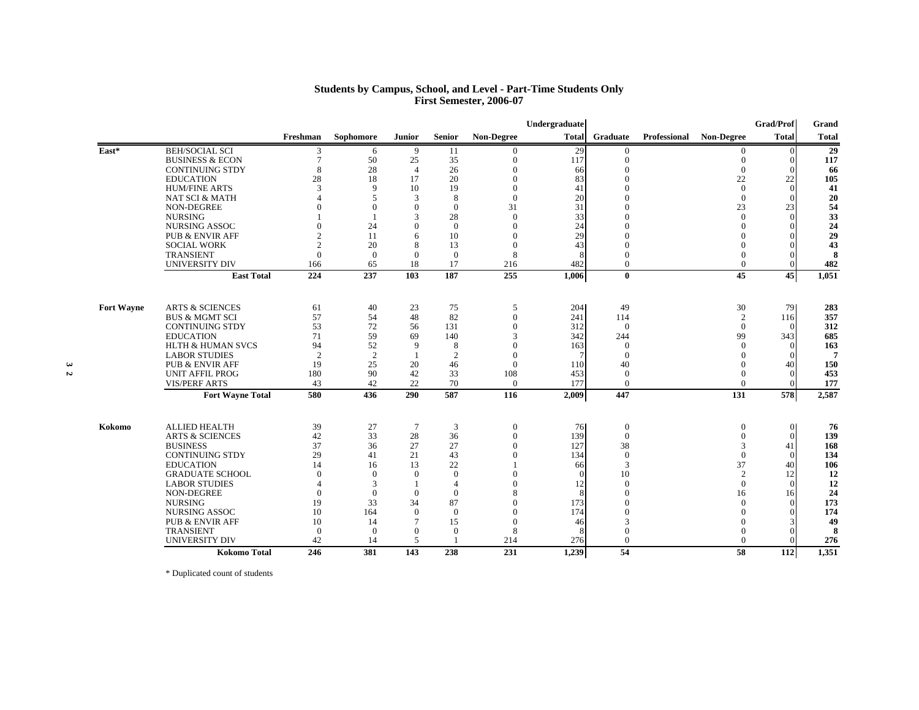## Students by Campus, School, and Level - Part-Time Students Only
## First Semester, 2006-07

| | | Freshman | Sophomore | Junior | Senior | Non-Degree | Undergraduate Total | Graduate | Professional | Non-Degree | Grad/Prof Total | Grand Total |
|---|---|---|---|---|---|---|---|---|---|---|---|---|
| East* | BEH/SOCIAL SCI | 3 | 6 | 9 | 11 | 0 | 29 | 0 | | 0 | 0 | **29** |
| | BUSINESS & ECON | 7 | 50 | 25 | 35 | 0 | 117 | 0 | | 0 | 0 | **117** |
| | CONTINUING STDY | 8 | 28 | 4 | 26 | 0 | 66 | 0 | | 0 | 0 | **66** |
| | EDUCATION | 28 | 18 | 17 | 20 | 0 | 83 | 0 | | 22 | 22 | **105** |
| | HUM/FINE ARTS | 3 | 9 | 10 | 19 | 0 | 41 | 0 | | 0 | 0 | **41** |
| | NAT SCI & MATH | 4 | 5 | 3 | 8 | 0 | 20 | 0 | | 0 | 0 | **20** |
| | NON-DEGREE | 0 | 0 | 0 | 0 | 31 | 31 | 0 | | 23 | 23 | **54** |
| | NURSING | 1 | 1 | 3 | 28 | 0 | 33 | 0 | | 0 | 0 | **33** |
| | NURSING ASSOC | 0 | 24 | 0 | 0 | 0 | 24 | 0 | | 0 | 0 | **24** |
| | PUB & ENVIR AFF | 2 | 11 | 6 | 10 | 0 | 29 | 0 | | 0 | 0 | **29** |
| | SOCIAL WORK | 2 | 20 | 8 | 13 | 0 | 43 | 0 | | 0 | 0 | **43** |
| | TRANSIENT | 0 | 0 | 0 | 0 | 8 | 8 | 0 | | 0 | 0 | **8** |
| | UNIVERSITY DIV | 166 | 65 | 18 | 17 | 216 | 482 | 0 | | 0 | 0 | **482** |
| | **East Total** | **224** | **237** | **103** | **187** | **255** | **1,006** | **0** | | **45** | **45** | **1,051** |
| Fort Wayne | ARTS & SCIENCES | 61 | 40 | 23 | 75 | 5 | 204 | 49 | | 30 | 79 | **283** |
| | BUS & MGMT SCI | 57 | 54 | 48 | 82 | 0 | 241 | 114 | | 2 | 116 | **357** |
| | CONTINUING STDY | 53 | 72 | 56 | 131 | 0 | 312 | 0 | | 0 | 0 | **312** |
| | EDUCATION | 71 | 59 | 69 | 140 | 3 | 342 | 244 | | 99 | 343 | **685** |
| | HLTH & HUMAN SVCS | 94 | 52 | 9 | 8 | 0 | 163 | 0 | | 0 | 0 | **163** |
| | LABOR STUDIES | 2 | 2 | 1 | 2 | 0 | 7 | 0 | | 0 | 0 | **7** |
| | PUB & ENVIR AFF | 19 | 25 | 20 | 46 | 0 | 110 | 40 | | 0 | 40 | **150** |
| | UNIT AFFIL PROG | 180 | 90 | 42 | 33 | 108 | 453 | 0 | | 0 | 0 | **453** |
| | VIS/PERF ARTS | 43 | 42 | 22 | 70 | 0 | 177 | 0 | | 0 | 0 | **177** |
| | **Fort Wayne Total** | **580** | **436** | **290** | **587** | **116** | **2,009** | **447** | | **131** | **578** | **2,587** |
| Kokomo | ALLIED HEALTH | 39 | 27 | 7 | 3 | 0 | 76 | 0 | | 0 | 0 | **76** |
| | ARTS & SCIENCES | 42 | 33 | 28 | 36 | 0 | 139 | 0 | | 0 | 0 | **139** |
| | BUSINESS | 37 | 36 | 27 | 27 | 0 | 127 | 38 | | 3 | 41 | **168** |
| | CONTINUING STDY | 29 | 41 | 21 | 43 | 0 | 134 | 0 | | 0 | 0 | **134** |
| | EDUCATION | 14 | 16 | 13 | 22 | 1 | 66 | 3 | | 37 | 40 | **106** |
| | GRADUATE SCHOOL | 0 | 0 | 0 | 0 | 0 | 0 | 10 | | 2 | 12 | **12** |
| | LABOR STUDIES | 4 | 3 | 1 | 4 | 0 | 12 | 0 | | 0 | 0 | **12** |
| | NON-DEGREE | 0 | 0 | 0 | 0 | 8 | 8 | 0 | | 16 | 16 | **24** |
| | NURSING | 19 | 33 | 34 | 87 | 0 | 173 | 0 | | 0 | 0 | **173** |
| | NURSING ASSOC | 10 | 164 | 0 | 0 | 0 | 174 | 0 | | 0 | 0 | **174** |
| | PUB & ENVIR AFF | 10 | 14 | 7 | 15 | 0 | 46 | 3 | | 0 | 3 | **49** |
| | TRANSIENT | 0 | 0 | 0 | 0 | 8 | 8 | 0 | | 0 | 0 | **8** |
| | UNIVERSITY DIV | 42 | 14 | 5 | 1 | 214 | 276 | 0 | | 0 | 0 | **276** |
| | **Kokomo Total** | **246** | **381** | **143** | **238** | **231** | **1,239** | **54** | | **58** | **112** | **1,351** |

\* Duplicated count of students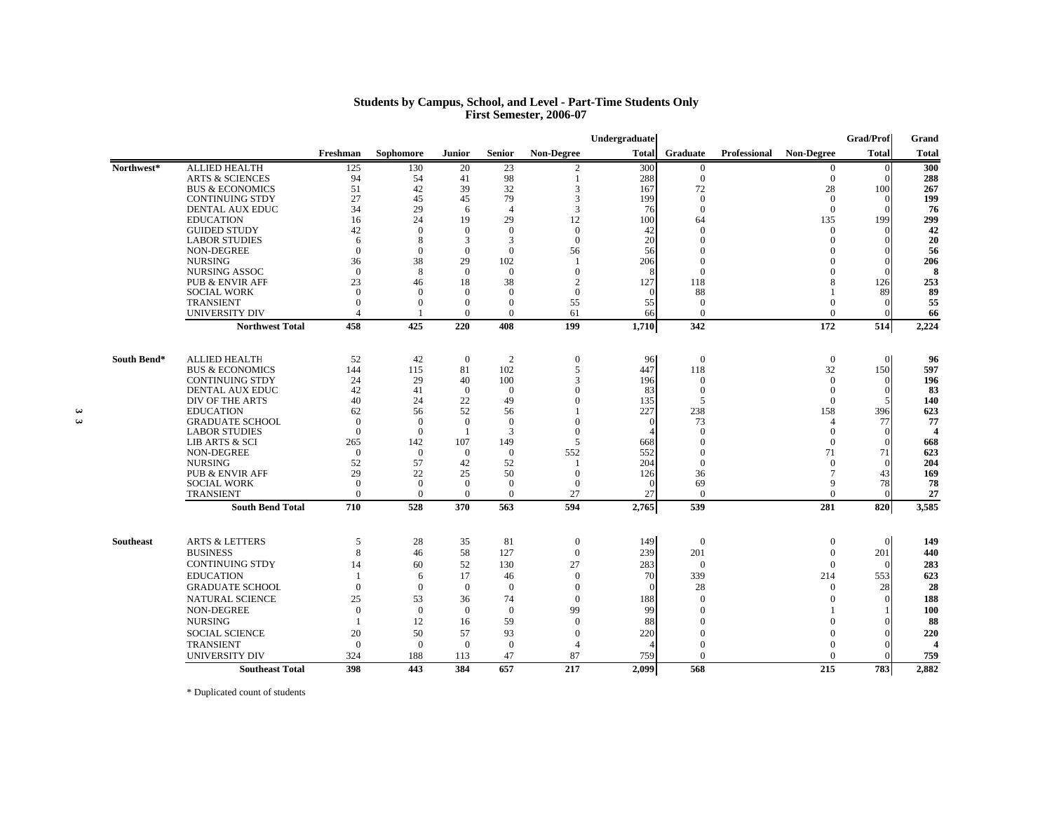## Students by Campus, School, and Level - Part-Time Students Only
## First Semester, 2006-07

| | | Freshman | Sophomore | Junior | Senior | Non-Degree | Undergraduate Total | Graduate | Professional | Non-Degree | Grad/Prof Total | Grand Total |
|---|---|---|---|---|---|---|---|---|---|---|---|---|
| Northwest* | ALLIED HEALTH | 125 | 130 | 20 | 23 | 2 | 300 | 0 | | 0 | 0 | 300 |
| | ARTS & SCIENCES | 94 | 54 | 41 | 98 | 1 | 288 | 0 | | 0 | 0 | 288 |
| | BUS & ECONOMICS | 51 | 42 | 39 | 32 | 3 | 167 | 72 | | 28 | 100 | 267 |
| | CONTINUING STDY | 27 | 45 | 45 | 79 | 3 | 199 | 0 | | 0 | 0 | 199 |
| | DENTAL AUX EDUC | 34 | 29 | 6 | 4 | 3 | 76 | 0 | | 0 | 0 | 76 |
| | EDUCATION | 16 | 24 | 19 | 29 | 12 | 100 | 64 | | 135 | 199 | 299 |
| | GUIDED STUDY | 42 | 0 | 0 | 0 | 0 | 42 | 0 | | 0 | 0 | 42 |
| | LABOR STUDIES | 6 | 8 | 3 | 3 | 0 | 20 | 0 | | 0 | 0 | 20 |
| | NON-DEGREE | 0 | 0 | 0 | 0 | 56 | 56 | 0 | | 0 | 0 | 56 |
| | NURSING | 36 | 38 | 29 | 102 | 1 | 206 | 0 | | 0 | 0 | 206 |
| | NURSING ASSOC | 0 | 8 | 0 | 0 | 0 | 8 | 0 | | 0 | 0 | 8 |
| | PUB & ENVIR AFF | 23 | 46 | 18 | 38 | 2 | 127 | 118 | | 8 | 126 | 253 |
| | SOCIAL WORK | 0 | 0 | 0 | 0 | 0 | 0 | 88 | | 1 | 89 | 89 |
| | TRANSIENT | 0 | 0 | 0 | 0 | 55 | 55 | 0 | | 0 | 0 | 55 |
| | UNIVERSITY DIV | 4 | 1 | 0 | 0 | 61 | 66 | 0 | | 0 | 0 | 66 |
| | **Northwest Total** | **458** | **425** | **220** | **408** | **199** | **1,710** | **342** | | **172** | **514** | **2,224** |
| South Bend* | ALLIED HEALTH | 52 | 42 | 0 | 2 | 0 | 96 | 0 | | 0 | 0 | 96 |
| | BUS & ECONOMICS | 144 | 115 | 81 | 102 | 5 | 447 | 118 | | 32 | 150 | 597 |
| | CONTINUING STDY | 24 | 29 | 40 | 100 | 3 | 196 | 0 | | 0 | 0 | 196 |
| | DENTAL AUX EDUC | 42 | 41 | 0 | 0 | 0 | 83 | 0 | | 0 | 0 | 83 |
| | DIV OF THE ARTS | 40 | 24 | 22 | 49 | 0 | 135 | 5 | | 0 | 5 | 140 |
| | EDUCATION | 62 | 56 | 52 | 56 | 1 | 227 | 238 | | 158 | 396 | 623 |
| | GRADUATE SCHOOL | 0 | 0 | 0 | 0 | 0 | 0 | 73 | | 4 | 77 | 77 |
| | LABOR STUDIES | 0 | 0 | 1 | 3 | 0 | 4 | 0 | | 0 | 0 | 4 |
| | LIB ARTS & SCI | 265 | 142 | 107 | 149 | 5 | 668 | 0 | | 0 | 0 | 668 |
| | NON-DEGREE | 0 | 0 | 0 | 0 | 552 | 552 | 0 | | 71 | 71 | 623 |
| | NURSING | 52 | 57 | 42 | 52 | 1 | 204 | 0 | | 0 | 0 | 204 |
| | PUB & ENVIR AFF | 29 | 22 | 25 | 50 | 0 | 126 | 36 | | 7 | 43 | 169 |
| | SOCIAL WORK | 0 | 0 | 0 | 0 | 0 | 0 | 69 | | 9 | 78 | 78 |
| | TRANSIENT | 0 | 0 | 0 | 0 | 27 | 27 | 0 | | 0 | 0 | 27 |
| | **South Bend Total** | **710** | **528** | **370** | **563** | **594** | **2,765** | **539** | | **281** | **820** | **3,585** |
| Southeast | ARTS & LETTERS | 5 | 28 | 35 | 81 | 0 | 149 | 0 | | 0 | 0 | 149 |
| | BUSINESS | 8 | 46 | 58 | 127 | 0 | 239 | 201 | | 0 | 201 | 440 |
| | CONTINUING STDY | 14 | 60 | 52 | 130 | 27 | 283 | 0 | | 0 | 0 | 283 |
| | EDUCATION | 1 | 6 | 17 | 46 | 0 | 70 | 339 | | 214 | 553 | 623 |
| | GRADUATE SCHOOL | 0 | 0 | 0 | 0 | 0 | 0 | 28 | | 0 | 28 | 28 |
| | NATURAL SCIENCE | 25 | 53 | 36 | 74 | 0 | 188 | 0 | | 0 | 0 | 188 |
| | NON-DEGREE | 0 | 0 | 0 | 0 | 99 | 99 | 0 | | 1 | 1 | 100 |
| | NURSING | 1 | 12 | 16 | 59 | 0 | 88 | 0 | | 0 | 0 | 88 |
| | SOCIAL SCIENCE | 20 | 50 | 57 | 93 | 0 | 220 | 0 | | 0 | 0 | 220 |
| | TRANSIENT | 0 | 0 | 0 | 0 | 4 | 4 | 0 | | 0 | 0 | 4 |
| | UNIVERSITY DIV | 324 | 188 | 113 | 47 | 87 | 759 | 0 | | 0 | 0 | 759 |
| | **Southeast Total** | **398** | **443** | **384** | **657** | **217** | **2,099** | **568** | | **215** | **783** | **2,882** |

* Duplicated count of students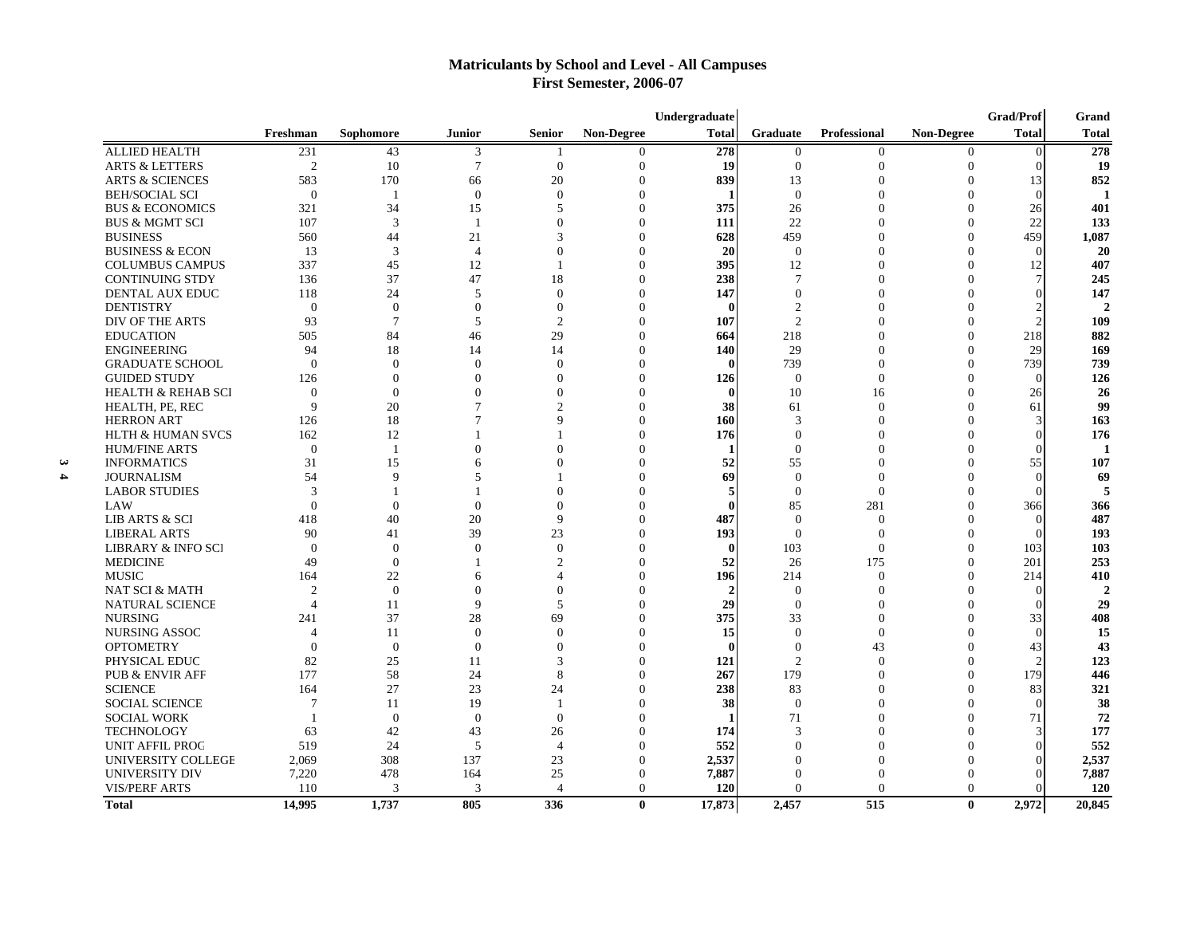## Matriculants by School and Level - All Campuses
## First Semester, 2006-07

| | Freshman | Sophomore | Junior | Senior | Non-Degree | Undergraduate Total | Graduate | Professional | Non-Degree | Grad/Prof Total | Grand Total |
|---|---|---|---|---|---|---|---|---|---|---|---|
| ALLIED HEALTH | 231 | 43 | 3 | 1 | 0 | **278** | 0 | 0 | 0 | 0 | **278** |
| ARTS & LETTERS | 2 | 10 | 7 | 0 | 0 | **19** | 0 | 0 | 0 | 0 | **19** |
| ARTS & SCIENCES | 583 | 170 | 66 | 20 | 0 | **839** | 13 | 0 | 0 | 13 | **852** |
| BEH/SOCIAL SCI | 0 | 1 | 0 | 0 | 0 | **1** | 0 | 0 | 0 | 0 | **1** |
| BUS & ECONOMICS | 321 | 34 | 15 | 5 | 0 | **375** | 26 | 0 | 0 | 26 | **401** |
| BUS & MGMT SCI | 107 | 3 | 1 | 0 | 0 | **111** | 22 | 0 | 0 | 22 | **133** |
| BUSINESS | 560 | 44 | 21 | 3 | 0 | **628** | 459 | 0 | 0 | 459 | **1,087** |
| BUSINESS & ECON | 13 | 3 | 4 | 0 | 0 | **20** | 0 | 0 | 0 | 0 | **20** |
| COLUMBUS CAMPUS | 337 | 45 | 12 | 1 | 0 | **395** | 12 | 0 | 0 | 12 | **407** |
| CONTINUING STDY | 136 | 37 | 47 | 18 | 0 | **238** | 7 | 0 | 0 | 7 | **245** |
| DENTAL AUX EDUC | 118 | 24 | 5 | 0 | 0 | **147** | 0 | 0 | 0 | 0 | **147** |
| DENTISTRY | 0 | 0 | 0 | 0 | 0 | **0** | 2 | 0 | 0 | 2 | **2** |
| DIV OF THE ARTS | 93 | 7 | 5 | 2 | 0 | **107** | 2 | 0 | 0 | 2 | **109** |
| EDUCATION | 505 | 84 | 46 | 29 | 0 | **664** | 218 | 0 | 0 | 218 | **882** |
| ENGINEERING | 94 | 18 | 14 | 14 | 0 | **140** | 29 | 0 | 0 | 29 | **169** |
| GRADUATE SCHOOL | 0 | 0 | 0 | 0 | 0 | **0** | 739 | 0 | 0 | 739 | **739** |
| GUIDED STUDY | 126 | 0 | 0 | 0 | 0 | **126** | 0 | 0 | 0 | 0 | **126** |
| HEALTH & REHAB SCI | 0 | 0 | 0 | 0 | 0 | **0** | 10 | 16 | 0 | 26 | **26** |
| HEALTH, PE, REC | 9 | 20 | 7 | 2 | 0 | **38** | 61 | 0 | 0 | 61 | **99** |
| HERRON ART | 126 | 18 | 7 | 9 | 0 | **160** | 3 | 0 | 0 | 3 | **163** |
| HLTH & HUMAN SVCS | 162 | 12 | 1 | 1 | 0 | **176** | 0 | 0 | 0 | 0 | **176** |
| HUM/FINE ARTS | 0 | 1 | 0 | 0 | 0 | **1** | 0 | 0 | 0 | 0 | **1** |
| INFORMATICS | 31 | 15 | 6 | 0 | 0 | **52** | 55 | 0 | 0 | 55 | **107** |
| JOURNALISM | 54 | 9 | 5 | 1 | 0 | **69** | 0 | 0 | 0 | 0 | **69** |
| LABOR STUDIES | 3 | 1 | 1 | 0 | 0 | **5** | 0 | 0 | 0 | 0 | **5** |
| LAW | 0 | 0 | 0 | 0 | 0 | **0** | 85 | 281 | 0 | 366 | **366** |
| LIB ARTS & SCI | 418 | 40 | 20 | 9 | 0 | **487** | 0 | 0 | 0 | 0 | **487** |
| LIBERAL ARTS | 90 | 41 | 39 | 23 | 0 | **193** | 0 | 0 | 0 | 0 | **193** |
| LIBRARY & INFO SCI | 0 | 0 | 0 | 0 | 0 | **0** | 103 | 0 | 0 | 103 | **103** |
| MEDICINE | 49 | 0 | 1 | 2 | 0 | **52** | 26 | 175 | 0 | 201 | **253** |
| MUSIC | 164 | 22 | 6 | 4 | 0 | **196** | 214 | 0 | 0 | 214 | **410** |
| NAT SCI & MATH | 2 | 0 | 0 | 0 | 0 | **2** | 0 | 0 | 0 | 0 | **2** |
| NATURAL SCIENCE | 4 | 11 | 9 | 5 | 0 | **29** | 0 | 0 | 0 | 0 | **29** |
| NURSING | 241 | 37 | 28 | 69 | 0 | **375** | 33 | 0 | 0 | 33 | **408** |
| NURSING ASSOC | 4 | 11 | 0 | 0 | 0 | **15** | 0 | 0 | 0 | 0 | **15** |
| OPTOMETRY | 0 | 0 | 0 | 0 | 0 | **0** | 0 | 43 | 0 | 43 | **43** |
| PHYSICAL EDUC | 82 | 25 | 11 | 3 | 0 | **121** | 2 | 0 | 0 | 2 | **123** |
| PUB & ENVIR AFF | 177 | 58 | 24 | 8 | 0 | **267** | 179 | 0 | 0 | 179 | **446** |
| SCIENCE | 164 | 27 | 23 | 24 | 0 | **238** | 83 | 0 | 0 | 83 | **321** |
| SOCIAL SCIENCE | 7 | 11 | 19 | 1 | 0 | **38** | 0 | 0 | 0 | 0 | **38** |
| SOCIAL WORK | 1 | 0 | 0 | 0 | 0 | **1** | 71 | 0 | 0 | 71 | **72** |
| TECHNOLOGY | 63 | 42 | 43 | 26 | 0 | **174** | 3 | 0 | 0 | 3 | **177** |
| UNIT AFFIL PROG | 519 | 24 | 5 | 4 | 0 | **552** | 0 | 0 | 0 | 0 | **552** |
| UNIVERSITY COLLEGE | 2,069 | 308 | 137 | 23 | 0 | **2,537** | 0 | 0 | 0 | 0 | **2,537** |
| UNIVERSITY DIV | 7,220 | 478 | 164 | 25 | 0 | **7,887** | 0 | 0 | 0 | 0 | **7,887** |
| VIS/PERF ARTS | 110 | 3 | 3 | 4 | 0 | **120** | 0 | 0 | 0 | 0 | **120** |
| **Total** | **14,995** | **1,737** | **805** | **336** | **0** | **17,873** | **2,457** | **515** | **0** | **2,972** | **20,845** |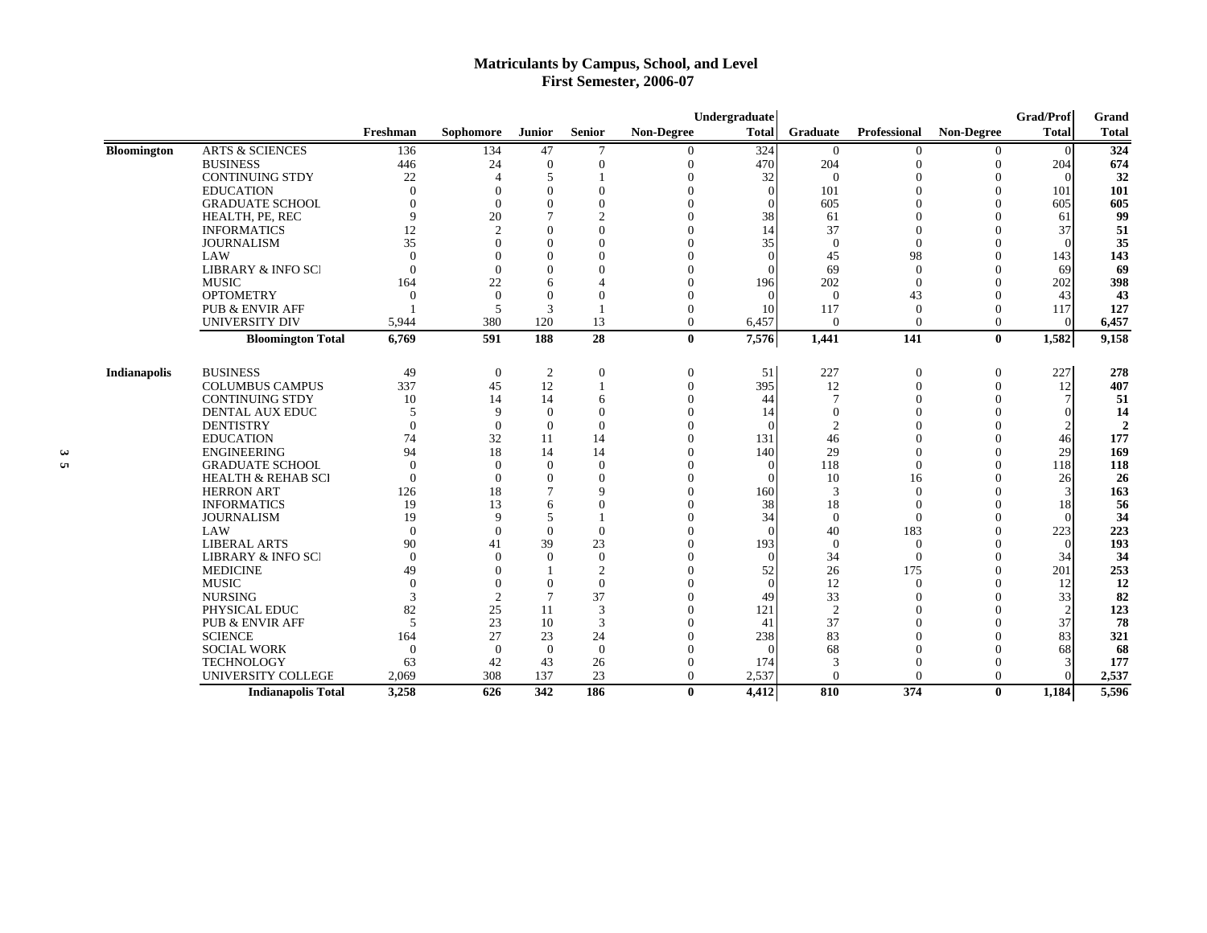# Matriculants by Campus, School, and Level
## First Semester, 2006-07

| | | Freshman | Sophomore | Junior | Senior | Non-Degree | Undergraduate Total | Graduate | Professional | Non-Degree | Grad/Prof Total | Grand Total |
|---|---|---|---|---|---|---|---|---|---|---|---|---|
| **Bloomington** | ARTS & SCIENCES | 136 | 134 | 47 | 7 | 0 | 324 | 0 | 0 | 0 | 0 | **324** |
| | BUSINESS | 446 | 24 | 0 | 0 | 0 | 470 | 204 | 0 | 0 | 204 | **674** |
| | CONTINUING STDY | 22 | 4 | 5 | 1 | 0 | 32 | 0 | 0 | 0 | 0 | **32** |
| | EDUCATION | 0 | 0 | 0 | 0 | 0 | 0 | 101 | 0 | 0 | 101 | **101** |
| | GRADUATE SCHOOL | 0 | 0 | 0 | 0 | 0 | 0 | 605 | 0 | 0 | 605 | **605** |
| | HEALTH, PE, REC | 9 | 20 | 7 | 2 | 0 | 38 | 61 | 0 | 0 | 61 | **99** |
| | INFORMATICS | 12 | 2 | 0 | 0 | 0 | 14 | 37 | 0 | 0 | 37 | **51** |
| | JOURNALISM | 35 | 0 | 0 | 0 | 0 | 35 | 0 | 0 | 0 | 0 | **35** |
| | LAW | 0 | 0 | 0 | 0 | 0 | 0 | 45 | 98 | 0 | 143 | **143** |
| | LIBRARY & INFO SCI | 0 | 0 | 0 | 0 | 0 | 0 | 69 | 0 | 0 | 69 | **69** |
| | MUSIC | 164 | 22 | 6 | 4 | 0 | 196 | 202 | 0 | 0 | 202 | **398** |
| | OPTOMETRY | 0 | 0 | 0 | 0 | 0 | 0 | 0 | 43 | 0 | 43 | **43** |
| | PUB & ENVIR AFF | 1 | 5 | 3 | 1 | 0 | 10 | 117 | 0 | 0 | 117 | **127** |
| | UNIVERSITY DIV | 5,944 | 380 | 120 | 13 | 0 | 6,457 | 0 | 0 | 0 | 0 | **6,457** |
| | **Bloomington Total** | **6,769** | **591** | **188** | **28** | **0** | **7,576** | **1,441** | **141** | **0** | **1,582** | **9,158** |
| **Indianapolis** | BUSINESS | 49 | 0 | 2 | 0 | 0 | 51 | 227 | 0 | 0 | 227 | **278** |
| | COLUMBUS CAMPUS | 337 | 45 | 12 | 1 | 0 | 395 | 12 | 0 | 0 | 12 | **407** |
| | CONTINUING STDY | 10 | 14 | 14 | 6 | 0 | 44 | 7 | 0 | 0 | 7 | **51** |
| | DENTAL AUX EDUC | 5 | 9 | 0 | 0 | 0 | 14 | 0 | 0 | 0 | 0 | **14** |
| | DENTISTRY | 0 | 0 | 0 | 0 | 0 | 0 | 2 | 0 | 0 | 2 | **2** |
| | EDUCATION | 74 | 32 | 11 | 14 | 0 | 131 | 46 | 0 | 0 | 46 | **177** |
| | ENGINEERING | 94 | 18 | 14 | 14 | 0 | 140 | 29 | 0 | 0 | 29 | **169** |
| | GRADUATE SCHOOL | 0 | 0 | 0 | 0 | 0 | 0 | 118 | 0 | 0 | 118 | **118** |
| | HEALTH & REHAB SCI | 0 | 0 | 0 | 0 | 0 | 0 | 10 | 16 | 0 | 26 | **26** |
| | HERRON ART | 126 | 18 | 7 | 9 | 0 | 160 | 3 | 0 | 0 | 3 | **163** |
| | INFORMATICS | 19 | 13 | 6 | 0 | 0 | 38 | 18 | 0 | 0 | 18 | **56** |
| | JOURNALISM | 19 | 9 | 5 | 1 | 0 | 34 | 0 | 0 | 0 | 0 | **34** |
| | LAW | 0 | 0 | 0 | 0 | 0 | 0 | 40 | 183 | 0 | 223 | **223** |
| | LIBERAL ARTS | 90 | 41 | 39 | 23 | 0 | 193 | 0 | 0 | 0 | 0 | **193** |
| | LIBRARY & INFO SCI | 0 | 0 | 0 | 0 | 0 | 0 | 34 | 0 | 0 | 34 | **34** |
| | MEDICINE | 49 | 0 | 1 | 2 | 0 | 52 | 26 | 175 | 0 | 201 | **253** |
| | MUSIC | 0 | 0 | 0 | 0 | 0 | 0 | 12 | 0 | 0 | 12 | **12** |
| | NURSING | 3 | 2 | 7 | 37 | 0 | 49 | 33 | 0 | 0 | 33 | **82** |
| | PHYSICAL EDUC | 82 | 25 | 11 | 3 | 0 | 121 | 2 | 0 | 0 | 2 | **123** |
| | PUB & ENVIR AFF | 5 | 23 | 10 | 3 | 0 | 41 | 37 | 0 | 0 | 37 | **78** |
| | SCIENCE | 164 | 27 | 23 | 24 | 0 | 238 | 83 | 0 | 0 | 83 | **321** |
| | SOCIAL WORK | 0 | 0 | 0 | 0 | 0 | 0 | 68 | 0 | 0 | 68 | **68** |
| | TECHNOLOGY | 63 | 42 | 43 | 26 | 0 | 174 | 3 | 0 | 0 | 3 | **177** |
| | UNIVERSITY COLLEGE | 2,069 | 308 | 137 | 23 | 0 | 2,537 | 0 | 0 | 0 | 0 | **2,537** |
| | **Indianapolis Total** | **3,258** | **626** | **342** | **186** | **0** | **4,412** | **810** | **374** | **0** | **1,184** | **5,596** |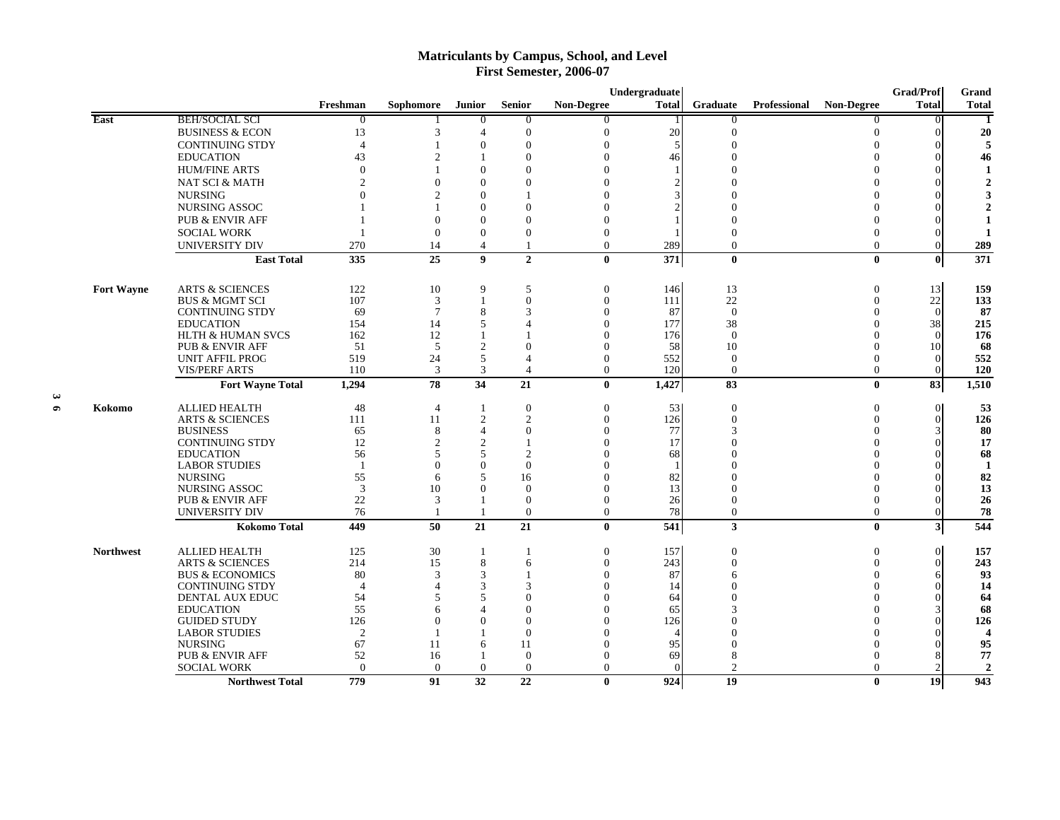# Matriculants by Campus, School, and Level
## First Semester, 2006-07

| | | Freshman | Sophomore | Junior | Senior | Non-Degree | Undergraduate Total | Graduate | Professional | Non-Degree | Grad/Prof Total | Grand Total |
|---|---|---|---|---|---|---|---|---|---|---|---|---|
| **East** | BEH/SOCIAL SCI | 0 | 1 | 0 | 0 | 0 | 1 | 0 | | 0 | 0 | **1** |
| | BUSINESS & ECON | 13 | 3 | 4 | 0 | 0 | 20 | 0 | | 0 | 0 | **20** |
| | CONTINUING STDY | 4 | 1 | 0 | 0 | 0 | 5 | 0 | | 0 | 0 | **5** |
| | EDUCATION | 43 | 2 | 1 | 0 | 0 | 46 | 0 | | 0 | 0 | **46** |
| | HUM/FINE ARTS | 0 | 1 | 0 | 0 | 0 | 1 | 0 | | 0 | 0 | **1** |
| | NAT SCI & MATH | 2 | 0 | 0 | 0 | 0 | 2 | 0 | | 0 | 0 | **2** |
| | NURSING | 0 | 2 | 0 | 1 | 0 | 3 | 0 | | 0 | 0 | **3** |
| | NURSING ASSOC | 1 | 1 | 0 | 0 | 0 | 2 | 0 | | 0 | 0 | **2** |
| | PUB & ENVIR AFF | 1 | 0 | 0 | 0 | 0 | 1 | 0 | | 0 | 0 | **1** |
| | SOCIAL WORK | 1 | 0 | 0 | 0 | 0 | 1 | 0 | | 0 | 0 | **1** |
| | UNIVERSITY DIV | 270 | 14 | 4 | 1 | 0 | 289 | 0 | | 0 | 0 | **289** |
| | **East Total** | **335** | **25** | **9** | **2** | **0** | **371** | **0** | | **0** | **0** | **371** |
| **Fort Wayne** | ARTS & SCIENCES | 122 | 10 | 9 | 5 | 0 | 146 | 13 | | 0 | 13 | **159** |
| | BUS & MGMT SCI | 107 | 3 | 1 | 0 | 0 | 111 | 22 | | 0 | 22 | **133** |
| | CONTINUING STDY | 69 | 7 | 8 | 3 | 0 | 87 | 0 | | 0 | 0 | **87** |
| | EDUCATION | 154 | 14 | 5 | 4 | 0 | 177 | 38 | | 0 | 38 | **215** |
| | HLTH & HUMAN SVCS | 162 | 12 | 1 | 1 | 0 | 176 | 0 | | 0 | 0 | **176** |
| | PUB & ENVIR AFF | 51 | 5 | 2 | 0 | 0 | 58 | 10 | | 0 | 10 | **68** |
| | UNIT AFFIL PROG | 519 | 24 | 5 | 4 | 0 | 552 | 0 | | 0 | 0 | **552** |
| | VIS/PERF ARTS | 110 | 3 | 3 | 4 | 0 | 120 | 0 | | 0 | 0 | **120** |
| | **Fort Wayne Total** | **1,294** | **78** | **34** | **21** | **0** | **1,427** | **83** | | **0** | **83** | **1,510** |
| **Kokomo** | ALLIED HEALTH | 48 | 4 | 1 | 0 | 0 | 53 | 0 | | 0 | 0 | **53** |
| | ARTS & SCIENCES | 111 | 11 | 2 | 2 | 0 | 126 | 0 | | 0 | 0 | **126** |
| | BUSINESS | 65 | 8 | 4 | 0 | 0 | 77 | 3 | | 0 | 3 | **80** |
| | CONTINUING STDY | 12 | 2 | 2 | 1 | 0 | 17 | 0 | | 0 | 0 | **17** |
| | EDUCATION | 56 | 5 | 5 | 2 | 0 | 68 | 0 | | 0 | 0 | **68** |
| | LABOR STUDIES | 1 | 0 | 0 | 0 | 0 | 1 | 0 | | 0 | 0 | **1** |
| | NURSING | 55 | 6 | 5 | 16 | 0 | 82 | 0 | | 0 | 0 | **82** |
| | NURSING ASSOC | 3 | 10 | 0 | 0 | 0 | 13 | 0 | | 0 | 0 | **13** |
| | PUB & ENVIR AFF | 22 | 3 | 1 | 0 | 0 | 26 | 0 | | 0 | 0 | **26** |
| | UNIVERSITY DIV | 76 | 1 | 1 | 0 | 0 | 78 | 0 | | 0 | 0 | **78** |
| | **Kokomo Total** | **449** | **50** | **21** | **21** | **0** | **541** | **3** | | **0** | **3** | **544** |
| **Northwest** | ALLIED HEALTH | 125 | 30 | 1 | 1 | 0 | 157 | 0 | | 0 | 0 | **157** |
| | ARTS & SCIENCES | 214 | 15 | 8 | 6 | 0 | 243 | 0 | | 0 | 0 | **243** |
| | BUS & ECONOMICS | 80 | 3 | 3 | 1 | 0 | 87 | 6 | | 0 | 6 | **93** |
| | CONTINUING STDY | 4 | 4 | 3 | 3 | 0 | 14 | 0 | | 0 | 0 | **14** |
| | DENTAL AUX EDUC | 54 | 5 | 5 | 0 | 0 | 64 | 0 | | 0 | 0 | **64** |
| | EDUCATION | 55 | 6 | 4 | 0 | 0 | 65 | 3 | | 0 | 3 | **68** |
| | GUIDED STUDY | 126 | 0 | 0 | 0 | 0 | 126 | 0 | | 0 | 0 | **126** |
| | LABOR STUDIES | 2 | 1 | 1 | 0 | 0 | 4 | 0 | | 0 | 0 | **4** |
| | NURSING | 67 | 11 | 6 | 11 | 0 | 95 | 0 | | 0 | 0 | **95** |
| | PUB & ENVIR AFF | 52 | 16 | 1 | 0 | 0 | 69 | 8 | | 0 | 8 | **77** |
| | SOCIAL WORK | 0 | 0 | 0 | 0 | 0 | 0 | 2 | | 0 | 2 | **2** |
| | **Northwest Total** | **779** | **91** | **32** | **22** | **0** | **924** | **19** | | **0** | **19** | **943** |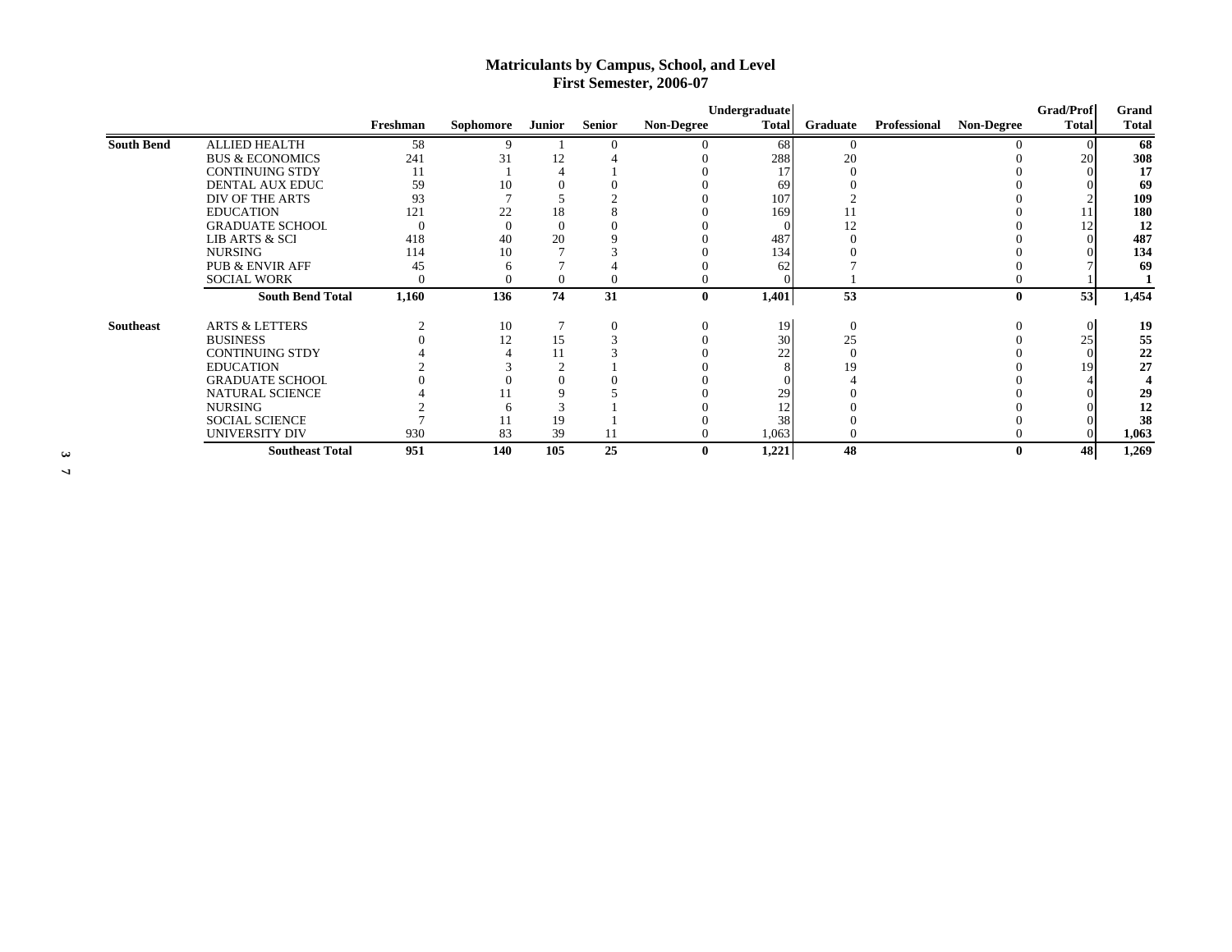# Matriculants by Campus, School, and Level
## First Semester, 2006-07

| | | Freshman | Sophomore | Junior | Senior | Non-Degree | Undergraduate Total | Graduate | Professional | Non-Degree | Grad/Prof Total | Grand Total |
|---|---|---|---|---|---|---|---|---|---|---|---|---|
| **South Bend** | ALLIED HEALTH | 58 | 9 | 1 | 0 | 0 | 68 | 0 | | 0 | 0 | **68** |
| | BUS & ECONOMICS | 241 | 31 | 12 | 4 | 0 | 288 | 20 | | 0 | 20 | **308** |
| | CONTINUING STDY | 11 | 1 | 4 | 1 | 0 | 17 | 0 | | 0 | 0 | **17** |
| | DENTAL AUX EDUC | 59 | 10 | 0 | 0 | 0 | 69 | 0 | | 0 | 0 | **69** |
| | DIV OF THE ARTS | 93 | 7 | 5 | 2 | 0 | 107 | 2 | | 0 | 2 | **109** |
| | EDUCATION | 121 | 22 | 18 | 8 | 0 | 169 | 11 | | 0 | 11 | **180** |
| | GRADUATE SCHOOL | 0 | 0 | 0 | 0 | 0 | 0 | 12 | | 0 | 12 | **12** |
| | LIB ARTS & SCI | 418 | 40 | 20 | 9 | 0 | 487 | 0 | | 0 | 0 | **487** |
| | NURSING | 114 | 10 | 7 | 3 | 0 | 134 | 0 | | 0 | 0 | **134** |
| | PUB & ENVIR AFF | 45 | 6 | 7 | 4 | 0 | 62 | 7 | | 0 | 7 | **69** |
| | SOCIAL WORK | 0 | 0 | 0 | 0 | 0 | 0 | 1 | | 0 | 1 | **1** |
| | **South Bend Total** | **1,160** | **136** | **74** | **31** | **0** | **1,401** | **53** | | **0** | **53** | **1,454** |
| **Southeast** | ARTS & LETTERS | 2 | 10 | 7 | 0 | 0 | 19 | 0 | | 0 | 0 | **19** |
| | BUSINESS | 0 | 12 | 15 | 3 | 0 | 30 | 25 | | 0 | 25 | **55** |
| | CONTINUING STDY | 4 | 4 | 11 | 3 | 0 | 22 | 0 | | 0 | 0 | **22** |
| | EDUCATION | 2 | 3 | 2 | 1 | 0 | 8 | 19 | | 0 | 19 | **27** |
| | GRADUATE SCHOOL | 0 | 0 | 0 | 0 | 0 | 0 | 4 | | 0 | 4 | **4** |
| | NATURAL SCIENCE | 4 | 11 | 9 | 5 | 0 | 29 | 0 | | 0 | 0 | **29** |
| | NURSING | 2 | 6 | 3 | 1 | 0 | 12 | 0 | | 0 | 0 | **12** |
| | SOCIAL SCIENCE | 7 | 11 | 19 | 1 | 0 | 38 | 0 | | 0 | 0 | **38** |
| | UNIVERSITY DIV | 930 | 83 | 39 | 11 | 0 | 1,063 | 0 | | 0 | 0 | **1,063** |
| | **Southeast Total** | **951** | **140** | **105** | **25** | **0** | **1,221** | **48** | | **0** | **48** | **1,269** |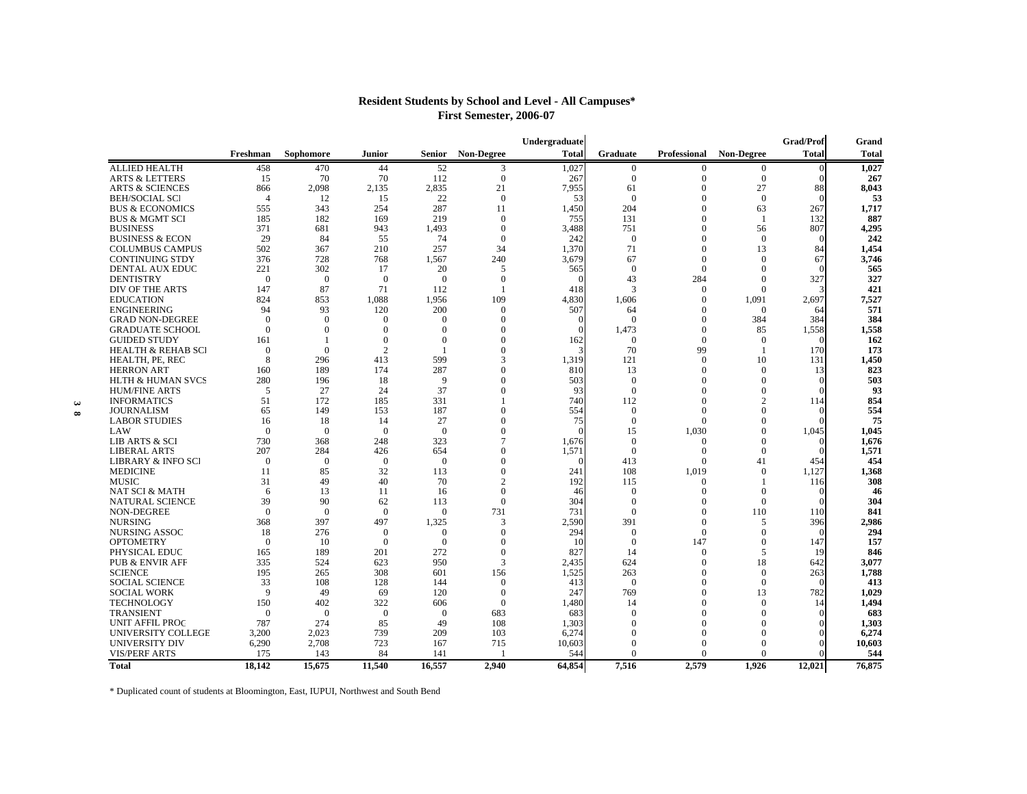# Resident Students by School and Level - All Campuses*

## First Semester, 2006-07

| | Freshman | Sophomore | Junior | Senior | Non-Degree | Undergraduate Total | Graduate | Professional | Non-Degree | Grad/Prof Total | Grand Total |
|---|---|---|---|---|---|---|---|---|---|---|---|
| ALLIED HEALTH | 458 | 470 | 44 | 52 | 3 | 1,027 | 0 | 0 | 0 | 0 | **1,027** |
| ARTS & LETTERS | 15 | 70 | 70 | 112 | 0 | 267 | 0 | 0 | 0 | 0 | **267** |
| ARTS & SCIENCES | 866 | 2,098 | 2,135 | 2,835 | 21 | 7,955 | 61 | 0 | 27 | 88 | **8,043** |
| BEH/SOCIAL SCI | 4 | 12 | 15 | 22 | 0 | 53 | 0 | 0 | 0 | 0 | **53** |
| BUS & ECONOMICS | 555 | 343 | 254 | 287 | 11 | 1,450 | 204 | 0 | 63 | 267 | **1,717** |
| BUS & MGMT SCI | 185 | 182 | 169 | 219 | 0 | 755 | 131 | 0 | 1 | 132 | **887** |
| BUSINESS | 371 | 681 | 943 | 1,493 | 0 | 3,488 | 751 | 0 | 56 | 807 | **4,295** |
| BUSINESS & ECON | 29 | 84 | 55 | 74 | 0 | 242 | 0 | 0 | 0 | 0 | **242** |
| COLUMBUS CAMPUS | 502 | 367 | 210 | 257 | 34 | 1,370 | 71 | 0 | 13 | 84 | **1,454** |
| CONTINUING STDY | 376 | 728 | 768 | 1,567 | 240 | 3,679 | 67 | 0 | 0 | 67 | **3,746** |
| DENTAL AUX EDUC | 221 | 302 | 17 | 20 | 5 | 565 | 0 | 0 | 0 | 0 | **565** |
| DENTISTRY | 0 | 0 | 0 | 0 | 0 | 0 | 43 | 284 | 0 | 327 | **327** |
| DIV OF THE ARTS | 147 | 87 | 71 | 112 | 1 | 418 | 3 | 0 | 0 | 3 | **421** |
| EDUCATION | 824 | 853 | 1,088 | 1,956 | 109 | 4,830 | 1,606 | 0 | 1,091 | 2,697 | **7,527** |
| ENGINEERING | 94 | 93 | 120 | 200 | 0 | 507 | 64 | 0 | 0 | 64 | **571** |
| GRAD NON-DEGREE | 0 | 0 | 0 | 0 | 0 | 0 | 0 | 0 | 384 | 384 | **384** |
| GRADUATE SCHOOL | 0 | 0 | 0 | 0 | 0 | 0 | 1,473 | 0 | 85 | 1,558 | **1,558** |
| GUIDED STUDY | 161 | 1 | 0 | 0 | 0 | 162 | 0 | 0 | 0 | 0 | **162** |
| HEALTH & REHAB SCI | 0 | 0 | 2 | 1 | 0 | 3 | 70 | 99 | 1 | 170 | **173** |
| HEALTH, PE, REC | 8 | 296 | 413 | 599 | 3 | 1,319 | 121 | 0 | 10 | 131 | **1,450** |
| HERRON ART | 160 | 189 | 174 | 287 | 0 | 810 | 13 | 0 | 0 | 13 | **823** |
| HLTH & HUMAN SVCS | 280 | 196 | 18 | 9 | 0 | 503 | 0 | 0 | 0 | 0 | **503** |
| HUM/FINE ARTS | 5 | 27 | 24 | 37 | 0 | 93 | 0 | 0 | 0 | 0 | **93** |
| INFORMATICS | 51 | 172 | 185 | 331 | 1 | 740 | 112 | 0 | 2 | 114 | **854** |
| JOURNALISM | 65 | 149 | 153 | 187 | 0 | 554 | 0 | 0 | 0 | 0 | **554** |
| LABOR STUDIES | 16 | 18 | 14 | 27 | 0 | 75 | 0 | 0 | 0 | 0 | **75** |
| LAW | 0 | 0 | 0 | 0 | 0 | 0 | 15 | 1,030 | 0 | 1,045 | **1,045** |
| LIB ARTS & SCI | 730 | 368 | 248 | 323 | 7 | 1,676 | 0 | 0 | 0 | 0 | **1,676** |
| LIBERAL ARTS | 207 | 284 | 426 | 654 | 0 | 1,571 | 0 | 0 | 0 | 0 | **1,571** |
| LIBRARY & INFO SCI | 0 | 0 | 0 | 0 | 0 | 0 | 413 | 0 | 41 | 454 | **454** |
| MEDICINE | 11 | 85 | 32 | 113 | 0 | 241 | 108 | 1,019 | 0 | 1,127 | **1,368** |
| MUSIC | 31 | 49 | 40 | 70 | 2 | 192 | 115 | 0 | 1 | 116 | **308** |
| NAT SCI & MATH | 6 | 13 | 11 | 16 | 0 | 46 | 0 | 0 | 0 | 0 | **46** |
| NATURAL SCIENCE | 39 | 90 | 62 | 113 | 0 | 304 | 0 | 0 | 0 | 0 | **304** |
| NON-DEGREE | 0 | 0 | 0 | 0 | 731 | 731 | 0 | 0 | 110 | 110 | **841** |
| NURSING | 368 | 397 | 497 | 1,325 | 3 | 2,590 | 391 | 0 | 5 | 396 | **2,986** |
| NURSING ASSOC | 18 | 276 | 0 | 0 | 0 | 294 | 0 | 0 | 0 | 0 | **294** |
| OPTOMETRY | 0 | 10 | 0 | 0 | 0 | 10 | 0 | 147 | 0 | 147 | **157** |
| PHYSICAL EDUC | 165 | 189 | 201 | 272 | 0 | 827 | 14 | 0 | 5 | 19 | **846** |
| PUB & ENVIR AFF | 335 | 524 | 623 | 950 | 3 | 2,435 | 624 | 0 | 18 | 642 | **3,077** |
| SCIENCE | 195 | 265 | 308 | 601 | 156 | 1,525 | 263 | 0 | 0 | 263 | **1,788** |
| SOCIAL SCIENCE | 33 | 108 | 128 | 144 | 0 | 413 | 0 | 0 | 0 | 0 | **413** |
| SOCIAL WORK | 9 | 49 | 69 | 120 | 0 | 247 | 769 | 0 | 13 | 782 | **1,029** |
| TECHNOLOGY | 150 | 402 | 322 | 606 | 0 | 1,480 | 14 | 0 | 0 | 14 | **1,494** |
| TRANSIENT | 0 | 0 | 0 | 0 | 683 | 683 | 0 | 0 | 0 | 0 | **683** |
| UNIT AFFIL PROC | 787 | 274 | 85 | 49 | 108 | 1,303 | 0 | 0 | 0 | 0 | **1,303** |
| UNIVERSITY COLLEGE | 3,200 | 2,023 | 739 | 209 | 103 | 6,274 | 0 | 0 | 0 | 0 | **6,274** |
| UNIVERSITY DIV | 6,290 | 2,708 | 723 | 167 | 715 | 10,603 | 0 | 0 | 0 | 0 | **10,603** |
| VIS/PERF ARTS | 175 | 143 | 84 | 141 | 1 | 544 | 0 | 0 | 0 | 0 | **544** |
| **Total** | **18,142** | **15,675** | **11,540** | **16,557** | **2,940** | **64,854** | **7,516** | **2,579** | **1,926** | **12,021** | **76,875** |

* Duplicated count of students at Bloomington, East, IUPUI, Northwest and South Bend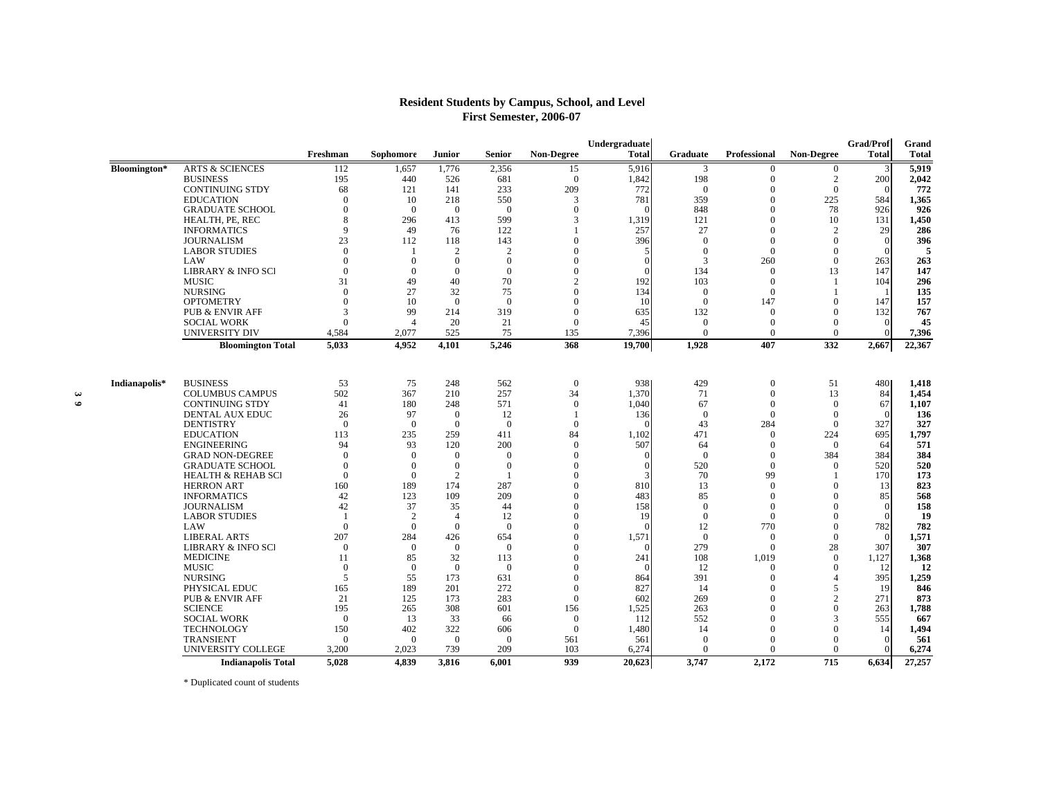## Resident Students by Campus, School, and Level
## First Semester, 2006-07

| | | Freshman | Sophomore | Junior | Senior | Non-Degree | Undergraduate Total | Graduate | Professional | Non-Degree | Grad/Prof Total | Grand Total |
|---|---|---|---|---|---|---|---|---|---|---|---|---|
| **Bloomington*** | ARTS & SCIENCES | 112 | 1,657 | 1,776 | 2,356 | 15 | 5,916 | 3 | 0 | 0 | 3 | **5,919** |
| | BUSINESS | 195 | 440 | 526 | 681 | 0 | 1,842 | 198 | 0 | 2 | 200 | **2,042** |
| | CONTINUING STDY | 68 | 121 | 141 | 233 | 209 | 772 | 0 | 0 | 0 | 0 | **772** |
| | EDUCATION | 0 | 10 | 218 | 550 | 3 | 781 | 359 | 0 | 225 | 584 | **1,365** |
| | GRADUATE SCHOOL | 0 | 0 | 0 | 0 | 0 | 0 | 848 | 0 | 78 | 926 | **926** |
| | HEALTH, PE, REC | 8 | 296 | 413 | 599 | 3 | 1,319 | 121 | 0 | 10 | 131 | **1,450** |
| | INFORMATICS | 9 | 49 | 76 | 122 | 1 | 257 | 27 | 0 | 2 | 29 | **286** |
| | JOURNALISM | 23 | 112 | 118 | 143 | 0 | 396 | 0 | 0 | 0 | 0 | **396** |
| | LABOR STUDIES | 0 | 1 | 2 | 2 | 0 | 5 | 0 | 0 | 0 | 0 | **5** |
| | LAW | 0 | 0 | 0 | 0 | 0 | 0 | 3 | 260 | 0 | 263 | **263** |
| | LIBRARY & INFO SCI | 0 | 0 | 0 | 0 | 0 | 0 | 134 | 0 | 13 | 147 | **147** |
| | MUSIC | 31 | 49 | 40 | 70 | 2 | 192 | 103 | 0 | 1 | 104 | **296** |
| | NURSING | 0 | 27 | 32 | 75 | 0 | 134 | 0 | 0 | 1 | 1 | **135** |
| | OPTOMETRY | 0 | 10 | 0 | 0 | 0 | 10 | 0 | 147 | 0 | 147 | **157** |
| | PUB & ENVIR AFF | 3 | 99 | 214 | 319 | 0 | 635 | 132 | 0 | 0 | 132 | **767** |
| | SOCIAL WORK | 0 | 4 | 20 | 21 | 0 | 45 | 0 | 0 | 0 | 0 | **45** |
| | UNIVERSITY DIV | 4,584 | 2,077 | 525 | 75 | 135 | 7,396 | 0 | 0 | 0 | 0 | **7,396** |
| | **Bloomington Total** | **5,033** | **4,952** | **4,101** | **5,246** | **368** | **19,700** | **1,928** | **407** | **332** | **2,667** | **22,367** |
| **Indianapolis*** | BUSINESS | 53 | 75 | 248 | 562 | 0 | 938 | 429 | 0 | 51 | 480 | **1,418** |
| | COLUMBUS CAMPUS | 502 | 367 | 210 | 257 | 34 | 1,370 | 71 | 0 | 13 | 84 | **1,454** |
| | CONTINUING STDY | 41 | 180 | 248 | 571 | 0 | 1,040 | 67 | 0 | 0 | 67 | **1,107** |
| | DENTAL AUX EDUC | 26 | 97 | 0 | 12 | 1 | 136 | 0 | 0 | 0 | 0 | **136** |
| | DENTISTRY | 0 | 0 | 0 | 0 | 0 | 0 | 43 | 284 | 0 | 327 | **327** |
| | EDUCATION | 113 | 235 | 259 | 411 | 84 | 1,102 | 471 | 0 | 224 | 695 | **1,797** |
| | ENGINEERING | 94 | 93 | 120 | 200 | 0 | 507 | 64 | 0 | 0 | 64 | **571** |
| | GRAD NON-DEGREE | 0 | 0 | 0 | 0 | 0 | 0 | 0 | 0 | 384 | 384 | **384** |
| | GRADUATE SCHOOL | 0 | 0 | 0 | 0 | 0 | 0 | 520 | 0 | 0 | 520 | **520** |
| | HEALTH & REHAB SCI | 0 | 0 | 2 | 1 | 0 | 3 | 70 | 99 | 1 | 170 | **173** |
| | HERRON ART | 160 | 189 | 174 | 287 | 0 | 810 | 13 | 0 | 0 | 13 | **823** |
| | INFORMATICS | 42 | 123 | 109 | 209 | 0 | 483 | 85 | 0 | 0 | 85 | **568** |
| | JOURNALISM | 42 | 37 | 35 | 44 | 0 | 158 | 0 | 0 | 0 | 0 | **158** |
| | LABOR STUDIES | 1 | 2 | 4 | 12 | 0 | 19 | 0 | 0 | 0 | 0 | **19** |
| | LAW | 0 | 0 | 0 | 0 | 0 | 0 | 12 | 770 | 0 | 782 | **782** |
| | LIBERAL ARTS | 207 | 284 | 426 | 654 | 0 | 1,571 | 0 | 0 | 0 | 0 | **1,571** |
| | LIBRARY & INFO SCI | 0 | 0 | 0 | 0 | 0 | 0 | 279 | 0 | 28 | 307 | **307** |
| | MEDICINE | 11 | 85 | 32 | 113 | 0 | 241 | 108 | 1,019 | 0 | 1,127 | **1,368** |
| | MUSIC | 0 | 0 | 0 | 0 | 0 | 0 | 12 | 0 | 0 | 12 | **12** |
| | NURSING | 5 | 55 | 173 | 631 | 0 | 864 | 391 | 0 | 4 | 395 | **1,259** |
| | PHYSICAL EDUC | 165 | 189 | 201 | 272 | 0 | 827 | 14 | 0 | 5 | 19 | **846** |
| | PUB & ENVIR AFF | 21 | 125 | 173 | 283 | 0 | 602 | 269 | 0 | 2 | 271 | **873** |
| | SCIENCE | 195 | 265 | 308 | 601 | 156 | 1,525 | 263 | 0 | 0 | 263 | **1,788** |
| | SOCIAL WORK | 0 | 13 | 33 | 66 | 0 | 112 | 552 | 0 | 3 | 555 | **667** |
| | TECHNOLOGY | 150 | 402 | 322 | 606 | 0 | 1,480 | 14 | 0 | 0 | 14 | **1,494** |
| | TRANSIENT | 0 | 0 | 0 | 0 | 561 | 561 | 0 | 0 | 0 | 0 | **561** |
| | UNIVERSITY COLLEGE | 3,200 | 2,023 | 739 | 209 | 103 | 6,274 | 0 | 0 | 0 | 0 | **6,274** |
| | **Indianapolis Total** | **5,028** | **4,839** | **3,816** | **6,001** | **939** | **20,623** | **3,747** | **2,172** | **715** | **6,634** | **27,257** |

\* Duplicated count of students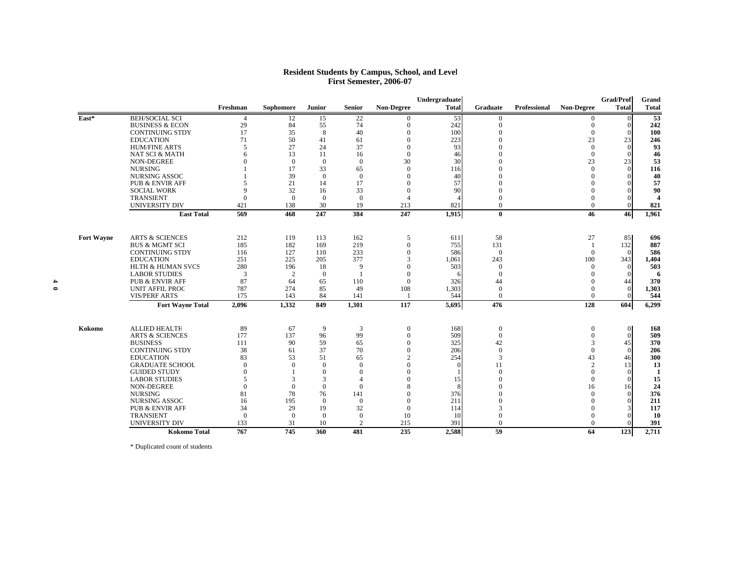## Resident Students by Campus, School, and Level
## First Semester, 2006-07

| | | Freshman | Sophomore | Junior | Senior | Non-Degree | Undergraduate Total | Graduate | Professional | Non-Degree | Grad/Prof Total | Grand Total |
|---|---|---|---|---|---|---|---|---|---|---|---|---|
| East* | BEH/SOCIAL SCI | 4 | 12 | 15 | 22 | 0 | 53 | 0 | | 0 | 0 | **53** |
| | BUSINESS & ECON | 29 | 84 | 55 | 74 | 0 | 242 | 0 | | 0 | 0 | **242** |
| | CONTINUING STDY | 17 | 35 | 8 | 40 | 0 | 100 | 0 | | 0 | 0 | **100** |
| | EDUCATION | 71 | 50 | 41 | 61 | 0 | 223 | 0 | | 23 | 23 | **246** |
| | HUM/FINE ARTS | 5 | 27 | 24 | 37 | 0 | 93 | 0 | | 0 | 0 | **93** |
| | NAT SCI & MATH | 6 | 13 | 11 | 16 | 0 | 46 | 0 | | 0 | 0 | **46** |
| | NON-DEGREE | 0 | 0 | 0 | 0 | 30 | 30 | 0 | | 23 | 23 | **53** |
| | NURSING | 1 | 17 | 33 | 65 | 0 | 116 | 0 | | 0 | 0 | **116** |
| | NURSING ASSOC | 1 | 39 | 0 | 0 | 0 | 40 | 0 | | 0 | 0 | **40** |
| | PUB & ENVIR AFF | 5 | 21 | 14 | 17 | 0 | 57 | 0 | | 0 | 0 | **57** |
| | SOCIAL WORK | 9 | 32 | 16 | 33 | 0 | 90 | 0 | | 0 | 0 | **90** |
| | TRANSIENT | 0 | 0 | 0 | 0 | 4 | 4 | 0 | | 0 | 0 | **4** |
| | UNIVERSITY DIV | 421 | 138 | 30 | 19 | 213 | 821 | 0 | | 0 | 0 | **821** |
| | **East Total** | **569** | **468** | **247** | **384** | **247** | **1,915** | **0** | | **46** | **46** | **1,961** |
| Fort Wayne | ARTS & SCIENCES | 212 | 119 | 113 | 162 | 5 | 611 | 58 | | 27 | 85 | **696** |
| | BUS & MGMT SCI | 185 | 182 | 169 | 219 | 0 | 755 | 131 | | 1 | 132 | **887** |
| | CONTINUING STDY | 116 | 127 | 110 | 233 | 0 | 586 | 0 | | 0 | 0 | **586** |
| | EDUCATION | 251 | 225 | 205 | 377 | 3 | 1,061 | 243 | | 100 | 343 | **1,404** |
| | HLTH & HUMAN SVCS | 280 | 196 | 18 | 9 | 0 | 503 | 0 | | 0 | 0 | **503** |
| | LABOR STUDIES | 3 | 2 | 0 | 1 | 0 | 6 | 0 | | 0 | 0 | **6** |
| | PUB & ENVIR AFF | 87 | 64 | 65 | 110 | 0 | 326 | 44 | | 0 | 44 | **370** |
| | UNIT AFFIL PROC | 787 | 274 | 85 | 49 | 108 | 1,303 | 0 | | 0 | 0 | **1,303** |
| | VIS/PERF ARTS | 175 | 143 | 84 | 141 | 1 | 544 | 0 | | 0 | 0 | **544** |
| | **Fort Wayne Total** | **2,096** | **1,332** | **849** | **1,301** | **117** | **5,695** | **476** | | **128** | **604** | **6,299** |
| Kokomo | ALLIED HEALTH | 89 | 67 | 9 | 3 | 0 | 168 | 0 | | 0 | 0 | **168** |
| | ARTS & SCIENCES | 177 | 137 | 96 | 99 | 0 | 509 | 0 | | 0 | 0 | **509** |
| | BUSINESS | 111 | 90 | 59 | 65 | 0 | 325 | 42 | | 3 | 45 | **370** |
| | CONTINUING STDY | 38 | 61 | 37 | 70 | 0 | 206 | 0 | | 0 | 0 | **206** |
| | EDUCATION | 83 | 53 | 51 | 65 | 2 | 254 | 3 | | 43 | 46 | **300** |
| | GRADUATE SCHOOL | 0 | 0 | 0 | 0 | 0 | 0 | 11 | | 2 | 13 | **13** |
| | GUIDED STUDY | 0 | 1 | 0 | 0 | 0 | 1 | 0 | | 0 | 0 | **1** |
| | LABOR STUDIES | 5 | 3 | 3 | 4 | 0 | 15 | 0 | | 0 | 0 | **15** |
| | NON-DEGREE | 0 | 0 | 0 | 0 | 8 | 8 | 0 | | 16 | 16 | **24** |
| | NURSING | 81 | 78 | 76 | 141 | 0 | 376 | 0 | | 0 | 0 | **376** |
| | NURSING ASSOC | 16 | 195 | 0 | 0 | 0 | 211 | 0 | | 0 | 0 | **211** |
| | PUB & ENVIR AFF | 34 | 29 | 19 | 32 | 0 | 114 | 3 | | 0 | 3 | **117** |
| | TRANSIENT | 0 | 0 | 0 | 0 | 10 | 10 | 0 | | 0 | 0 | **10** |
| | UNIVERSITY DIV | 133 | 31 | 10 | 2 | 215 | 391 | 0 | | 0 | 0 | **391** |
| | **Kokomo Total** | **767** | **745** | **360** | **481** | **235** | **2,588** | **59** | | **64** | **123** | **2,711** |

\* Duplicated count of students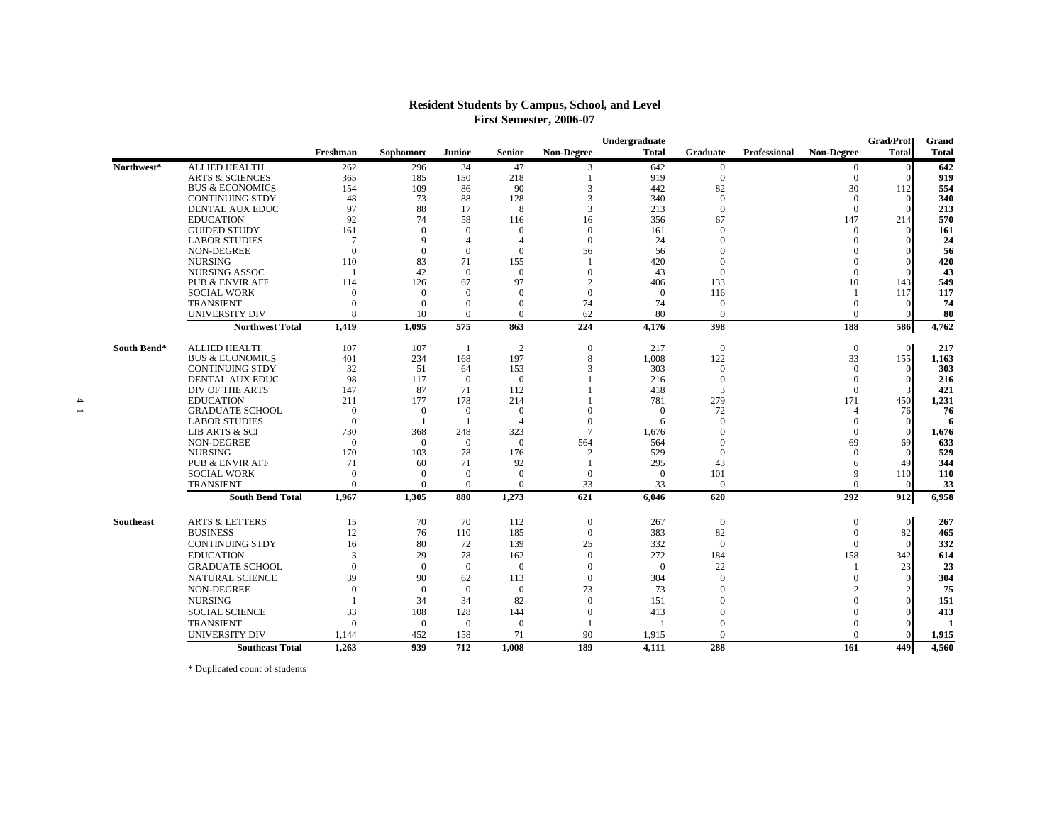## Resident Students by Campus, School, and Level
### First Semester, 2006-07

| | | Freshman | Sophomore | Junior | Senior | Non-Degree | Undergraduate Total | Graduate | Professional | Non-Degree | Grad/Prof Total | Grand Total |
|---|---|---|---|---|---|---|---|---|---|---|---|---|
| Northwest* | ALLIED HEALTH | 262 | 296 | 34 | 47 | 3 | 642 | 0 | | 0 | 0 | **642** |
| | ARTS & SCIENCES | 365 | 185 | 150 | 218 | 1 | 919 | 0 | | 0 | 0 | **919** |
| | BUS & ECONOMICS | 154 | 109 | 86 | 90 | 3 | 442 | 82 | | 30 | 112 | **554** |
| | CONTINUING STDY | 48 | 73 | 88 | 128 | 3 | 340 | 0 | | 0 | 0 | **340** |
| | DENTAL AUX EDUC | 97 | 88 | 17 | 8 | 3 | 213 | 0 | | 0 | 0 | **213** |
| | EDUCATION | 92 | 74 | 58 | 116 | 16 | 356 | 67 | | 147 | 214 | **570** |
| | GUIDED STUDY | 161 | 0 | 0 | 0 | 0 | 161 | 0 | | 0 | 0 | **161** |
| | LABOR STUDIES | 7 | 9 | 4 | 4 | 0 | 24 | 0 | | 0 | 0 | **24** |
| | NON-DEGREE | 0 | 0 | 0 | 0 | 56 | 56 | 0 | | 0 | 0 | **56** |
| | NURSING | 110 | 83 | 71 | 155 | 1 | 420 | 0 | | 0 | 0 | **420** |
| | NURSING ASSOC | 1 | 42 | 0 | 0 | 0 | 43 | 0 | | 0 | 0 | **43** |
| | PUB & ENVIR AFF | 114 | 126 | 67 | 97 | 2 | 406 | 133 | | 10 | 143 | **549** |
| | SOCIAL WORK | 0 | 0 | 0 | 0 | 0 | 0 | 116 | | 1 | 117 | **117** |
| | TRANSIENT | 0 | 0 | 0 | 0 | 74 | 74 | 0 | | 0 | 0 | **74** |
| | UNIVERSITY DIV | 8 | 10 | 0 | 0 | 62 | 80 | 0 | | 0 | 0 | **80** |
| | **Northwest Total** | **1,419** | **1,095** | **575** | **863** | **224** | **4,176** | **398** | | **188** | **586** | **4,762** |
| South Bend* | ALLIED HEALTH | 107 | 107 | 1 | 2 | 0 | 217 | 0 | | 0 | 0 | **217** |
| | BUS & ECONOMICS | 401 | 234 | 168 | 197 | 8 | 1,008 | 122 | | 33 | 155 | **1,163** |
| | CONTINUING STDY | 32 | 51 | 64 | 153 | 3 | 303 | 0 | | 0 | 0 | **303** |
| | DENTAL AUX EDUC | 98 | 117 | 0 | 0 | 1 | 216 | 0 | | 0 | 0 | **216** |
| | DIV OF THE ARTS | 147 | 87 | 71 | 112 | 1 | 418 | 3 | | 0 | 3 | **421** |
| | EDUCATION | 211 | 177 | 178 | 214 | 1 | 781 | 279 | | 171 | 450 | **1,231** |
| | GRADUATE SCHOOL | 0 | 0 | 0 | 0 | 0 | 0 | 72 | | 4 | 76 | **76** |
| | LABOR STUDIES | 0 | 1 | 1 | 4 | 0 | 6 | 0 | | 0 | 0 | **6** |
| | LIB ARTS & SCI | 730 | 368 | 248 | 323 | 7 | 1,676 | 0 | | 0 | 0 | **1,676** |
| | NON-DEGREE | 0 | 0 | 0 | 0 | 564 | 564 | 0 | | 69 | 69 | **633** |
| | NURSING | 170 | 103 | 78 | 176 | 2 | 529 | 0 | | 0 | 0 | **529** |
| | PUB & ENVIR AFF | 71 | 60 | 71 | 92 | 1 | 295 | 43 | | 6 | 49 | **344** |
| | SOCIAL WORK | 0 | 0 | 0 | 0 | 0 | 0 | 101 | | 9 | 110 | **110** |
| | TRANSIENT | 0 | 0 | 0 | 0 | 33 | 33 | 0 | | 0 | 0 | **33** |
| | **South Bend Total** | **1,967** | **1,305** | **880** | **1,273** | **621** | **6,046** | **620** | | **292** | **912** | **6,958** |
| Southeast | ARTS & LETTERS | 15 | 70 | 70 | 112 | 0 | 267 | 0 | | 0 | 0 | **267** |
| | BUSINESS | 12 | 76 | 110 | 185 | 0 | 383 | 82 | | 0 | 82 | **465** |
| | CONTINUING STDY | 16 | 80 | 72 | 139 | 25 | 332 | 0 | | 0 | 0 | **332** |
| | EDUCATION | 3 | 29 | 78 | 162 | 0 | 272 | 184 | | 158 | 342 | **614** |
| | GRADUATE SCHOOL | 0 | 0 | 0 | 0 | 0 | 0 | 22 | | 1 | 23 | **23** |
| | NATURAL SCIENCE | 39 | 90 | 62 | 113 | 0 | 304 | 0 | | 0 | 0 | **304** |
| | NON-DEGREE | 0 | 0 | 0 | 0 | 73 | 73 | 0 | | 2 | 2 | **75** |
| | NURSING | 1 | 34 | 34 | 82 | 0 | 151 | 0 | | 0 | 0 | **151** |
| | SOCIAL SCIENCE | 33 | 108 | 128 | 144 | 0 | 413 | 0 | | 0 | 0 | **413** |
| | TRANSIENT | 0 | 0 | 0 | 0 | 1 | 1 | 0 | | 0 | 0 | **1** |
| | UNIVERSITY DIV | 1,144 | 452 | 158 | 71 | 90 | 1,915 | 0 | | 0 | 0 | **1,915** |
| | **Southeast Total** | **1,263** | **939** | **712** | **1,008** | **189** | **4,111** | **288** | | **161** | **449** | **4,560** |

\* Duplicated count of students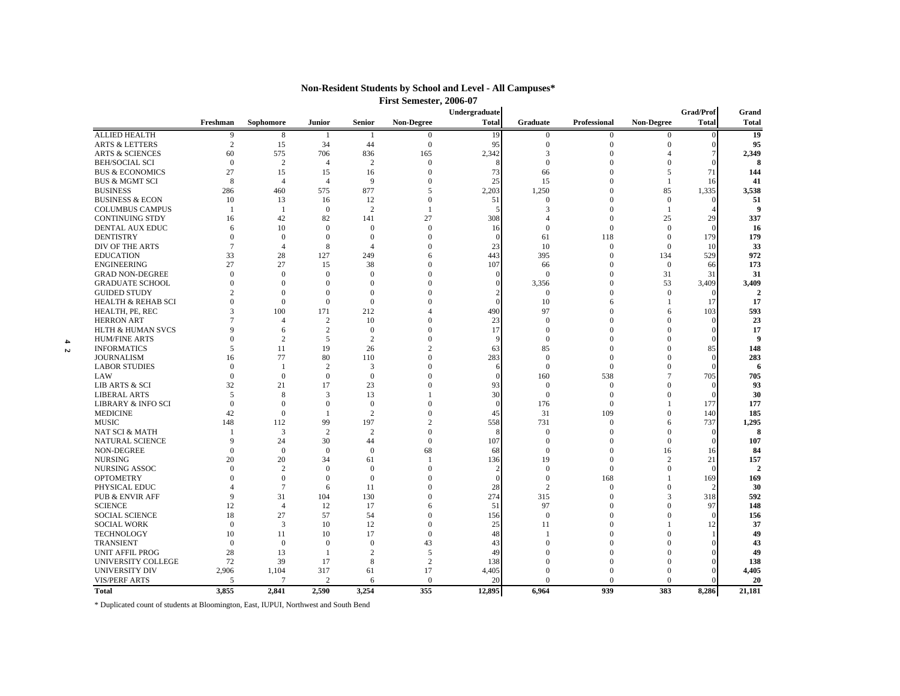# Non-Resident Students by School and Level - All Campuses*

## First Semester, 2006-07

| | Freshman | Sophomore | Junior | Senior | Non-Degree | Undergraduate Total | Graduate | Professional | Non-Degree | Grad/Prof Total | Grand Total |
|---|---|---|---|---|---|---|---|---|---|---|---|
| ALLIED HEALTH | 9 | 8 | 1 | 1 | 0 | 19 | 0 | 0 | 0 | 0 | **19** |
| ARTS & LETTERS | 2 | 15 | 34 | 44 | 0 | 95 | 0 | 0 | 0 | 0 | **95** |
| ARTS & SCIENCES | 60 | 575 | 706 | 836 | 165 | 2,342 | 3 | 0 | 4 | 7 | **2,349** |
| BEH/SOCIAL SCI | 0 | 2 | 4 | 2 | 0 | 8 | 0 | 0 | 0 | 0 | **8** |
| BUS & ECONOMICS | 27 | 15 | 15 | 16 | 0 | 73 | 66 | 0 | 5 | 71 | **144** |
| BUS & MGMT SCI | 8 | 4 | 4 | 9 | 0 | 25 | 15 | 0 | 1 | 16 | **41** |
| BUSINESS | 286 | 460 | 575 | 877 | 5 | 2,203 | 1,250 | 0 | 85 | 1,335 | **3,538** |
| BUSINESS & ECON | 10 | 13 | 16 | 12 | 0 | 51 | 0 | 0 | 0 | 0 | **51** |
| COLUMBUS CAMPUS | 1 | 1 | 0 | 2 | 1 | 5 | 3 | 0 | 1 | 4 | **9** |
| CONTINUING STDY | 16 | 42 | 82 | 141 | 27 | 308 | 4 | 0 | 25 | 29 | **337** |
| DENTAL AUX EDUC | 6 | 10 | 0 | 0 | 0 | 16 | 0 | 0 | 0 | 0 | **16** |
| DENTISTRY | 0 | 0 | 0 | 0 | 0 | 0 | 61 | 118 | 0 | 179 | **179** |
| DIV OF THE ARTS | 7 | 4 | 8 | 4 | 0 | 23 | 10 | 0 | 0 | 10 | **33** |
| EDUCATION | 33 | 28 | 127 | 249 | 6 | 443 | 395 | 0 | 134 | 529 | **972** |
| ENGINEERING | 27 | 27 | 15 | 38 | 0 | 107 | 66 | 0 | 0 | 66 | **173** |
| GRAD NON-DEGREE | 0 | 0 | 0 | 0 | 0 | 0 | 0 | 0 | 31 | 31 | **31** |
| GRADUATE SCHOOL | 0 | 0 | 0 | 0 | 0 | 0 | 3,356 | 0 | 53 | 3,409 | **3,409** |
| GUIDED STUDY | 2 | 0 | 0 | 0 | 0 | 2 | 0 | 0 | 0 | 0 | **2** |
| HEALTH & REHAB SCI | 0 | 0 | 0 | 0 | 0 | 0 | 10 | 6 | 1 | 17 | **17** |
| HEALTH, PE, REC | 3 | 100 | 171 | 212 | 4 | 490 | 97 | 0 | 6 | 103 | **593** |
| HERRON ART | 7 | 4 | 2 | 10 | 0 | 23 | 0 | 0 | 0 | 0 | **23** |
| HLTH & HUMAN SVCS | 9 | 6 | 2 | 0 | 0 | 17 | 0 | 0 | 0 | 0 | **17** |
| HUM/FINE ARTS | 0 | 2 | 5 | 2 | 0 | 9 | 0 | 0 | 0 | 0 | **9** |
| INFORMATICS | 5 | 11 | 19 | 26 | 2 | 63 | 85 | 0 | 0 | 85 | **148** |
| JOURNALISM | 16 | 77 | 80 | 110 | 0 | 283 | 0 | 0 | 0 | 0 | **283** |
| LABOR STUDIES | 0 | 1 | 2 | 3 | 0 | 6 | 0 | 0 | 0 | 0 | **6** |
| LAW | 0 | 0 | 0 | 0 | 0 | 0 | 160 | 538 | 7 | 705 | **705** |
| LIB ARTS & SCI | 32 | 21 | 17 | 23 | 0 | 93 | 0 | 0 | 0 | 0 | **93** |
| LIBERAL ARTS | 5 | 8 | 3 | 13 | 1 | 30 | 0 | 0 | 0 | 0 | **30** |
| LIBRARY & INFO SCI | 0 | 0 | 0 | 0 | 0 | 0 | 176 | 0 | 1 | 177 | **177** |
| MEDICINE | 42 | 0 | 1 | 2 | 0 | 45 | 31 | 109 | 0 | 140 | **185** |
| MUSIC | 148 | 112 | 99 | 197 | 2 | 558 | 731 | 0 | 6 | 737 | **1,295** |
| NAT SCI & MATH | 1 | 3 | 2 | 2 | 0 | 8 | 0 | 0 | 0 | 0 | **8** |
| NATURAL SCIENCE | 9 | 24 | 30 | 44 | 0 | 107 | 0 | 0 | 0 | 0 | **107** |
| NON-DEGREE | 0 | 0 | 0 | 0 | 68 | 68 | 0 | 0 | 16 | 16 | **84** |
| NURSING | 20 | 20 | 34 | 61 | 1 | 136 | 19 | 0 | 2 | 21 | **157** |
| NURSING ASSOC | 0 | 2 | 0 | 0 | 0 | 2 | 0 | 0 | 0 | 0 | **2** |
| OPTOMETRY | 0 | 0 | 0 | 0 | 0 | 0 | 0 | 168 | 1 | 169 | **169** |
| PHYSICAL EDUC | 4 | 7 | 6 | 11 | 0 | 28 | 2 | 0 | 0 | 2 | **30** |
| PUB & ENVIR AFF | 9 | 31 | 104 | 130 | 0 | 274 | 315 | 0 | 3 | 318 | **592** |
| SCIENCE | 12 | 4 | 12 | 17 | 6 | 51 | 97 | 0 | 0 | 97 | **148** |
| SOCIAL SCIENCE | 18 | 27 | 57 | 54 | 0 | 156 | 0 | 0 | 0 | 0 | **156** |
| SOCIAL WORK | 0 | 3 | 10 | 12 | 0 | 25 | 11 | 0 | 1 | 12 | **37** |
| TECHNOLOGY | 10 | 11 | 10 | 17 | 0 | 48 | 1 | 0 | 0 | 1 | **49** |
| TRANSIENT | 0 | 0 | 0 | 0 | 43 | 43 | 0 | 0 | 0 | 0 | **43** |
| UNIT AFFIL PROG | 28 | 13 | 1 | 2 | 5 | 49 | 0 | 0 | 0 | 0 | **49** |
| UNIVERSITY COLLEGE | 72 | 39 | 17 | 8 | 2 | 138 | 0 | 0 | 0 | 0 | **138** |
| UNIVERSITY DIV | 2,906 | 1,104 | 317 | 61 | 17 | 4,405 | 0 | 0 | 0 | 0 | **4,405** |
| VIS/PERF ARTS | 5 | 7 | 2 | 6 | 0 | 20 | 0 | 0 | 0 | 0 | **20** |
| **Total** | **3,855** | **2,841** | **2,590** | **3,254** | **355** | **12,895** | **6,964** | **939** | **383** | **8,286** | **21,181** |

\* Duplicated count of students at Bloomington, East, IUPUI, Northwest and South Bend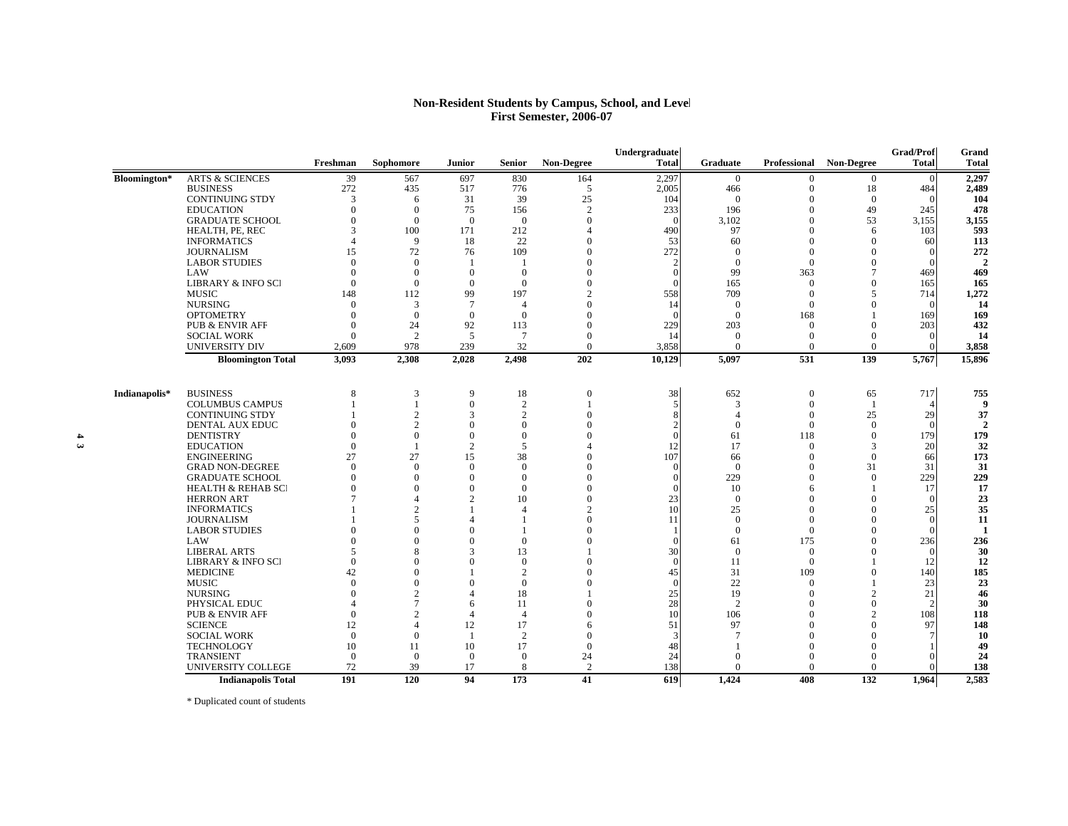# Non-Resident Students by Campus, School, and Level
## First Semester, 2006-07

| | | Freshman | Sophomore | Junior | Senior | Non-Degree | Undergraduate Total | Graduate | Professional | Non-Degree | Grad/Prof Total | Grand Total |
|---|---|---|---|---|---|---|---|---|---|---|---|---|
| Bloomington* | ARTS & SCIENCES | 39 | 567 | 697 | 830 | 164 | 2,297 | 0 | 0 | 0 | 0 | **2,297** |
| | BUSINESS | 272 | 435 | 517 | 776 | 5 | 2,005 | 466 | 0 | 18 | 484 | **2,489** |
| | CONTINUING STDY | 3 | 6 | 31 | 39 | 25 | 104 | 0 | 0 | 0 | 0 | **104** |
| | EDUCATION | 0 | 0 | 75 | 156 | 2 | 233 | 196 | 0 | 49 | 245 | **478** |
| | GRADUATE SCHOOL | 0 | 0 | 0 | 0 | 0 | 0 | 3,102 | 0 | 53 | 3,155 | **3,155** |
| | HEALTH, PE, REC | 3 | 100 | 171 | 212 | 4 | 490 | 97 | 0 | 6 | 103 | **593** |
| | INFORMATICS | 4 | 9 | 18 | 22 | 0 | 53 | 60 | 0 | 0 | 60 | **113** |
| | JOURNALISM | 15 | 72 | 76 | 109 | 0 | 272 | 0 | 0 | 0 | 0 | **272** |
| | LABOR STUDIES | 0 | 0 | 1 | 1 | 0 | 2 | 0 | 0 | 0 | 0 | **2** |
| | LAW | 0 | 0 | 0 | 0 | 0 | 0 | 99 | 363 | 7 | 469 | **469** |
| | LIBRARY & INFO SCI | 0 | 0 | 0 | 0 | 0 | 0 | 165 | 0 | 0 | 165 | **165** |
| | MUSIC | 148 | 112 | 99 | 197 | 2 | 558 | 709 | 0 | 5 | 714 | **1,272** |
| | NURSING | 0 | 3 | 7 | 4 | 0 | 14 | 0 | 0 | 0 | 0 | **14** |
| | OPTOMETRY | 0 | 0 | 0 | 0 | 0 | 0 | 0 | 168 | 1 | 169 | **169** |
| | PUB & ENVIR AFF | 0 | 24 | 92 | 113 | 0 | 229 | 203 | 0 | 0 | 203 | **432** |
| | SOCIAL WORK | 0 | 2 | 5 | 7 | 0 | 14 | 0 | 0 | 0 | 0 | **14** |
| | UNIVERSITY DIV | 2,609 | 978 | 239 | 32 | 0 | 3,858 | 0 | 0 | 0 | 0 | **3,858** |
| | **Bloomington Total** | **3,093** | **2,308** | **2,028** | **2,498** | **202** | **10,129** | **5,097** | **531** | **139** | **5,767** | **15,896** |
| Indianapolis* | BUSINESS | 8 | 3 | 9 | 18 | 0 | 38 | 652 | 0 | 65 | 717 | **755** |
| | COLUMBUS CAMPUS | 1 | 1 | 0 | 2 | 1 | 5 | 3 | 0 | 1 | 4 | **9** |
| | CONTINUING STDY | 1 | 2 | 3 | 2 | 0 | 8 | 4 | 0 | 25 | 29 | **37** |
| | DENTAL AUX EDUC | 0 | 2 | 0 | 0 | 0 | 2 | 0 | 0 | 0 | 0 | **2** |
| | DENTISTRY | 0 | 0 | 0 | 0 | 0 | 0 | 61 | 118 | 0 | 179 | **179** |
| | EDUCATION | 0 | 1 | 2 | 5 | 4 | 12 | 17 | 0 | 3 | 20 | **32** |
| | ENGINEERING | 27 | 27 | 15 | 38 | 0 | 107 | 66 | 0 | 0 | 66 | **173** |
| | GRAD NON-DEGREE | 0 | 0 | 0 | 0 | 0 | 0 | 0 | 0 | 31 | 31 | **31** |
| | GRADUATE SCHOOL | 0 | 0 | 0 | 0 | 0 | 0 | 229 | 0 | 0 | 229 | **229** |
| | HEALTH & REHAB SCI | 0 | 0 | 0 | 0 | 0 | 0 | 10 | 6 | 1 | 17 | **17** |
| | HERRON ART | 7 | 4 | 2 | 10 | 0 | 23 | 0 | 0 | 0 | 0 | **23** |
| | INFORMATICS | 1 | 2 | 1 | 4 | 2 | 10 | 25 | 0 | 0 | 25 | **35** |
| | JOURNALISM | 1 | 5 | 4 | 1 | 0 | 11 | 0 | 0 | 0 | 0 | **11** |
| | LABOR STUDIES | 0 | 0 | 0 | 1 | 0 | 1 | 0 | 0 | 0 | 0 | **1** |
| | LAW | 0 | 0 | 0 | 0 | 0 | 0 | 61 | 175 | 0 | 236 | **236** |
| | LIBERAL ARTS | 5 | 8 | 3 | 13 | 1 | 30 | 0 | 0 | 0 | 0 | **30** |
| | LIBRARY & INFO SCI | 0 | 0 | 0 | 0 | 0 | 0 | 11 | 0 | 1 | 12 | **12** |
| | MEDICINE | 42 | 0 | 1 | 2 | 0 | 45 | 31 | 109 | 0 | 140 | **185** |
| | MUSIC | 0 | 0 | 0 | 0 | 0 | 0 | 22 | 0 | 1 | 23 | **23** |
| | NURSING | 0 | 2 | 4 | 18 | 1 | 25 | 19 | 0 | 2 | 21 | **46** |
| | PHYSICAL EDUC | 4 | 7 | 6 | 11 | 0 | 28 | 2 | 0 | 0 | 2 | **30** |
| | PUB & ENVIR AFF | 0 | 2 | 4 | 4 | 0 | 10 | 106 | 0 | 2 | 108 | **118** |
| | SCIENCE | 12 | 4 | 12 | 17 | 6 | 51 | 97 | 0 | 0 | 97 | **148** |
| | SOCIAL WORK | 0 | 0 | 1 | 2 | 0 | 3 | 7 | 0 | 0 | 7 | **10** |
| | TECHNOLOGY | 10 | 11 | 10 | 17 | 0 | 48 | 1 | 0 | 0 | 1 | **49** |
| | TRANSIENT | 0 | 0 | 0 | 0 | 24 | 24 | 0 | 0 | 0 | 0 | **24** |
| | UNIVERSITY COLLEGE | 72 | 39 | 17 | 8 | 2 | 138 | 0 | 0 | 0 | 0 | **138** |
| | **Indianapolis Total** | **191** | **120** | **94** | **173** | **41** | **619** | **1,424** | **408** | **132** | **1,964** | **2,583** |

\* Duplicated count of students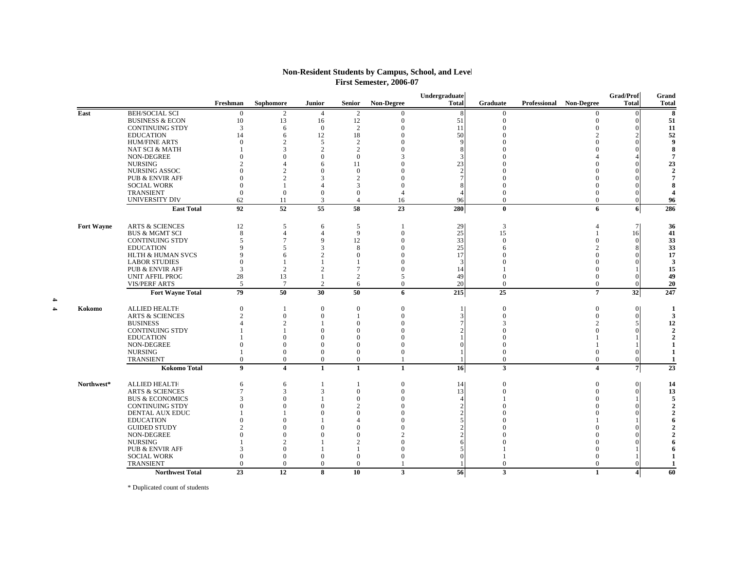# Non-Resident Students by Campus, School, and Level

## First Semester, 2006-07

| | | Freshman | Sophomore | Junior | Senior | Non-Degree | Undergraduate Total | Graduate | Professional | Non-Degree | Grad/Prof Total | Grand Total |
|---|---|---|---|---|---|---|---|---|---|---|---|---|
| East | BEH/SOCIAL SCI | 0 | 2 | 4 | 2 | 0 | 8 | 0 | | 0 | 0 | **8** |
| | BUSINESS & ECON | 10 | 13 | 16 | 12 | 0 | 51 | 0 | | 0 | 0 | **51** |
| | CONTINUING STDY | 3 | 6 | 0 | 2 | 0 | 11 | 0 | | 0 | 0 | **11** |
| | EDUCATION | 14 | 6 | 12 | 18 | 0 | 50 | 0 | | 2 | 2 | **52** |
| | HUM/FINE ARTS | 0 | 2 | 5 | 2 | 0 | 9 | 0 | | 0 | 0 | **9** |
| | NAT SCI & MATH | 1 | 3 | 2 | 2 | 0 | 8 | 0 | | 0 | 0 | **8** |
| | NON-DEGREE | 0 | 0 | 0 | 0 | 3 | 3 | 0 | | 4 | 4 | **7** |
| | NURSING | 2 | 4 | 6 | 11 | 0 | 23 | 0 | | 0 | 0 | **23** |
| | NURSING ASSOC | 0 | 2 | 0 | 0 | 0 | 2 | 0 | | 0 | 0 | **2** |
| | PUB & ENVIR AFF | 0 | 2 | 3 | 2 | 0 | 7 | 0 | | 0 | 0 | **7** |
| | SOCIAL WORK | 0 | 1 | 4 | 3 | 0 | 8 | 0 | | 0 | 0 | **8** |
| | TRANSIENT | 0 | 0 | 0 | 0 | 4 | 4 | 0 | | 0 | 0 | **4** |
| | UNIVERSITY DIV | 62 | 11 | 3 | 4 | 16 | 96 | 0 | | 0 | 0 | **96** |
| | **East Total** | **92** | **52** | **55** | **58** | **23** | **280** | **0** | | **6** | **6** | **286** |
| Fort Wayne | ARTS & SCIENCES | 12 | 5 | 6 | 5 | 1 | 29 | 3 | | 4 | 7 | **36** |
| | BUS & MGMT SCI | 8 | 4 | 4 | 9 | 0 | 25 | 15 | | 1 | 16 | **41** |
| | CONTINUING STDY | 5 | 7 | 9 | 12 | 0 | 33 | 0 | | 0 | 0 | **33** |
| | EDUCATION | 9 | 5 | 3 | 8 | 0 | 25 | 6 | | 2 | 8 | **33** |
| | HLTH & HUMAN SVCS | 9 | 6 | 2 | 0 | 0 | 17 | 0 | | 0 | 0 | **17** |
| | LABOR STUDIES | 0 | 1 | 1 | 1 | 0 | 3 | 0 | | 0 | 0 | **3** |
| | PUB & ENVIR AFF | 3 | 2 | 2 | 7 | 0 | 14 | 1 | | 0 | 1 | **15** |
| | UNIT AFFIL PROG | 28 | 13 | 1 | 2 | 5 | 49 | 0 | | 0 | 0 | **49** |
| | VIS/PERF ARTS | 5 | 7 | 2 | 6 | 0 | 20 | 0 | | 0 | 0 | **20** |
| | **Fort Wayne Total** | **79** | **50** | **30** | **50** | **6** | **215** | **25** | | **7** | **32** | **247** |
| Kokomo | ALLIED HEALTH | 0 | 1 | 0 | 0 | 0 | 1 | 0 | | 0 | 0 | **1** |
| | ARTS & SCIENCES | 2 | 0 | 0 | 1 | 0 | 3 | 0 | | 0 | 0 | **3** |
| | BUSINESS | 4 | 2 | 1 | 0 | 0 | 7 | 3 | | 2 | 5 | **12** |
| | CONTINUING STDY | 1 | 1 | 0 | 0 | 0 | 2 | 0 | | 0 | 0 | **2** |
| | EDUCATION | 1 | 0 | 0 | 0 | 0 | 1 | 0 | | 1 | 1 | **2** |
| | NON-DEGREE | 0 | 0 | 0 | 0 | 0 | 0 | 0 | | 1 | 1 | **1** |
| | NURSING | 1 | 0 | 0 | 0 | 0 | 1 | 0 | | 0 | 0 | **1** |
| | TRANSIENT | 0 | 0 | 0 | 0 | 1 | 1 | 0 | | 0 | 0 | **1** |
| | **Kokomo Total** | **9** | **4** | **1** | **1** | **1** | **16** | **3** | | **4** | **7** | **23** |
| Northwest* | ALLIED HEALTH | 6 | 6 | 1 | 1 | 0 | 14 | 0 | | 0 | 0 | **14** |
| | ARTS & SCIENCES | 7 | 3 | 3 | 0 | 0 | 13 | 0 | | 0 | 0 | **13** |
| | BUS & ECONOMICS | 3 | 0 | 1 | 0 | 0 | 4 | 1 | | 0 | 1 | **5** |
| | CONTINUING STDY | 0 | 0 | 0 | 2 | 0 | 2 | 0 | | 0 | 0 | **2** |
| | DENTAL AUX EDUC | 1 | 1 | 0 | 0 | 0 | 2 | 0 | | 0 | 0 | **2** |
| | EDUCATION | 0 | 0 | 1 | 4 | 0 | 5 | 0 | | 1 | 1 | **6** |
| | GUIDED STUDY | 2 | 0 | 0 | 0 | 0 | 2 | 0 | | 0 | 0 | **2** |
| | NON-DEGREE | 0 | 0 | 0 | 0 | 2 | 2 | 0 | | 0 | 0 | **2** |
| | NURSING | 1 | 2 | 1 | 2 | 0 | 6 | 0 | | 0 | 0 | **6** |
| | PUB & ENVIR AFF | 3 | 0 | 1 | 1 | 0 | 5 | 1 | | 0 | 1 | **6** |
| | SOCIAL WORK | 0 | 0 | 0 | 0 | 0 | 0 | 1 | | 0 | 1 | **1** |
| | TRANSIENT | 0 | 0 | 0 | 0 | 1 | 1 | 0 | | 0 | 0 | **1** |
| | **Northwest Total** | **23** | **12** | **8** | **10** | **3** | **56** | **3** | | **1** | **4** | **60** |

\* Duplicated count of students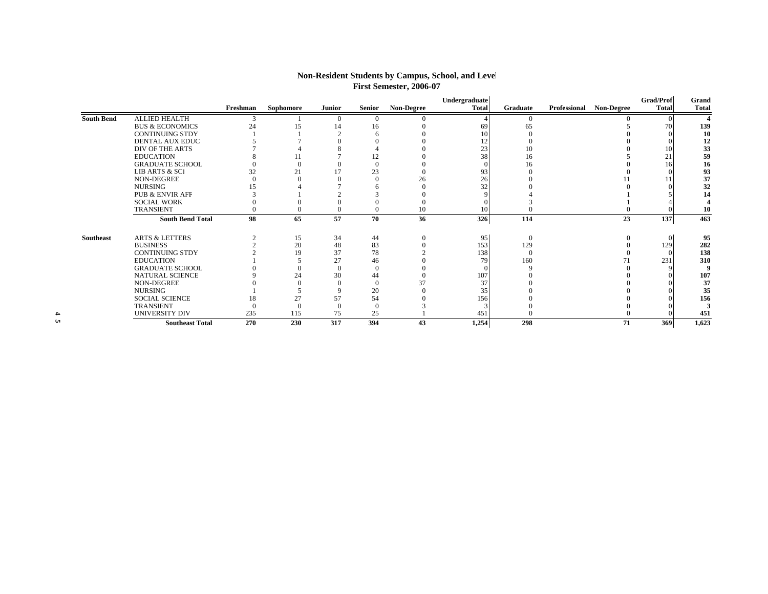## Non-Resident Students by Campus, School, and Level
### First Semester, 2006-07

| | | Freshman | Sophomore | Junior | Senior | Non-Degree | Undergraduate Total | Graduate | Professional | Non-Degree | Grad/Prof Total | Grand Total |
|---|---|---|---|---|---|---|---|---|---|---|---|---|
| **South Bend** | ALLIED HEALTH | 3 | 1 | 0 | 0 | 0 | 4 | 0 | | 0 | 0 | **4** |
| | BUS & ECONOMICS | 24 | 15 | 14 | 16 | 0 | 69 | 65 | | 5 | 70 | **139** |
| | CONTINUING STDY | 1 | 1 | 2 | 6 | 0 | 10 | 0 | | 0 | 0 | **10** |
| | DENTAL AUX EDUC | 5 | 7 | 0 | 0 | 0 | 12 | 0 | | 0 | 0 | **12** |
| | DIV OF THE ARTS | 7 | 4 | 8 | 4 | 0 | 23 | 10 | | 0 | 10 | **33** |
| | EDUCATION | 8 | 11 | 7 | 12 | 0 | 38 | 16 | | 5 | 21 | **59** |
| | GRADUATE SCHOOL | 0 | 0 | 0 | 0 | 0 | 0 | 16 | | 0 | 16 | **16** |
| | LIB ARTS & SCI | 32 | 21 | 17 | 23 | 0 | 93 | 0 | | 0 | 0 | **93** |
| | NON-DEGREE | 0 | 0 | 0 | 0 | 26 | 26 | 0 | | 11 | 11 | **37** |
| | NURSING | 15 | 4 | 7 | 6 | 0 | 32 | 0 | | 0 | 0 | **32** |
| | PUB & ENVIR AFF | 3 | 1 | 2 | 3 | 0 | 9 | 4 | | 1 | 5 | **14** |
| | SOCIAL WORK | 0 | 0 | 0 | 0 | 0 | 0 | 3 | | 1 | 4 | **4** |
| | TRANSIENT | 0 | 0 | 0 | 0 | 10 | 10 | 0 | | 0 | 0 | **10** |
| | **South Bend Total** | **98** | **65** | **57** | **70** | **36** | **326** | **114** | | **23** | **137** | **463** |
| **Southeast** | ARTS & LETTERS | 2 | 15 | 34 | 44 | 0 | 95 | 0 | | 0 | 0 | **95** |
| | BUSINESS | 2 | 20 | 48 | 83 | 0 | 153 | 129 | | 0 | 129 | **282** |
| | CONTINUING STDY | 2 | 19 | 37 | 78 | 2 | 138 | 0 | | 0 | 0 | **138** |
| | EDUCATION | 1 | 5 | 27 | 46 | 0 | 79 | 160 | | 71 | 231 | **310** |
| | GRADUATE SCHOOL | 0 | 0 | 0 | 0 | 0 | 0 | 9 | | 0 | 9 | **9** |
| | NATURAL SCIENCE | 9 | 24 | 30 | 44 | 0 | 107 | 0 | | 0 | 0 | **107** |
| | NON-DEGREE | 0 | 0 | 0 | 0 | 37 | 37 | 0 | | 0 | 0 | **37** |
| | NURSING | 1 | 5 | 9 | 20 | 0 | 35 | 0 | | 0 | 0 | **35** |
| | SOCIAL SCIENCE | 18 | 27 | 57 | 54 | 0 | 156 | 0 | | 0 | 0 | **156** |
| | TRANSIENT | 0 | 0 | 0 | 0 | 3 | 3 | 0 | | 0 | 0 | **3** |
| | UNIVERSITY DIV | 235 | 115 | 75 | 25 | 1 | 451 | 0 | | 0 | 0 | **451** |
| | **Southeast Total** | **270** | **230** | **317** | **394** | **43** | **1,254** | **298** | | **71** | **369** | **1,623** |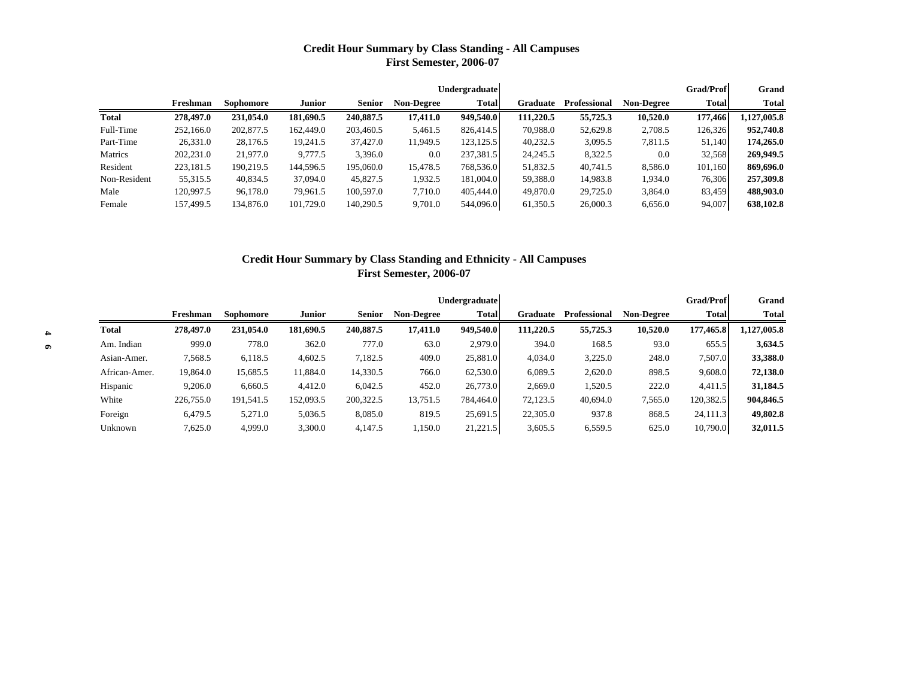## Credit Hour Summary by Class Standing - All Campuses
## First Semester, 2006-07

| | Freshman | Sophomore | Junior | Senior | Non-Degree | Undergraduate Total | Graduate | Professional | Non-Degree | Grad/Prof Total | Grand Total |
|---|---|---|---|---|---|---|---|---|---|---|---|
| **Total** | **278,497.0** | **231,054.0** | **181,690.5** | **240,887.5** | **17,411.0** | **949,540.0** | **111,220.5** | **55,725.3** | **10,520.0** | **177,466** | **1,127,005.8** |
| Full-Time | 252,166.0 | 202,877.5 | 162,449.0 | 203,460.5 | 5,461.5 | 826,414.5 | 70,988.0 | 52,629.8 | 2,708.5 | 126,326 | **952,740.8** |
| Part-Time | 26,331.0 | 28,176.5 | 19,241.5 | 37,427.0 | 11,949.5 | 123,125.5 | 40,232.5 | 3,095.5 | 7,811.5 | 51,140 | **174,265.0** |
| Matrics | 202,231.0 | 21,977.0 | 9,777.5 | 3,396.0 | 0.0 | 237,381.5 | 24,245.5 | 8,322.5 | 0.0 | 32,568 | **269,949.5** |
| Resident | 223,181.5 | 190,219.5 | 144,596.5 | 195,060.0 | 15,478.5 | 768,536.0 | 51,832.5 | 40,741.5 | 8,586.0 | 101,160 | **869,696.0** |
| Non-Resident | 55,315.5 | 40,834.5 | 37,094.0 | 45,827.5 | 1,932.5 | 181,004.0 | 59,388.0 | 14,983.8 | 1,934.0 | 76,306 | **257,309.8** |
| Male | 120,997.5 | 96,178.0 | 79,961.5 | 100,597.0 | 7,710.0 | 405,444.0 | 49,870.0 | 29,725.0 | 3,864.0 | 83,459 | **488,903.0** |
| Female | 157,499.5 | 134,876.0 | 101,729.0 | 140,290.5 | 9,701.0 | 544,096.0 | 61,350.5 | 26,000.3 | 6,656.0 | 94,007 | **638,102.8** |

## Credit Hour Summary by Class Standing and Ethnicity - All Campuses
## First Semester, 2006-07

| | Freshman | Sophomore | Junior | Senior | Non-Degree | Undergraduate Total | Graduate | Professional | Non-Degree | Grad/Prof Total | Grand Total |
|---|---|---|---|---|---|---|---|---|---|---|---|
| **Total** | **278,497.0** | **231,054.0** | **181,690.5** | **240,887.5** | **17,411.0** | **949,540.0** | **111,220.5** | **55,725.3** | **10,520.0** | **177,465.8** | **1,127,005.8** |
| Am. Indian | 999.0 | 778.0 | 362.0 | 777.0 | 63.0 | 2,979.0 | 394.0 | 168.5 | 93.0 | 655.5 | **3,634.5** |
| Asian-Amer. | 7,568.5 | 6,118.5 | 4,602.5 | 7,182.5 | 409.0 | 25,881.0 | 4,034.0 | 3,225.0 | 248.0 | 7,507.0 | **33,388.0** |
| African-Amer. | 19,864.0 | 15,685.5 | 11,884.0 | 14,330.5 | 766.0 | 62,530.0 | 6,089.5 | 2,620.0 | 898.5 | 9,608.0 | **72,138.0** |
| Hispanic | 9,206.0 | 6,660.5 | 4,412.0 | 6,042.5 | 452.0 | 26,773.0 | 2,669.0 | 1,520.5 | 222.0 | 4,411.5 | **31,184.5** |
| White | 226,755.0 | 191,541.5 | 152,093.5 | 200,322.5 | 13,751.5 | 784,464.0 | 72,123.5 | 40,694.0 | 7,565.0 | 120,382.5 | **904,846.5** |
| Foreign | 6,479.5 | 5,271.0 | 5,036.5 | 8,085.0 | 819.5 | 25,691.5 | 22,305.0 | 937.8 | 868.5 | 24,111.3 | **49,802.8** |
| Unknown | 7,625.0 | 4,999.0 | 3,300.0 | 4,147.5 | 1,150.0 | 21,221.5 | 3,605.5 | 6,559.5 | 625.0 | 10,790.0 | **32,011.5** |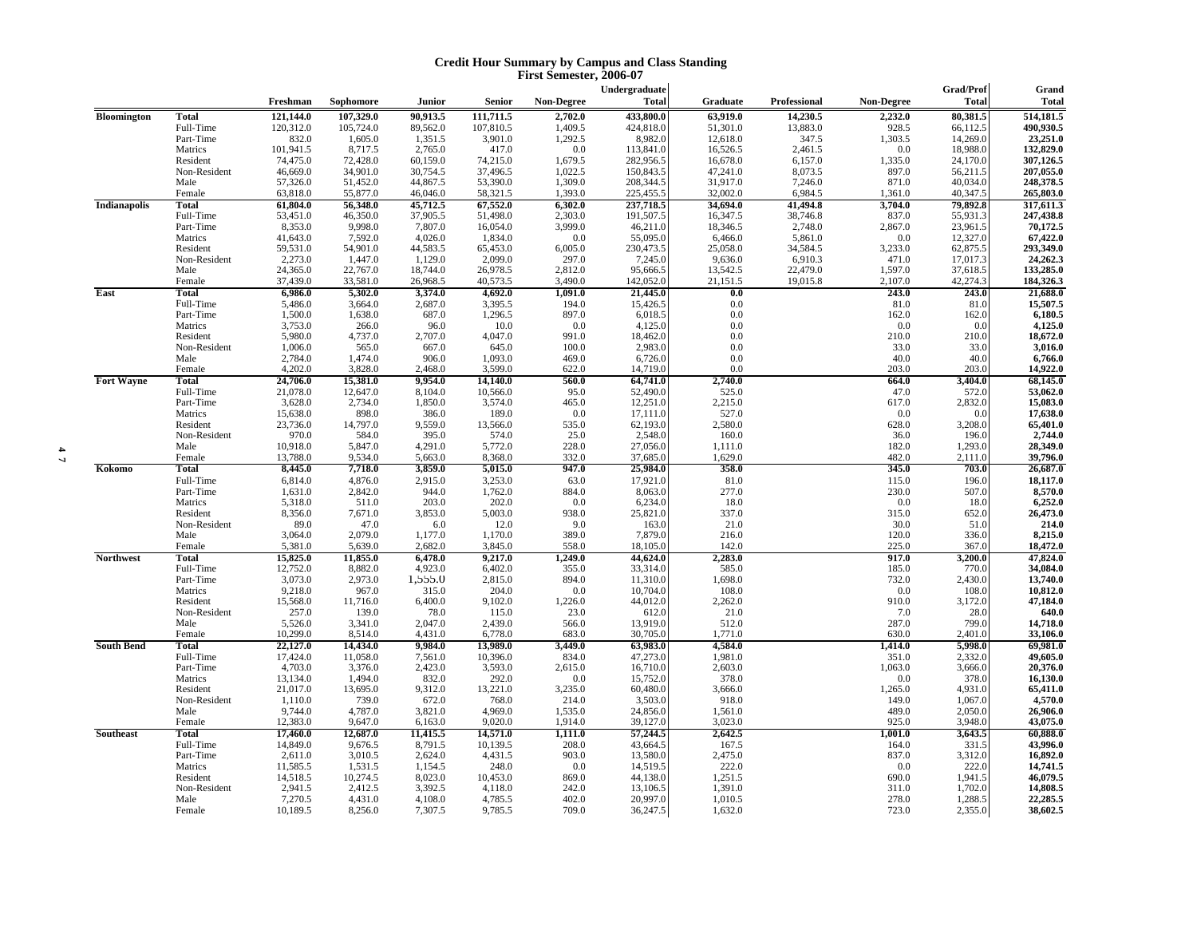# Credit Hour Summary by Campus and Class Standing
## First Semester, 2006-07

| Campus | | Freshman | Sophomore | Junior | Senior | Non-Degree | Undergraduate Total | Graduate | Professional | Non-Degree | Grad/Prof Total | Grand Total |
|---|---|---|---|---|---|---|---|---|---|---|---|---|
| **Bloomington** | **Total** | **121,144.0** | **107,329.0** | **90,913.5** | **111,711.5** | **2,702.0** | **433,800.0** | **63,919.0** | **14,230.5** | **2,232.0** | **80,381.5** | **514,181.5** |
| | Full-Time | 120,312.0 | 105,724.0 | 89,562.0 | 107,810.5 | 1,409.5 | 424,818.0 | 51,301.0 | 13,883.0 | 928.5 | 66,112.5 | **490,930.5** |
| | Part-Time | 832.0 | 1,605.0 | 1,351.5 | 3,901.0 | 1,292.5 | 8,982.0 | 12,618.0 | 347.5 | 1,303.5 | 14,269.0 | **23,251.0** |
| | Matrics | 101,941.5 | 8,717.5 | 2,765.0 | 417.0 | 0.0 | 113,841.0 | 16,526.5 | 2,461.5 | 0.0 | 18,988.0 | **132,829.0** |
| | Resident | 74,475.0 | 72,428.0 | 60,159.0 | 74,215.0 | 1,679.5 | 282,956.5 | 16,678.0 | 6,157.0 | 1,335.0 | 24,170.0 | **307,126.5** |
| | Non-Resident | 46,669.0 | 34,901.0 | 30,754.5 | 37,496.5 | 1,022.5 | 150,843.5 | 47,241.0 | 8,073.5 | 897.0 | 56,211.5 | **207,055.0** |
| | Male | 57,326.0 | 51,452.0 | 44,867.5 | 53,390.0 | 1,309.0 | 208,344.5 | 31,917.0 | 7,246.0 | 871.0 | 40,034.0 | **248,378.5** |
| | Female | 63,818.0 | 55,877.0 | 46,046.0 | 58,321.5 | 1,393.0 | 225,455.5 | 32,002.0 | 6,984.5 | 1,361.0 | 40,347.5 | **265,803.0** |
| **Indianapolis** | **Total** | **61,804.0** | **56,348.0** | **45,712.5** | **67,552.0** | **6,302.0** | **237,718.5** | **34,694.0** | **41,494.8** | **3,704.0** | **79,892.8** | **317,611.3** |
| | Full-Time | 53,451.0 | 46,350.0 | 37,905.5 | 51,498.0 | 2,303.0 | 191,507.5 | 16,347.5 | 38,746.8 | 837.0 | 55,931.3 | **247,438.8** |
| | Part-Time | 8,353.0 | 9,998.0 | 7,807.0 | 16,054.0 | 3,999.0 | 46,211.0 | 18,346.5 | 2,748.0 | 2,867.0 | 23,961.5 | **70,172.5** |
| | Matrics | 41,643.0 | 7,592.0 | 4,026.0 | 1,834.0 | 0.0 | 55,095.0 | 6,466.0 | 5,861.0 | 0.0 | 12,327.0 | **67,422.0** |
| | Resident | 59,531.0 | 54,901.0 | 44,583.5 | 65,453.0 | 6,005.0 | 230,473.5 | 25,058.0 | 34,584.5 | 3,233.0 | 62,875.5 | **293,349.0** |
| | Non-Resident | 2,273.0 | 1,447.0 | 1,129.0 | 2,099.0 | 297.0 | 7,245.0 | 9,636.0 | 6,910.3 | 471.0 | 17,017.3 | **24,262.3** |
| | Male | 24,365.0 | 22,767.0 | 18,744.0 | 26,978.5 | 2,812.0 | 95,666.5 | 13,542.5 | 22,479.0 | 1,597.0 | 37,618.5 | **133,285.0** |
| | Female | 37,439.0 | 33,581.0 | 26,968.5 | 40,573.5 | 3,490.0 | 142,052.0 | 21,151.5 | 19,015.8 | 2,107.0 | 42,274.3 | **184,326.3** |
| **East** | **Total** | **6,986.0** | **5,302.0** | **3,374.0** | **4,692.0** | **1,091.0** | **21,445.0** | **0.0** | | **243.0** | **243.0** | **21,688.0** |
| | Full-Time | 5,486.0 | 3,664.0 | 2,687.0 | 3,395.5 | 194.0 | 15,426.5 | 0.0 | | 81.0 | 81.0 | **15,507.5** |
| | Part-Time | 1,500.0 | 1,638.0 | 687.0 | 1,296.5 | 897.0 | 6,018.5 | 0.0 | | 162.0 | 162.0 | **6,180.5** |
| | Matrics | 3,753.0 | 266.0 | 96.0 | 10.0 | 0.0 | 4,125.0 | 0.0 | | 0.0 | 0.0 | **4,125.0** |
| | Resident | 5,980.0 | 4,737.0 | 2,707.0 | 4,047.0 | 991.0 | 18,462.0 | 0.0 | | 210.0 | 210.0 | **18,672.0** |
| | Non-Resident | 1,006.0 | 565.0 | 667.0 | 645.0 | 100.0 | 2,983.0 | 0.0 | | 33.0 | 33.0 | **3,016.0** |
| | Male | 2,784.0 | 1,474.0 | 906.0 | 1,093.0 | 469.0 | 6,726.0 | 0.0 | | 40.0 | 40.0 | **6,766.0** |
| | Female | 4,202.0 | 3,828.0 | 2,468.0 | 3,599.0 | 622.0 | 14,719.0 | 0.0 | | 203.0 | 203.0 | **14,922.0** |
| **Fort Wayne** | **Total** | **24,706.0** | **15,381.0** | **9,954.0** | **14,140.0** | **560.0** | **64,741.0** | **2,740.0** | | **664.0** | **3,404.0** | **68,145.0** |
| | Full-Time | 21,078.0 | 12,647.0 | 8,104.0 | 10,566.0 | 95.0 | 52,490.0 | 525.0 | | 47.0 | 572.0 | **53,062.0** |
| | Part-Time | 3,628.0 | 2,734.0 | 1,850.0 | 3,574.0 | 465.0 | 12,251.0 | 2,215.0 | | 617.0 | 2,832.0 | **15,083.0** |
| | Matrics | 15,638.0 | 898.0 | 386.0 | 189.0 | 0.0 | 17,111.0 | 527.0 | | 0.0 | 0.0 | **17,638.0** |
| | Resident | 23,736.0 | 14,797.0 | 9,559.0 | 13,566.0 | 535.0 | 62,193.0 | 2,580.0 | | 628.0 | 3,208.0 | **65,401.0** |
| | Non-Resident | 970.0 | 584.0 | 395.0 | 574.0 | 25.0 | 2,548.0 | 160.0 | | 36.0 | 196.0 | **2,744.0** |
| | Male | 10,918.0 | 5,847.0 | 4,291.0 | 5,772.0 | 228.0 | 27,056.0 | 1,111.0 | | 182.0 | 1,293.0 | **28,349.0** |
| | Female | 13,788.0 | 9,534.0 | 5,663.0 | 8,368.0 | 332.0 | 37,685.0 | 1,629.0 | | 482.0 | 2,111.0 | **39,796.0** |
| **Kokomo** | **Total** | **8,445.0** | **7,718.0** | **3,859.0** | **5,015.0** | **947.0** | **25,984.0** | **358.0** | | **345.0** | **703.0** | **26,687.0** |
| | Full-Time | 6,814.0 | 4,876.0 | 2,915.0 | 3,253.0 | 63.0 | 17,921.0 | 81.0 | | 115.0 | 196.0 | **18,117.0** |
| | Part-Time | 1,631.0 | 2,842.0 | 944.0 | 1,762.0 | 884.0 | 8,063.0 | 277.0 | | 230.0 | 507.0 | **8,570.0** |
| | Matrics | 5,318.0 | 511.0 | 203.0 | 202.0 | 0.0 | 6,234.0 | 18.0 | | 0.0 | 18.0 | **6,252.0** |
| | Resident | 8,356.0 | 7,671.0 | 3,853.0 | 5,003.0 | 938.0 | 25,821.0 | 337.0 | | 315.0 | 652.0 | **26,473.0** |
| | Non-Resident | 89.0 | 47.0 | 6.0 | 12.0 | 9.0 | 163.0 | 21.0 | | 30.0 | 51.0 | **214.0** |
| | Male | 3,064.0 | 2,079.0 | 1,177.0 | 1,170.0 | 389.0 | 7,879.0 | 216.0 | | 120.0 | 336.0 | **8,215.0** |
| | Female | 5,381.0 | 5,639.0 | 2,682.0 | 3,845.0 | 558.0 | 18,105.0 | 142.0 | | 225.0 | 367.0 | **18,472.0** |
| **Northwest** | **Total** | **15,825.0** | **11,855.0** | **6,478.0** | **9,217.0** | **1,249.0** | **44,624.0** | **2,283.0** | | **917.0** | **3,200.0** | **47,824.0** |
| | Full-Time | 12,752.0 | 8,882.0 | 4,923.0 | 6,402.0 | 355.0 | 33,314.0 | 585.0 | | 185.0 | 770.0 | **34,084.0** |
| | Part-Time | 3,073.0 | 2,973.0 | 1,555.0 | 2,815.0 | 894.0 | 11,310.0 | 1,698.0 | | 732.0 | 2,430.0 | **13,740.0** |
| | Matrics | 9,218.0 | 967.0 | 315.0 | 204.0 | 0.0 | 10,704.0 | 108.0 | | 0.0 | 108.0 | **10,812.0** |
| | Resident | 15,568.0 | 11,716.0 | 6,400.0 | 9,102.0 | 1,226.0 | 44,012.0 | 2,262.0 | | 910.0 | 3,172.0 | **47,184.0** |
| | Non-Resident | 257.0 | 139.0 | 78.0 | 115.0 | 23.0 | 612.0 | 21.0 | | 7.0 | 28.0 | **640.0** |
| | Male | 5,526.0 | 3,341.0 | 2,047.0 | 2,439.0 | 566.0 | 13,919.0 | 512.0 | | 287.0 | 799.0 | **14,718.0** |
| | Female | 10,299.0 | 8,514.0 | 4,431.0 | 6,778.0 | 683.0 | 30,705.0 | 1,771.0 | | 630.0 | 2,401.0 | **33,106.0** |
| **South Bend** | **Total** | **22,127.0** | **14,434.0** | **9,984.0** | **13,989.0** | **3,449.0** | **63,983.0** | **4,584.0** | | **1,414.0** | **5,998.0** | **69,981.0** |
| | Full-Time | 17,424.0 | 11,058.0 | 7,561.0 | 10,396.0 | 834.0 | 47,273.0 | 1,981.0 | | 351.0 | 2,332.0 | **49,605.0** |
| | Part-Time | 4,703.0 | 3,376.0 | 2,423.0 | 3,593.0 | 2,615.0 | 16,710.0 | 2,603.0 | | 1,063.0 | 3,666.0 | **20,376.0** |
| | Matrics | 13,134.0 | 1,494.0 | 832.0 | 292.0 | 0.0 | 15,752.0 | 378.0 | | 0.0 | 378.0 | **16,130.0** |
| | Resident | 21,017.0 | 13,695.0 | 9,312.0 | 13,221.0 | 3,235.0 | 60,480.0 | 3,666.0 | | 1,265.0 | 4,931.0 | **65,411.0** |
| | Non-Resident | 1,110.0 | 739.0 | 672.0 | 768.0 | 214.0 | 3,503.0 | 918.0 | | 149.0 | 1,067.0 | **4,570.0** |
| | Male | 9,744.0 | 4,787.0 | 3,821.0 | 4,969.0 | 1,535.0 | 24,856.0 | 1,561.0 | | 489.0 | 2,050.0 | **26,906.0** |
| | Female | 12,383.0 | 9,647.0 | 6,163.0 | 9,020.0 | 1,914.0 | 39,127.0 | 3,023.0 | | 925.0 | 3,948.0 | **43,075.0** |
| **Southeast** | **Total** | **17,460.0** | **12,687.0** | **11,415.5** | **14,571.0** | **1,111.0** | **57,244.5** | **2,642.5** | | **1,001.0** | **3,643.5** | **60,888.0** |
| | Full-Time | 14,849.0 | 9,676.5 | 8,791.5 | 10,139.5 | 208.0 | 43,664.5 | 167.5 | | 164.0 | 331.5 | **43,996.0** |
| | Part-Time | 2,611.0 | 3,010.5 | 2,624.0 | 4,431.5 | 903.0 | 13,580.0 | 2,475.0 | | 837.0 | 3,312.0 | **16,892.0** |
| | Matrics | 11,585.5 | 1,531.5 | 1,154.5 | 248.0 | 0.0 | 14,519.5 | 222.0 | | 0.0 | 222.0 | **14,741.5** |
| | Resident | 14,518.5 | 10,274.5 | 8,023.0 | 10,453.0 | 869.0 | 44,138.0 | 1,251.5 | | 690.0 | 1,941.5 | **46,079.5** |
| | Non-Resident | 2,941.5 | 2,412.5 | 3,392.5 | 4,118.0 | 242.0 | 13,106.5 | 1,391.0 | | 311.0 | 1,702.0 | **14,808.5** |
| | Male | 7,270.5 | 4,431.0 | 4,108.0 | 4,785.5 | 402.0 | 20,997.0 | 1,010.5 | | 278.0 | 1,288.5 | **22,285.5** |
| | Female | 10,189.5 | 8,256.0 | 7,307.5 | 9,785.5 | 709.0 | 36,247.5 | 1,632.0 | | 723.0 | 2,355.0 | **38,602.5** |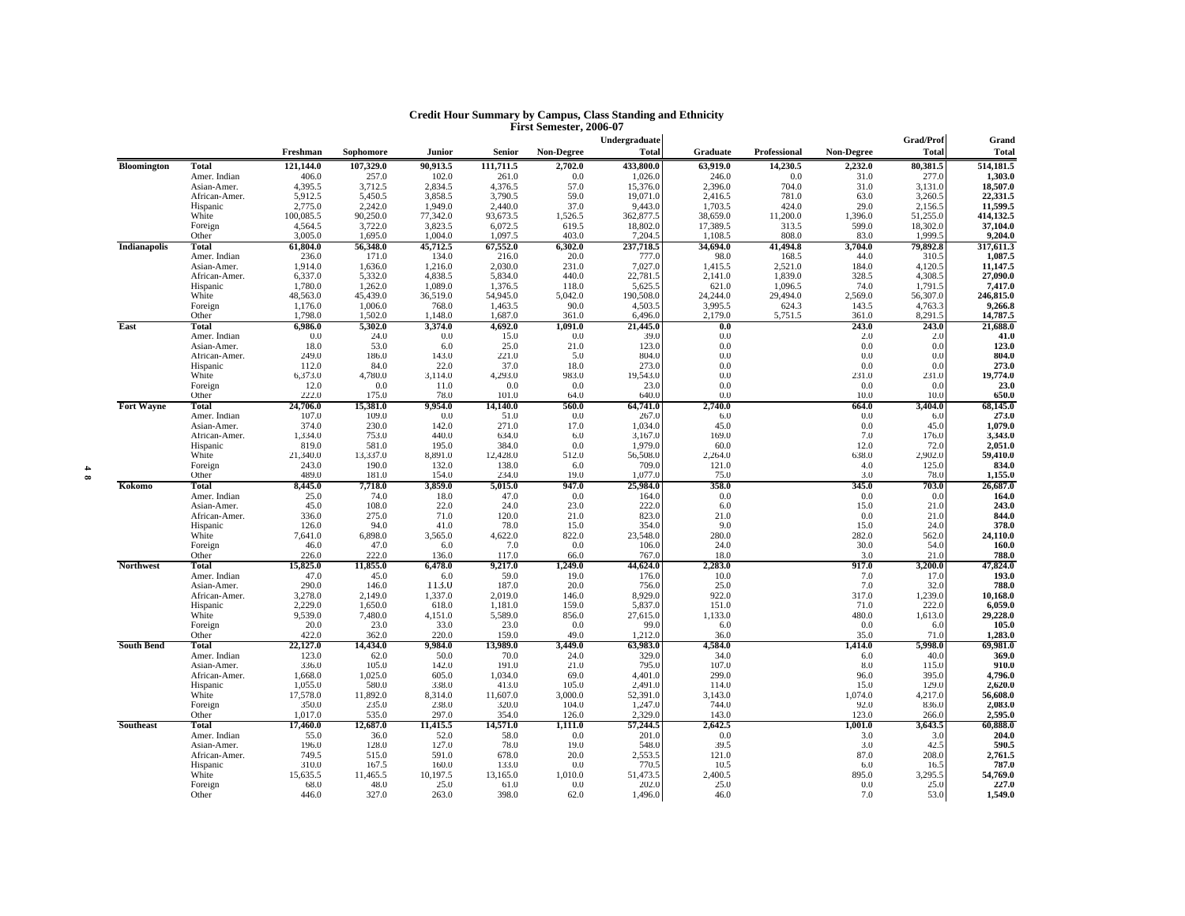# Credit Hour Summary by Campus, Class Standing and Ethnicity

## First Semester, 2006-07

| Campus | | Freshman | Sophomore | Junior | Senior | Non-Degree | Undergraduate Total | Graduate | Professional | Non-Degree | Grad/Prof Total | Grand Total |
|---|---|---|---|---|---|---|---|---|---|---|---|---|
| **Bloomington** | **Total** | **121,144.0** | **107,329.0** | **90,913.5** | **111,711.5** | **2,702.0** | **433,800.0** | **63,919.0** | **14,230.5** | **2,232.0** | **80,381.5** | **514,181.5** |
| | Amer. Indian | 406.0 | 257.0 | 102.0 | 261.0 | 0.0 | 1,026.0 | 246.0 | 0.0 | 31.0 | 277.0 | **1,303.0** |
| | Asian-Amer. | 4,395.5 | 3,712.5 | 2,834.5 | 4,376.5 | 57.0 | 15,376.0 | 2,396.0 | 704.0 | 31.0 | 3,131.0 | **18,507.0** |
| | African-Amer. | 5,912.5 | 5,450.5 | 3,858.5 | 3,790.5 | 59.0 | 19,071.0 | 2,416.5 | 781.0 | 63.0 | 3,260.5 | **22,331.5** |
| | Hispanic | 2,775.0 | 2,242.0 | 1,949.0 | 2,440.0 | 37.0 | 9,443.0 | 1,703.5 | 424.0 | 29.0 | 2,156.5 | **11,599.5** |
| | White | 100,085.5 | 90,250.0 | 77,342.0 | 93,673.5 | 1,526.5 | 362,877.5 | 38,659.0 | 11,200.0 | 1,396.0 | 51,255.0 | **414,132.5** |
| | Foreign | 4,564.5 | 3,722.0 | 3,823.5 | 6,072.5 | 619.5 | 18,802.0 | 17,389.5 | 313.5 | 599.0 | 18,302.0 | **37,104.0** |
| | Other | 3,005.0 | 1,695.0 | 1,004.0 | 1,097.5 | 403.0 | 7,204.5 | 1,108.5 | 808.0 | 83.0 | 1,999.5 | **9,204.0** |
| **Indianapolis** | **Total** | **61,804.0** | **56,348.0** | **45,712.5** | **67,552.0** | **6,302.0** | **237,718.5** | **34,694.0** | **41,494.8** | **3,704.0** | **79,892.8** | **317,611.3** |
| | Amer. Indian | 236.0 | 171.0 | 134.0 | 216.0 | 20.0 | 777.0 | 98.0 | 168.5 | 44.0 | 310.5 | **1,087.5** |
| | Asian-Amer. | 1,914.0 | 1,636.0 | 1,216.0 | 2,030.0 | 231.0 | 7,027.0 | 1,415.5 | 2,521.0 | 184.0 | 4,120.5 | **11,147.5** |
| | African-Amer. | 6,337.0 | 5,332.0 | 4,838.5 | 5,834.0 | 440.0 | 22,781.5 | 2,141.0 | 1,839.0 | 328.5 | 4,308.5 | **27,090.0** |
| | Hispanic | 1,780.0 | 1,262.0 | 1,089.0 | 1,376.5 | 118.0 | 5,625.5 | 621.0 | 1,096.5 | 74.0 | 1,791.5 | **7,417.0** |
| | White | 48,563.0 | 45,439.0 | 36,519.0 | 54,945.0 | 5,042.0 | 190,508.0 | 24,244.0 | 29,494.0 | 2,569.0 | 56,307.0 | **246,815.0** |
| | Foreign | 1,176.0 | 1,006.0 | 768.0 | 1,463.5 | 90.0 | 4,503.5 | 3,995.5 | 624.3 | 143.5 | 4,763.3 | **9,266.8** |
| | Other | 1,798.0 | 1,502.0 | 1,148.0 | 1,687.0 | 361.0 | 6,496.0 | 2,179.0 | 5,751.5 | 361.0 | 8,291.5 | **14,787.5** |
| **East** | **Total** | **6,986.0** | **5,302.0** | **3,374.0** | **4,692.0** | **1,091.0** | **21,445.0** | **0.0** | | **243.0** | **243.0** | **21,688.0** |
| | Amer. Indian | 0.0 | 24.0 | 0.0 | 15.0 | 0.0 | 39.0 | 0.0 | | 2.0 | 2.0 | **41.0** |
| | Asian-Amer. | 18.0 | 53.0 | 6.0 | 25.0 | 21.0 | 123.0 | 0.0 | | 0.0 | 0.0 | **123.0** |
| | African-Amer. | 249.0 | 186.0 | 143.0 | 221.0 | 5.0 | 804.0 | 0.0 | | 0.0 | 0.0 | **804.0** |
| | Hispanic | 112.0 | 84.0 | 22.0 | 37.0 | 18.0 | 273.0 | 0.0 | | 0.0 | 0.0 | **273.0** |
| | White | 6,373.0 | 4,780.0 | 3,114.0 | 4,293.0 | 983.0 | 19,543.0 | 0.0 | | 231.0 | 231.0 | **19,774.0** |
| | Foreign | 12.0 | 0.0 | 11.0 | 0.0 | 0.0 | 23.0 | 0.0 | | 0.0 | 0.0 | **23.0** |
| | Other | 222.0 | 175.0 | 78.0 | 101.0 | 64.0 | 640.0 | 0.0 | | 10.0 | 10.0 | **650.0** |
| **Fort Wayne** | **Total** | **24,706.0** | **15,381.0** | **9,954.0** | **14,140.0** | **560.0** | **64,741.0** | **2,740.0** | | **664.0** | **3,404.0** | **68,145.0** |
| | Amer. Indian | 107.0 | 109.0 | 0.0 | 51.0 | 0.0 | 267.0 | 6.0 | | 0.0 | 6.0 | **273.0** |
| | Asian-Amer. | 374.0 | 230.0 | 142.0 | 271.0 | 17.0 | 1,034.0 | 45.0 | | 0.0 | 45.0 | **1,079.0** |
| | African-Amer. | 1,334.0 | 753.0 | 440.0 | 634.0 | 6.0 | 3,167.0 | 169.0 | | 7.0 | 176.0 | **3,343.0** |
| | Hispanic | 819.0 | 581.0 | 195.0 | 384.0 | 0.0 | 1,979.0 | 60.0 | | 12.0 | 72.0 | **2,051.0** |
| | White | 21,340.0 | 13,337.0 | 8,891.0 | 12,428.0 | 512.0 | 56,508.0 | 2,264.0 | | 638.0 | 2,902.0 | **59,410.0** |
| | Foreign | 243.0 | 190.0 | 132.0 | 138.0 | 6.0 | 709.0 | 121.0 | | 4.0 | 125.0 | **834.0** |
| | Other | 489.0 | 181.0 | 154.0 | 234.0 | 19.0 | 1,077.0 | 75.0 | | 3.0 | 78.0 | **1,155.0** |
| **Kokomo** | **Total** | **8,445.0** | **7,718.0** | **3,859.0** | **5,015.0** | **947.0** | **25,984.0** | **358.0** | | **345.0** | **703.0** | **26,687.0** |
| | Amer. Indian | 25.0 | 74.0 | 18.0 | 47.0 | 0.0 | 164.0 | 0.0 | | 0.0 | 0.0 | **164.0** |
| | Asian-Amer. | 45.0 | 108.0 | 22.0 | 24.0 | 23.0 | 222.0 | 6.0 | | 15.0 | 21.0 | **243.0** |
| | African-Amer. | 336.0 | 275.0 | 71.0 | 120.0 | 21.0 | 823.0 | 21.0 | | 0.0 | 21.0 | **844.0** |
| | Hispanic | 126.0 | 94.0 | 41.0 | 78.0 | 15.0 | 354.0 | 9.0 | | 15.0 | 24.0 | **378.0** |
| | White | 7,641.0 | 6,898.0 | 3,565.0 | 4,622.0 | 822.0 | 23,548.0 | 280.0 | | 282.0 | 562.0 | **24,110.0** |
| | Foreign | 46.0 | 47.0 | 6.0 | 7.0 | 0.0 | 106.0 | 24.0 | | 30.0 | 54.0 | **160.0** |
| | Other | 226.0 | 222.0 | 136.0 | 117.0 | 66.0 | 767.0 | 18.0 | | 3.0 | 21.0 | **788.0** |
| **Northwest** | **Total** | **15,825.0** | **11,855.0** | **6,478.0** | **9,217.0** | **1,249.0** | **44,624.0** | **2,283.0** | | **917.0** | **3,200.0** | **47,824.0** |
| | Amer. Indian | 47.0 | 45.0 | 6.0 | 59.0 | 19.0 | 176.0 | 10.0 | | 7.0 | 17.0 | **193.0** |
| | Asian-Amer. | 290.0 | 146.0 | 113.0 | 187.0 | 20.0 | 756.0 | 25.0 | | 7.0 | 32.0 | **788.0** |
| | African-Amer. | 3,278.0 | 2,149.0 | 1,337.0 | 2,019.0 | 146.0 | 8,929.0 | 922.0 | | 317.0 | 1,239.0 | **10,168.0** |
| | Hispanic | 2,229.0 | 1,650.0 | 618.0 | 1,181.0 | 159.0 | 5,837.0 | 151.0 | | 71.0 | 222.0 | **6,059.0** |
| | White | 9,539.0 | 7,480.0 | 4,151.0 | 5,589.0 | 856.0 | 27,615.0 | 1,133.0 | | 480.0 | 1,613.0 | **29,228.0** |
| | Foreign | 20.0 | 23.0 | 33.0 | 23.0 | 0.0 | 99.0 | 6.0 | | 0.0 | 6.0 | **105.0** |
| | Other | 422.0 | 362.0 | 220.0 | 159.0 | 49.0 | 1,212.0 | 36.0 | | 35.0 | 71.0 | **1,283.0** |
| **South Bend** | **Total** | **22,127.0** | **14,434.0** | **9,984.0** | **13,989.0** | **3,449.0** | **63,983.0** | **4,584.0** | | **1,414.0** | **5,998.0** | **69,981.0** |
| | Amer. Indian | 123.0 | 62.0 | 50.0 | 70.0 | 24.0 | 329.0 | 34.0 | | 6.0 | 40.0 | **369.0** |
| | Asian-Amer. | 336.0 | 105.0 | 142.0 | 191.0 | 21.0 | 795.0 | 107.0 | | 8.0 | 115.0 | **910.0** |
| | African-Amer. | 1,668.0 | 1,025.0 | 605.0 | 1,034.0 | 69.0 | 4,401.0 | 299.0 | | 96.0 | 395.0 | **4,796.0** |
| | Hispanic | 1,055.0 | 580.0 | 338.0 | 413.0 | 105.0 | 2,491.0 | 114.0 | | 15.0 | 129.0 | **2,620.0** |
| | White | 17,578.0 | 11,892.0 | 8,314.0 | 11,607.0 | 3,000.0 | 52,391.0 | 3,143.0 | | 1,074.0 | 4,217.0 | **56,608.0** |
| | Foreign | 350.0 | 235.0 | 238.0 | 320.0 | 104.0 | 1,247.0 | 744.0 | | 92.0 | 836.0 | **2,083.0** |
| | Other | 1,017.0 | 535.0 | 297.0 | 354.0 | 126.0 | 2,329.0 | 143.0 | | 123.0 | 266.0 | **2,595.0** |
| **Southeast** | **Total** | **17,460.0** | **12,687.0** | **11,415.5** | **14,571.0** | **1,111.0** | **57,244.5** | **2,642.5** | | **1,001.0** | **3,643.5** | **60,888.0** |
| | Amer. Indian | 55.0 | 36.0 | 52.0 | 58.0 | 0.0 | 201.0 | 0.0 | | 3.0 | 3.0 | **204.0** |
| | Asian-Amer. | 196.0 | 128.0 | 127.0 | 78.0 | 19.0 | 548.0 | 39.5 | | 3.0 | 42.5 | **590.5** |
| | African-Amer. | 749.5 | 515.0 | 591.0 | 678.0 | 20.0 | 2,553.5 | 121.0 | | 87.0 | 208.0 | **2,761.5** |
| | Hispanic | 310.0 | 167.5 | 160.0 | 133.0 | 0.0 | 770.5 | 10.5 | | 6.0 | 16.5 | **787.0** |
| | White | 15,635.5 | 11,465.5 | 10,197.5 | 13,165.0 | 1,010.0 | 51,473.5 | 2,400.5 | | 895.0 | 3,295.5 | **54,769.0** |
| | Foreign | 68.0 | 48.0 | 25.0 | 61.0 | 0.0 | 202.0 | 25.0 | | 0.0 | 25.0 | **227.0** |
| | Other | 446.0 | 327.0 | 263.0 | 398.0 | 62.0 | 1,496.0 | 46.0 | | 7.0 | 53.0 | **1,549.0** |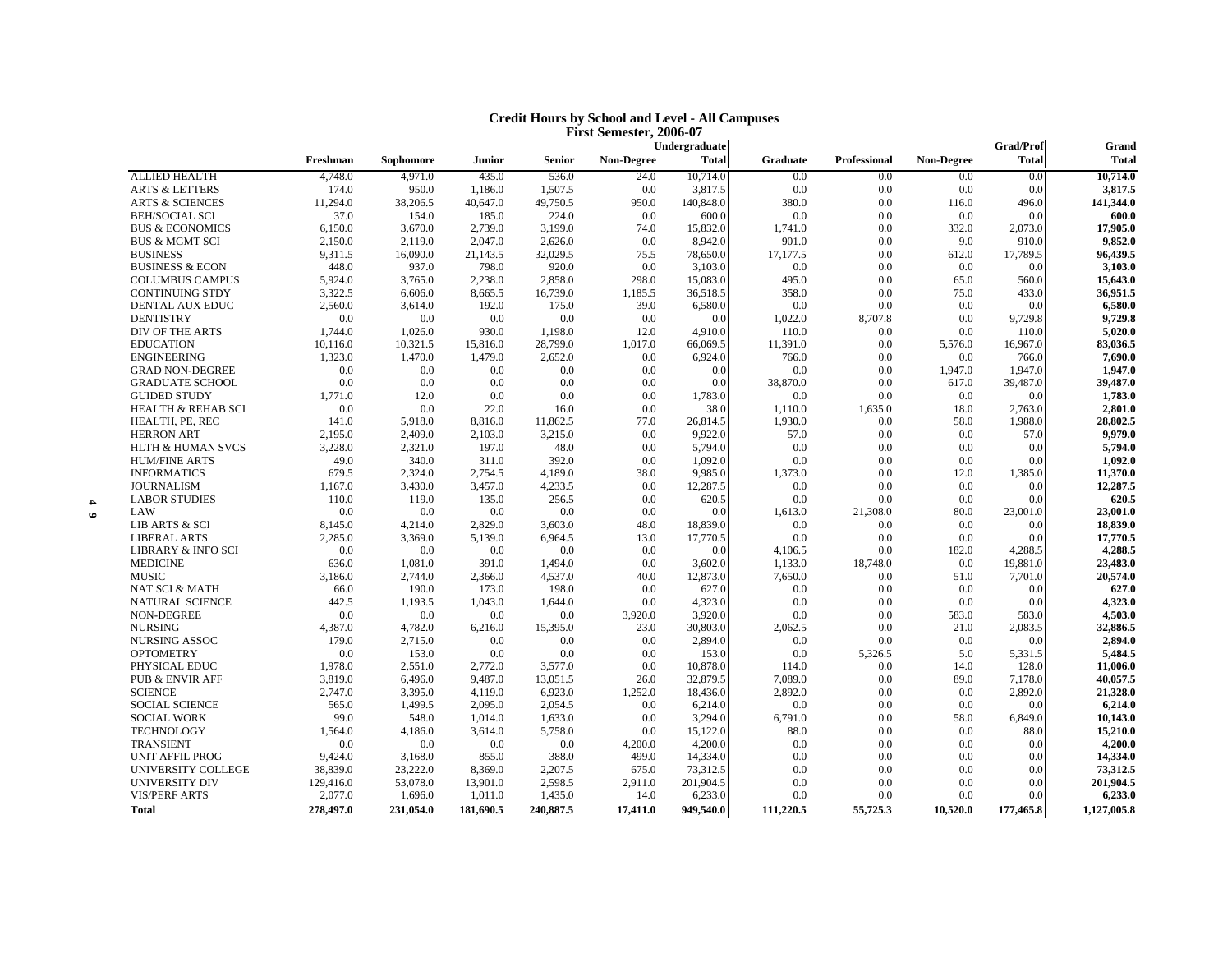# Credit Hours by School and Level - All Campuses

## First Semester, 2006-07

| | Freshman | Sophomore | Junior | Senior | Non-Degree | Undergraduate Total | Graduate | Professional | Non-Degree | Grad/Prof Total | Grand Total |
|---|---|---|---|---|---|---|---|---|---|---|---|
| ALLIED HEALTH | 4,748.0 | 4,971.0 | 435.0 | 536.0 | 24.0 | 10,714.0 | 0.0 | 0.0 | 0.0 | 0.0 | **10,714.0** |
| ARTS & LETTERS | 174.0 | 950.0 | 1,186.0 | 1,507.5 | 0.0 | 3,817.5 | 0.0 | 0.0 | 0.0 | 0.0 | **3,817.5** |
| ARTS & SCIENCES | 11,294.0 | 38,206.5 | 40,647.0 | 49,750.5 | 950.0 | 140,848.0 | 380.0 | 0.0 | 116.0 | 496.0 | **141,344.0** |
| BEH/SOCIAL SCI | 37.0 | 154.0 | 185.0 | 224.0 | 0.0 | 600.0 | 0.0 | 0.0 | 0.0 | 0.0 | **600.0** |
| BUS & ECONOMICS | 6,150.0 | 3,670.0 | 2,739.0 | 3,199.0 | 74.0 | 15,832.0 | 1,741.0 | 0.0 | 332.0 | 2,073.0 | **17,905.0** |
| BUS & MGMT SCI | 2,150.0 | 2,119.0 | 2,047.0 | 2,626.0 | 0.0 | 8,942.0 | 901.0 | 0.0 | 9.0 | 910.0 | **9,852.0** |
| BUSINESS | 9,311.5 | 16,090.0 | 21,143.5 | 32,029.5 | 75.5 | 78,650.0 | 17,177.5 | 0.0 | 612.0 | 17,789.5 | **96,439.5** |
| BUSINESS & ECON | 448.0 | 937.0 | 798.0 | 920.0 | 0.0 | 3,103.0 | 0.0 | 0.0 | 0.0 | 0.0 | **3,103.0** |
| COLUMBUS CAMPUS | 5,924.0 | 3,765.0 | 2,238.0 | 2,858.0 | 298.0 | 15,083.0 | 495.0 | 0.0 | 65.0 | 560.0 | **15,643.0** |
| CONTINUING STDY | 3,322.5 | 6,606.0 | 8,665.5 | 16,739.0 | 1,185.5 | 36,518.5 | 358.0 | 0.0 | 75.0 | 433.0 | **36,951.5** |
| DENTAL AUX EDUC | 2,560.0 | 3,614.0 | 192.0 | 175.0 | 39.0 | 6,580.0 | 0.0 | 0.0 | 0.0 | 0.0 | **6,580.0** |
| DENTISTRY | 0.0 | 0.0 | 0.0 | 0.0 | 0.0 | 0.0 | 1,022.0 | 8,707.8 | 0.0 | 9,729.8 | **9,729.8** |
| DIV OF THE ARTS | 1,744.0 | 1,026.0 | 930.0 | 1,198.0 | 12.0 | 4,910.0 | 110.0 | 0.0 | 0.0 | 110.0 | **5,020.0** |
| EDUCATION | 10,116.0 | 10,321.5 | 15,816.0 | 28,799.0 | 1,017.0 | 66,069.5 | 11,391.0 | 0.0 | 5,576.0 | 16,967.0 | **83,036.5** |
| ENGINEERING | 1,323.0 | 1,470.0 | 1,479.0 | 2,652.0 | 0.0 | 6,924.0 | 766.0 | 0.0 | 0.0 | 766.0 | **7,690.0** |
| GRAD NON-DEGREE | 0.0 | 0.0 | 0.0 | 0.0 | 0.0 | 0.0 | 0.0 | 0.0 | 1,947.0 | 1,947.0 | **1,947.0** |
| GRADUATE SCHOOL | 0.0 | 0.0 | 0.0 | 0.0 | 0.0 | 0.0 | 38,870.0 | 0.0 | 617.0 | 39,487.0 | **39,487.0** |
| GUIDED STUDY | 1,771.0 | 12.0 | 0.0 | 0.0 | 0.0 | 1,783.0 | 0.0 | 0.0 | 0.0 | 0.0 | **1,783.0** |
| HEALTH & REHAB SCI | 0.0 | 0.0 | 22.0 | 16.0 | 0.0 | 38.0 | 1,110.0 | 1,635.0 | 18.0 | 2,763.0 | **2,801.0** |
| HEALTH, PE, REC | 141.0 | 5,918.0 | 8,816.0 | 11,862.5 | 77.0 | 26,814.5 | 1,930.0 | 0.0 | 58.0 | 1,988.0 | **28,802.5** |
| HERRON ART | 2,195.0 | 2,409.0 | 2,103.0 | 3,215.0 | 0.0 | 9,922.0 | 57.0 | 0.0 | 0.0 | 57.0 | **9,979.0** |
| HLTH & HUMAN SVCS | 3,228.0 | 2,321.0 | 197.0 | 48.0 | 0.0 | 5,794.0 | 0.0 | 0.0 | 0.0 | 0.0 | **5,794.0** |
| HUM/FINE ARTS | 49.0 | 340.0 | 311.0 | 392.0 | 0.0 | 1,092.0 | 0.0 | 0.0 | 0.0 | 0.0 | **1,092.0** |
| INFORMATICS | 679.5 | 2,324.0 | 2,754.5 | 4,189.0 | 38.0 | 9,985.0 | 1,373.0 | 0.0 | 12.0 | 1,385.0 | **11,370.0** |
| JOURNALISM | 1,167.0 | 3,430.0 | 3,457.0 | 4,233.5 | 0.0 | 12,287.5 | 0.0 | 0.0 | 0.0 | 0.0 | **12,287.5** |
| LABOR STUDIES | 110.0 | 119.0 | 135.0 | 256.5 | 0.0 | 620.5 | 0.0 | 0.0 | 0.0 | 0.0 | **620.5** |
| LAW | 0.0 | 0.0 | 0.0 | 0.0 | 0.0 | 0.0 | 1,613.0 | 21,308.0 | 80.0 | 23,001.0 | **23,001.0** |
| LIB ARTS & SCI | 8,145.0 | 4,214.0 | 2,829.0 | 3,603.0 | 48.0 | 18,839.0 | 0.0 | 0.0 | 0.0 | 0.0 | **18,839.0** |
| LIBERAL ARTS | 2,285.0 | 3,369.0 | 5,139.0 | 6,964.5 | 13.0 | 17,770.5 | 0.0 | 0.0 | 0.0 | 0.0 | **17,770.5** |
| LIBRARY & INFO SCI | 0.0 | 0.0 | 0.0 | 0.0 | 0.0 | 0.0 | 4,106.5 | 0.0 | 182.0 | 4,288.5 | **4,288.5** |
| MEDICINE | 636.0 | 1,081.0 | 391.0 | 1,494.0 | 0.0 | 3,602.0 | 1,133.0 | 18,748.0 | 0.0 | 19,881.0 | **23,483.0** |
| MUSIC | 3,186.0 | 2,744.0 | 2,366.0 | 4,537.0 | 40.0 | 12,873.0 | 7,650.0 | 0.0 | 51.0 | 7,701.0 | **20,574.0** |
| NAT SCI & MATH | 66.0 | 190.0 | 173.0 | 198.0 | 0.0 | 627.0 | 0.0 | 0.0 | 0.0 | 0.0 | **627.0** |
| NATURAL SCIENCE | 442.5 | 1,193.5 | 1,043.0 | 1,644.0 | 0.0 | 4,323.0 | 0.0 | 0.0 | 0.0 | 0.0 | **4,323.0** |
| NON-DEGREE | 0.0 | 0.0 | 0.0 | 0.0 | 3,920.0 | 3,920.0 | 0.0 | 0.0 | 583.0 | 583.0 | **4,503.0** |
| NURSING | 4,387.0 | 4,782.0 | 6,216.0 | 15,395.0 | 23.0 | 30,803.0 | 2,062.5 | 0.0 | 21.0 | 2,083.5 | **32,886.5** |
| NURSING ASSOC | 179.0 | 2,715.0 | 0.0 | 0.0 | 0.0 | 2,894.0 | 0.0 | 0.0 | 0.0 | 0.0 | **2,894.0** |
| OPTOMETRY | 0.0 | 153.0 | 0.0 | 0.0 | 0.0 | 153.0 | 0.0 | 5,326.5 | 5.0 | 5,331.5 | **5,484.5** |
| PHYSICAL EDUC | 1,978.0 | 2,551.0 | 2,772.0 | 3,577.0 | 0.0 | 10,878.0 | 114.0 | 0.0 | 14.0 | 128.0 | **11,006.0** |
| PUB & ENVIR AFF | 3,819.0 | 6,496.0 | 9,487.0 | 13,051.5 | 26.0 | 32,879.5 | 7,089.0 | 0.0 | 89.0 | 7,178.0 | **40,057.5** |
| SCIENCE | 2,747.0 | 3,395.0 | 4,119.0 | 6,923.0 | 1,252.0 | 18,436.0 | 2,892.0 | 0.0 | 0.0 | 2,892.0 | **21,328.0** |
| SOCIAL SCIENCE | 565.0 | 1,499.5 | 2,095.0 | 2,054.5 | 0.0 | 6,214.0 | 0.0 | 0.0 | 0.0 | 0.0 | **6,214.0** |
| SOCIAL WORK | 99.0 | 548.0 | 1,014.0 | 1,633.0 | 0.0 | 3,294.0 | 6,791.0 | 0.0 | 58.0 | 6,849.0 | **10,143.0** |
| TECHNOLOGY | 1,564.0 | 4,186.0 | 3,614.0 | 5,758.0 | 0.0 | 15,122.0 | 88.0 | 0.0 | 0.0 | 88.0 | **15,210.0** |
| TRANSIENT | 0.0 | 0.0 | 0.0 | 0.0 | 4,200.0 | 4,200.0 | 0.0 | 0.0 | 0.0 | 0.0 | **4,200.0** |
| UNIT AFFIL PROG | 9,424.0 | 3,168.0 | 855.0 | 388.0 | 499.0 | 14,334.0 | 0.0 | 0.0 | 0.0 | 0.0 | **14,334.0** |
| UNIVERSITY COLLEGE | 38,839.0 | 23,222.0 | 8,369.0 | 2,207.5 | 675.0 | 73,312.5 | 0.0 | 0.0 | 0.0 | 0.0 | **73,312.5** |
| UNIVERSITY DIV | 129,416.0 | 53,078.0 | 13,901.0 | 2,598.5 | 2,911.0 | 201,904.5 | 0.0 | 0.0 | 0.0 | 0.0 | **201,904.5** |
| VIS/PERF ARTS | 2,077.0 | 1,696.0 | 1,011.0 | 1,435.0 | 14.0 | 6,233.0 | 0.0 | 0.0 | 0.0 | 0.0 | **6,233.0** |
| **Total** | **278,497.0** | **231,054.0** | **181,690.5** | **240,887.5** | **17,411.0** | **949,540.0** | **111,220.5** | **55,725.3** | **10,520.0** | **177,465.8** | **1,127,005.8** |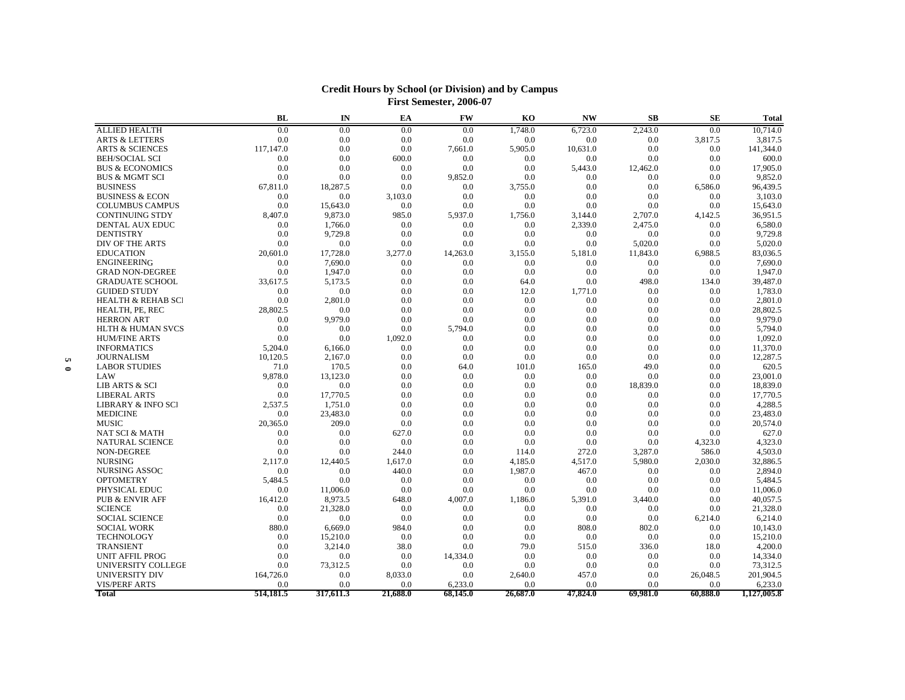## Credit Hours by School (or Division) and by Campus
## First Semester, 2006-07

| | BL | IN | EA | FW | KO | NW | SB | SE | Total |
|---|---|---|---|---|---|---|---|---|---|
| ALLIED HEALTH | 0.0 | 0.0 | 0.0 | 0.0 | 1,748.0 | 6,723.0 | 2,243.0 | 0.0 | 10,714.0 |
| ARTS & LETTERS | 0.0 | 0.0 | 0.0 | 0.0 | 0.0 | 0.0 | 0.0 | 3,817.5 | 3,817.5 |
| ARTS & SCIENCES | 117,147.0 | 0.0 | 0.0 | 7,661.0 | 5,905.0 | 10,631.0 | 0.0 | 0.0 | 141,344.0 |
| BEH/SOCIAL SCI | 0.0 | 0.0 | 600.0 | 0.0 | 0.0 | 0.0 | 0.0 | 0.0 | 600.0 |
| BUS & ECONOMICS | 0.0 | 0.0 | 0.0 | 0.0 | 0.0 | 5,443.0 | 12,462.0 | 0.0 | 17,905.0 |
| BUS & MGMT SCI | 0.0 | 0.0 | 0.0 | 9,852.0 | 0.0 | 0.0 | 0.0 | 0.0 | 9,852.0 |
| BUSINESS | 67,811.0 | 18,287.5 | 0.0 | 0.0 | 3,755.0 | 0.0 | 0.0 | 6,586.0 | 96,439.5 |
| BUSINESS & ECON | 0.0 | 0.0 | 3,103.0 | 0.0 | 0.0 | 0.0 | 0.0 | 0.0 | 3,103.0 |
| COLUMBUS CAMPUS | 0.0 | 15,643.0 | 0.0 | 0.0 | 0.0 | 0.0 | 0.0 | 0.0 | 15,643.0 |
| CONTINUING STDY | 8,407.0 | 9,873.0 | 985.0 | 5,937.0 | 1,756.0 | 3,144.0 | 2,707.0 | 4,142.5 | 36,951.5 |
| DENTAL AUX EDUC | 0.0 | 1,766.0 | 0.0 | 0.0 | 0.0 | 2,339.0 | 2,475.0 | 0.0 | 6,580.0 |
| DENTISTRY | 0.0 | 9,729.8 | 0.0 | 0.0 | 0.0 | 0.0 | 0.0 | 0.0 | 9,729.8 |
| DIV OF THE ARTS | 0.0 | 0.0 | 0.0 | 0.0 | 0.0 | 0.0 | 5,020.0 | 0.0 | 5,020.0 |
| EDUCATION | 20,601.0 | 17,728.0 | 3,277.0 | 14,263.0 | 3,155.0 | 5,181.0 | 11,843.0 | 6,988.5 | 83,036.5 |
| ENGINEERING | 0.0 | 7,690.0 | 0.0 | 0.0 | 0.0 | 0.0 | 0.0 | 0.0 | 7,690.0 |
| GRAD NON-DEGREE | 0.0 | 1,947.0 | 0.0 | 0.0 | 0.0 | 0.0 | 0.0 | 0.0 | 1,947.0 |
| GRADUATE SCHOOL | 33,617.5 | 5,173.5 | 0.0 | 0.0 | 64.0 | 0.0 | 498.0 | 134.0 | 39,487.0 |
| GUIDED STUDY | 0.0 | 0.0 | 0.0 | 0.0 | 12.0 | 1,771.0 | 0.0 | 0.0 | 1,783.0 |
| HEALTH & REHAB SCI | 0.0 | 2,801.0 | 0.0 | 0.0 | 0.0 | 0.0 | 0.0 | 0.0 | 2,801.0 |
| HEALTH, PE, REC | 28,802.5 | 0.0 | 0.0 | 0.0 | 0.0 | 0.0 | 0.0 | 0.0 | 28,802.5 |
| HERRON ART | 0.0 | 9,979.0 | 0.0 | 0.0 | 0.0 | 0.0 | 0.0 | 0.0 | 9,979.0 |
| HLTH & HUMAN SVCS | 0.0 | 0.0 | 0.0 | 5,794.0 | 0.0 | 0.0 | 0.0 | 0.0 | 5,794.0 |
| HUM/FINE ARTS | 0.0 | 0.0 | 1,092.0 | 0.0 | 0.0 | 0.0 | 0.0 | 0.0 | 1,092.0 |
| INFORMATICS | 5,204.0 | 6,166.0 | 0.0 | 0.0 | 0.0 | 0.0 | 0.0 | 0.0 | 11,370.0 |
| JOURNALISM | 10,120.5 | 2,167.0 | 0.0 | 0.0 | 0.0 | 0.0 | 0.0 | 0.0 | 12,287.5 |
| LABOR STUDIES | 71.0 | 170.5 | 0.0 | 64.0 | 101.0 | 165.0 | 49.0 | 0.0 | 620.5 |
| LAW | 9,878.0 | 13,123.0 | 0.0 | 0.0 | 0.0 | 0.0 | 0.0 | 0.0 | 23,001.0 |
| LIB ARTS & SCI | 0.0 | 0.0 | 0.0 | 0.0 | 0.0 | 0.0 | 18,839.0 | 0.0 | 18,839.0 |
| LIBERAL ARTS | 0.0 | 17,770.5 | 0.0 | 0.0 | 0.0 | 0.0 | 0.0 | 0.0 | 17,770.5 |
| LIBRARY & INFO SCI | 2,537.5 | 1,751.0 | 0.0 | 0.0 | 0.0 | 0.0 | 0.0 | 0.0 | 4,288.5 |
| MEDICINE | 0.0 | 23,483.0 | 0.0 | 0.0 | 0.0 | 0.0 | 0.0 | 0.0 | 23,483.0 |
| MUSIC | 20,365.0 | 209.0 | 0.0 | 0.0 | 0.0 | 0.0 | 0.0 | 0.0 | 20,574.0 |
| NAT SCI & MATH | 0.0 | 0.0 | 627.0 | 0.0 | 0.0 | 0.0 | 0.0 | 0.0 | 627.0 |
| NATURAL SCIENCE | 0.0 | 0.0 | 0.0 | 0.0 | 0.0 | 0.0 | 0.0 | 4,323.0 | 4,323.0 |
| NON-DEGREE | 0.0 | 0.0 | 244.0 | 0.0 | 114.0 | 272.0 | 3,287.0 | 586.0 | 4,503.0 |
| NURSING | 2,117.0 | 12,440.5 | 1,617.0 | 0.0 | 4,185.0 | 4,517.0 | 5,980.0 | 2,030.0 | 32,886.5 |
| NURSING ASSOC | 0.0 | 0.0 | 440.0 | 0.0 | 1,987.0 | 467.0 | 0.0 | 0.0 | 2,894.0 |
| OPTOMETRY | 5,484.5 | 0.0 | 0.0 | 0.0 | 0.0 | 0.0 | 0.0 | 0.0 | 5,484.5 |
| PHYSICAL EDUC | 0.0 | 11,006.0 | 0.0 | 0.0 | 0.0 | 0.0 | 0.0 | 0.0 | 11,006.0 |
| PUB & ENVIR AFF | 16,412.0 | 8,973.5 | 648.0 | 4,007.0 | 1,186.0 | 5,391.0 | 3,440.0 | 0.0 | 40,057.5 |
| SCIENCE | 0.0 | 21,328.0 | 0.0 | 0.0 | 0.0 | 0.0 | 0.0 | 0.0 | 21,328.0 |
| SOCIAL SCIENCE | 0.0 | 0.0 | 0.0 | 0.0 | 0.0 | 0.0 | 0.0 | 6,214.0 | 6,214.0 |
| SOCIAL WORK | 880.0 | 6,669.0 | 984.0 | 0.0 | 0.0 | 808.0 | 802.0 | 0.0 | 10,143.0 |
| TECHNOLOGY | 0.0 | 15,210.0 | 0.0 | 0.0 | 0.0 | 0.0 | 0.0 | 0.0 | 15,210.0 |
| TRANSIENT | 0.0 | 3,214.0 | 38.0 | 0.0 | 79.0 | 515.0 | 336.0 | 18.0 | 4,200.0 |
| UNIT AFFIL PROG | 0.0 | 0.0 | 0.0 | 14,334.0 | 0.0 | 0.0 | 0.0 | 0.0 | 14,334.0 |
| UNIVERSITY COLLEGE | 0.0 | 73,312.5 | 0.0 | 0.0 | 0.0 | 0.0 | 0.0 | 0.0 | 73,312.5 |
| UNIVERSITY DIV | 164,726.0 | 0.0 | 8,033.0 | 0.0 | 2,640.0 | 457.0 | 0.0 | 26,048.5 | 201,904.5 |
| VIS/PERF ARTS | 0.0 | 0.0 | 0.0 | 6,233.0 | 0.0 | 0.0 | 0.0 | 0.0 | 6,233.0 |
| **Total** | **514,181.5** | **317,611.3** | **21,688.0** | **68,145.0** | **26,687.0** | **47,824.0** | **69,981.0** | **60,888.0** | **1,127,005.8** |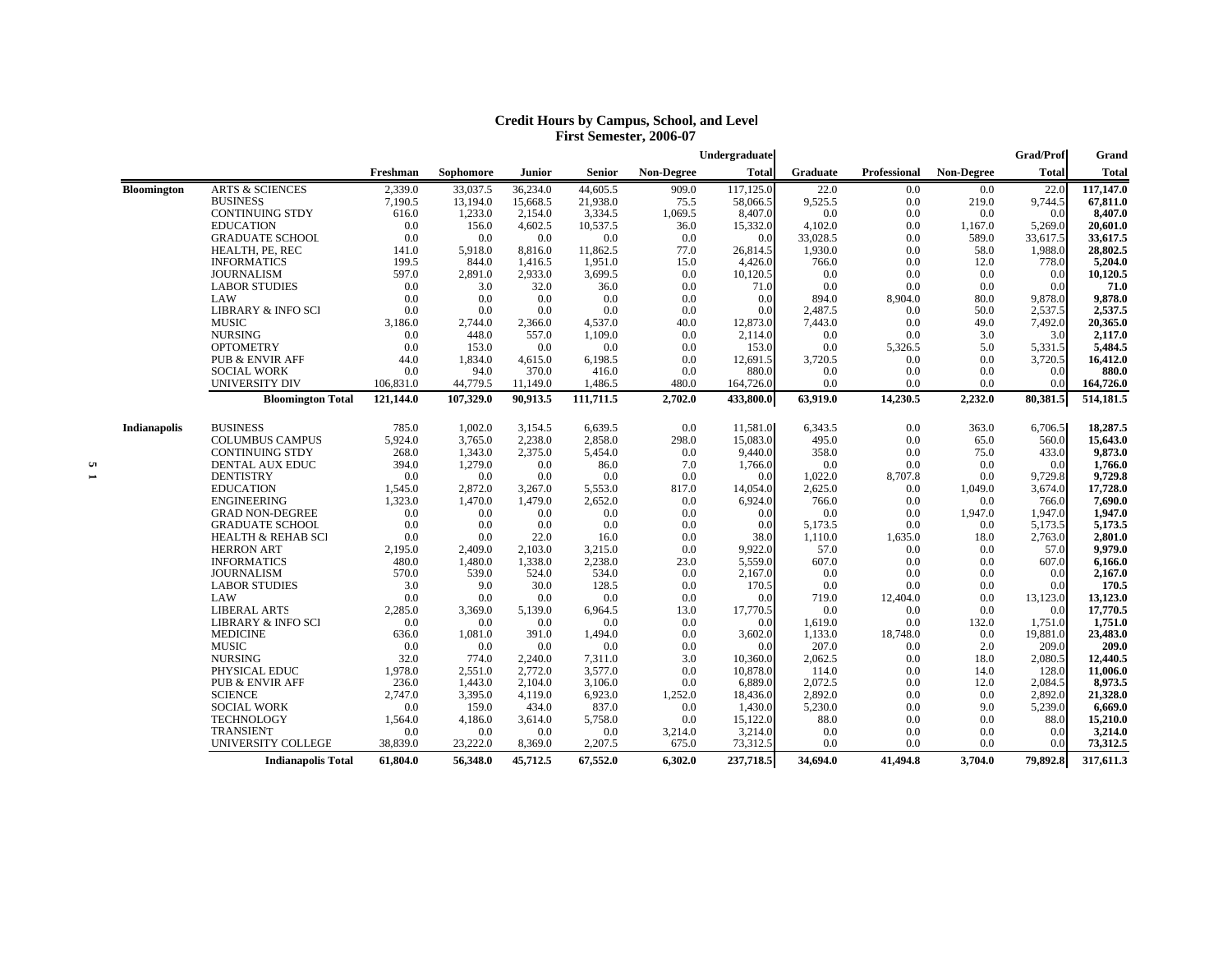## Credit Hours by Campus, School, and Level
### First Semester, 2006-07

| | | Freshman | Sophomore | Junior | Senior | Non-Degree | Undergraduate Total | Graduate | Professional | Non-Degree | Grad/Prof Total | Grand Total |
|---|---|---|---|---|---|---|---|---|---|---|---|---|
| **Bloomington** | ARTS & SCIENCES | 2,339.0 | 33,037.5 | 36,234.0 | 44,605.5 | 909.0 | 117,125.0 | 22.0 | 0.0 | 0.0 | 22.0 | **117,147.0** |
| | BUSINESS | 7,190.5 | 13,194.0 | 15,668.5 | 21,938.0 | 75.5 | 58,066.5 | 9,525.5 | 0.0 | 219.0 | 9,744.5 | **67,811.0** |
| | CONTINUING STDY | 616.0 | 1,233.0 | 2,154.0 | 3,334.5 | 1,069.5 | 8,407.0 | 0.0 | 0.0 | 0.0 | 0.0 | **8,407.0** |
| | EDUCATION | 0.0 | 156.0 | 4,602.5 | 10,537.5 | 36.0 | 15,332.0 | 4,102.0 | 0.0 | 1,167.0 | 5,269.0 | **20,601.0** |
| | GRADUATE SCHOOL | 0.0 | 0.0 | 0.0 | 0.0 | 0.0 | 0.0 | 33,028.5 | 0.0 | 589.0 | 33,617.5 | **33,617.5** |
| | HEALTH, PE, REC | 141.0 | 5,918.0 | 8,816.0 | 11,862.5 | 77.0 | 26,814.5 | 1,930.0 | 0.0 | 58.0 | 1,988.0 | **28,802.5** |
| | INFORMATICS | 199.5 | 844.0 | 1,416.5 | 1,951.0 | 15.0 | 4,426.0 | 766.0 | 0.0 | 12.0 | 778.0 | **5,204.0** |
| | JOURNALISM | 597.0 | 2,891.0 | 2,933.0 | 3,699.5 | 0.0 | 10,120.5 | 0.0 | 0.0 | 0.0 | 0.0 | **10,120.5** |
| | LABOR STUDIES | 0.0 | 3.0 | 32.0 | 36.0 | 0.0 | 71.0 | 0.0 | 0.0 | 0.0 | 0.0 | **71.0** |
| | LAW | 0.0 | 0.0 | 0.0 | 0.0 | 0.0 | 0.0 | 894.0 | 8,904.0 | 80.0 | 9,878.0 | **9,878.0** |
| | LIBRARY & INFO SCI | 0.0 | 0.0 | 0.0 | 0.0 | 0.0 | 0.0 | 2,487.5 | 0.0 | 50.0 | 2,537.5 | **2,537.5** |
| | MUSIC | 3,186.0 | 2,744.0 | 2,366.0 | 4,537.0 | 40.0 | 12,873.0 | 7,443.0 | 0.0 | 49.0 | 7,492.0 | **20,365.0** |
| | NURSING | 0.0 | 448.0 | 557.0 | 1,109.0 | 0.0 | 2,114.0 | 0.0 | 0.0 | 3.0 | 3.0 | **2,117.0** |
| | OPTOMETRY | 0.0 | 153.0 | 0.0 | 0.0 | 0.0 | 153.0 | 0.0 | 5,326.5 | 5.0 | 5,331.5 | **5,484.5** |
| | PUB & ENVIR AFF | 44.0 | 1,834.0 | 4,615.0 | 6,198.5 | 0.0 | 12,691.5 | 3,720.5 | 0.0 | 0.0 | 3,720.5 | **16,412.0** |
| | SOCIAL WORK | 0.0 | 94.0 | 370.0 | 416.0 | 0.0 | 880.0 | 0.0 | 0.0 | 0.0 | 0.0 | **880.0** |
| | UNIVERSITY DIV | 106,831.0 | 44,779.5 | 11,149.0 | 1,486.5 | 480.0 | 164,726.0 | 0.0 | 0.0 | 0.0 | 0.0 | **164,726.0** |
| | **Bloomington Total** | **121,144.0** | **107,329.0** | **90,913.5** | **111,711.5** | **2,702.0** | **433,800.0** | **63,919.0** | **14,230.5** | **2,232.0** | **80,381.5** | **514,181.5** |
| **Indianapolis** | BUSINESS | 785.0 | 1,002.0 | 3,154.5 | 6,639.5 | 0.0 | 11,581.0 | 6,343.5 | 0.0 | 363.0 | 6,706.5 | **18,287.5** |
| | COLUMBUS CAMPUS | 5,924.0 | 3,765.0 | 2,238.0 | 2,858.0 | 298.0 | 15,083.0 | 495.0 | 0.0 | 65.0 | 560.0 | **15,643.0** |
| | CONTINUING STDY | 268.0 | 1,343.0 | 2,375.0 | 5,454.0 | 0.0 | 9,440.0 | 358.0 | 0.0 | 75.0 | 433.0 | **9,873.0** |
| | DENTAL AUX EDUC | 394.0 | 1,279.0 | 0.0 | 86.0 | 7.0 | 1,766.0 | 0.0 | 0.0 | 0.0 | 0.0 | **1,766.0** |
| | DENTISTRY | 0.0 | 0.0 | 0.0 | 0.0 | 0.0 | 0.0 | 1,022.0 | 8,707.8 | 0.0 | 9,729.8 | **9,729.8** |
| | EDUCATION | 1,545.0 | 2,872.0 | 3,267.0 | 5,553.0 | 817.0 | 14,054.0 | 2,625.0 | 0.0 | 1,049.0 | 3,674.0 | **17,728.0** |
| | ENGINEERING | 1,323.0 | 1,470.0 | 1,479.0 | 2,652.0 | 0.0 | 6,924.0 | 766.0 | 0.0 | 0.0 | 766.0 | **7,690.0** |
| | GRAD NON-DEGREE | 0.0 | 0.0 | 0.0 | 0.0 | 0.0 | 0.0 | 0.0 | 0.0 | 1,947.0 | 1,947.0 | **1,947.0** |
| | GRADUATE SCHOOL | 0.0 | 0.0 | 0.0 | 0.0 | 0.0 | 0.0 | 5,173.5 | 0.0 | 0.0 | 5,173.5 | **5,173.5** |
| | HEALTH & REHAB SCI | 0.0 | 0.0 | 22.0 | 16.0 | 0.0 | 38.0 | 1,110.0 | 1,635.0 | 18.0 | 2,763.0 | **2,801.0** |
| | HERRON ART | 2,195.0 | 2,409.0 | 2,103.0 | 3,215.0 | 0.0 | 9,922.0 | 57.0 | 0.0 | 0.0 | 57.0 | **9,979.0** |
| | INFORMATICS | 480.0 | 1,480.0 | 1,338.0 | 2,238.0 | 23.0 | 5,559.0 | 607.0 | 0.0 | 0.0 | 607.0 | **6,166.0** |
| | JOURNALISM | 570.0 | 539.0 | 524.0 | 534.0 | 0.0 | 2,167.0 | 0.0 | 0.0 | 0.0 | 0.0 | **2,167.0** |
| | LABOR STUDIES | 3.0 | 9.0 | 30.0 | 128.5 | 0.0 | 170.5 | 0.0 | 0.0 | 0.0 | 0.0 | **170.5** |
| | LAW | 0.0 | 0.0 | 0.0 | 0.0 | 0.0 | 0.0 | 719.0 | 12,404.0 | 0.0 | 13,123.0 | **13,123.0** |
| | LIBERAL ARTS | 2,285.0 | 3,369.0 | 5,139.0 | 6,964.5 | 13.0 | 17,770.5 | 0.0 | 0.0 | 0.0 | 0.0 | **17,770.5** |
| | LIBRARY & INFO SCI | 0.0 | 0.0 | 0.0 | 0.0 | 0.0 | 0.0 | 1,619.0 | 0.0 | 132.0 | 1,751.0 | **1,751.0** |
| | MEDICINE | 636.0 | 1,081.0 | 391.0 | 1,494.0 | 0.0 | 3,602.0 | 1,133.0 | 18,748.0 | 0.0 | 19,881.0 | **23,483.0** |
| | MUSIC | 0.0 | 0.0 | 0.0 | 0.0 | 0.0 | 0.0 | 207.0 | 0.0 | 2.0 | 209.0 | **209.0** |
| | NURSING | 32.0 | 774.0 | 2,240.0 | 7,311.0 | 3.0 | 10,360.0 | 2,062.5 | 0.0 | 18.0 | 2,080.5 | **12,440.5** |
| | PHYSICAL EDUC | 1,978.0 | 2,551.0 | 2,772.0 | 3,577.0 | 0.0 | 10,878.0 | 114.0 | 0.0 | 14.0 | 128.0 | **11,006.0** |
| | PUB & ENVIR AFF | 236.0 | 1,443.0 | 2,104.0 | 3,106.0 | 0.0 | 6,889.0 | 2,072.5 | 0.0 | 12.0 | 2,084.5 | **8,973.5** |
| | SCIENCE | 2,747.0 | 3,395.0 | 4,119.0 | 6,923.0 | 1,252.0 | 18,436.0 | 2,892.0 | 0.0 | 0.0 | 2,892.0 | **21,328.0** |
| | SOCIAL WORK | 0.0 | 159.0 | 434.0 | 837.0 | 0.0 | 1,430.0 | 5,230.0 | 0.0 | 9.0 | 5,239.0 | **6,669.0** |
| | TECHNOLOGY | 1,564.0 | 4,186.0 | 3,614.0 | 5,758.0 | 0.0 | 15,122.0 | 88.0 | 0.0 | 0.0 | 88.0 | **15,210.0** |
| | TRANSIENT | 0.0 | 0.0 | 0.0 | 0.0 | 3,214.0 | 3,214.0 | 0.0 | 0.0 | 0.0 | 0.0 | **3,214.0** |
| | UNIVERSITY COLLEGE | 38,839.0 | 23,222.0 | 8,369.0 | 2,207.5 | 675.0 | 73,312.5 | 0.0 | 0.0 | 0.0 | 0.0 | **73,312.5** |
| | **Indianapolis Total** | **61,804.0** | **56,348.0** | **45,712.5** | **67,552.0** | **6,302.0** | **237,718.5** | **34,694.0** | **41,494.8** | **3,704.0** | **79,892.8** | **317,611.3** |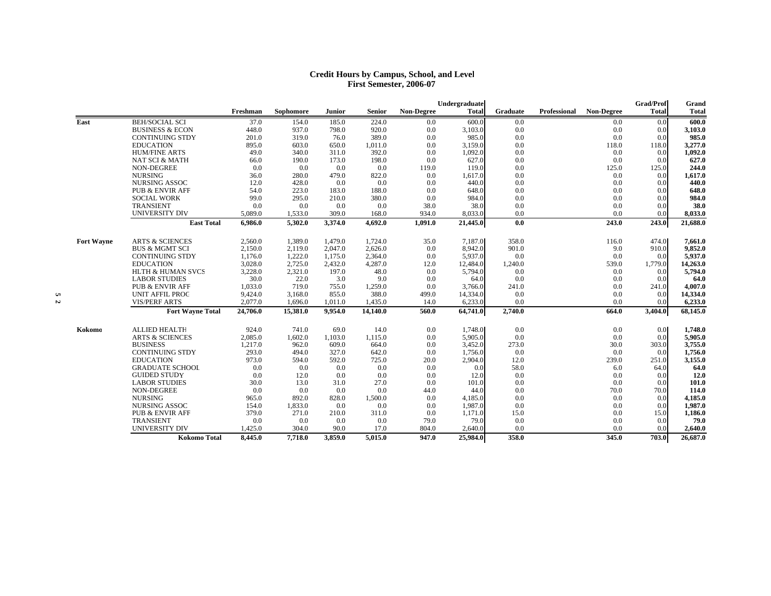## Credit Hours by Campus, School, and Level
## First Semester, 2006-07

| | | Freshman | Sophomore | Junior | Senior | Non-Degree | Undergraduate Total | Graduate | Professional | Non-Degree | Grad/Prof Total | Grand Total |
|---|---|---|---|---|---|---|---|---|---|---|---|---|
| **East** | BEH/SOCIAL SCI | 37.0 | 154.0 | 185.0 | 224.0 | 0.0 | 600.0 | 0.0 | | 0.0 | 0.0 | **600.0** |
| | BUSINESS & ECON | 448.0 | 937.0 | 798.0 | 920.0 | 0.0 | 3,103.0 | 0.0 | | 0.0 | 0.0 | **3,103.0** |
| | CONTINUING STDY | 201.0 | 319.0 | 76.0 | 389.0 | 0.0 | 985.0 | 0.0 | | 0.0 | 0.0 | **985.0** |
| | EDUCATION | 895.0 | 603.0 | 650.0 | 1,011.0 | 0.0 | 3,159.0 | 0.0 | | 118.0 | 118.0 | **3,277.0** |
| | HUM/FINE ARTS | 49.0 | 340.0 | 311.0 | 392.0 | 0.0 | 1,092.0 | 0.0 | | 0.0 | 0.0 | **1,092.0** |
| | NAT SCI & MATH | 66.0 | 190.0 | 173.0 | 198.0 | 0.0 | 627.0 | 0.0 | | 0.0 | 0.0 | **627.0** |
| | NON-DEGREE | 0.0 | 0.0 | 0.0 | 0.0 | 119.0 | 119.0 | 0.0 | | 125.0 | 125.0 | **244.0** |
| | NURSING | 36.0 | 280.0 | 479.0 | 822.0 | 0.0 | 1,617.0 | 0.0 | | 0.0 | 0.0 | **1,617.0** |
| | NURSING ASSOC | 12.0 | 428.0 | 0.0 | 0.0 | 0.0 | 440.0 | 0.0 | | 0.0 | 0.0 | **440.0** |
| | PUB & ENVIR AFF | 54.0 | 223.0 | 183.0 | 188.0 | 0.0 | 648.0 | 0.0 | | 0.0 | 0.0 | **648.0** |
| | SOCIAL WORK | 99.0 | 295.0 | 210.0 | 380.0 | 0.0 | 984.0 | 0.0 | | 0.0 | 0.0 | **984.0** |
| | TRANSIENT | 0.0 | 0.0 | 0.0 | 0.0 | 38.0 | 38.0 | 0.0 | | 0.0 | 0.0 | **38.0** |
| | UNIVERSITY DIV | 5,089.0 | 1,533.0 | 309.0 | 168.0 | 934.0 | 8,033.0 | 0.0 | | 0.0 | 0.0 | **8,033.0** |
| | **East Total** | **6,986.0** | **5,302.0** | **3,374.0** | **4,692.0** | **1,091.0** | **21,445.0** | **0.0** | | **243.0** | **243.0** | **21,688.0** |
| **Fort Wayne** | ARTS & SCIENCES | 2,560.0 | 1,389.0 | 1,479.0 | 1,724.0 | 35.0 | 7,187.0 | 358.0 | | 116.0 | 474.0 | **7,661.0** |
| | BUS & MGMT SCI | 2,150.0 | 2,119.0 | 2,047.0 | 2,626.0 | 0.0 | 8,942.0 | 901.0 | | 9.0 | 910.0 | **9,852.0** |
| | CONTINUING STDY | 1,176.0 | 1,222.0 | 1,175.0 | 2,364.0 | 0.0 | 5,937.0 | 0.0 | | 0.0 | 0.0 | **5,937.0** |
| | EDUCATION | 3,028.0 | 2,725.0 | 2,432.0 | 4,287.0 | 12.0 | 12,484.0 | 1,240.0 | | 539.0 | 1,779.0 | **14,263.0** |
| | HLTH & HUMAN SVCS | 3,228.0 | 2,321.0 | 197.0 | 48.0 | 0.0 | 5,794.0 | 0.0 | | 0.0 | 0.0 | **5,794.0** |
| | LABOR STUDIES | 30.0 | 22.0 | 3.0 | 9.0 | 0.0 | 64.0 | 0.0 | | 0.0 | 0.0 | **64.0** |
| | PUB & ENVIR AFF | 1,033.0 | 719.0 | 755.0 | 1,259.0 | 0.0 | 3,766.0 | 241.0 | | 0.0 | 241.0 | **4,007.0** |
| | UNIT AFFIL PROC | 9,424.0 | 3,168.0 | 855.0 | 388.0 | 499.0 | 14,334.0 | 0.0 | | 0.0 | 0.0 | **14,334.0** |
| | VIS/PERF ARTS | 2,077.0 | 1,696.0 | 1,011.0 | 1,435.0 | 14.0 | 6,233.0 | 0.0 | | 0.0 | 0.0 | **6,233.0** |
| | **Fort Wayne Total** | **24,706.0** | **15,381.0** | **9,954.0** | **14,140.0** | **560.0** | **64,741.0** | **2,740.0** | | **664.0** | **3,404.0** | **68,145.0** |
| **Kokomo** | ALLIED HEALTH | 924.0 | 741.0 | 69.0 | 14.0 | 0.0 | 1,748.0 | 0.0 | | 0.0 | 0.0 | **1,748.0** |
| | ARTS & SCIENCES | 2,085.0 | 1,602.0 | 1,103.0 | 1,115.0 | 0.0 | 5,905.0 | 0.0 | | 0.0 | 0.0 | **5,905.0** |
| | BUSINESS | 1,217.0 | 962.0 | 609.0 | 664.0 | 0.0 | 3,452.0 | 273.0 | | 30.0 | 303.0 | **3,755.0** |
| | CONTINUING STDY | 293.0 | 494.0 | 327.0 | 642.0 | 0.0 | 1,756.0 | 0.0 | | 0.0 | 0.0 | **1,756.0** |
| | EDUCATION | 973.0 | 594.0 | 592.0 | 725.0 | 20.0 | 2,904.0 | 12.0 | | 239.0 | 251.0 | **3,155.0** |
| | GRADUATE SCHOOL | 0.0 | 0.0 | 0.0 | 0.0 | 0.0 | 0.0 | 58.0 | | 6.0 | 64.0 | **64.0** |
| | GUIDED STUDY | 0.0 | 12.0 | 0.0 | 0.0 | 0.0 | 12.0 | 0.0 | | 0.0 | 0.0 | **12.0** |
| | LABOR STUDIES | 30.0 | 13.0 | 31.0 | 27.0 | 0.0 | 101.0 | 0.0 | | 0.0 | 0.0 | **101.0** |
| | NON-DEGREE | 0.0 | 0.0 | 0.0 | 0.0 | 44.0 | 44.0 | 0.0 | | 70.0 | 70.0 | **114.0** |
| | NURSING | 965.0 | 892.0 | 828.0 | 1,500.0 | 0.0 | 4,185.0 | 0.0 | | 0.0 | 0.0 | **4,185.0** |
| | NURSING ASSOC | 154.0 | 1,833.0 | 0.0 | 0.0 | 0.0 | 1,987.0 | 0.0 | | 0.0 | 0.0 | **1,987.0** |
| | PUB & ENVIR AFF | 379.0 | 271.0 | 210.0 | 311.0 | 0.0 | 1,171.0 | 15.0 | | 0.0 | 15.0 | **1,186.0** |
| | TRANSIENT | 0.0 | 0.0 | 0.0 | 0.0 | 79.0 | 79.0 | 0.0 | | 0.0 | 0.0 | **79.0** |
| | UNIVERSITY DIV | 1,425.0 | 304.0 | 90.0 | 17.0 | 804.0 | 2,640.0 | 0.0 | | 0.0 | 0.0 | **2,640.0** |
| | **Kokomo Total** | **8,445.0** | **7,718.0** | **3,859.0** | **5,015.0** | **947.0** | **25,984.0** | **358.0** | | **345.0** | **703.0** | **26,687.0** |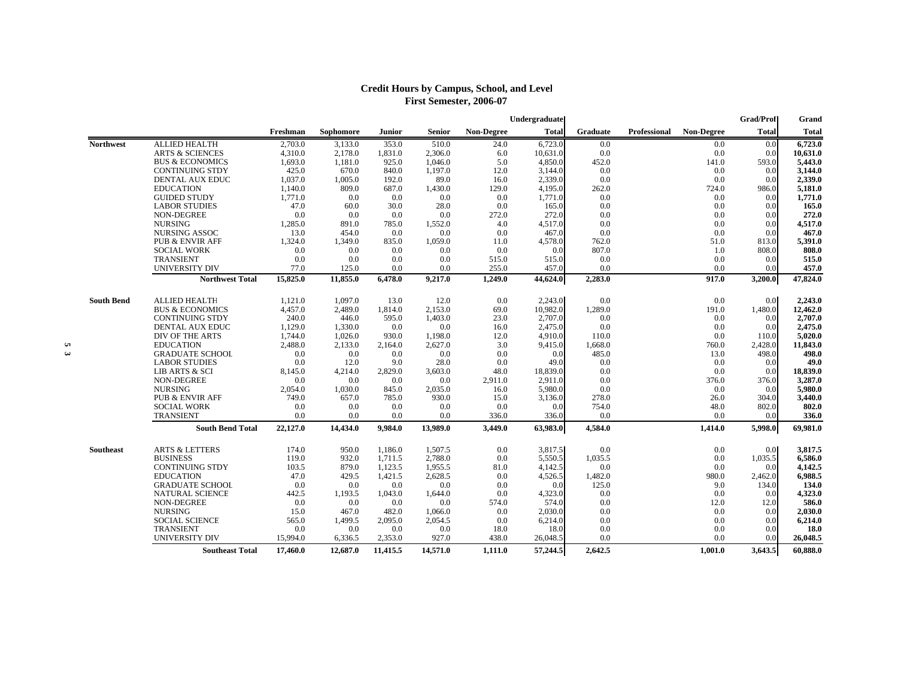## Credit Hours by Campus, School, and Level
## First Semester, 2006-07

| | | Freshman | Sophomore | Junior | Senior | Non-Degree | Undergraduate Total | Graduate | Professional | Non-Degree | Grad/Prof Total | Grand Total |
|---|---|---|---|---|---|---|---|---|---|---|---|---|
| **Northwest** | ALLIED HEALTH | 2,703.0 | 3,133.0 | 353.0 | 510.0 | 24.0 | 6,723.0 | 0.0 | | 0.0 | 0.0 | **6,723.0** |
| | ARTS & SCIENCES | 4,310.0 | 2,178.0 | 1,831.0 | 2,306.0 | 6.0 | 10,631.0 | 0.0 | | 0.0 | 0.0 | **10,631.0** |
| | BUS & ECONOMICS | 1,693.0 | 1,181.0 | 925.0 | 1,046.0 | 5.0 | 4,850.0 | 452.0 | | 141.0 | 593.0 | **5,443.0** |
| | CONTINUING STDY | 425.0 | 670.0 | 840.0 | 1,197.0 | 12.0 | 3,144.0 | 0.0 | | 0.0 | 0.0 | **3,144.0** |
| | DENTAL AUX EDUC | 1,037.0 | 1,005.0 | 192.0 | 89.0 | 16.0 | 2,339.0 | 0.0 | | 0.0 | 0.0 | **2,339.0** |
| | EDUCATION | 1,140.0 | 809.0 | 687.0 | 1,430.0 | 129.0 | 4,195.0 | 262.0 | | 724.0 | 986.0 | **5,181.0** |
| | GUIDED STUDY | 1,771.0 | 0.0 | 0.0 | 0.0 | 0.0 | 1,771.0 | 0.0 | | 0.0 | 0.0 | **1,771.0** |
| | LABOR STUDIES | 47.0 | 60.0 | 30.0 | 28.0 | 0.0 | 165.0 | 0.0 | | 0.0 | 0.0 | **165.0** |
| | NON-DEGREE | 0.0 | 0.0 | 0.0 | 0.0 | 272.0 | 272.0 | 0.0 | | 0.0 | 0.0 | **272.0** |
| | NURSING | 1,285.0 | 891.0 | 785.0 | 1,552.0 | 4.0 | 4,517.0 | 0.0 | | 0.0 | 0.0 | **4,517.0** |
| | NURSING ASSOC | 13.0 | 454.0 | 0.0 | 0.0 | 0.0 | 467.0 | 0.0 | | 0.0 | 0.0 | **467.0** |
| | PUB & ENVIR AFF | 1,324.0 | 1,349.0 | 835.0 | 1,059.0 | 11.0 | 4,578.0 | 762.0 | | 51.0 | 813.0 | **5,391.0** |
| | SOCIAL WORK | 0.0 | 0.0 | 0.0 | 0.0 | 0.0 | 0.0 | 807.0 | | 1.0 | 808.0 | **808.0** |
| | TRANSIENT | 0.0 | 0.0 | 0.0 | 0.0 | 515.0 | 515.0 | 0.0 | | 0.0 | 0.0 | **515.0** |
| | UNIVERSITY DIV | 77.0 | 125.0 | 0.0 | 0.0 | 255.0 | 457.0 | 0.0 | | 0.0 | 0.0 | **457.0** |
| | **Northwest Total** | **15,825.0** | **11,855.0** | **6,478.0** | **9,217.0** | **1,249.0** | **44,624.0** | **2,283.0** | | **917.0** | **3,200.0** | **47,824.0** |
| **South Bend** | ALLIED HEALTH | 1,121.0 | 1,097.0 | 13.0 | 12.0 | 0.0 | 2,243.0 | 0.0 | | 0.0 | 0.0 | **2,243.0** |
| | BUS & ECONOMICS | 4,457.0 | 2,489.0 | 1,814.0 | 2,153.0 | 69.0 | 10,982.0 | 1,289.0 | | 191.0 | 1,480.0 | **12,462.0** |
| | CONTINUING STDY | 240.0 | 446.0 | 595.0 | 1,403.0 | 23.0 | 2,707.0 | 0.0 | | 0.0 | 0.0 | **2,707.0** |
| | DENTAL AUX EDUC | 1,129.0 | 1,330.0 | 0.0 | 0.0 | 16.0 | 2,475.0 | 0.0 | | 0.0 | 0.0 | **2,475.0** |
| | DIV OF THE ARTS | 1,744.0 | 1,026.0 | 930.0 | 1,198.0 | 12.0 | 4,910.0 | 110.0 | | 0.0 | 110.0 | **5,020.0** |
| | EDUCATION | 2,488.0 | 2,133.0 | 2,164.0 | 2,627.0 | 3.0 | 9,415.0 | 1,668.0 | | 760.0 | 2,428.0 | **11,843.0** |
| | GRADUATE SCHOOL | 0.0 | 0.0 | 0.0 | 0.0 | 0.0 | 0.0 | 485.0 | | 13.0 | 498.0 | **498.0** |
| | LABOR STUDIES | 0.0 | 12.0 | 9.0 | 28.0 | 0.0 | 49.0 | 0.0 | | 0.0 | 0.0 | **49.0** |
| | LIB ARTS & SCI | 8,145.0 | 4,214.0 | 2,829.0 | 3,603.0 | 48.0 | 18,839.0 | 0.0 | | 0.0 | 0.0 | **18,839.0** |
| | NON-DEGREE | 0.0 | 0.0 | 0.0 | 0.0 | 2,911.0 | 2,911.0 | 0.0 | | 376.0 | 376.0 | **3,287.0** |
| | NURSING | 2,054.0 | 1,030.0 | 845.0 | 2,035.0 | 16.0 | 5,980.0 | 0.0 | | 0.0 | 0.0 | **5,980.0** |
| | PUB & ENVIR AFF | 749.0 | 657.0 | 785.0 | 930.0 | 15.0 | 3,136.0 | 278.0 | | 26.0 | 304.0 | **3,440.0** |
| | SOCIAL WORK | 0.0 | 0.0 | 0.0 | 0.0 | 0.0 | 0.0 | 754.0 | | 48.0 | 802.0 | **802.0** |
| | TRANSIENT | 0.0 | 0.0 | 0.0 | 0.0 | 336.0 | 336.0 | 0.0 | | 0.0 | 0.0 | **336.0** |
| | **South Bend Total** | **22,127.0** | **14,434.0** | **9,984.0** | **13,989.0** | **3,449.0** | **63,983.0** | **4,584.0** | | **1,414.0** | **5,998.0** | **69,981.0** |
| **Southeast** | ARTS & LETTERS | 174.0 | 950.0 | 1,186.0 | 1,507.5 | 0.0 | 3,817.5 | 0.0 | | 0.0 | 0.0 | **3,817.5** |
| | BUSINESS | 119.0 | 932.0 | 1,711.5 | 2,788.0 | 0.0 | 5,550.5 | 1,035.5 | | 0.0 | 1,035.5 | **6,586.0** |
| | CONTINUING STDY | 103.5 | 879.0 | 1,123.5 | 1,955.5 | 81.0 | 4,142.5 | 0.0 | | 0.0 | 0.0 | **4,142.5** |
| | EDUCATION | 47.0 | 429.5 | 1,421.5 | 2,628.5 | 0.0 | 4,526.5 | 1,482.0 | | 980.0 | 2,462.0 | **6,988.5** |
| | GRADUATE SCHOOL | 0.0 | 0.0 | 0.0 | 0.0 | 0.0 | 0.0 | 125.0 | | 9.0 | 134.0 | **134.0** |
| | NATURAL SCIENCE | 442.5 | 1,193.5 | 1,043.0 | 1,644.0 | 0.0 | 4,323.0 | 0.0 | | 0.0 | 0.0 | **4,323.0** |
| | NON-DEGREE | 0.0 | 0.0 | 0.0 | 0.0 | 574.0 | 574.0 | 0.0 | | 12.0 | 12.0 | **586.0** |
| | NURSING | 15.0 | 467.0 | 482.0 | 1,066.0 | 0.0 | 2,030.0 | 0.0 | | 0.0 | 0.0 | **2,030.0** |
| | SOCIAL SCIENCE | 565.0 | 1,499.5 | 2,095.0 | 2,054.5 | 0.0 | 6,214.0 | 0.0 | | 0.0 | 0.0 | **6,214.0** |
| | TRANSIENT | 0.0 | 0.0 | 0.0 | 0.0 | 18.0 | 18.0 | 0.0 | | 0.0 | 0.0 | **18.0** |
| | UNIVERSITY DIV | 15,994.0 | 6,336.5 | 2,353.0 | 927.0 | 438.0 | 26,048.5 | 0.0 | | 0.0 | 0.0 | **26,048.5** |
| | **Southeast Total** | **17,460.0** | **12,687.0** | **11,415.5** | **14,571.0** | **1,111.0** | **57,244.5** | **2,642.5** | | **1,001.0** | **3,643.5** | **60,888.0** |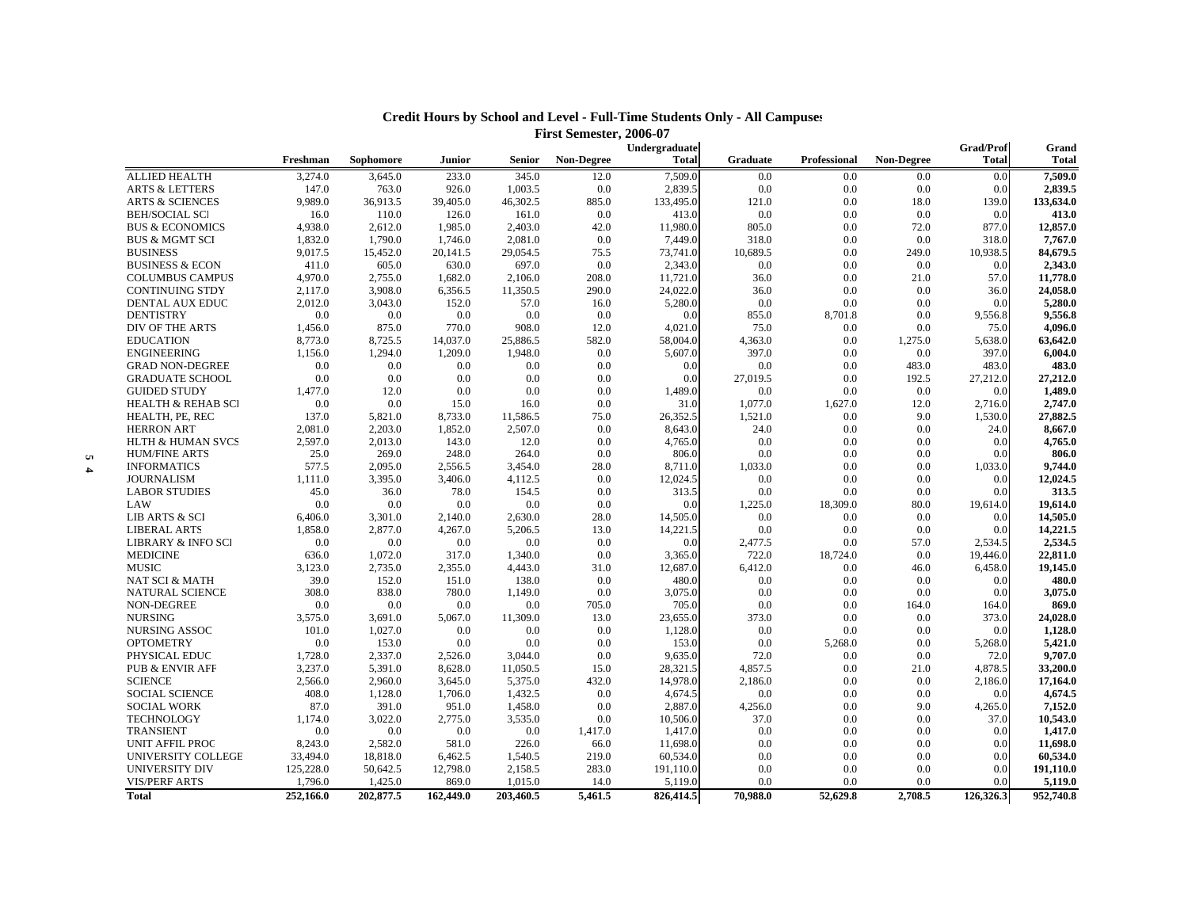## Credit Hours by School and Level - Full-Time Students Only - All Campuses

### First Semester, 2006-07

| | Freshman | Sophomore | Junior | Senior | Non-Degree | Undergraduate Total | Graduate | Professional | Non-Degree | Grad/Prof Total | Grand Total |
|---|---|---|---|---|---|---|---|---|---|---|---|
| ALLIED HEALTH | 3,274.0 | 3,645.0 | 233.0 | 345.0 | 12.0 | 7,509.0 | 0.0 | 0.0 | 0.0 | 0.0 | **7,509.0** |
| ARTS & LETTERS | 147.0 | 763.0 | 926.0 | 1,003.5 | 0.0 | 2,839.5 | 0.0 | 0.0 | 0.0 | 0.0 | **2,839.5** |
| ARTS & SCIENCES | 9,989.0 | 36,913.5 | 39,405.0 | 46,302.5 | 885.0 | 133,495.0 | 121.0 | 0.0 | 18.0 | 139.0 | **133,634.0** |
| BEH/SOCIAL SCI | 16.0 | 110.0 | 126.0 | 161.0 | 0.0 | 413.0 | 0.0 | 0.0 | 0.0 | 0.0 | **413.0** |
| BUS & ECONOMICS | 4,938.0 | 2,612.0 | 1,985.0 | 2,403.0 | 42.0 | 11,980.0 | 805.0 | 0.0 | 72.0 | 877.0 | **12,857.0** |
| BUS & MGMT SCI | 1,832.0 | 1,790.0 | 1,746.0 | 2,081.0 | 0.0 | 7,449.0 | 318.0 | 0.0 | 0.0 | 318.0 | **7,767.0** |
| BUSINESS | 9,017.5 | 15,452.0 | 20,141.5 | 29,054.5 | 75.5 | 73,741.0 | 10,689.5 | 0.0 | 249.0 | 10,938.5 | **84,679.5** |
| BUSINESS & ECON | 411.0 | 605.0 | 630.0 | 697.0 | 0.0 | 2,343.0 | 0.0 | 0.0 | 0.0 | 0.0 | **2,343.0** |
| COLUMBUS CAMPUS | 4,970.0 | 2,755.0 | 1,682.0 | 2,106.0 | 208.0 | 11,721.0 | 36.0 | 0.0 | 21.0 | 57.0 | **11,778.0** |
| CONTINUING STDY | 2,117.0 | 3,908.0 | 6,356.5 | 11,350.5 | 290.0 | 24,022.0 | 36.0 | 0.0 | 0.0 | 36.0 | **24,058.0** |
| DENTAL AUX EDUC | 2,012.0 | 3,043.0 | 152.0 | 57.0 | 16.0 | 5,280.0 | 0.0 | 0.0 | 0.0 | 0.0 | **5,280.0** |
| DENTISTRY | 0.0 | 0.0 | 0.0 | 0.0 | 0.0 | 0.0 | 855.0 | 8,701.8 | 0.0 | 9,556.8 | **9,556.8** |
| DIV OF THE ARTS | 1,456.0 | 875.0 | 770.0 | 908.0 | 12.0 | 4,021.0 | 75.0 | 0.0 | 0.0 | 75.0 | **4,096.0** |
| EDUCATION | 8,773.0 | 8,725.5 | 14,037.0 | 25,886.5 | 582.0 | 58,004.0 | 4,363.0 | 0.0 | 1,275.0 | 5,638.0 | **63,642.0** |
| ENGINEERING | 1,156.0 | 1,294.0 | 1,209.0 | 1,948.0 | 0.0 | 5,607.0 | 397.0 | 0.0 | 0.0 | 397.0 | **6,004.0** |
| GRAD NON-DEGREE | 0.0 | 0.0 | 0.0 | 0.0 | 0.0 | 0.0 | 0.0 | 0.0 | 483.0 | 483.0 | **483.0** |
| GRADUATE SCHOOL | 0.0 | 0.0 | 0.0 | 0.0 | 0.0 | 0.0 | 27,019.5 | 0.0 | 192.5 | 27,212.0 | **27,212.0** |
| GUIDED STUDY | 1,477.0 | 12.0 | 0.0 | 0.0 | 0.0 | 1,489.0 | 0.0 | 0.0 | 0.0 | 0.0 | **1,489.0** |
| HEALTH & REHAB SCI | 0.0 | 0.0 | 15.0 | 16.0 | 0.0 | 31.0 | 1,077.0 | 1,627.0 | 12.0 | 2,716.0 | **2,747.0** |
| HEALTH, PE, REC | 137.0 | 5,821.0 | 8,733.0 | 11,586.5 | 75.0 | 26,352.5 | 1,521.0 | 0.0 | 9.0 | 1,530.0 | **27,882.5** |
| HERRON ART | 2,081.0 | 2,203.0 | 1,852.0 | 2,507.0 | 0.0 | 8,643.0 | 24.0 | 0.0 | 0.0 | 24.0 | **8,667.0** |
| HLTH & HUMAN SVCS | 2,597.0 | 2,013.0 | 143.0 | 12.0 | 0.0 | 4,765.0 | 0.0 | 0.0 | 0.0 | 0.0 | **4,765.0** |
| HUM/FINE ARTS | 25.0 | 269.0 | 248.0 | 264.0 | 0.0 | 806.0 | 0.0 | 0.0 | 0.0 | 0.0 | **806.0** |
| INFORMATICS | 577.5 | 2,095.0 | 2,556.5 | 3,454.0 | 28.0 | 8,711.0 | 1,033.0 | 0.0 | 0.0 | 1,033.0 | **9,744.0** |
| JOURNALISM | 1,111.0 | 3,395.0 | 3,406.0 | 4,112.5 | 0.0 | 12,024.5 | 0.0 | 0.0 | 0.0 | 0.0 | **12,024.5** |
| LABOR STUDIES | 45.0 | 36.0 | 78.0 | 154.5 | 0.0 | 313.5 | 0.0 | 0.0 | 0.0 | 0.0 | **313.5** |
| LAW | 0.0 | 0.0 | 0.0 | 0.0 | 0.0 | 0.0 | 1,225.0 | 18,309.0 | 80.0 | 19,614.0 | **19,614.0** |
| LIB ARTS & SCI | 6,406.0 | 3,301.0 | 2,140.0 | 2,630.0 | 28.0 | 14,505.0 | 0.0 | 0.0 | 0.0 | 0.0 | **14,505.0** |
| LIBERAL ARTS | 1,858.0 | 2,877.0 | 4,267.0 | 5,206.5 | 13.0 | 14,221.5 | 0.0 | 0.0 | 0.0 | 0.0 | **14,221.5** |
| LIBRARY & INFO SCI | 0.0 | 0.0 | 0.0 | 0.0 | 0.0 | 0.0 | 2,477.5 | 0.0 | 57.0 | 2,534.5 | **2,534.5** |
| MEDICINE | 636.0 | 1,072.0 | 317.0 | 1,340.0 | 0.0 | 3,365.0 | 722.0 | 18,724.0 | 0.0 | 19,446.0 | **22,811.0** |
| MUSIC | 3,123.0 | 2,735.0 | 2,355.0 | 4,443.0 | 31.0 | 12,687.0 | 6,412.0 | 0.0 | 46.0 | 6,458.0 | **19,145.0** |
| NAT SCI & MATH | 39.0 | 152.0 | 151.0 | 138.0 | 0.0 | 480.0 | 0.0 | 0.0 | 0.0 | 0.0 | **480.0** |
| NATURAL SCIENCE | 308.0 | 838.0 | 780.0 | 1,149.0 | 0.0 | 3,075.0 | 0.0 | 0.0 | 0.0 | 0.0 | **3,075.0** |
| NON-DEGREE | 0.0 | 0.0 | 0.0 | 0.0 | 705.0 | 705.0 | 0.0 | 0.0 | 164.0 | 164.0 | **869.0** |
| NURSING | 3,575.0 | 3,691.0 | 5,067.0 | 11,309.0 | 13.0 | 23,655.0 | 373.0 | 0.0 | 0.0 | 373.0 | **24,028.0** |
| NURSING ASSOC | 101.0 | 1,027.0 | 0.0 | 0.0 | 0.0 | 1,128.0 | 0.0 | 0.0 | 0.0 | 0.0 | **1,128.0** |
| OPTOMETRY | 0.0 | 153.0 | 0.0 | 0.0 | 0.0 | 153.0 | 0.0 | 5,268.0 | 0.0 | 5,268.0 | **5,421.0** |
| PHYSICAL EDUC | 1,728.0 | 2,337.0 | 2,526.0 | 3,044.0 | 0.0 | 9,635.0 | 72.0 | 0.0 | 0.0 | 72.0 | **9,707.0** |
| PUB & ENVIR AFF | 3,237.0 | 5,391.0 | 8,628.0 | 11,050.5 | 15.0 | 28,321.5 | 4,857.5 | 0.0 | 21.0 | 4,878.5 | **33,200.0** |
| SCIENCE | 2,566.0 | 2,960.0 | 3,645.0 | 5,375.0 | 432.0 | 14,978.0 | 2,186.0 | 0.0 | 0.0 | 2,186.0 | **17,164.0** |
| SOCIAL SCIENCE | 408.0 | 1,128.0 | 1,706.0 | 1,432.5 | 0.0 | 4,674.5 | 0.0 | 0.0 | 0.0 | 0.0 | **4,674.5** |
| SOCIAL WORK | 87.0 | 391.0 | 951.0 | 1,458.0 | 0.0 | 2,887.0 | 4,256.0 | 0.0 | 9.0 | 4,265.0 | **7,152.0** |
| TECHNOLOGY | 1,174.0 | 3,022.0 | 2,775.0 | 3,535.0 | 0.0 | 10,506.0 | 37.0 | 0.0 | 0.0 | 37.0 | **10,543.0** |
| TRANSIENT | 0.0 | 0.0 | 0.0 | 0.0 | 1,417.0 | 1,417.0 | 0.0 | 0.0 | 0.0 | 0.0 | **1,417.0** |
| UNIT AFFIL PROC | 8,243.0 | 2,582.0 | 581.0 | 226.0 | 66.0 | 11,698.0 | 0.0 | 0.0 | 0.0 | 0.0 | **11,698.0** |
| UNIVERSITY COLLEGE | 33,494.0 | 18,818.0 | 6,462.5 | 1,540.5 | 219.0 | 60,534.0 | 0.0 | 0.0 | 0.0 | 0.0 | **60,534.0** |
| UNIVERSITY DIV | 125,228.0 | 50,642.5 | 12,798.0 | 2,158.5 | 283.0 | 191,110.0 | 0.0 | 0.0 | 0.0 | 0.0 | **191,110.0** |
| VIS/PERF ARTS | 1,796.0 | 1,425.0 | 869.0 | 1,015.0 | 14.0 | 5,119.0 | 0.0 | 0.0 | 0.0 | 0.0 | **5,119.0** |
| **Total** | **252,166.0** | **202,877.5** | **162,449.0** | **203,460.5** | **5,461.5** | **826,414.5** | **70,988.0** | **52,629.8** | **2,708.5** | **126,326.3** | **952,740.8** |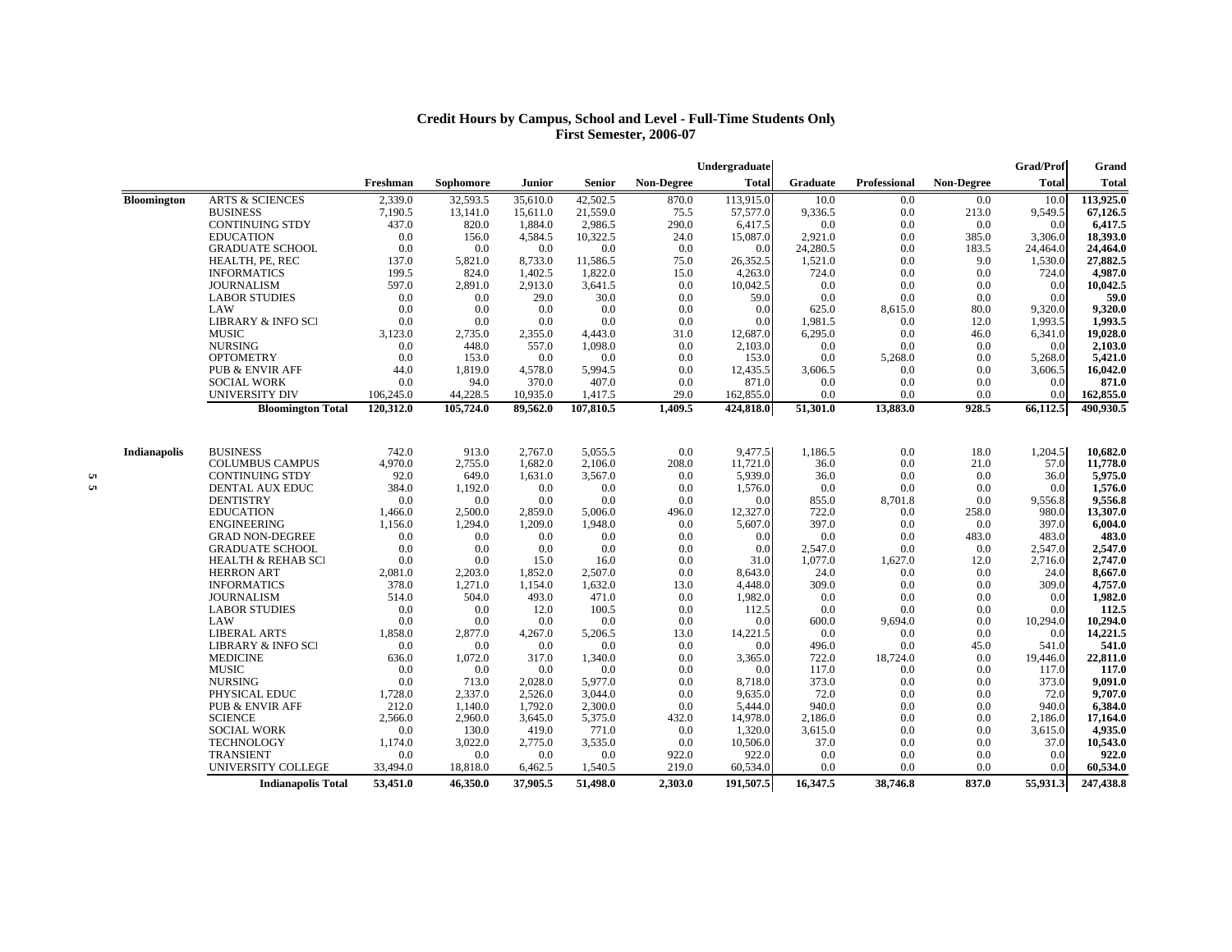# Credit Hours by Campus, School and Level - Full-Time Students Only
## First Semester, 2006-07

| | | Freshman | Sophomore | Junior | Senior | Non-Degree | Undergraduate Total | Graduate | Professional | Non-Degree | Grad/Prof Total | Grand Total |
|---|---|---|---|---|---|---|---|---|---|---|---|---|
| **Bloomington** | ARTS & SCIENCES | 2,339.0 | 32,593.5 | 35,610.0 | 42,502.5 | 870.0 | 113,915.0 | 10.0 | 0.0 | 0.0 | 10.0 | **113,925.0** |
| | BUSINESS | 7,190.5 | 13,141.0 | 15,611.0 | 21,559.0 | 75.5 | 57,577.0 | 9,336.5 | 0.0 | 213.0 | 9,549.5 | **67,126.5** |
| | CONTINUING STDY | 437.0 | 820.0 | 1,884.0 | 2,986.5 | 290.0 | 6,417.5 | 0.0 | 0.0 | 0.0 | 0.0 | **6,417.5** |
| | EDUCATION | 0.0 | 156.0 | 4,584.5 | 10,322.5 | 24.0 | 15,087.0 | 2,921.0 | 0.0 | 385.0 | 3,306.0 | **18,393.0** |
| | GRADUATE SCHOOL | 0.0 | 0.0 | 0.0 | 0.0 | 0.0 | 0.0 | 24,280.5 | 0.0 | 183.5 | 24,464.0 | **24,464.0** |
| | HEALTH, PE, REC | 137.0 | 5,821.0 | 8,733.0 | 11,586.5 | 75.0 | 26,352.5 | 1,521.0 | 0.0 | 9.0 | 1,530.0 | **27,882.5** |
| | INFORMATICS | 199.5 | 824.0 | 1,402.5 | 1,822.0 | 15.0 | 4,263.0 | 724.0 | 0.0 | 0.0 | 724.0 | **4,987.0** |
| | JOURNALISM | 597.0 | 2,891.0 | 2,913.0 | 3,641.5 | 0.0 | 10,042.5 | 0.0 | 0.0 | 0.0 | 0.0 | **10,042.5** |
| | LABOR STUDIES | 0.0 | 0.0 | 29.0 | 30.0 | 0.0 | 59.0 | 0.0 | 0.0 | 0.0 | 0.0 | **59.0** |
| | LAW | 0.0 | 0.0 | 0.0 | 0.0 | 0.0 | 0.0 | 625.0 | 8,615.0 | 80.0 | 9,320.0 | **9,320.0** |
| | LIBRARY & INFO SCI | 0.0 | 0.0 | 0.0 | 0.0 | 0.0 | 0.0 | 1,981.5 | 0.0 | 12.0 | 1,993.5 | **1,993.5** |
| | MUSIC | 3,123.0 | 2,735.0 | 2,355.0 | 4,443.0 | 31.0 | 12,687.0 | 6,295.0 | 0.0 | 46.0 | 6,341.0 | **19,028.0** |
| | NURSING | 0.0 | 448.0 | 557.0 | 1,098.0 | 0.0 | 2,103.0 | 0.0 | 0.0 | 0.0 | 0.0 | **2,103.0** |
| | OPTOMETRY | 0.0 | 153.0 | 0.0 | 0.0 | 0.0 | 153.0 | 0.0 | 5,268.0 | 0.0 | 5,268.0 | **5,421.0** |
| | PUB & ENVIR AFF | 44.0 | 1,819.0 | 4,578.0 | 5,994.5 | 0.0 | 12,435.5 | 3,606.5 | 0.0 | 0.0 | 3,606.5 | **16,042.0** |
| | SOCIAL WORK | 0.0 | 94.0 | 370.0 | 407.0 | 0.0 | 871.0 | 0.0 | 0.0 | 0.0 | 0.0 | **871.0** |
| | UNIVERSITY DIV | 106,245.0 | 44,228.5 | 10,935.0 | 1,417.5 | 29.0 | 162,855.0 | 0.0 | 0.0 | 0.0 | 0.0 | **162,855.0** |
| | **Bloomington Total** | **120,312.0** | **105,724.0** | **89,562.0** | **107,810.5** | **1,409.5** | **424,818.0** | **51,301.0** | **13,883.0** | **928.5** | **66,112.5** | **490,930.5** |
| **Indianapolis** | BUSINESS | 742.0 | 913.0 | 2,767.0 | 5,055.5 | 0.0 | 9,477.5 | 1,186.5 | 0.0 | 18.0 | 1,204.5 | **10,682.0** |
| | COLUMBUS CAMPUS | 4,970.0 | 2,755.0 | 1,682.0 | 2,106.0 | 208.0 | 11,721.0 | 36.0 | 0.0 | 21.0 | 57.0 | **11,778.0** |
| | CONTINUING STDY | 92.0 | 649.0 | 1,631.0 | 3,567.0 | 0.0 | 5,939.0 | 36.0 | 0.0 | 0.0 | 36.0 | **5,975.0** |
| | DENTAL AUX EDUC | 384.0 | 1,192.0 | 0.0 | 0.0 | 0.0 | 1,576.0 | 0.0 | 0.0 | 0.0 | 0.0 | **1,576.0** |
| | DENTISTRY | 0.0 | 0.0 | 0.0 | 0.0 | 0.0 | 0.0 | 855.0 | 8,701.8 | 0.0 | 9,556.8 | **9,556.8** |
| | EDUCATION | 1,466.0 | 2,500.0 | 2,859.0 | 5,006.0 | 496.0 | 12,327.0 | 722.0 | 0.0 | 258.0 | 980.0 | **13,307.0** |
| | ENGINEERING | 1,156.0 | 1,294.0 | 1,209.0 | 1,948.0 | 0.0 | 5,607.0 | 397.0 | 0.0 | 0.0 | 397.0 | **6,004.0** |
| | GRAD NON-DEGREE | 0.0 | 0.0 | 0.0 | 0.0 | 0.0 | 0.0 | 0.0 | 0.0 | 483.0 | 483.0 | **483.0** |
| | GRADUATE SCHOOL | 0.0 | 0.0 | 0.0 | 0.0 | 0.0 | 0.0 | 2,547.0 | 0.0 | 0.0 | 2,547.0 | **2,547.0** |
| | HEALTH & REHAB SCI | 0.0 | 0.0 | 15.0 | 16.0 | 0.0 | 31.0 | 1,077.0 | 1,627.0 | 12.0 | 2,716.0 | **2,747.0** |
| | HERRON ART | 2,081.0 | 2,203.0 | 1,852.0 | 2,507.0 | 0.0 | 8,643.0 | 24.0 | 0.0 | 0.0 | 24.0 | **8,667.0** |
| | INFORMATICS | 378.0 | 1,271.0 | 1,154.0 | 1,632.0 | 13.0 | 4,448.0 | 309.0 | 0.0 | 0.0 | 309.0 | **4,757.0** |
| | JOURNALISM | 514.0 | 504.0 | 493.0 | 471.0 | 0.0 | 1,982.0 | 0.0 | 0.0 | 0.0 | 0.0 | **1,982.0** |
| | LABOR STUDIES | 0.0 | 0.0 | 12.0 | 100.5 | 0.0 | 112.5 | 0.0 | 0.0 | 0.0 | 0.0 | **112.5** |
| | LAW | 0.0 | 0.0 | 0.0 | 0.0 | 0.0 | 0.0 | 600.0 | 9,694.0 | 0.0 | 10,294.0 | **10,294.0** |
| | LIBERAL ARTS | 1,858.0 | 2,877.0 | 4,267.0 | 5,206.5 | 13.0 | 14,221.5 | 0.0 | 0.0 | 0.0 | 0.0 | **14,221.5** |
| | LIBRARY & INFO SCI | 0.0 | 0.0 | 0.0 | 0.0 | 0.0 | 0.0 | 496.0 | 0.0 | 45.0 | 541.0 | **541.0** |
| | MEDICINE | 636.0 | 1,072.0 | 317.0 | 1,340.0 | 0.0 | 3,365.0 | 722.0 | 18,724.0 | 0.0 | 19,446.0 | **22,811.0** |
| | MUSIC | 0.0 | 0.0 | 0.0 | 0.0 | 0.0 | 0.0 | 117.0 | 0.0 | 0.0 | 117.0 | **117.0** |
| | NURSING | 0.0 | 713.0 | 2,028.0 | 5,977.0 | 0.0 | 8,718.0 | 373.0 | 0.0 | 0.0 | 373.0 | **9,091.0** |
| | PHYSICAL EDUC | 1,728.0 | 2,337.0 | 2,526.0 | 3,044.0 | 0.0 | 9,635.0 | 72.0 | 0.0 | 0.0 | 72.0 | **9,707.0** |
| | PUB & ENVIR AFF | 212.0 | 1,140.0 | 1,792.0 | 2,300.0 | 0.0 | 5,444.0 | 940.0 | 0.0 | 0.0 | 940.0 | **6,384.0** |
| | SCIENCE | 2,566.0 | 2,960.0 | 3,645.0 | 5,375.0 | 432.0 | 14,978.0 | 2,186.0 | 0.0 | 0.0 | 2,186.0 | **17,164.0** |
| | SOCIAL WORK | 0.0 | 130.0 | 419.0 | 771.0 | 0.0 | 1,320.0 | 3,615.0 | 0.0 | 0.0 | 3,615.0 | **4,935.0** |
| | TECHNOLOGY | 1,174.0 | 3,022.0 | 2,775.0 | 3,535.0 | 0.0 | 10,506.0 | 37.0 | 0.0 | 0.0 | 37.0 | **10,543.0** |
| | TRANSIENT | 0.0 | 0.0 | 0.0 | 0.0 | 922.0 | 922.0 | 0.0 | 0.0 | 0.0 | 0.0 | **922.0** |
| | UNIVERSITY COLLEGE | 33,494.0 | 18,818.0 | 6,462.5 | 1,540.5 | 219.0 | 60,534.0 | 0.0 | 0.0 | 0.0 | 0.0 | **60,534.0** |
| | **Indianapolis Total** | **53,451.0** | **46,350.0** | **37,905.5** | **51,498.0** | **2,303.0** | **191,507.5** | **16,347.5** | **38,746.8** | **837.0** | **55,931.3** | **247,438.8** |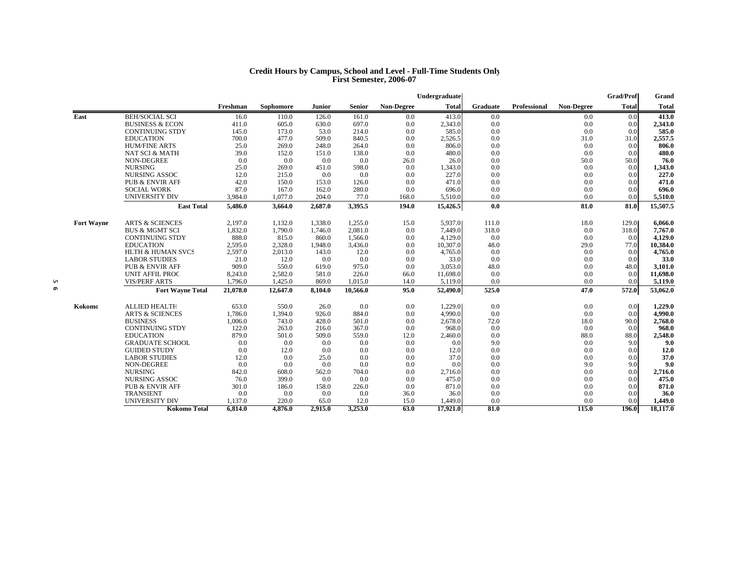# Credit Hours by Campus, School and Level - Full-Time Students Only
## First Semester, 2006-07

| | | Freshman | Sophomore | Junior | Senior | Non-Degree | Undergraduate Total | Graduate | Professional | Non-Degree | Grad/Prof Total | Grand Total |
|---|---|---|---|---|---|---|---|---|---|---|---|---|
| **East** | BEH/SOCIAL SCI | 16.0 | 110.0 | 126.0 | 161.0 | 0.0 | 413.0 | 0.0 | | 0.0 | 0.0 | **413.0** |
| | BUSINESS & ECON | 411.0 | 605.0 | 630.0 | 697.0 | 0.0 | 2,343.0 | 0.0 | | 0.0 | 0.0 | **2,343.0** |
| | CONTINUING STDY | 145.0 | 173.0 | 53.0 | 214.0 | 0.0 | 585.0 | 0.0 | | 0.0 | 0.0 | **585.0** |
| | EDUCATION | 700.0 | 477.0 | 509.0 | 840.5 | 0.0 | 2,526.5 | 0.0 | | 31.0 | 31.0 | **2,557.5** |
| | HUM/FINE ARTS | 25.0 | 269.0 | 248.0 | 264.0 | 0.0 | 806.0 | 0.0 | | 0.0 | 0.0 | **806.0** |
| | NAT SCI & MATH | 39.0 | 152.0 | 151.0 | 138.0 | 0.0 | 480.0 | 0.0 | | 0.0 | 0.0 | **480.0** |
| | NON-DEGREE | 0.0 | 0.0 | 0.0 | 0.0 | 26.0 | 26.0 | 0.0 | | 50.0 | 50.0 | **76.0** |
| | NURSING | 25.0 | 269.0 | 451.0 | 598.0 | 0.0 | 1,343.0 | 0.0 | | 0.0 | 0.0 | **1,343.0** |
| | NURSING ASSOC | 12.0 | 215.0 | 0.0 | 0.0 | 0.0 | 227.0 | 0.0 | | 0.0 | 0.0 | **227.0** |
| | PUB & ENVIR AFF | 42.0 | 150.0 | 153.0 | 126.0 | 0.0 | 471.0 | 0.0 | | 0.0 | 0.0 | **471.0** |
| | SOCIAL WORK | 87.0 | 167.0 | 162.0 | 280.0 | 0.0 | 696.0 | 0.0 | | 0.0 | 0.0 | **696.0** |
| | UNIVERSITY DIV | 3,984.0 | 1,077.0 | 204.0 | 77.0 | 168.0 | 5,510.0 | 0.0 | | 0.0 | 0.0 | **5,510.0** |
| | **East Total** | **5,486.0** | **3,664.0** | **2,687.0** | **3,395.5** | **194.0** | **15,426.5** | **0.0** | | **81.0** | **81.0** | **15,507.5** |
| **Fort Wayne** | ARTS & SCIENCES | 2,197.0 | 1,132.0 | 1,338.0 | 1,255.0 | 15.0 | 5,937.0 | 111.0 | | 18.0 | 129.0 | **6,066.0** |
| | BUS & MGMT SCI | 1,832.0 | 1,790.0 | 1,746.0 | 2,081.0 | 0.0 | 7,449.0 | 318.0 | | 0.0 | 318.0 | **7,767.0** |
| | CONTINUING STDY | 888.0 | 815.0 | 860.0 | 1,566.0 | 0.0 | 4,129.0 | 0.0 | | 0.0 | 0.0 | **4,129.0** |
| | EDUCATION | 2,595.0 | 2,328.0 | 1,948.0 | 3,436.0 | 0.0 | 10,307.0 | 48.0 | | 29.0 | 77.0 | **10,384.0** |
| | HLTH & HUMAN SVCS | 2,597.0 | 2,013.0 | 143.0 | 12.0 | 0.0 | 4,765.0 | 0.0 | | 0.0 | 0.0 | **4,765.0** |
| | LABOR STUDIES | 21.0 | 12.0 | 0.0 | 0.0 | 0.0 | 33.0 | 0.0 | | 0.0 | 0.0 | **33.0** |
| | PUB & ENVIR AFF | 909.0 | 550.0 | 619.0 | 975.0 | 0.0 | 3,053.0 | 48.0 | | 0.0 | 48.0 | **3,101.0** |
| | UNIT AFFIL PROG | 8,243.0 | 2,582.0 | 581.0 | 226.0 | 66.0 | 11,698.0 | 0.0 | | 0.0 | 0.0 | **11,698.0** |
| | VIS/PERF ARTS | 1,796.0 | 1,425.0 | 869.0 | 1,015.0 | 14.0 | 5,119.0 | 0.0 | | 0.0 | 0.0 | **5,119.0** |
| | **Fort Wayne Total** | **21,078.0** | **12,647.0** | **8,104.0** | **10,566.0** | **95.0** | **52,490.0** | **525.0** | | **47.0** | **572.0** | **53,062.0** |
| **Kokomo** | ALLIED HEALTH | 653.0 | 550.0 | 26.0 | 0.0 | 0.0 | 1,229.0 | 0.0 | | 0.0 | 0.0 | **1,229.0** |
| | ARTS & SCIENCES | 1,786.0 | 1,394.0 | 926.0 | 884.0 | 0.0 | 4,990.0 | 0.0 | | 0.0 | 0.0 | **4,990.0** |
| | BUSINESS | 1,006.0 | 743.0 | 428.0 | 501.0 | 0.0 | 2,678.0 | 72.0 | | 18.0 | 90.0 | **2,768.0** |
| | CONTINUING STDY | 122.0 | 263.0 | 216.0 | 367.0 | 0.0 | 968.0 | 0.0 | | 0.0 | 0.0 | **968.0** |
| | EDUCATION | 879.0 | 501.0 | 509.0 | 559.0 | 12.0 | 2,460.0 | 0.0 | | 88.0 | 88.0 | **2,548.0** |
| | GRADUATE SCHOOL | 0.0 | 0.0 | 0.0 | 0.0 | 0.0 | 0.0 | 9.0 | | 0.0 | 9.0 | **9.0** |
| | GUIDED STUDY | 0.0 | 12.0 | 0.0 | 0.0 | 0.0 | 12.0 | 0.0 | | 0.0 | 0.0 | **12.0** |
| | LABOR STUDIES | 12.0 | 0.0 | 25.0 | 0.0 | 0.0 | 37.0 | 0.0 | | 0.0 | 0.0 | **37.0** |
| | NON-DEGREE | 0.0 | 0.0 | 0.0 | 0.0 | 0.0 | 0.0 | 0.0 | | 9.0 | 9.0 | **9.0** |
| | NURSING | 842.0 | 608.0 | 562.0 | 704.0 | 0.0 | 2,716.0 | 0.0 | | 0.0 | 0.0 | **2,716.0** |
| | NURSING ASSOC | 76.0 | 399.0 | 0.0 | 0.0 | 0.0 | 475.0 | 0.0 | | 0.0 | 0.0 | **475.0** |
| | PUB & ENVIR AFF | 301.0 | 186.0 | 158.0 | 226.0 | 0.0 | 871.0 | 0.0 | | 0.0 | 0.0 | **871.0** |
| | TRANSIENT | 0.0 | 0.0 | 0.0 | 0.0 | 36.0 | 36.0 | 0.0 | | 0.0 | 0.0 | **36.0** |
| | UNIVERSITY DIV | 1,137.0 | 220.0 | 65.0 | 12.0 | 15.0 | 1,449.0 | 0.0 | | 0.0 | 0.0 | **1,449.0** |
| | **Kokomo Total** | **6,814.0** | **4,876.0** | **2,915.0** | **3,253.0** | **63.0** | **17,921.0** | **81.0** | | **115.0** | **196.0** | **18,117.0** |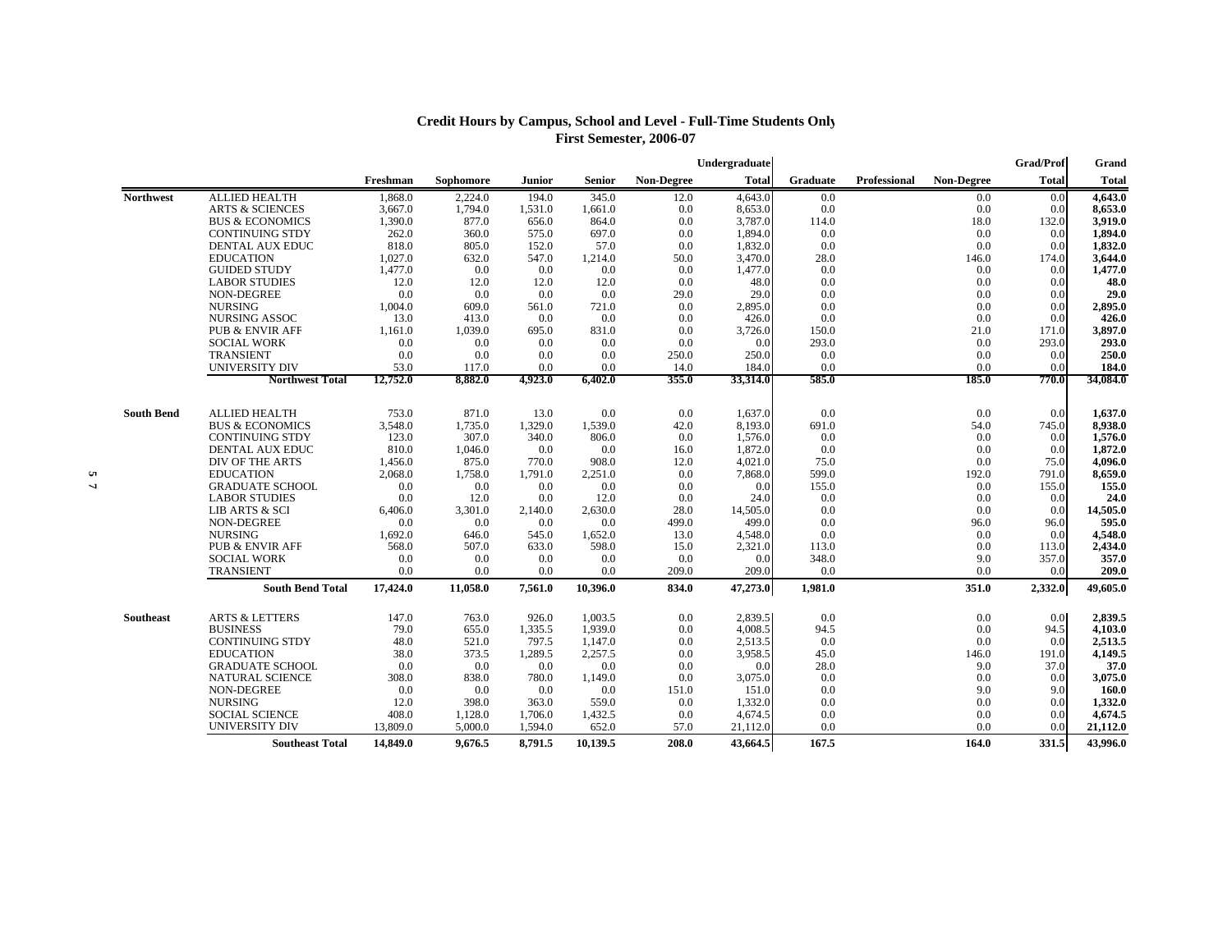## Credit Hours by Campus, School and Level - Full-Time Students Only
### First Semester, 2006-07

| | | Freshman | Sophomore | Junior | Senior | Non-Degree | Undergraduate Total | Graduate | Professional | Non-Degree | Grad/Prof Total | Grand Total |
|---|---|---|---|---|---|---|---|---|---|---|---|---|
| **Northwest** | ALLIED HEALTH | 1,868.0 | 2,224.0 | 194.0 | 345.0 | 12.0 | 4,643.0 | 0.0 | | 0.0 | 0.0 | **4,643.0** |
| | ARTS & SCIENCES | 3,667.0 | 1,794.0 | 1,531.0 | 1,661.0 | 0.0 | 8,653.0 | 0.0 | | 0.0 | 0.0 | **8,653.0** |
| | BUS & ECONOMICS | 1,390.0 | 877.0 | 656.0 | 864.0 | 0.0 | 3,787.0 | 114.0 | | 18.0 | 132.0 | **3,919.0** |
| | CONTINUING STDY | 262.0 | 360.0 | 575.0 | 697.0 | 0.0 | 1,894.0 | 0.0 | | 0.0 | 0.0 | **1,894.0** |
| | DENTAL AUX EDUC | 818.0 | 805.0 | 152.0 | 57.0 | 0.0 | 1,832.0 | 0.0 | | 0.0 | 0.0 | **1,832.0** |
| | EDUCATION | 1,027.0 | 632.0 | 547.0 | 1,214.0 | 50.0 | 3,470.0 | 28.0 | | 146.0 | 174.0 | **3,644.0** |
| | GUIDED STUDY | 1,477.0 | 0.0 | 0.0 | 0.0 | 0.0 | 1,477.0 | 0.0 | | 0.0 | 0.0 | **1,477.0** |
| | LABOR STUDIES | 12.0 | 12.0 | 12.0 | 12.0 | 0.0 | 48.0 | 0.0 | | 0.0 | 0.0 | **48.0** |
| | NON-DEGREE | 0.0 | 0.0 | 0.0 | 0.0 | 29.0 | 29.0 | 0.0 | | 0.0 | 0.0 | **29.0** |
| | NURSING | 1,004.0 | 609.0 | 561.0 | 721.0 | 0.0 | 2,895.0 | 0.0 | | 0.0 | 0.0 | **2,895.0** |
| | NURSING ASSOC | 13.0 | 413.0 | 0.0 | 0.0 | 0.0 | 426.0 | 0.0 | | 0.0 | 0.0 | **426.0** |
| | PUB & ENVIR AFF | 1,161.0 | 1,039.0 | 695.0 | 831.0 | 0.0 | 3,726.0 | 150.0 | | 21.0 | 171.0 | **3,897.0** |
| | SOCIAL WORK | 0.0 | 0.0 | 0.0 | 0.0 | 0.0 | 0.0 | 293.0 | | 0.0 | 293.0 | **293.0** |
| | TRANSIENT | 0.0 | 0.0 | 0.0 | 0.0 | 250.0 | 250.0 | 0.0 | | 0.0 | 0.0 | **250.0** |
| | UNIVERSITY DIV | 53.0 | 117.0 | 0.0 | 0.0 | 14.0 | 184.0 | 0.0 | | 0.0 | 0.0 | **184.0** |
| | **Northwest Total** | **12,752.0** | **8,882.0** | **4,923.0** | **6,402.0** | **355.0** | **33,314.0** | **585.0** | | **185.0** | **770.0** | **34,084.0** |
| **South Bend** | ALLIED HEALTH | 753.0 | 871.0 | 13.0 | 0.0 | 0.0 | 1,637.0 | 0.0 | | 0.0 | 0.0 | **1,637.0** |
| | BUS & ECONOMICS | 3,548.0 | 1,735.0 | 1,329.0 | 1,539.0 | 42.0 | 8,193.0 | 691.0 | | 54.0 | 745.0 | **8,938.0** |
| | CONTINUING STDY | 123.0 | 307.0 | 340.0 | 806.0 | 0.0 | 1,576.0 | 0.0 | | 0.0 | 0.0 | **1,576.0** |
| | DENTAL AUX EDUC | 810.0 | 1,046.0 | 0.0 | 0.0 | 16.0 | 1,872.0 | 0.0 | | 0.0 | 0.0 | **1,872.0** |
| | DIV OF THE ARTS | 1,456.0 | 875.0 | 770.0 | 908.0 | 12.0 | 4,021.0 | 75.0 | | 0.0 | 75.0 | **4,096.0** |
| | EDUCATION | 2,068.0 | 1,758.0 | 1,791.0 | 2,251.0 | 0.0 | 7,868.0 | 599.0 | | 192.0 | 791.0 | **8,659.0** |
| | GRADUATE SCHOOL | 0.0 | 0.0 | 0.0 | 0.0 | 0.0 | 0.0 | 155.0 | | 0.0 | 155.0 | **155.0** |
| | LABOR STUDIES | 0.0 | 12.0 | 0.0 | 12.0 | 0.0 | 24.0 | 0.0 | | 0.0 | 0.0 | **24.0** |
| | LIB ARTS & SCI | 6,406.0 | 3,301.0 | 2,140.0 | 2,630.0 | 28.0 | 14,505.0 | 0.0 | | 0.0 | 0.0 | **14,505.0** |
| | NON-DEGREE | 0.0 | 0.0 | 0.0 | 0.0 | 499.0 | 499.0 | 0.0 | | 96.0 | 96.0 | **595.0** |
| | NURSING | 1,692.0 | 646.0 | 545.0 | 1,652.0 | 13.0 | 4,548.0 | 0.0 | | 0.0 | 0.0 | **4,548.0** |
| | PUB & ENVIR AFF | 568.0 | 507.0 | 633.0 | 598.0 | 15.0 | 2,321.0 | 113.0 | | 0.0 | 113.0 | **2,434.0** |
| | SOCIAL WORK | 0.0 | 0.0 | 0.0 | 0.0 | 0.0 | 0.0 | 348.0 | | 9.0 | 357.0 | **357.0** |
| | TRANSIENT | 0.0 | 0.0 | 0.0 | 0.0 | 209.0 | 209.0 | 0.0 | | 0.0 | 0.0 | **209.0** |
| | **South Bend Total** | **17,424.0** | **11,058.0** | **7,561.0** | **10,396.0** | **834.0** | **47,273.0** | **1,981.0** | | **351.0** | **2,332.0** | **49,605.0** |
| **Southeast** | ARTS & LETTERS | 147.0 | 763.0 | 926.0 | 1,003.5 | 0.0 | 2,839.5 | 0.0 | | 0.0 | 0.0 | **2,839.5** |
| | BUSINESS | 79.0 | 655.0 | 1,335.5 | 1,939.0 | 0.0 | 4,008.5 | 94.5 | | 0.0 | 94.5 | **4,103.0** |
| | CONTINUING STDY | 48.0 | 521.0 | 797.5 | 1,147.0 | 0.0 | 2,513.5 | 0.0 | | 0.0 | 0.0 | **2,513.5** |
| | EDUCATION | 38.0 | 373.5 | 1,289.5 | 2,257.5 | 0.0 | 3,958.5 | 45.0 | | 146.0 | 191.0 | **4,149.5** |
| | GRADUATE SCHOOL | 0.0 | 0.0 | 0.0 | 0.0 | 0.0 | 0.0 | 28.0 | | 9.0 | 37.0 | **37.0** |
| | NATURAL SCIENCE | 308.0 | 838.0 | 780.0 | 1,149.0 | 0.0 | 3,075.0 | 0.0 | | 0.0 | 0.0 | **3,075.0** |
| | NON-DEGREE | 0.0 | 0.0 | 0.0 | 0.0 | 151.0 | 151.0 | 0.0 | | 9.0 | 9.0 | **160.0** |
| | NURSING | 12.0 | 398.0 | 363.0 | 559.0 | 0.0 | 1,332.0 | 0.0 | | 0.0 | 0.0 | **1,332.0** |
| | SOCIAL SCIENCE | 408.0 | 1,128.0 | 1,706.0 | 1,432.5 | 0.0 | 4,674.5 | 0.0 | | 0.0 | 0.0 | **4,674.5** |
| | UNIVERSITY DIV | 13,809.0 | 5,000.0 | 1,594.0 | 652.0 | 57.0 | 21,112.0 | 0.0 | | 0.0 | 0.0 | **21,112.0** |
| | **Southeast Total** | **14,849.0** | **9,676.5** | **8,791.5** | **10,139.5** | **208.0** | **43,664.5** | **167.5** | | **164.0** | **331.5** | **43,996.0** |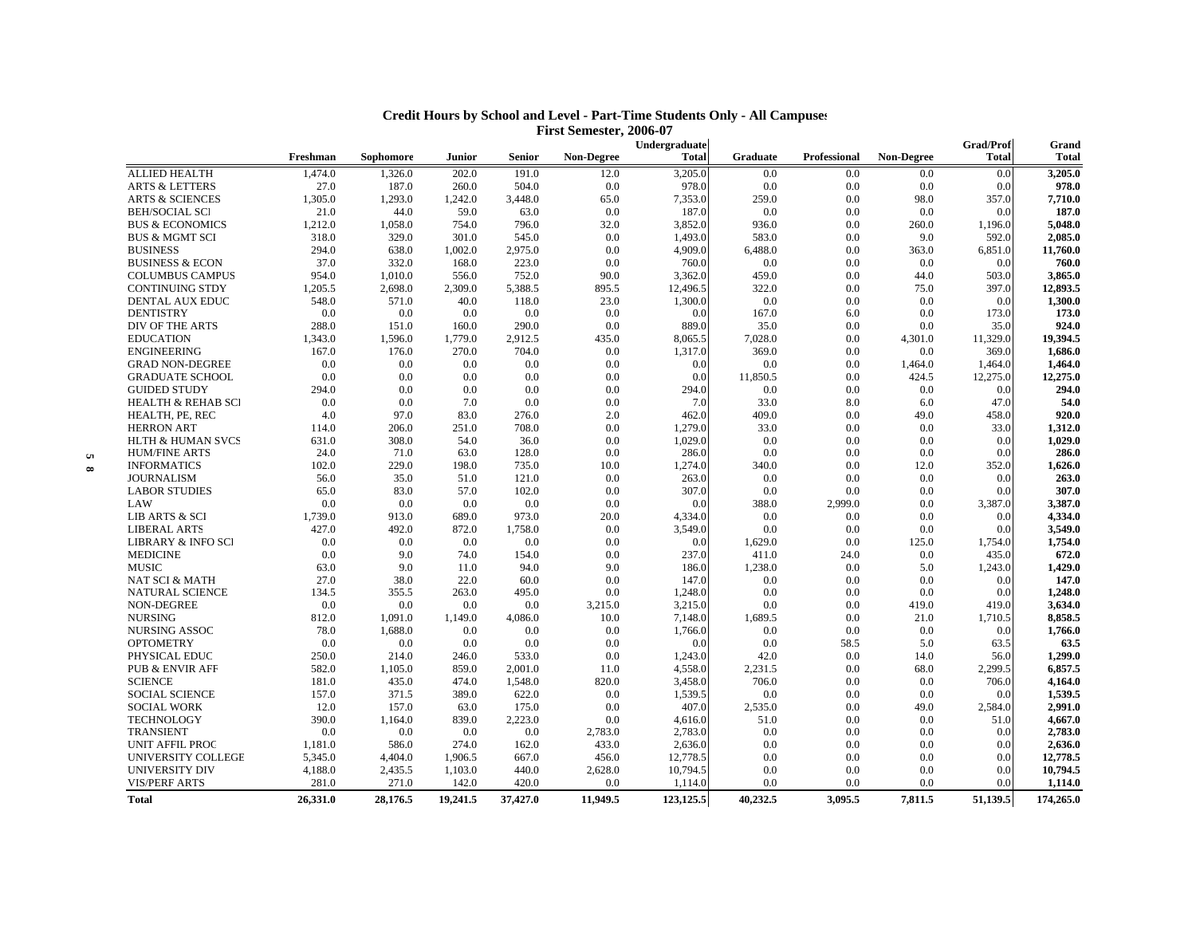# Credit Hours by School and Level - Part-Time Students Only - All Campuses

## First Semester, 2006-07

| | Freshman | Sophomore | Junior | Senior | Non-Degree | Undergraduate Total | Graduate | Professional | Non-Degree | Grad/Prof Total | Grand Total |
|---|---|---|---|---|---|---|---|---|---|---|---|
| ALLIED HEALTH | 1,474.0 | 1,326.0 | 202.0 | 191.0 | 12.0 | 3,205.0 | 0.0 | 0.0 | 0.0 | 0.0 | **3,205.0** |
| ARTS & LETTERS | 27.0 | 187.0 | 260.0 | 504.0 | 0.0 | 978.0 | 0.0 | 0.0 | 0.0 | 0.0 | **978.0** |
| ARTS & SCIENCES | 1,305.0 | 1,293.0 | 1,242.0 | 3,448.0 | 65.0 | 7,353.0 | 259.0 | 0.0 | 98.0 | 357.0 | **7,710.0** |
| BEH/SOCIAL SCI | 21.0 | 44.0 | 59.0 | 63.0 | 0.0 | 187.0 | 0.0 | 0.0 | 0.0 | 0.0 | **187.0** |
| BUS & ECONOMICS | 1,212.0 | 1,058.0 | 754.0 | 796.0 | 32.0 | 3,852.0 | 936.0 | 0.0 | 260.0 | 1,196.0 | **5,048.0** |
| BUS & MGMT SCI | 318.0 | 329.0 | 301.0 | 545.0 | 0.0 | 1,493.0 | 583.0 | 0.0 | 9.0 | 592.0 | **2,085.0** |
| BUSINESS | 294.0 | 638.0 | 1,002.0 | 2,975.0 | 0.0 | 4,909.0 | 6,488.0 | 0.0 | 363.0 | 6,851.0 | **11,760.0** |
| BUSINESS & ECON | 37.0 | 332.0 | 168.0 | 223.0 | 0.0 | 760.0 | 0.0 | 0.0 | 0.0 | 0.0 | **760.0** |
| COLUMBUS CAMPUS | 954.0 | 1,010.0 | 556.0 | 752.0 | 90.0 | 3,362.0 | 459.0 | 0.0 | 44.0 | 503.0 | **3,865.0** |
| CONTINUING STDY | 1,205.5 | 2,698.0 | 2,309.0 | 5,388.5 | 895.5 | 12,496.5 | 322.0 | 0.0 | 75.0 | 397.0 | **12,893.5** |
| DENTAL AUX EDUC | 548.0 | 571.0 | 40.0 | 118.0 | 23.0 | 1,300.0 | 0.0 | 0.0 | 0.0 | 0.0 | **1,300.0** |
| DENTISTRY | 0.0 | 0.0 | 0.0 | 0.0 | 0.0 | 0.0 | 167.0 | 6.0 | 0.0 | 173.0 | **173.0** |
| DIV OF THE ARTS | 288.0 | 151.0 | 160.0 | 290.0 | 0.0 | 889.0 | 35.0 | 0.0 | 0.0 | 35.0 | **924.0** |
| EDUCATION | 1,343.0 | 1,596.0 | 1,779.0 | 2,912.5 | 435.0 | 8,065.5 | 7,028.0 | 0.0 | 4,301.0 | 11,329.0 | **19,394.5** |
| ENGINEERING | 167.0 | 176.0 | 270.0 | 704.0 | 0.0 | 1,317.0 | 369.0 | 0.0 | 0.0 | 369.0 | **1,686.0** |
| GRAD NON-DEGREE | 0.0 | 0.0 | 0.0 | 0.0 | 0.0 | 0.0 | 0.0 | 0.0 | 1,464.0 | 1,464.0 | **1,464.0** |
| GRADUATE SCHOOL | 0.0 | 0.0 | 0.0 | 0.0 | 0.0 | 0.0 | 11,850.5 | 0.0 | 424.5 | 12,275.0 | **12,275.0** |
| GUIDED STUDY | 294.0 | 0.0 | 0.0 | 0.0 | 0.0 | 294.0 | 0.0 | 0.0 | 0.0 | 0.0 | **294.0** |
| HEALTH & REHAB SCI | 0.0 | 0.0 | 7.0 | 0.0 | 0.0 | 7.0 | 33.0 | 8.0 | 6.0 | 47.0 | **54.0** |
| HEALTH, PE, REC | 4.0 | 97.0 | 83.0 | 276.0 | 2.0 | 462.0 | 409.0 | 0.0 | 49.0 | 458.0 | **920.0** |
| HERRON ART | 114.0 | 206.0 | 251.0 | 708.0 | 0.0 | 1,279.0 | 33.0 | 0.0 | 0.0 | 33.0 | **1,312.0** |
| HLTH & HUMAN SVCS | 631.0 | 308.0 | 54.0 | 36.0 | 0.0 | 1,029.0 | 0.0 | 0.0 | 0.0 | 0.0 | **1,029.0** |
| HUM/FINE ARTS | 24.0 | 71.0 | 63.0 | 128.0 | 0.0 | 286.0 | 0.0 | 0.0 | 0.0 | 0.0 | **286.0** |
| INFORMATICS | 102.0 | 229.0 | 198.0 | 735.0 | 10.0 | 1,274.0 | 340.0 | 0.0 | 12.0 | 352.0 | **1,626.0** |
| JOURNALISM | 56.0 | 35.0 | 51.0 | 121.0 | 0.0 | 263.0 | 0.0 | 0.0 | 0.0 | 0.0 | **263.0** |
| LABOR STUDIES | 65.0 | 83.0 | 57.0 | 102.0 | 0.0 | 307.0 | 0.0 | 0.0 | 0.0 | 0.0 | **307.0** |
| LAW | 0.0 | 0.0 | 0.0 | 0.0 | 0.0 | 0.0 | 388.0 | 2,999.0 | 0.0 | 3,387.0 | **3,387.0** |
| LIB ARTS & SCI | 1,739.0 | 913.0 | 689.0 | 973.0 | 20.0 | 4,334.0 | 0.0 | 0.0 | 0.0 | 0.0 | **4,334.0** |
| LIBERAL ARTS | 427.0 | 492.0 | 872.0 | 1,758.0 | 0.0 | 3,549.0 | 0.0 | 0.0 | 0.0 | 0.0 | **3,549.0** |
| LIBRARY & INFO SCI | 0.0 | 0.0 | 0.0 | 0.0 | 0.0 | 0.0 | 1,629.0 | 0.0 | 125.0 | 1,754.0 | **1,754.0** |
| MEDICINE | 0.0 | 9.0 | 74.0 | 154.0 | 0.0 | 237.0 | 411.0 | 24.0 | 0.0 | 435.0 | **672.0** |
| MUSIC | 63.0 | 9.0 | 11.0 | 94.0 | 9.0 | 186.0 | 1,238.0 | 0.0 | 5.0 | 1,243.0 | **1,429.0** |
| NAT SCI & MATH | 27.0 | 38.0 | 22.0 | 60.0 | 0.0 | 147.0 | 0.0 | 0.0 | 0.0 | 0.0 | **147.0** |
| NATURAL SCIENCE | 134.5 | 355.5 | 263.0 | 495.0 | 0.0 | 1,248.0 | 0.0 | 0.0 | 0.0 | 0.0 | **1,248.0** |
| NON-DEGREE | 0.0 | 0.0 | 0.0 | 0.0 | 3,215.0 | 3,215.0 | 0.0 | 0.0 | 419.0 | 419.0 | **3,634.0** |
| NURSING | 812.0 | 1,091.0 | 1,149.0 | 4,086.0 | 10.0 | 7,148.0 | 1,689.5 | 0.0 | 21.0 | 1,710.5 | **8,858.5** |
| NURSING ASSOC | 78.0 | 1,688.0 | 0.0 | 0.0 | 0.0 | 1,766.0 | 0.0 | 0.0 | 0.0 | 0.0 | **1,766.0** |
| OPTOMETRY | 0.0 | 0.0 | 0.0 | 0.0 | 0.0 | 0.0 | 0.0 | 58.5 | 5.0 | 63.5 | **63.5** |
| PHYSICAL EDUC | 250.0 | 214.0 | 246.0 | 533.0 | 0.0 | 1,243.0 | 42.0 | 0.0 | 14.0 | 56.0 | **1,299.0** |
| PUB & ENVIR AFF | 582.0 | 1,105.0 | 859.0 | 2,001.0 | 11.0 | 4,558.0 | 2,231.5 | 0.0 | 68.0 | 2,299.5 | **6,857.5** |
| SCIENCE | 181.0 | 435.0 | 474.0 | 1,548.0 | 820.0 | 3,458.0 | 706.0 | 0.0 | 0.0 | 706.0 | **4,164.0** |
| SOCIAL SCIENCE | 157.0 | 371.5 | 389.0 | 622.0 | 0.0 | 1,539.5 | 0.0 | 0.0 | 0.0 | 0.0 | **1,539.5** |
| SOCIAL WORK | 12.0 | 157.0 | 63.0 | 175.0 | 0.0 | 407.0 | 2,535.0 | 0.0 | 49.0 | 2,584.0 | **2,991.0** |
| TECHNOLOGY | 390.0 | 1,164.0 | 839.0 | 2,223.0 | 0.0 | 4,616.0 | 51.0 | 0.0 | 0.0 | 51.0 | **4,667.0** |
| TRANSIENT | 0.0 | 0.0 | 0.0 | 0.0 | 2,783.0 | 2,783.0 | 0.0 | 0.0 | 0.0 | 0.0 | **2,783.0** |
| UNIT AFFIL PROG | 1,181.0 | 586.0 | 274.0 | 162.0 | 433.0 | 2,636.0 | 0.0 | 0.0 | 0.0 | 0.0 | **2,636.0** |
| UNIVERSITY COLLEGE | 5,345.0 | 4,404.0 | 1,906.5 | 667.0 | 456.0 | 12,778.5 | 0.0 | 0.0 | 0.0 | 0.0 | **12,778.5** |
| UNIVERSITY DIV | 4,188.0 | 2,435.5 | 1,103.0 | 440.0 | 2,628.0 | 10,794.5 | 0.0 | 0.0 | 0.0 | 0.0 | **10,794.5** |
| VIS/PERF ARTS | 281.0 | 271.0 | 142.0 | 420.0 | 0.0 | 1,114.0 | 0.0 | 0.0 | 0.0 | 0.0 | **1,114.0** |
| **Total** | **26,331.0** | **28,176.5** | **19,241.5** | **37,427.0** | **11,949.5** | **123,125.5** | **40,232.5** | **3,095.5** | **7,811.5** | **51,139.5** | **174,265.0** |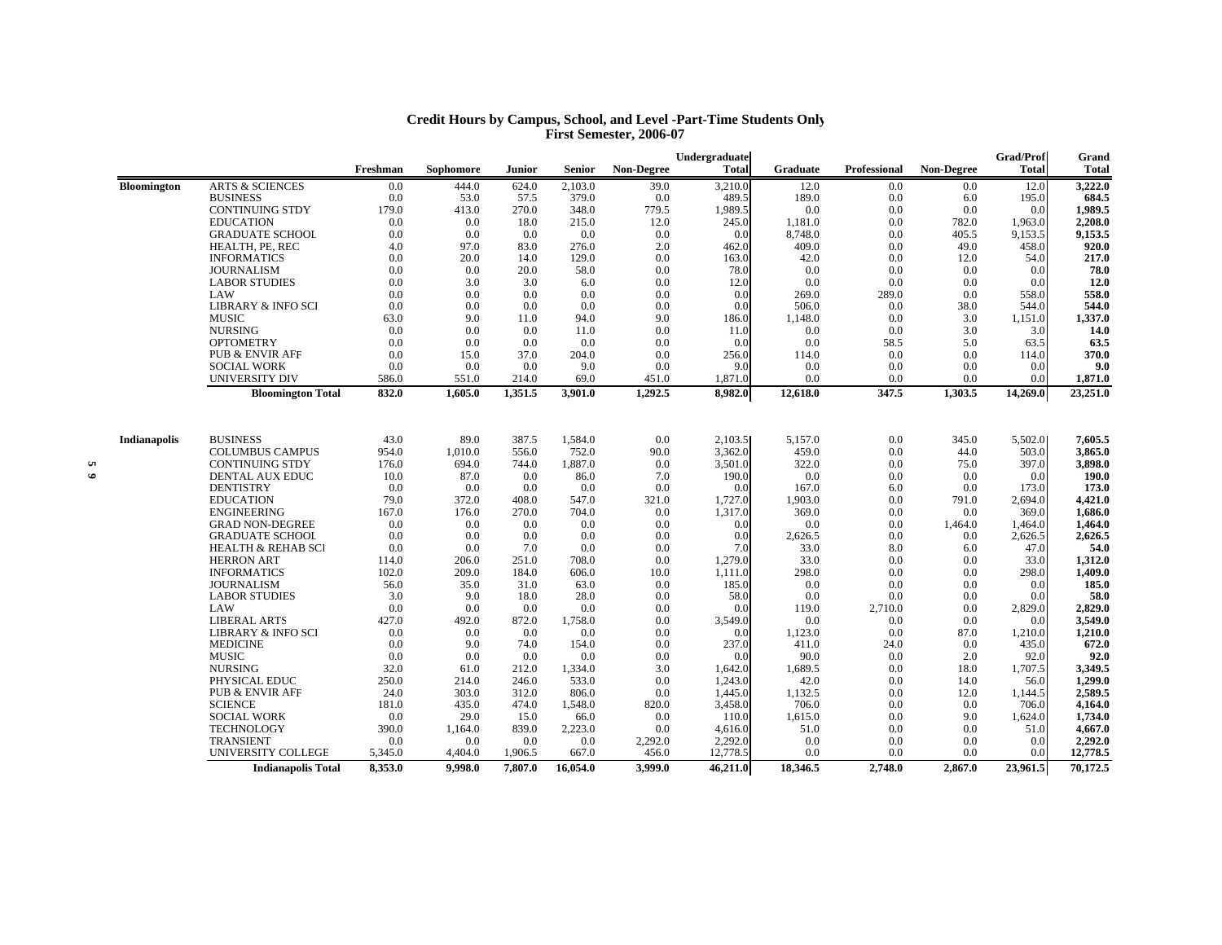# Credit Hours by Campus, School, and Level -Part-Time Students Only
## First Semester, 2006-07

| | | Freshman | Sophomore | Junior | Senior | Non-Degree | Undergraduate Total | Graduate | Professional | Non-Degree | Grad/Prof Total | Grand Total |
|---|---|---|---|---|---|---|---|---|---|---|---|---|
| **Bloomington** | ARTS & SCIENCES | 0.0 | 444.0 | 624.0 | 2,103.0 | 39.0 | 3,210.0 | 12.0 | 0.0 | 0.0 | 12.0 | **3,222.0** |
| | BUSINESS | 0.0 | 53.0 | 57.5 | 379.0 | 0.0 | 489.5 | 189.0 | 0.0 | 6.0 | 195.0 | **684.5** |
| | CONTINUING STDY | 179.0 | 413.0 | 270.0 | 348.0 | 779.5 | 1,989.5 | 0.0 | 0.0 | 0.0 | 0.0 | **1,989.5** |
| | EDUCATION | 0.0 | 0.0 | 18.0 | 215.0 | 12.0 | 245.0 | 1,181.0 | 0.0 | 782.0 | 1,963.0 | **2,208.0** |
| | GRADUATE SCHOOL | 0.0 | 0.0 | 0.0 | 0.0 | 0.0 | 0.0 | 8,748.0 | 0.0 | 405.5 | 9,153.5 | **9,153.5** |
| | HEALTH, PE, REC | 4.0 | 97.0 | 83.0 | 276.0 | 2.0 | 462.0 | 409.0 | 0.0 | 49.0 | 458.0 | **920.0** |
| | INFORMATICS | 0.0 | 20.0 | 14.0 | 129.0 | 0.0 | 163.0 | 42.0 | 0.0 | 12.0 | 54.0 | **217.0** |
| | JOURNALISM | 0.0 | 0.0 | 20.0 | 58.0 | 0.0 | 78.0 | 0.0 | 0.0 | 0.0 | 0.0 | **78.0** |
| | LABOR STUDIES | 0.0 | 3.0 | 3.0 | 6.0 | 0.0 | 12.0 | 0.0 | 0.0 | 0.0 | 0.0 | **12.0** |
| | LAW | 0.0 | 0.0 | 0.0 | 0.0 | 0.0 | 0.0 | 269.0 | 289.0 | 0.0 | 558.0 | **558.0** |
| | LIBRARY & INFO SCI | 0.0 | 0.0 | 0.0 | 0.0 | 0.0 | 0.0 | 506.0 | 0.0 | 38.0 | 544.0 | **544.0** |
| | MUSIC | 63.0 | 9.0 | 11.0 | 94.0 | 9.0 | 186.0 | 1,148.0 | 0.0 | 3.0 | 1,151.0 | **1,337.0** |
| | NURSING | 0.0 | 0.0 | 0.0 | 11.0 | 0.0 | 11.0 | 0.0 | 0.0 | 3.0 | 3.0 | **14.0** |
| | OPTOMETRY | 0.0 | 0.0 | 0.0 | 0.0 | 0.0 | 0.0 | 0.0 | 58.5 | 5.0 | 63.5 | **63.5** |
| | PUB & ENVIR AFF | 0.0 | 15.0 | 37.0 | 204.0 | 0.0 | 256.0 | 114.0 | 0.0 | 0.0 | 114.0 | **370.0** |
| | SOCIAL WORK | 0.0 | 0.0 | 0.0 | 9.0 | 0.0 | 9.0 | 0.0 | 0.0 | 0.0 | 0.0 | **9.0** |
| | UNIVERSITY DIV | 586.0 | 551.0 | 214.0 | 69.0 | 451.0 | 1,871.0 | 0.0 | 0.0 | 0.0 | 0.0 | **1,871.0** |
| | **Bloomington Total** | **832.0** | **1,605.0** | **1,351.5** | **3,901.0** | **1,292.5** | **8,982.0** | **12,618.0** | **347.5** | **1,303.5** | **14,269.0** | **23,251.0** |
| **Indianapolis** | BUSINESS | 43.0 | 89.0 | 387.5 | 1,584.0 | 0.0 | 2,103.5 | 5,157.0 | 0.0 | 345.0 | 5,502.0 | **7,605.5** |
| | COLUMBUS CAMPUS | 954.0 | 1,010.0 | 556.0 | 752.0 | 90.0 | 3,362.0 | 459.0 | 0.0 | 44.0 | 503.0 | **3,865.0** |
| | CONTINUING STDY | 176.0 | 694.0 | 744.0 | 1,887.0 | 0.0 | 3,501.0 | 322.0 | 0.0 | 75.0 | 397.0 | **3,898.0** |
| | DENTAL AUX EDUC | 10.0 | 87.0 | 0.0 | 86.0 | 7.0 | 190.0 | 0.0 | 0.0 | 0.0 | 0.0 | **190.0** |
| | DENTISTRY | 0.0 | 0.0 | 0.0 | 0.0 | 0.0 | 0.0 | 167.0 | 6.0 | 0.0 | 173.0 | **173.0** |
| | EDUCATION | 79.0 | 372.0 | 408.0 | 547.0 | 321.0 | 1,727.0 | 1,903.0 | 0.0 | 791.0 | 2,694.0 | **4,421.0** |
| | ENGINEERING | 167.0 | 176.0 | 270.0 | 704.0 | 0.0 | 1,317.0 | 369.0 | 0.0 | 0.0 | 369.0 | **1,686.0** |
| | GRAD NON-DEGREE | 0.0 | 0.0 | 0.0 | 0.0 | 0.0 | 0.0 | 0.0 | 0.0 | 1,464.0 | 1,464.0 | **1,464.0** |
| | GRADUATE SCHOOL | 0.0 | 0.0 | 0.0 | 0.0 | 0.0 | 0.0 | 2,626.5 | 0.0 | 0.0 | 2,626.5 | **2,626.5** |
| | HEALTH & REHAB SCI | 0.0 | 0.0 | 7.0 | 0.0 | 0.0 | 7.0 | 33.0 | 8.0 | 6.0 | 47.0 | **54.0** |
| | HERRON ART | 114.0 | 206.0 | 251.0 | 708.0 | 0.0 | 1,279.0 | 33.0 | 0.0 | 0.0 | 33.0 | **1,312.0** |
| | INFORMATICS | 102.0 | 209.0 | 184.0 | 606.0 | 10.0 | 1,111.0 | 298.0 | 0.0 | 0.0 | 298.0 | **1,409.0** |
| | JOURNALISM | 56.0 | 35.0 | 31.0 | 63.0 | 0.0 | 185.0 | 0.0 | 0.0 | 0.0 | 0.0 | **185.0** |
| | LABOR STUDIES | 3.0 | 9.0 | 18.0 | 28.0 | 0.0 | 58.0 | 0.0 | 0.0 | 0.0 | 0.0 | **58.0** |
| | LAW | 0.0 | 0.0 | 0.0 | 0.0 | 0.0 | 0.0 | 119.0 | 2,710.0 | 0.0 | 2,829.0 | **2,829.0** |
| | LIBERAL ARTS | 427.0 | 492.0 | 872.0 | 1,758.0 | 0.0 | 3,549.0 | 0.0 | 0.0 | 0.0 | 0.0 | **3,549.0** |
| | LIBRARY & INFO SCI | 0.0 | 0.0 | 0.0 | 0.0 | 0.0 | 0.0 | 1,123.0 | 0.0 | 87.0 | 1,210.0 | **1,210.0** |
| | MEDICINE | 0.0 | 9.0 | 74.0 | 154.0 | 0.0 | 237.0 | 411.0 | 24.0 | 0.0 | 435.0 | **672.0** |
| | MUSIC | 0.0 | 0.0 | 0.0 | 0.0 | 0.0 | 0.0 | 90.0 | 0.0 | 2.0 | 92.0 | **92.0** |
| | NURSING | 32.0 | 61.0 | 212.0 | 1,334.0 | 3.0 | 1,642.0 | 1,689.5 | 0.0 | 18.0 | 1,707.5 | **3,349.5** |
| | PHYSICAL EDUC | 250.0 | 214.0 | 246.0 | 533.0 | 0.0 | 1,243.0 | 42.0 | 0.0 | 14.0 | 56.0 | **1,299.0** |
| | PUB & ENVIR AFF | 24.0 | 303.0 | 312.0 | 806.0 | 0.0 | 1,445.0 | 1,132.5 | 0.0 | 12.0 | 1,144.5 | **2,589.5** |
| | SCIENCE | 181.0 | 435.0 | 474.0 | 1,548.0 | 820.0 | 3,458.0 | 706.0 | 0.0 | 0.0 | 706.0 | **4,164.0** |
| | SOCIAL WORK | 0.0 | 29.0 | 15.0 | 66.0 | 0.0 | 110.0 | 1,615.0 | 0.0 | 9.0 | 1,624.0 | **1,734.0** |
| | TECHNOLOGY | 390.0 | 1,164.0 | 839.0 | 2,223.0 | 0.0 | 4,616.0 | 51.0 | 0.0 | 0.0 | 51.0 | **4,667.0** |
| | TRANSIENT | 0.0 | 0.0 | 0.0 | 0.0 | 2,292.0 | 2,292.0 | 0.0 | 0.0 | 0.0 | 0.0 | **2,292.0** |
| | UNIVERSITY COLLEGE | 5,345.0 | 4,404.0 | 1,906.5 | 667.0 | 456.0 | 12,778.5 | 0.0 | 0.0 | 0.0 | 0.0 | **12,778.5** |
| | **Indianapolis Total** | **8,353.0** | **9,998.0** | **7,807.0** | **16,054.0** | **3,999.0** | **46,211.0** | **18,346.5** | **2,748.0** | **2,867.0** | **23,961.5** | **70,172.5** |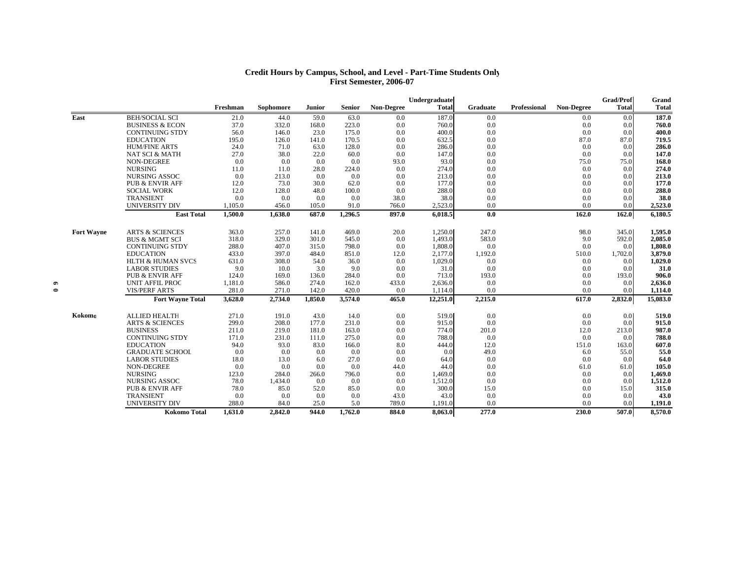# Credit Hours by Campus, School, and Level - Part-Time Students Only
## First Semester, 2006-07

| | | Freshman | Sophomore | Junior | Senior | Non-Degree | Undergraduate Total | Graduate | Professional | Non-Degree | Grad/Prof Total | Grand Total |
|---|---|---|---|---|---|---|---|---|---|---|---|---|
| East | BEH/SOCIAL SCI | 21.0 | 44.0 | 59.0 | 63.0 | 0.0 | 187.0 | 0.0 | | 0.0 | 0.0 | **187.0** |
| | BUSINESS & ECON | 37.0 | 332.0 | 168.0 | 223.0 | 0.0 | 760.0 | 0.0 | | 0.0 | 0.0 | **760.0** |
| | CONTINUING STDY | 56.0 | 146.0 | 23.0 | 175.0 | 0.0 | 400.0 | 0.0 | | 0.0 | 0.0 | **400.0** |
| | EDUCATION | 195.0 | 126.0 | 141.0 | 170.5 | 0.0 | 632.5 | 0.0 | | 87.0 | 87.0 | **719.5** |
| | HUM/FINE ARTS | 24.0 | 71.0 | 63.0 | 128.0 | 0.0 | 286.0 | 0.0 | | 0.0 | 0.0 | **286.0** |
| | NAT SCI & MATH | 27.0 | 38.0 | 22.0 | 60.0 | 0.0 | 147.0 | 0.0 | | 0.0 | 0.0 | **147.0** |
| | NON-DEGREE | 0.0 | 0.0 | 0.0 | 0.0 | 93.0 | 93.0 | 0.0 | | 75.0 | 75.0 | **168.0** |
| | NURSING | 11.0 | 11.0 | 28.0 | 224.0 | 0.0 | 274.0 | 0.0 | | 0.0 | 0.0 | **274.0** |
| | NURSING ASSOC | 0.0 | 213.0 | 0.0 | 0.0 | 0.0 | 213.0 | 0.0 | | 0.0 | 0.0 | **213.0** |
| | PUB & ENVIR AFF | 12.0 | 73.0 | 30.0 | 62.0 | 0.0 | 177.0 | 0.0 | | 0.0 | 0.0 | **177.0** |
| | SOCIAL WORK | 12.0 | 128.0 | 48.0 | 100.0 | 0.0 | 288.0 | 0.0 | | 0.0 | 0.0 | **288.0** |
| | TRANSIENT | 0.0 | 0.0 | 0.0 | 0.0 | 38.0 | 38.0 | 0.0 | | 0.0 | 0.0 | **38.0** |
| | UNIVERSITY DIV | 1,105.0 | 456.0 | 105.0 | 91.0 | 766.0 | 2,523.0 | 0.0 | | 0.0 | 0.0 | **2,523.0** |
| | **East Total** | **1,500.0** | **1,638.0** | **687.0** | **1,296.5** | **897.0** | **6,018.5** | **0.0** | | **162.0** | **162.0** | **6,180.5** |
| Fort Wayne | ARTS & SCIENCES | 363.0 | 257.0 | 141.0 | 469.0 | 20.0 | 1,250.0 | 247.0 | | 98.0 | 345.0 | **1,595.0** |
| | BUS & MGMT SCI | 318.0 | 329.0 | 301.0 | 545.0 | 0.0 | 1,493.0 | 583.0 | | 9.0 | 592.0 | **2,085.0** |
| | CONTINUING STDY | 288.0 | 407.0 | 315.0 | 798.0 | 0.0 | 1,808.0 | 0.0 | | 0.0 | 0.0 | **1,808.0** |
| | EDUCATION | 433.0 | 397.0 | 484.0 | 851.0 | 12.0 | 2,177.0 | 1,192.0 | | 510.0 | 1,702.0 | **3,879.0** |
| | HLTH & HUMAN SVCS | 631.0 | 308.0 | 54.0 | 36.0 | 0.0 | 1,029.0 | 0.0 | | 0.0 | 0.0 | **1,029.0** |
| | LABOR STUDIES | 9.0 | 10.0 | 3.0 | 9.0 | 0.0 | 31.0 | 0.0 | | 0.0 | 0.0 | **31.0** |
| | PUB & ENVIR AFF | 124.0 | 169.0 | 136.0 | 284.0 | 0.0 | 713.0 | 193.0 | | 0.0 | 193.0 | **906.0** |
| | UNIT AFFIL PROC | 1,181.0 | 586.0 | 274.0 | 162.0 | 433.0 | 2,636.0 | 0.0 | | 0.0 | 0.0 | **2,636.0** |
| | VIS/PERF ARTS | 281.0 | 271.0 | 142.0 | 420.0 | 0.0 | 1,114.0 | 0.0 | | 0.0 | 0.0 | **1,114.0** |
| | **Fort Wayne Total** | **3,628.0** | **2,734.0** | **1,850.0** | **3,574.0** | **465.0** | **12,251.0** | **2,215.0** | | **617.0** | **2,832.0** | **15,083.0** |
| Kokomo | ALLIED HEALTH | 271.0 | 191.0 | 43.0 | 14.0 | 0.0 | 519.0 | 0.0 | | 0.0 | 0.0 | **519.0** |
| | ARTS & SCIENCES | 299.0 | 208.0 | 177.0 | 231.0 | 0.0 | 915.0 | 0.0 | | 0.0 | 0.0 | **915.0** |
| | BUSINESS | 211.0 | 219.0 | 181.0 | 163.0 | 0.0 | 774.0 | 201.0 | | 12.0 | 213.0 | **987.0** |
| | CONTINUING STDY | 171.0 | 231.0 | 111.0 | 275.0 | 0.0 | 788.0 | 0.0 | | 0.0 | 0.0 | **788.0** |
| | EDUCATION | 94.0 | 93.0 | 83.0 | 166.0 | 8.0 | 444.0 | 12.0 | | 151.0 | 163.0 | **607.0** |
| | GRADUATE SCHOOL | 0.0 | 0.0 | 0.0 | 0.0 | 0.0 | 0.0 | 49.0 | | 6.0 | 55.0 | **55.0** |
| | LABOR STUDIES | 18.0 | 13.0 | 6.0 | 27.0 | 0.0 | 64.0 | 0.0 | | 0.0 | 0.0 | **64.0** |
| | NON-DEGREE | 0.0 | 0.0 | 0.0 | 0.0 | 44.0 | 44.0 | 0.0 | | 61.0 | 61.0 | **105.0** |
| | NURSING | 123.0 | 284.0 | 266.0 | 796.0 | 0.0 | 1,469.0 | 0.0 | | 0.0 | 0.0 | **1,469.0** |
| | NURSING ASSOC | 78.0 | 1,434.0 | 0.0 | 0.0 | 0.0 | 1,512.0 | 0.0 | | 0.0 | 0.0 | **1,512.0** |
| | PUB & ENVIR AFF | 78.0 | 85.0 | 52.0 | 85.0 | 0.0 | 300.0 | 15.0 | | 0.0 | 15.0 | **315.0** |
| | TRANSIENT | 0.0 | 0.0 | 0.0 | 0.0 | 43.0 | 43.0 | 0.0 | | 0.0 | 0.0 | **43.0** |
| | UNIVERSITY DIV | 288.0 | 84.0 | 25.0 | 5.0 | 789.0 | 1,191.0 | 0.0 | | 0.0 | 0.0 | **1,191.0** |
| | **Kokomo Total** | **1,631.0** | **2,842.0** | **944.0** | **1,762.0** | **884.0** | **8,063.0** | **277.0** | | **230.0** | **507.0** | **8,570.0** |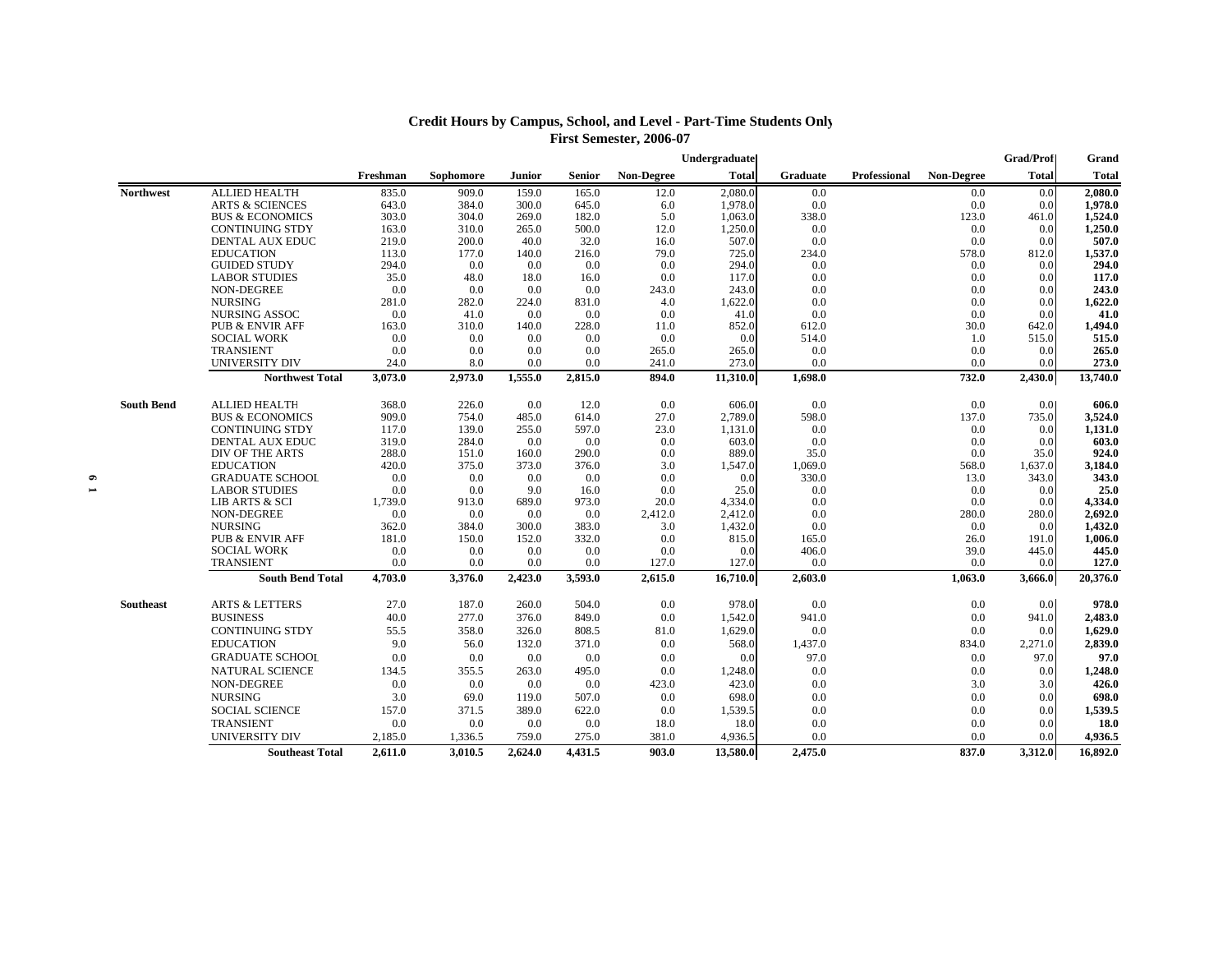## Credit Hours by Campus, School, and Level - Part-Time Students Only
### First Semester, 2006-07

| | | Freshman | Sophomore | Junior | Senior | Non-Degree | Undergraduate Total | Graduate | Professional | Non-Degree | Grad/Prof Total | Grand Total |
|---|---|---|---|---|---|---|---|---|---|---|---|---|
| Northwest | ALLIED HEALTH | 835.0 | 909.0 | 159.0 | 165.0 | 12.0 | 2,080.0 | 0.0 | | 0.0 | 0.0 | **2,080.0** |
| | ARTS & SCIENCES | 643.0 | 384.0 | 300.0 | 645.0 | 6.0 | 1,978.0 | 0.0 | | 0.0 | 0.0 | **1,978.0** |
| | BUS & ECONOMICS | 303.0 | 304.0 | 269.0 | 182.0 | 5.0 | 1,063.0 | 338.0 | | 123.0 | 461.0 | **1,524.0** |
| | CONTINUING STDY | 163.0 | 310.0 | 265.0 | 500.0 | 12.0 | 1,250.0 | 0.0 | | 0.0 | 0.0 | **1,250.0** |
| | DENTAL AUX EDUC | 219.0 | 200.0 | 40.0 | 32.0 | 16.0 | 507.0 | 0.0 | | 0.0 | 0.0 | **507.0** |
| | EDUCATION | 113.0 | 177.0 | 140.0 | 216.0 | 79.0 | 725.0 | 234.0 | | 578.0 | 812.0 | **1,537.0** |
| | GUIDED STUDY | 294.0 | 0.0 | 0.0 | 0.0 | 0.0 | 294.0 | 0.0 | | 0.0 | 0.0 | **294.0** |
| | LABOR STUDIES | 35.0 | 48.0 | 18.0 | 16.0 | 0.0 | 117.0 | 0.0 | | 0.0 | 0.0 | **117.0** |
| | NON-DEGREE | 0.0 | 0.0 | 0.0 | 0.0 | 243.0 | 243.0 | 0.0 | | 0.0 | 0.0 | **243.0** |
| | NURSING | 281.0 | 282.0 | 224.0 | 831.0 | 4.0 | 1,622.0 | 0.0 | | 0.0 | 0.0 | **1,622.0** |
| | NURSING ASSOC | 0.0 | 41.0 | 0.0 | 0.0 | 0.0 | 41.0 | 0.0 | | 0.0 | 0.0 | **41.0** |
| | PUB & ENVIR AFF | 163.0 | 310.0 | 140.0 | 228.0 | 11.0 | 852.0 | 612.0 | | 30.0 | 642.0 | **1,494.0** |
| | SOCIAL WORK | 0.0 | 0.0 | 0.0 | 0.0 | 0.0 | 0.0 | 514.0 | | 1.0 | 515.0 | **515.0** |
| | TRANSIENT | 0.0 | 0.0 | 0.0 | 0.0 | 265.0 | 265.0 | 0.0 | | 0.0 | 0.0 | **265.0** |
| | UNIVERSITY DIV | 24.0 | 8.0 | 0.0 | 0.0 | 241.0 | 273.0 | 0.0 | | 0.0 | 0.0 | **273.0** |
| | **Northwest Total** | **3,073.0** | **2,973.0** | **1,555.0** | **2,815.0** | **894.0** | **11,310.0** | **1,698.0** | | **732.0** | **2,430.0** | **13,740.0** |
| South Bend | ALLIED HEALTH | 368.0 | 226.0 | 0.0 | 12.0 | 0.0 | 606.0 | 0.0 | | 0.0 | 0.0 | **606.0** |
| | BUS & ECONOMICS | 909.0 | 754.0 | 485.0 | 614.0 | 27.0 | 2,789.0 | 598.0 | | 137.0 | 735.0 | **3,524.0** |
| | CONTINUING STDY | 117.0 | 139.0 | 255.0 | 597.0 | 23.0 | 1,131.0 | 0.0 | | 0.0 | 0.0 | **1,131.0** |
| | DENTAL AUX EDUC | 319.0 | 284.0 | 0.0 | 0.0 | 0.0 | 603.0 | 0.0 | | 0.0 | 0.0 | **603.0** |
| | DIV OF THE ARTS | 288.0 | 151.0 | 160.0 | 290.0 | 0.0 | 889.0 | 35.0 | | 0.0 | 35.0 | **924.0** |
| | EDUCATION | 420.0 | 375.0 | 373.0 | 376.0 | 3.0 | 1,547.0 | 1,069.0 | | 568.0 | 1,637.0 | **3,184.0** |
| | GRADUATE SCHOOL | 0.0 | 0.0 | 0.0 | 0.0 | 0.0 | 0.0 | 330.0 | | 13.0 | 343.0 | **343.0** |
| | LABOR STUDIES | 0.0 | 0.0 | 9.0 | 16.0 | 0.0 | 25.0 | 0.0 | | 0.0 | 0.0 | **25.0** |
| | LIB ARTS & SCI | 1,739.0 | 913.0 | 689.0 | 973.0 | 20.0 | 4,334.0 | 0.0 | | 0.0 | 0.0 | **4,334.0** |
| | NON-DEGREE | 0.0 | 0.0 | 0.0 | 0.0 | 2,412.0 | 2,412.0 | 0.0 | | 280.0 | 280.0 | **2,692.0** |
| | NURSING | 362.0 | 384.0 | 300.0 | 383.0 | 3.0 | 1,432.0 | 0.0 | | 0.0 | 0.0 | **1,432.0** |
| | PUB & ENVIR AFF | 181.0 | 150.0 | 152.0 | 332.0 | 0.0 | 815.0 | 165.0 | | 26.0 | 191.0 | **1,006.0** |
| | SOCIAL WORK | 0.0 | 0.0 | 0.0 | 0.0 | 0.0 | 0.0 | 406.0 | | 39.0 | 445.0 | **445.0** |
| | TRANSIENT | 0.0 | 0.0 | 0.0 | 0.0 | 127.0 | 127.0 | 0.0 | | 0.0 | 0.0 | **127.0** |
| | **South Bend Total** | **4,703.0** | **3,376.0** | **2,423.0** | **3,593.0** | **2,615.0** | **16,710.0** | **2,603.0** | | **1,063.0** | **3,666.0** | **20,376.0** |
| Southeast | ARTS & LETTERS | 27.0 | 187.0 | 260.0 | 504.0 | 0.0 | 978.0 | 0.0 | | 0.0 | 0.0 | **978.0** |
| | BUSINESS | 40.0 | 277.0 | 376.0 | 849.0 | 0.0 | 1,542.0 | 941.0 | | 0.0 | 941.0 | **2,483.0** |
| | CONTINUING STDY | 55.5 | 358.0 | 326.0 | 808.5 | 81.0 | 1,629.0 | 0.0 | | 0.0 | 0.0 | **1,629.0** |
| | EDUCATION | 9.0 | 56.0 | 132.0 | 371.0 | 0.0 | 568.0 | 1,437.0 | | 834.0 | 2,271.0 | **2,839.0** |
| | GRADUATE SCHOOL | 0.0 | 0.0 | 0.0 | 0.0 | 0.0 | 0.0 | 97.0 | | 0.0 | 97.0 | **97.0** |
| | NATURAL SCIENCE | 134.5 | 355.5 | 263.0 | 495.0 | 0.0 | 1,248.0 | 0.0 | | 0.0 | 0.0 | **1,248.0** |
| | NON-DEGREE | 0.0 | 0.0 | 0.0 | 0.0 | 423.0 | 423.0 | 0.0 | | 3.0 | 3.0 | **426.0** |
| | NURSING | 3.0 | 69.0 | 119.0 | 507.0 | 0.0 | 698.0 | 0.0 | | 0.0 | 0.0 | **698.0** |
| | SOCIAL SCIENCE | 157.0 | 371.5 | 389.0 | 622.0 | 0.0 | 1,539.5 | 0.0 | | 0.0 | 0.0 | **1,539.5** |
| | TRANSIENT | 0.0 | 0.0 | 0.0 | 0.0 | 18.0 | 18.0 | 0.0 | | 0.0 | 0.0 | **18.0** |
| | UNIVERSITY DIV | 2,185.0 | 1,336.5 | 759.0 | 275.0 | 381.0 | 4,936.5 | 0.0 | | 0.0 | 0.0 | **4,936.5** |
| | **Southeast Total** | **2,611.0** | **3,010.5** | **2,624.0** | **4,431.5** | **903.0** | **13,580.0** | **2,475.0** | | **837.0** | **3,312.0** | **16,892.0** |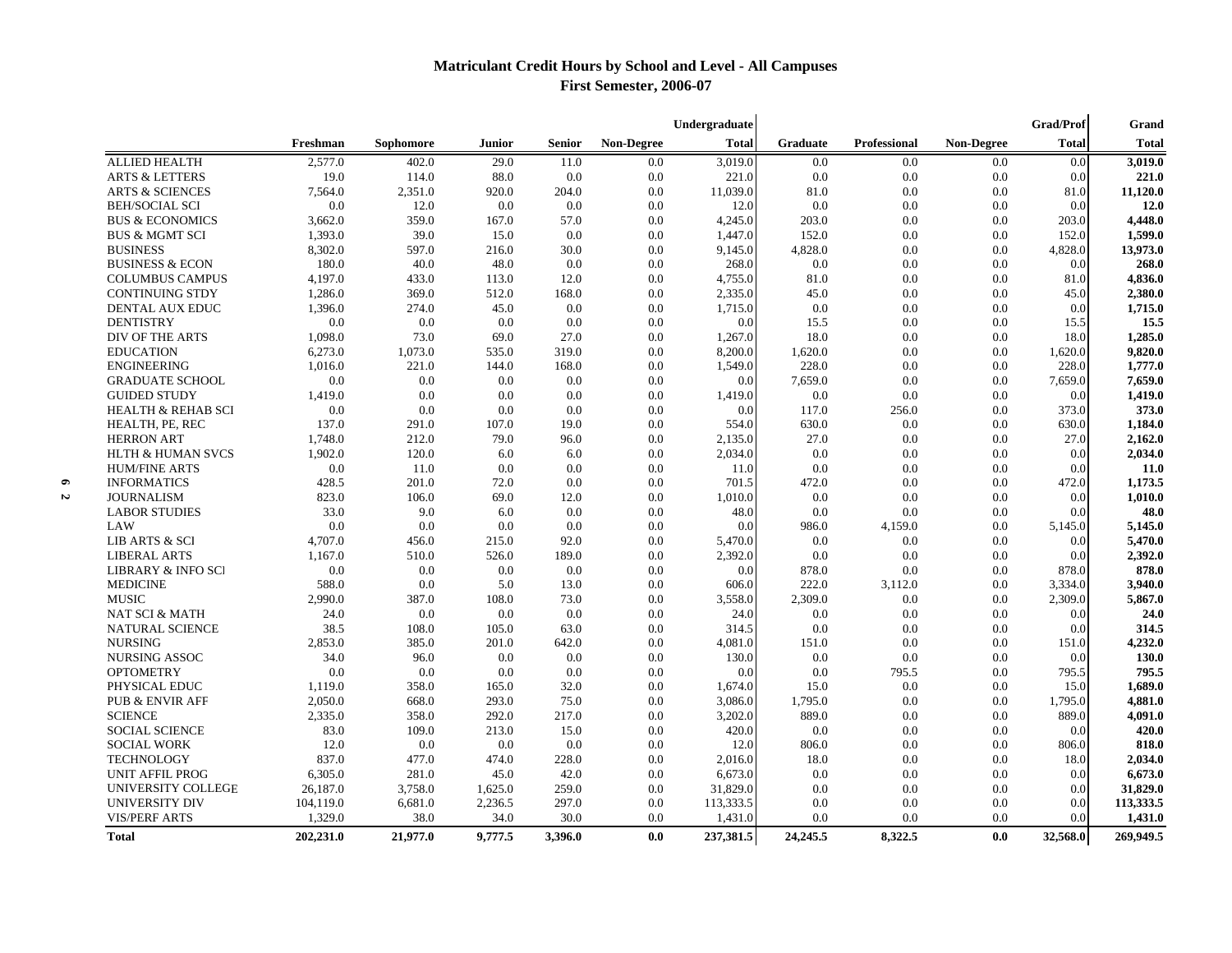# Matriculant Credit Hours by School and Level - All Campuses
## First Semester, 2006-07

| | Freshman | Sophomore | Junior | Senior | Non-Degree | Undergraduate Total | Graduate | Professional | Non-Degree | Grad/Prof Total | Grand Total |
|---|---|---|---|---|---|---|---|---|---|---|---|
| ALLIED HEALTH | 2,577.0 | 402.0 | 29.0 | 11.0 | 0.0 | 3,019.0 | 0.0 | 0.0 | 0.0 | 0.0 | **3,019.0** |
| ARTS & LETTERS | 19.0 | 114.0 | 88.0 | 0.0 | 0.0 | 221.0 | 0.0 | 0.0 | 0.0 | 0.0 | **221.0** |
| ARTS & SCIENCES | 7,564.0 | 2,351.0 | 920.0 | 204.0 | 0.0 | 11,039.0 | 81.0 | 0.0 | 0.0 | 81.0 | **11,120.0** |
| BEH/SOCIAL SCI | 0.0 | 12.0 | 0.0 | 0.0 | 0.0 | 12.0 | 0.0 | 0.0 | 0.0 | 0.0 | **12.0** |
| BUS & ECONOMICS | 3,662.0 | 359.0 | 167.0 | 57.0 | 0.0 | 4,245.0 | 203.0 | 0.0 | 0.0 | 203.0 | **4,448.0** |
| BUS & MGMT SCI | 1,393.0 | 39.0 | 15.0 | 0.0 | 0.0 | 1,447.0 | 152.0 | 0.0 | 0.0 | 152.0 | **1,599.0** |
| BUSINESS | 8,302.0 | 597.0 | 216.0 | 30.0 | 0.0 | 9,145.0 | 4,828.0 | 0.0 | 0.0 | 4,828.0 | **13,973.0** |
| BUSINESS & ECON | 180.0 | 40.0 | 48.0 | 0.0 | 0.0 | 268.0 | 0.0 | 0.0 | 0.0 | 0.0 | **268.0** |
| COLUMBUS CAMPUS | 4,197.0 | 433.0 | 113.0 | 12.0 | 0.0 | 4,755.0 | 81.0 | 0.0 | 0.0 | 81.0 | **4,836.0** |
| CONTINUING STDY | 1,286.0 | 369.0 | 512.0 | 168.0 | 0.0 | 2,335.0 | 45.0 | 0.0 | 0.0 | 45.0 | **2,380.0** |
| DENTAL AUX EDUC | 1,396.0 | 274.0 | 45.0 | 0.0 | 0.0 | 1,715.0 | 0.0 | 0.0 | 0.0 | 0.0 | **1,715.0** |
| DENTISTRY | 0.0 | 0.0 | 0.0 | 0.0 | 0.0 | 0.0 | 15.5 | 0.0 | 0.0 | 15.5 | **15.5** |
| DIV OF THE ARTS | 1,098.0 | 73.0 | 69.0 | 27.0 | 0.0 | 1,267.0 | 18.0 | 0.0 | 0.0 | 18.0 | **1,285.0** |
| EDUCATION | 6,273.0 | 1,073.0 | 535.0 | 319.0 | 0.0 | 8,200.0 | 1,620.0 | 0.0 | 0.0 | 1,620.0 | **9,820.0** |
| ENGINEERING | 1,016.0 | 221.0 | 144.0 | 168.0 | 0.0 | 1,549.0 | 228.0 | 0.0 | 0.0 | 228.0 | **1,777.0** |
| GRADUATE SCHOOL | 0.0 | 0.0 | 0.0 | 0.0 | 0.0 | 0.0 | 7,659.0 | 0.0 | 0.0 | 7,659.0 | **7,659.0** |
| GUIDED STUDY | 1,419.0 | 0.0 | 0.0 | 0.0 | 0.0 | 1,419.0 | 0.0 | 0.0 | 0.0 | 0.0 | **1,419.0** |
| HEALTH & REHAB SCI | 0.0 | 0.0 | 0.0 | 0.0 | 0.0 | 0.0 | 117.0 | 256.0 | 0.0 | 373.0 | **373.0** |
| HEALTH, PE, REC | 137.0 | 291.0 | 107.0 | 19.0 | 0.0 | 554.0 | 630.0 | 0.0 | 0.0 | 630.0 | **1,184.0** |
| HERRON ART | 1,748.0 | 212.0 | 79.0 | 96.0 | 0.0 | 2,135.0 | 27.0 | 0.0 | 0.0 | 27.0 | **2,162.0** |
| HLTH & HUMAN SVCS | 1,902.0 | 120.0 | 6.0 | 6.0 | 0.0 | 2,034.0 | 0.0 | 0.0 | 0.0 | 0.0 | **2,034.0** |
| HUM/FINE ARTS | 0.0 | 11.0 | 0.0 | 0.0 | 0.0 | 11.0 | 0.0 | 0.0 | 0.0 | 0.0 | **11.0** |
| INFORMATICS | 428.5 | 201.0 | 72.0 | 0.0 | 0.0 | 701.5 | 472.0 | 0.0 | 0.0 | 472.0 | **1,173.5** |
| JOURNALISM | 823.0 | 106.0 | 69.0 | 12.0 | 0.0 | 1,010.0 | 0.0 | 0.0 | 0.0 | 0.0 | **1,010.0** |
| LABOR STUDIES | 33.0 | 9.0 | 6.0 | 0.0 | 0.0 | 48.0 | 0.0 | 0.0 | 0.0 | 0.0 | **48.0** |
| LAW | 0.0 | 0.0 | 0.0 | 0.0 | 0.0 | 0.0 | 986.0 | 4,159.0 | 0.0 | 5,145.0 | **5,145.0** |
| LIB ARTS & SCI | 4,707.0 | 456.0 | 215.0 | 92.0 | 0.0 | 5,470.0 | 0.0 | 0.0 | 0.0 | 0.0 | **5,470.0** |
| LIBERAL ARTS | 1,167.0 | 510.0 | 526.0 | 189.0 | 0.0 | 2,392.0 | 0.0 | 0.0 | 0.0 | 0.0 | **2,392.0** |
| LIBRARY & INFO SCI | 0.0 | 0.0 | 0.0 | 0.0 | 0.0 | 0.0 | 878.0 | 0.0 | 0.0 | 878.0 | **878.0** |
| MEDICINE | 588.0 | 0.0 | 5.0 | 13.0 | 0.0 | 606.0 | 222.0 | 3,112.0 | 0.0 | 3,334.0 | **3,940.0** |
| MUSIC | 2,990.0 | 387.0 | 108.0 | 73.0 | 0.0 | 3,558.0 | 2,309.0 | 0.0 | 0.0 | 2,309.0 | **5,867.0** |
| NAT SCI & MATH | 24.0 | 0.0 | 0.0 | 0.0 | 0.0 | 24.0 | 0.0 | 0.0 | 0.0 | 0.0 | **24.0** |
| NATURAL SCIENCE | 38.5 | 108.0 | 105.0 | 63.0 | 0.0 | 314.5 | 0.0 | 0.0 | 0.0 | 0.0 | **314.5** |
| NURSING | 2,853.0 | 385.0 | 201.0 | 642.0 | 0.0 | 4,081.0 | 151.0 | 0.0 | 0.0 | 151.0 | **4,232.0** |
| NURSING ASSOC | 34.0 | 96.0 | 0.0 | 0.0 | 0.0 | 130.0 | 0.0 | 0.0 | 0.0 | 0.0 | **130.0** |
| OPTOMETRY | 0.0 | 0.0 | 0.0 | 0.0 | 0.0 | 0.0 | 0.0 | 795.5 | 0.0 | 795.5 | **795.5** |
| PHYSICAL EDUC | 1,119.0 | 358.0 | 165.0 | 32.0 | 0.0 | 1,674.0 | 15.0 | 0.0 | 0.0 | 15.0 | **1,689.0** |
| PUB & ENVIR AFF | 2,050.0 | 668.0 | 293.0 | 75.0 | 0.0 | 3,086.0 | 1,795.0 | 0.0 | 0.0 | 1,795.0 | **4,881.0** |
| SCIENCE | 2,335.0 | 358.0 | 292.0 | 217.0 | 0.0 | 3,202.0 | 889.0 | 0.0 | 0.0 | 889.0 | **4,091.0** |
| SOCIAL SCIENCE | 83.0 | 109.0 | 213.0 | 15.0 | 0.0 | 420.0 | 0.0 | 0.0 | 0.0 | 0.0 | **420.0** |
| SOCIAL WORK | 12.0 | 0.0 | 0.0 | 0.0 | 0.0 | 12.0 | 806.0 | 0.0 | 0.0 | 806.0 | **818.0** |
| TECHNOLOGY | 837.0 | 477.0 | 474.0 | 228.0 | 0.0 | 2,016.0 | 18.0 | 0.0 | 0.0 | 18.0 | **2,034.0** |
| UNIT AFFIL PROG | 6,305.0 | 281.0 | 45.0 | 42.0 | 0.0 | 6,673.0 | 0.0 | 0.0 | 0.0 | 0.0 | **6,673.0** |
| UNIVERSITY COLLEGE | 26,187.0 | 3,758.0 | 1,625.0 | 259.0 | 0.0 | 31,829.0 | 0.0 | 0.0 | 0.0 | 0.0 | **31,829.0** |
| UNIVERSITY DIV | 104,119.0 | 6,681.0 | 2,236.5 | 297.0 | 0.0 | 113,333.5 | 0.0 | 0.0 | 0.0 | 0.0 | **113,333.5** |
| VIS/PERF ARTS | 1,329.0 | 38.0 | 34.0 | 30.0 | 0.0 | 1,431.0 | 0.0 | 0.0 | 0.0 | 0.0 | **1,431.0** |
| **Total** | **202,231.0** | **21,977.0** | **9,777.5** | **3,396.0** | **0.0** | **237,381.5** | **24,245.5** | **8,322.5** | **0.0** | **32,568.0** | **269,949.5** |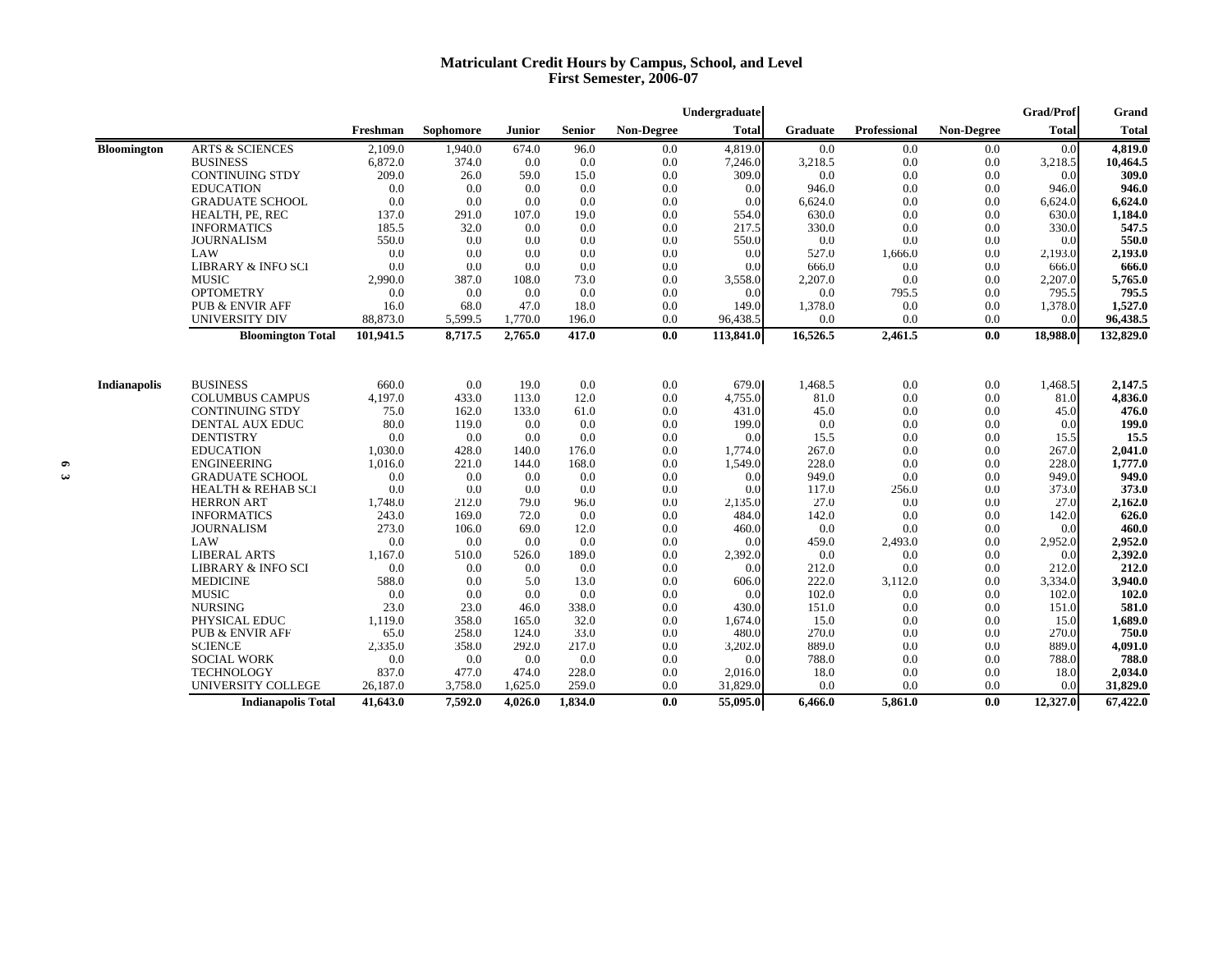# Matriculant Credit Hours by Campus, School, and Level
## First Semester, 2006-07

| | | Freshman | Sophomore | Junior | Senior | Non-Degree | Undergraduate Total | Graduate | Professional | Non-Degree | Grad/Prof Total | Grand Total |
|---|---|---|---|---|---|---|---|---|---|---|---|---|
| **Bloomington** | ARTS & SCIENCES | 2,109.0 | 1,940.0 | 674.0 | 96.0 | 0.0 | 4,819.0 | 0.0 | 0.0 | 0.0 | 0.0 | **4,819.0** |
| | BUSINESS | 6,872.0 | 374.0 | 0.0 | 0.0 | 0.0 | 7,246.0 | 3,218.5 | 0.0 | 0.0 | 3,218.5 | **10,464.5** |
| | CONTINUING STDY | 209.0 | 26.0 | 59.0 | 15.0 | 0.0 | 309.0 | 0.0 | 0.0 | 0.0 | 0.0 | **309.0** |
| | EDUCATION | 0.0 | 0.0 | 0.0 | 0.0 | 0.0 | 0.0 | 946.0 | 0.0 | 0.0 | 946.0 | **946.0** |
| | GRADUATE SCHOOL | 0.0 | 0.0 | 0.0 | 0.0 | 0.0 | 0.0 | 6,624.0 | 0.0 | 0.0 | 6,624.0 | **6,624.0** |
| | HEALTH, PE, REC | 137.0 | 291.0 | 107.0 | 19.0 | 0.0 | 554.0 | 630.0 | 0.0 | 0.0 | 630.0 | **1,184.0** |
| | INFORMATICS | 185.5 | 32.0 | 0.0 | 0.0 | 0.0 | 217.5 | 330.0 | 0.0 | 0.0 | 330.0 | **547.5** |
| | JOURNALISM | 550.0 | 0.0 | 0.0 | 0.0 | 0.0 | 550.0 | 0.0 | 0.0 | 0.0 | 0.0 | **550.0** |
| | LAW | 0.0 | 0.0 | 0.0 | 0.0 | 0.0 | 0.0 | 527.0 | 1,666.0 | 0.0 | 2,193.0 | **2,193.0** |
| | LIBRARY & INFO SCI | 0.0 | 0.0 | 0.0 | 0.0 | 0.0 | 0.0 | 666.0 | 0.0 | 0.0 | 666.0 | **666.0** |
| | MUSIC | 2,990.0 | 387.0 | 108.0 | 73.0 | 0.0 | 3,558.0 | 2,207.0 | 0.0 | 0.0 | 2,207.0 | **5,765.0** |
| | OPTOMETRY | 0.0 | 0.0 | 0.0 | 0.0 | 0.0 | 0.0 | 0.0 | 795.5 | 0.0 | 795.5 | **795.5** |
| | PUB & ENVIR AFF | 16.0 | 68.0 | 47.0 | 18.0 | 0.0 | 149.0 | 1,378.0 | 0.0 | 0.0 | 1,378.0 | **1,527.0** |
| | UNIVERSITY DIV | 88,873.0 | 5,599.5 | 1,770.0 | 196.0 | 0.0 | 96,438.5 | 0.0 | 0.0 | 0.0 | 0.0 | **96,438.5** |
| | **Bloomington Total** | **101,941.5** | **8,717.5** | **2,765.0** | **417.0** | **0.0** | **113,841.0** | **16,526.5** | **2,461.5** | **0.0** | **18,988.0** | **132,829.0** |
| **Indianapolis** | BUSINESS | 660.0 | 0.0 | 19.0 | 0.0 | 0.0 | 679.0 | 1,468.5 | 0.0 | 0.0 | 1,468.5 | **2,147.5** |
| | COLUMBUS CAMPUS | 4,197.0 | 433.0 | 113.0 | 12.0 | 0.0 | 4,755.0 | 81.0 | 0.0 | 0.0 | 81.0 | **4,836.0** |
| | CONTINUING STDY | 75.0 | 162.0 | 133.0 | 61.0 | 0.0 | 431.0 | 45.0 | 0.0 | 0.0 | 45.0 | **476.0** |
| | DENTAL AUX EDUC | 80.0 | 119.0 | 0.0 | 0.0 | 0.0 | 199.0 | 0.0 | 0.0 | 0.0 | 0.0 | **199.0** |
| | DENTISTRY | 0.0 | 0.0 | 0.0 | 0.0 | 0.0 | 0.0 | 15.5 | 0.0 | 0.0 | 15.5 | **15.5** |
| | EDUCATION | 1,030.0 | 428.0 | 140.0 | 176.0 | 0.0 | 1,774.0 | 267.0 | 0.0 | 0.0 | 267.0 | **2,041.0** |
| | ENGINEERING | 1,016.0 | 221.0 | 144.0 | 168.0 | 0.0 | 1,549.0 | 228.0 | 0.0 | 0.0 | 228.0 | **1,777.0** |
| | GRADUATE SCHOOL | 0.0 | 0.0 | 0.0 | 0.0 | 0.0 | 0.0 | 949.0 | 0.0 | 0.0 | 949.0 | **949.0** |
| | HEALTH & REHAB SCI | 0.0 | 0.0 | 0.0 | 0.0 | 0.0 | 0.0 | 117.0 | 256.0 | 0.0 | 373.0 | **373.0** |
| | HERRON ART | 1,748.0 | 212.0 | 79.0 | 96.0 | 0.0 | 2,135.0 | 27.0 | 0.0 | 0.0 | 27.0 | **2,162.0** |
| | INFORMATICS | 243.0 | 169.0 | 72.0 | 0.0 | 0.0 | 484.0 | 142.0 | 0.0 | 0.0 | 142.0 | **626.0** |
| | JOURNALISM | 273.0 | 106.0 | 69.0 | 12.0 | 0.0 | 460.0 | 0.0 | 0.0 | 0.0 | 0.0 | **460.0** |
| | LAW | 0.0 | 0.0 | 0.0 | 0.0 | 0.0 | 0.0 | 459.0 | 2,493.0 | 0.0 | 2,952.0 | **2,952.0** |
| | LIBERAL ARTS | 1,167.0 | 510.0 | 526.0 | 189.0 | 0.0 | 2,392.0 | 0.0 | 0.0 | 0.0 | 0.0 | **2,392.0** |
| | LIBRARY & INFO SCI | 0.0 | 0.0 | 0.0 | 0.0 | 0.0 | 0.0 | 212.0 | 0.0 | 0.0 | 212.0 | **212.0** |
| | MEDICINE | 588.0 | 0.0 | 5.0 | 13.0 | 0.0 | 606.0 | 222.0 | 3,112.0 | 0.0 | 3,334.0 | **3,940.0** |
| | MUSIC | 0.0 | 0.0 | 0.0 | 0.0 | 0.0 | 0.0 | 102.0 | 0.0 | 0.0 | 102.0 | **102.0** |
| | NURSING | 23.0 | 23.0 | 46.0 | 338.0 | 0.0 | 430.0 | 151.0 | 0.0 | 0.0 | 151.0 | **581.0** |
| | PHYSICAL EDUC | 1,119.0 | 358.0 | 165.0 | 32.0 | 0.0 | 1,674.0 | 15.0 | 0.0 | 0.0 | 15.0 | **1,689.0** |
| | PUB & ENVIR AFF | 65.0 | 258.0 | 124.0 | 33.0 | 0.0 | 480.0 | 270.0 | 0.0 | 0.0 | 270.0 | **750.0** |
| | SCIENCE | 2,335.0 | 358.0 | 292.0 | 217.0 | 0.0 | 3,202.0 | 889.0 | 0.0 | 0.0 | 889.0 | **4,091.0** |
| | SOCIAL WORK | 0.0 | 0.0 | 0.0 | 0.0 | 0.0 | 0.0 | 788.0 | 0.0 | 0.0 | 788.0 | **788.0** |
| | TECHNOLOGY | 837.0 | 477.0 | 474.0 | 228.0 | 0.0 | 2,016.0 | 18.0 | 0.0 | 0.0 | 18.0 | **2,034.0** |
| | UNIVERSITY COLLEGE | 26,187.0 | 3,758.0 | 1,625.0 | 259.0 | 0.0 | 31,829.0 | 0.0 | 0.0 | 0.0 | 0.0 | **31,829.0** |
| | **Indianapolis Total** | **41,643.0** | **7,592.0** | **4,026.0** | **1,834.0** | **0.0** | **55,095.0** | **6,466.0** | **5,861.0** | **0.0** | **12,327.0** | **67,422.0** |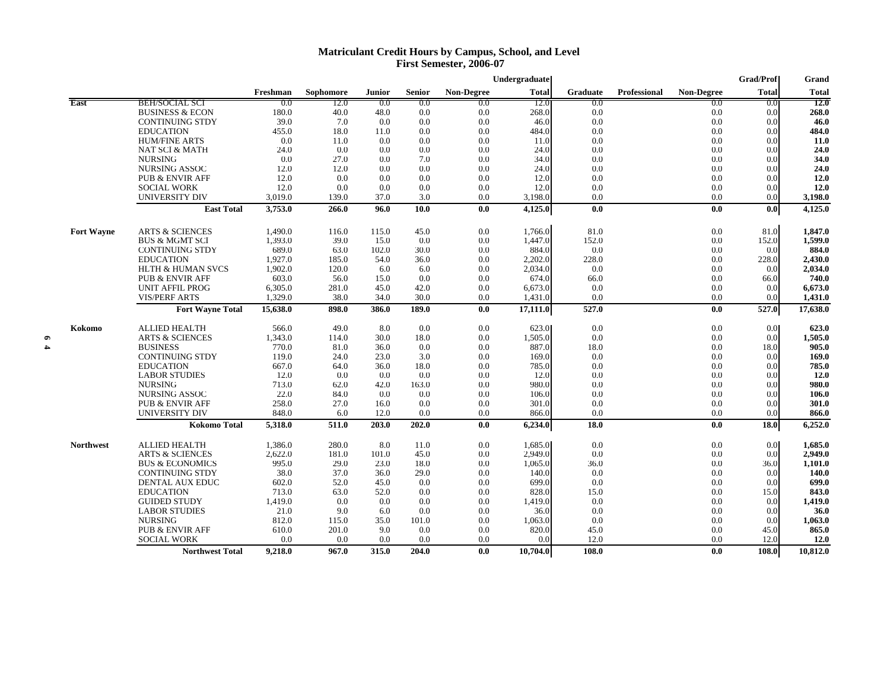# Matriculant Credit Hours by Campus, School, and Level
## First Semester, 2006-07

| | | Freshman | Sophomore | Junior | Senior | Non-Degree | Undergraduate Total | Graduate | Professional | Non-Degree | Grad/Prof Total | Grand Total |
|---|---|---|---|---|---|---|---|---|---|---|---|---|
| East | BEH/SOCIAL SCI | 0.0 | 12.0 | 0.0 | 0.0 | 0.0 | 12.0 | 0.0 | | 0.0 | 0.0 | **12.0** |
| | BUSINESS & ECON | 180.0 | 40.0 | 48.0 | 0.0 | 0.0 | 268.0 | 0.0 | | 0.0 | 0.0 | **268.0** |
| | CONTINUING STDY | 39.0 | 7.0 | 0.0 | 0.0 | 0.0 | 46.0 | 0.0 | | 0.0 | 0.0 | **46.0** |
| | EDUCATION | 455.0 | 18.0 | 11.0 | 0.0 | 0.0 | 484.0 | 0.0 | | 0.0 | 0.0 | **484.0** |
| | HUM/FINE ARTS | 0.0 | 11.0 | 0.0 | 0.0 | 0.0 | 11.0 | 0.0 | | 0.0 | 0.0 | **11.0** |
| | NAT SCI & MATH | 24.0 | 0.0 | 0.0 | 0.0 | 0.0 | 24.0 | 0.0 | | 0.0 | 0.0 | **24.0** |
| | NURSING | 0.0 | 27.0 | 0.0 | 7.0 | 0.0 | 34.0 | 0.0 | | 0.0 | 0.0 | **34.0** |
| | NURSING ASSOC | 12.0 | 12.0 | 0.0 | 0.0 | 0.0 | 24.0 | 0.0 | | 0.0 | 0.0 | **24.0** |
| | PUB & ENVIR AFF | 12.0 | 0.0 | 0.0 | 0.0 | 0.0 | 12.0 | 0.0 | | 0.0 | 0.0 | **12.0** |
| | SOCIAL WORK | 12.0 | 0.0 | 0.0 | 0.0 | 0.0 | 12.0 | 0.0 | | 0.0 | 0.0 | **12.0** |
| | UNIVERSITY DIV | 3,019.0 | 139.0 | 37.0 | 3.0 | 0.0 | 3,198.0 | 0.0 | | 0.0 | 0.0 | **3,198.0** |
| | **East Total** | **3,753.0** | **266.0** | **96.0** | **10.0** | **0.0** | **4,125.0** | **0.0** | | **0.0** | **0.0** | **4,125.0** |
| Fort Wayne | ARTS & SCIENCES | 1,490.0 | 116.0 | 115.0 | 45.0 | 0.0 | 1,766.0 | 81.0 | | 0.0 | 81.0 | **1,847.0** |
| | BUS & MGMT SCI | 1,393.0 | 39.0 | 15.0 | 0.0 | 0.0 | 1,447.0 | 152.0 | | 0.0 | 152.0 | **1,599.0** |
| | CONTINUING STDY | 689.0 | 63.0 | 102.0 | 30.0 | 0.0 | 884.0 | 0.0 | | 0.0 | 0.0 | **884.0** |
| | EDUCATION | 1,927.0 | 185.0 | 54.0 | 36.0 | 0.0 | 2,202.0 | 228.0 | | 0.0 | 228.0 | **2,430.0** |
| | HLTH & HUMAN SVCS | 1,902.0 | 120.0 | 6.0 | 6.0 | 0.0 | 2,034.0 | 0.0 | | 0.0 | 0.0 | **2,034.0** |
| | PUB & ENVIR AFF | 603.0 | 56.0 | 15.0 | 0.0 | 0.0 | 674.0 | 66.0 | | 0.0 | 66.0 | **740.0** |
| | UNIT AFFIL PROG | 6,305.0 | 281.0 | 45.0 | 42.0 | 0.0 | 6,673.0 | 0.0 | | 0.0 | 0.0 | **6,673.0** |
| | VIS/PERF ARTS | 1,329.0 | 38.0 | 34.0 | 30.0 | 0.0 | 1,431.0 | 0.0 | | 0.0 | 0.0 | **1,431.0** |
| | **Fort Wayne Total** | **15,638.0** | **898.0** | **386.0** | **189.0** | **0.0** | **17,111.0** | **527.0** | | **0.0** | **527.0** | **17,638.0** |
| Kokomo | ALLIED HEALTH | 566.0 | 49.0 | 8.0 | 0.0 | 0.0 | 623.0 | 0.0 | | 0.0 | 0.0 | **623.0** |
| | ARTS & SCIENCES | 1,343.0 | 114.0 | 30.0 | 18.0 | 0.0 | 1,505.0 | 0.0 | | 0.0 | 0.0 | **1,505.0** |
| | BUSINESS | 770.0 | 81.0 | 36.0 | 0.0 | 0.0 | 887.0 | 18.0 | | 0.0 | 18.0 | **905.0** |
| | CONTINUING STDY | 119.0 | 24.0 | 23.0 | 3.0 | 0.0 | 169.0 | 0.0 | | 0.0 | 0.0 | **169.0** |
| | EDUCATION | 667.0 | 64.0 | 36.0 | 18.0 | 0.0 | 785.0 | 0.0 | | 0.0 | 0.0 | **785.0** |
| | LABOR STUDIES | 12.0 | 0.0 | 0.0 | 0.0 | 0.0 | 12.0 | 0.0 | | 0.0 | 0.0 | **12.0** |
| | NURSING | 713.0 | 62.0 | 42.0 | 163.0 | 0.0 | 980.0 | 0.0 | | 0.0 | 0.0 | **980.0** |
| | NURSING ASSOC | 22.0 | 84.0 | 0.0 | 0.0 | 0.0 | 106.0 | 0.0 | | 0.0 | 0.0 | **106.0** |
| | PUB & ENVIR AFF | 258.0 | 27.0 | 16.0 | 0.0 | 0.0 | 301.0 | 0.0 | | 0.0 | 0.0 | **301.0** |
| | UNIVERSITY DIV | 848.0 | 6.0 | 12.0 | 0.0 | 0.0 | 866.0 | 0.0 | | 0.0 | 0.0 | **866.0** |
| | **Kokomo Total** | **5,318.0** | **511.0** | **203.0** | **202.0** | **0.0** | **6,234.0** | **18.0** | | **0.0** | **18.0** | **6,252.0** |
| Northwest | ALLIED HEALTH | 1,386.0 | 280.0 | 8.0 | 11.0 | 0.0 | 1,685.0 | 0.0 | | 0.0 | 0.0 | **1,685.0** |
| | ARTS & SCIENCES | 2,622.0 | 181.0 | 101.0 | 45.0 | 0.0 | 2,949.0 | 0.0 | | 0.0 | 0.0 | **2,949.0** |
| | BUS & ECONOMICS | 995.0 | 29.0 | 23.0 | 18.0 | 0.0 | 1,065.0 | 36.0 | | 0.0 | 36.0 | **1,101.0** |
| | CONTINUING STDY | 38.0 | 37.0 | 36.0 | 29.0 | 0.0 | 140.0 | 0.0 | | 0.0 | 0.0 | **140.0** |
| | DENTAL AUX EDUC | 602.0 | 52.0 | 45.0 | 0.0 | 0.0 | 699.0 | 0.0 | | 0.0 | 0.0 | **699.0** |
| | EDUCATION | 713.0 | 63.0 | 52.0 | 0.0 | 0.0 | 828.0 | 15.0 | | 0.0 | 15.0 | **843.0** |
| | GUIDED STUDY | 1,419.0 | 0.0 | 0.0 | 0.0 | 0.0 | 1,419.0 | 0.0 | | 0.0 | 0.0 | **1,419.0** |
| | LABOR STUDIES | 21.0 | 9.0 | 6.0 | 0.0 | 0.0 | 36.0 | 0.0 | | 0.0 | 0.0 | **36.0** |
| | NURSING | 812.0 | 115.0 | 35.0 | 101.0 | 0.0 | 1,063.0 | 0.0 | | 0.0 | 0.0 | **1,063.0** |
| | PUB & ENVIR AFF | 610.0 | 201.0 | 9.0 | 0.0 | 0.0 | 820.0 | 45.0 | | 0.0 | 45.0 | **865.0** |
| | SOCIAL WORK | 0.0 | 0.0 | 0.0 | 0.0 | 0.0 | 0.0 | 12.0 | | 0.0 | 12.0 | **12.0** |
| | **Northwest Total** | **9,218.0** | **967.0** | **315.0** | **204.0** | **0.0** | **10,704.0** | **108.0** | | **0.0** | **108.0** | **10,812.0** |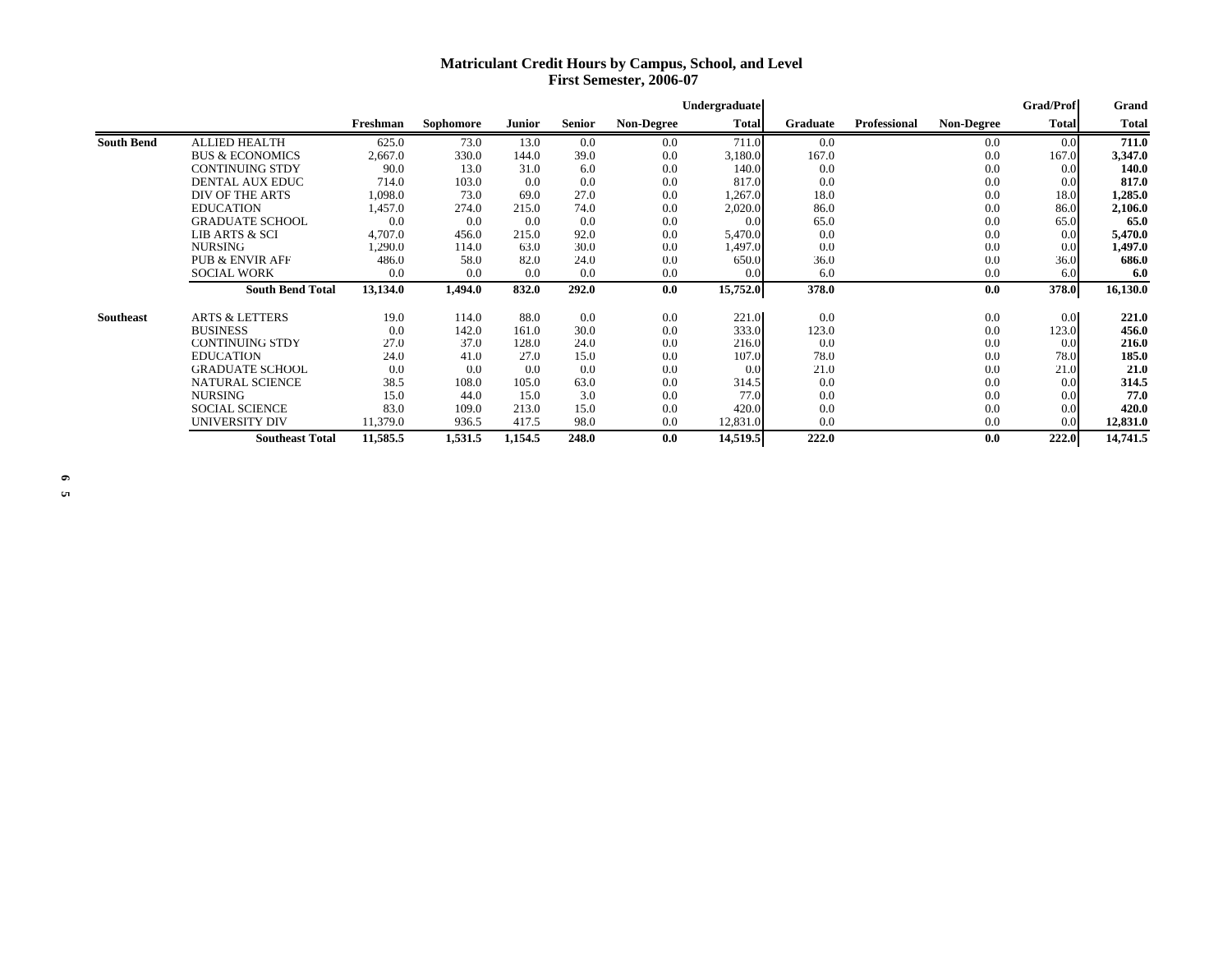# Matriculant Credit Hours by Campus, School, and Level
## First Semester, 2006-07

| | | Freshman | Sophomore | Junior | Senior | Non-Degree | Undergraduate Total | Graduate | Professional | Non-Degree | Grad/Prof Total | Grand Total |
|---|---|---|---|---|---|---|---|---|---|---|---|---|
| **South Bend** | ALLIED HEALTH | 625.0 | 73.0 | 13.0 | 0.0 | 0.0 | 711.0 | 0.0 | | 0.0 | 0.0 | **711.0** |
| | BUS & ECONOMICS | 2,667.0 | 330.0 | 144.0 | 39.0 | 0.0 | 3,180.0 | 167.0 | | 0.0 | 167.0 | **3,347.0** |
| | CONTINUING STDY | 90.0 | 13.0 | 31.0 | 6.0 | 0.0 | 140.0 | 0.0 | | 0.0 | 0.0 | **140.0** |
| | DENTAL AUX EDUC | 714.0 | 103.0 | 0.0 | 0.0 | 0.0 | 817.0 | 0.0 | | 0.0 | 0.0 | **817.0** |
| | DIV OF THE ARTS | 1,098.0 | 73.0 | 69.0 | 27.0 | 0.0 | 1,267.0 | 18.0 | | 0.0 | 18.0 | **1,285.0** |
| | EDUCATION | 1,457.0 | 274.0 | 215.0 | 74.0 | 0.0 | 2,020.0 | 86.0 | | 0.0 | 86.0 | **2,106.0** |
| | GRADUATE SCHOOL | 0.0 | 0.0 | 0.0 | 0.0 | 0.0 | 0.0 | 65.0 | | 0.0 | 65.0 | **65.0** |
| | LIB ARTS & SCI | 4,707.0 | 456.0 | 215.0 | 92.0 | 0.0 | 5,470.0 | 0.0 | | 0.0 | 0.0 | **5,470.0** |
| | NURSING | 1,290.0 | 114.0 | 63.0 | 30.0 | 0.0 | 1,497.0 | 0.0 | | 0.0 | 0.0 | **1,497.0** |
| | PUB & ENVIR AFF | 486.0 | 58.0 | 82.0 | 24.0 | 0.0 | 650.0 | 36.0 | | 0.0 | 36.0 | **686.0** |
| | SOCIAL WORK | 0.0 | 0.0 | 0.0 | 0.0 | 0.0 | 0.0 | 6.0 | | 0.0 | 6.0 | **6.0** |
| | **South Bend Total** | **13,134.0** | **1,494.0** | **832.0** | **292.0** | **0.0** | **15,752.0** | **378.0** | | **0.0** | **378.0** | **16,130.0** |
| **Southeast** | ARTS & LETTERS | 19.0 | 114.0 | 88.0 | 0.0 | 0.0 | 221.0 | 0.0 | | 0.0 | 0.0 | **221.0** |
| | BUSINESS | 0.0 | 142.0 | 161.0 | 30.0 | 0.0 | 333.0 | 123.0 | | 0.0 | 123.0 | **456.0** |
| | CONTINUING STDY | 27.0 | 37.0 | 128.0 | 24.0 | 0.0 | 216.0 | 0.0 | | 0.0 | 0.0 | **216.0** |
| | EDUCATION | 24.0 | 41.0 | 27.0 | 15.0 | 0.0 | 107.0 | 78.0 | | 0.0 | 78.0 | **185.0** |
| | GRADUATE SCHOOL | 0.0 | 0.0 | 0.0 | 0.0 | 0.0 | 0.0 | 21.0 | | 0.0 | 21.0 | **21.0** |
| | NATURAL SCIENCE | 38.5 | 108.0 | 105.0 | 63.0 | 0.0 | 314.5 | 0.0 | | 0.0 | 0.0 | **314.5** |
| | NURSING | 15.0 | 44.0 | 15.0 | 3.0 | 0.0 | 77.0 | 0.0 | | 0.0 | 0.0 | **77.0** |
| | SOCIAL SCIENCE | 83.0 | 109.0 | 213.0 | 15.0 | 0.0 | 420.0 | 0.0 | | 0.0 | 0.0 | **420.0** |
| | UNIVERSITY DIV | 11,379.0 | 936.5 | 417.5 | 98.0 | 0.0 | 12,831.0 | 0.0 | | 0.0 | 0.0 | **12,831.0** |
| | **Southeast Total** | **11,585.5** | **1,531.5** | **1,154.5** | **248.0** | **0.0** | **14,519.5** | **222.0** | | **0.0** | **222.0** | **14,741.5** |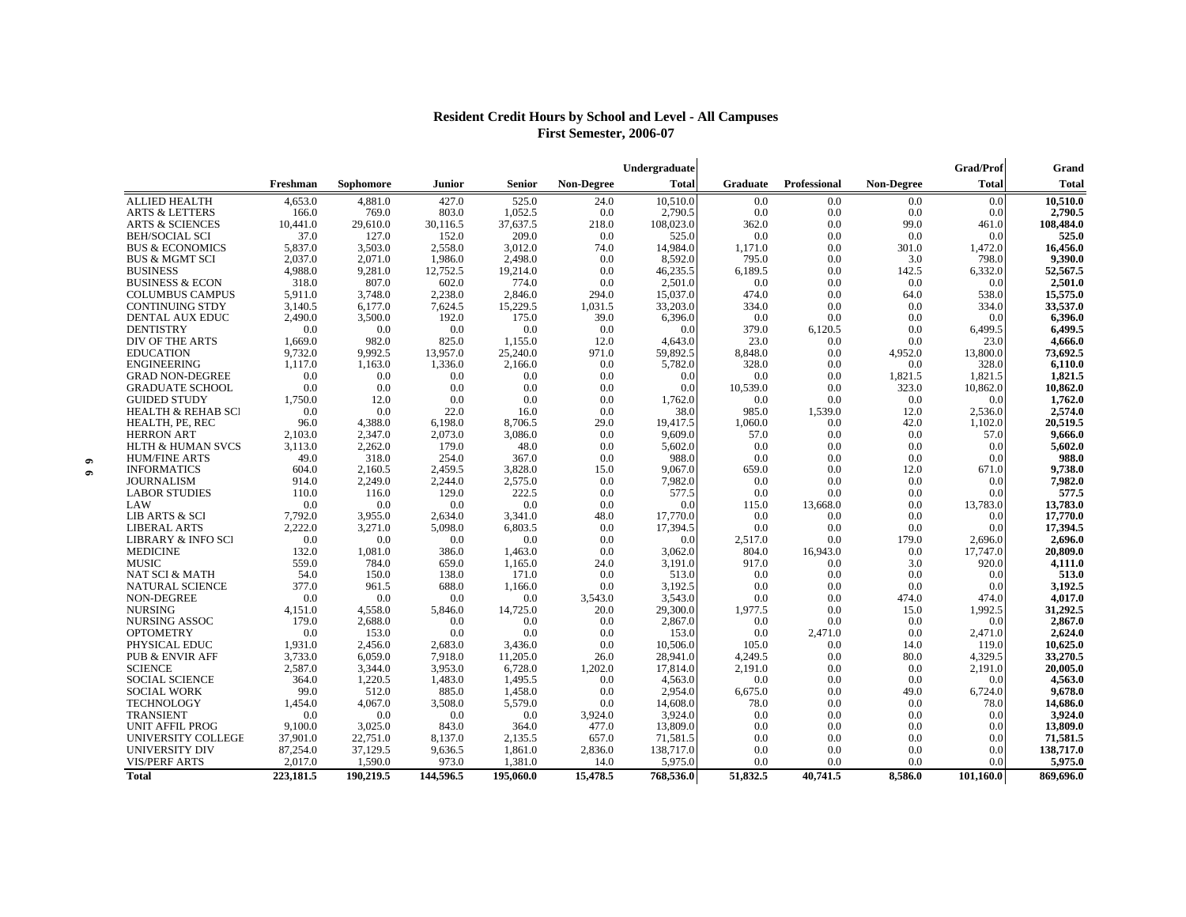## Resident Credit Hours by School and Level - All Campuses
### First Semester, 2006-07

| | Freshman | Sophomore | Junior | Senior | Non-Degree | Undergraduate Total | Graduate | Professional | Non-Degree | Grad/Prof Total | Grand Total |
|---|---|---|---|---|---|---|---|---|---|---|---|
| ALLIED HEALTH | 4,653.0 | 4,881.0 | 427.0 | 525.0 | 24.0 | 10,510.0 | 0.0 | 0.0 | 0.0 | 0.0 | **10,510.0** |
| ARTS & LETTERS | 166.0 | 769.0 | 803.0 | 1,052.5 | 0.0 | 2,790.5 | 0.0 | 0.0 | 0.0 | 0.0 | **2,790.5** |
| ARTS & SCIENCES | 10,441.0 | 29,610.0 | 30,116.5 | 37,637.5 | 218.0 | 108,023.0 | 362.0 | 0.0 | 99.0 | 461.0 | **108,484.0** |
| BEH/SOCIAL SCI | 37.0 | 127.0 | 152.0 | 209.0 | 0.0 | 525.0 | 0.0 | 0.0 | 0.0 | 0.0 | **525.0** |
| BUS & ECONOMICS | 5,837.0 | 3,503.0 | 2,558.0 | 3,012.0 | 74.0 | 14,984.0 | 1,171.0 | 0.0 | 301.0 | 1,472.0 | **16,456.0** |
| BUS & MGMT SCI | 2,037.0 | 2,071.0 | 1,986.0 | 2,498.0 | 0.0 | 8,592.0 | 795.0 | 0.0 | 3.0 | 798.0 | **9,390.0** |
| BUSINESS | 4,988.0 | 9,281.0 | 12,752.5 | 19,214.0 | 0.0 | 46,235.5 | 6,189.5 | 0.0 | 142.5 | 6,332.0 | **52,567.5** |
| BUSINESS & ECON | 318.0 | 807.0 | 602.0 | 774.0 | 0.0 | 2,501.0 | 0.0 | 0.0 | 0.0 | 0.0 | **2,501.0** |
| COLUMBUS CAMPUS | 5,911.0 | 3,748.0 | 2,238.0 | 2,846.0 | 294.0 | 15,037.0 | 474.0 | 0.0 | 64.0 | 538.0 | **15,575.0** |
| CONTINUING STDY | 3,140.5 | 6,177.0 | 7,624.5 | 15,229.5 | 1,031.5 | 33,203.0 | 334.0 | 0.0 | 0.0 | 334.0 | **33,537.0** |
| DENTAL AUX EDUC | 2,490.0 | 3,500.0 | 192.0 | 175.0 | 39.0 | 6,396.0 | 0.0 | 0.0 | 0.0 | 0.0 | **6,396.0** |
| DENTISTRY | 0.0 | 0.0 | 0.0 | 0.0 | 0.0 | 0.0 | 379.0 | 6,120.5 | 0.0 | 6,499.5 | **6,499.5** |
| DIV OF THE ARTS | 1,669.0 | 982.0 | 825.0 | 1,155.0 | 12.0 | 4,643.0 | 23.0 | 0.0 | 0.0 | 23.0 | **4,666.0** |
| EDUCATION | 9,732.0 | 9,992.5 | 13,957.0 | 25,240.0 | 971.0 | 59,892.5 | 8,848.0 | 0.0 | 4,952.0 | 13,800.0 | **73,692.5** |
| ENGINEERING | 1,117.0 | 1,163.0 | 1,336.0 | 2,166.0 | 0.0 | 5,782.0 | 328.0 | 0.0 | 0.0 | 328.0 | **6,110.0** |
| GRAD NON-DEGREE | 0.0 | 0.0 | 0.0 | 0.0 | 0.0 | 0.0 | 0.0 | 0.0 | 1,821.5 | 1,821.5 | **1,821.5** |
| GRADUATE SCHOOL | 0.0 | 0.0 | 0.0 | 0.0 | 0.0 | 0.0 | 10,539.0 | 0.0 | 323.0 | 10,862.0 | **10,862.0** |
| GUIDED STUDY | 1,750.0 | 12.0 | 0.0 | 0.0 | 0.0 | 1,762.0 | 0.0 | 0.0 | 0.0 | 0.0 | **1,762.0** |
| HEALTH & REHAB SCI | 0.0 | 0.0 | 22.0 | 16.0 | 0.0 | 38.0 | 985.0 | 1,539.0 | 12.0 | 2,536.0 | **2,574.0** |
| HEALTH, PE, REC | 96.0 | 4,388.0 | 6,198.0 | 8,706.5 | 29.0 | 19,417.5 | 1,060.0 | 0.0 | 42.0 | 1,102.0 | **20,519.5** |
| HERRON ART | 2,103.0 | 2,347.0 | 2,073.0 | 3,086.0 | 0.0 | 9,609.0 | 57.0 | 0.0 | 0.0 | 57.0 | **9,666.0** |
| HLTH & HUMAN SVCS | 3,113.0 | 2,262.0 | 179.0 | 48.0 | 0.0 | 5,602.0 | 0.0 | 0.0 | 0.0 | 0.0 | **5,602.0** |
| HUM/FINE ARTS | 49.0 | 318.0 | 254.0 | 367.0 | 0.0 | 988.0 | 0.0 | 0.0 | 0.0 | 0.0 | **988.0** |
| INFORMATICS | 604.0 | 2,160.5 | 2,459.5 | 3,828.0 | 15.0 | 9,067.0 | 659.0 | 0.0 | 12.0 | 671.0 | **9,738.0** |
| JOURNALISM | 914.0 | 2,249.0 | 2,244.0 | 2,575.0 | 0.0 | 7,982.0 | 0.0 | 0.0 | 0.0 | 0.0 | **7,982.0** |
| LABOR STUDIES | 110.0 | 116.0 | 129.0 | 222.5 | 0.0 | 577.5 | 0.0 | 0.0 | 0.0 | 0.0 | **577.5** |
| LAW | 0.0 | 0.0 | 0.0 | 0.0 | 0.0 | 0.0 | 115.0 | 13,668.0 | 0.0 | 13,783.0 | **13,783.0** |
| LIB ARTS & SCI | 7,792.0 | 3,955.0 | 2,634.0 | 3,341.0 | 48.0 | 17,770.0 | 0.0 | 0.0 | 0.0 | 0.0 | **17,770.0** |
| LIBERAL ARTS | 2,222.0 | 3,271.0 | 5,098.0 | 6,803.5 | 0.0 | 17,394.5 | 0.0 | 0.0 | 0.0 | 0.0 | **17,394.5** |
| LIBRARY & INFO SCI | 0.0 | 0.0 | 0.0 | 0.0 | 0.0 | 0.0 | 2,517.0 | 0.0 | 179.0 | 2,696.0 | **2,696.0** |
| MEDICINE | 132.0 | 1,081.0 | 386.0 | 1,463.0 | 0.0 | 3,062.0 | 804.0 | 16,943.0 | 0.0 | 17,747.0 | **20,809.0** |
| MUSIC | 559.0 | 784.0 | 659.0 | 1,165.0 | 24.0 | 3,191.0 | 917.0 | 0.0 | 3.0 | 920.0 | **4,111.0** |
| NAT SCI & MATH | 54.0 | 150.0 | 138.0 | 171.0 | 0.0 | 513.0 | 0.0 | 0.0 | 0.0 | 0.0 | **513.0** |
| NATURAL SCIENCE | 377.0 | 961.5 | 688.0 | 1,166.0 | 0.0 | 3,192.5 | 0.0 | 0.0 | 0.0 | 0.0 | **3,192.5** |
| NON-DEGREE | 0.0 | 0.0 | 0.0 | 0.0 | 3,543.0 | 3,543.0 | 0.0 | 0.0 | 474.0 | 474.0 | **4,017.0** |
| NURSING | 4,151.0 | 4,558.0 | 5,846.0 | 14,725.0 | 20.0 | 29,300.0 | 1,977.5 | 0.0 | 15.0 | 1,992.5 | **31,292.5** |
| NURSING ASSOC | 179.0 | 2,688.0 | 0.0 | 0.0 | 0.0 | 2,867.0 | 0.0 | 0.0 | 0.0 | 0.0 | **2,867.0** |
| OPTOMETRY | 0.0 | 153.0 | 0.0 | 0.0 | 0.0 | 153.0 | 0.0 | 2,471.0 | 0.0 | 2,471.0 | **2,624.0** |
| PHYSICAL EDUC | 1,931.0 | 2,456.0 | 2,683.0 | 3,436.0 | 0.0 | 10,506.0 | 105.0 | 0.0 | 14.0 | 119.0 | **10,625.0** |
| PUB & ENVIR AFF | 3,733.0 | 6,059.0 | 7,918.0 | 11,205.0 | 26.0 | 28,941.0 | 4,249.5 | 0.0 | 80.0 | 4,329.5 | **33,270.5** |
| SCIENCE | 2,587.0 | 3,344.0 | 3,953.0 | 6,728.0 | 1,202.0 | 17,814.0 | 2,191.0 | 0.0 | 0.0 | 2,191.0 | **20,005.0** |
| SOCIAL SCIENCE | 364.0 | 1,220.5 | 1,483.0 | 1,495.5 | 0.0 | 4,563.0 | 0.0 | 0.0 | 0.0 | 0.0 | **4,563.0** |
| SOCIAL WORK | 99.0 | 512.0 | 885.0 | 1,458.0 | 0.0 | 2,954.0 | 6,675.0 | 0.0 | 49.0 | 6,724.0 | **9,678.0** |
| TECHNOLOGY | 1,454.0 | 4,067.0 | 3,508.0 | 5,579.0 | 0.0 | 14,608.0 | 78.0 | 0.0 | 0.0 | 78.0 | **14,686.0** |
| TRANSIENT | 0.0 | 0.0 | 0.0 | 0.0 | 3,924.0 | 3,924.0 | 0.0 | 0.0 | 0.0 | 0.0 | **3,924.0** |
| UNIT AFFIL PROG | 9,100.0 | 3,025.0 | 843.0 | 364.0 | 477.0 | 13,809.0 | 0.0 | 0.0 | 0.0 | 0.0 | **13,809.0** |
| UNIVERSITY COLLEGE | 37,901.0 | 22,751.0 | 8,137.0 | 2,135.5 | 657.0 | 71,581.5 | 0.0 | 0.0 | 0.0 | 0.0 | **71,581.5** |
| UNIVERSITY DIV | 87,254.0 | 37,129.5 | 9,636.5 | 1,861.0 | 2,836.0 | 138,717.0 | 0.0 | 0.0 | 0.0 | 0.0 | **138,717.0** |
| VIS/PERF ARTS | 2,017.0 | 1,590.0 | 973.0 | 1,381.0 | 14.0 | 5,975.0 | 0.0 | 0.0 | 0.0 | 0.0 | **5,975.0** |
| **Total** | **223,181.5** | **190,219.5** | **144,596.5** | **195,060.0** | **15,478.5** | **768,536.0** | **51,832.5** | **40,741.5** | **8,586.0** | **101,160.0** | **869,696.0** |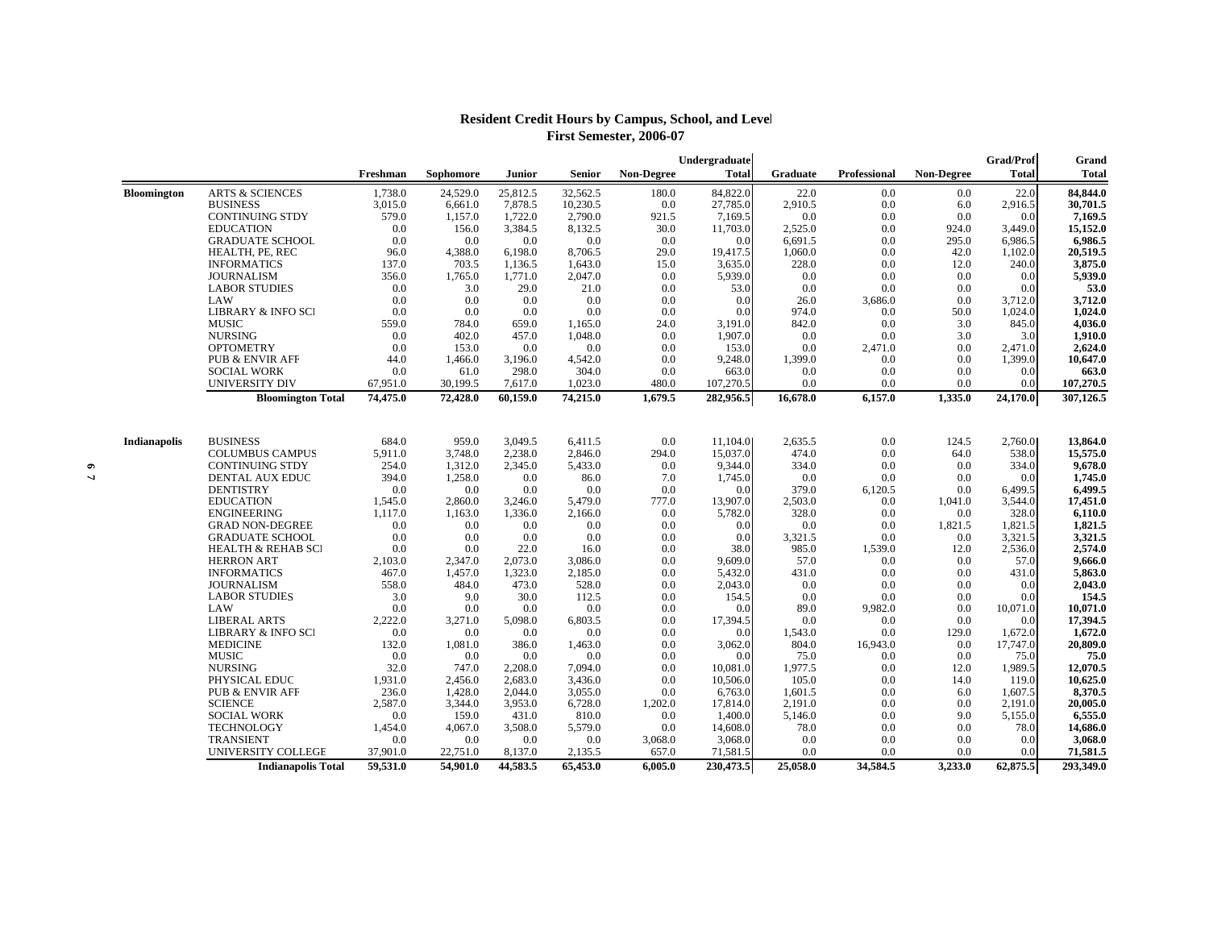## Resident Credit Hours by Campus, School, and Level
### First Semester, 2006-07

| | | Freshman | Sophomore | Junior | Senior | Non-Degree | Undergraduate Total | Graduate | Professional | Non-Degree | Grad/Prof Total | Grand Total |
|---|---|---|---|---|---|---|---|---|---|---|---|---|
| **Bloomington** | ARTS & SCIENCES | 1,738.0 | 24,529.0 | 25,812.5 | 32,562.5 | 180.0 | 84,822.0 | 22.0 | 0.0 | 0.0 | 22.0 | **84,844.0** |
| | BUSINESS | 3,015.0 | 6,661.0 | 7,878.5 | 10,230.5 | 0.0 | 27,785.0 | 2,910.5 | 0.0 | 6.0 | 2,916.5 | **30,701.5** |
| | CONTINUING STDY | 579.0 | 1,157.0 | 1,722.0 | 2,790.0 | 921.5 | 7,169.5 | 0.0 | 0.0 | 0.0 | 0.0 | **7,169.5** |
| | EDUCATION | 0.0 | 156.0 | 3,384.5 | 8,132.5 | 30.0 | 11,703.0 | 2,525.0 | 0.0 | 924.0 | 3,449.0 | **15,152.0** |
| | GRADUATE SCHOOL | 0.0 | 0.0 | 0.0 | 0.0 | 0.0 | 0.0 | 6,691.5 | 0.0 | 295.0 | 6,986.5 | **6,986.5** |
| | HEALTH, PE, REC | 96.0 | 4,388.0 | 6,198.0 | 8,706.5 | 29.0 | 19,417.5 | 1,060.0 | 0.0 | 42.0 | 1,102.0 | **20,519.5** |
| | INFORMATICS | 137.0 | 703.5 | 1,136.5 | 1,643.0 | 15.0 | 3,635.0 | 228.0 | 0.0 | 12.0 | 240.0 | **3,875.0** |
| | JOURNALISM | 356.0 | 1,765.0 | 1,771.0 | 2,047.0 | 0.0 | 5,939.0 | 0.0 | 0.0 | 0.0 | 0.0 | **5,939.0** |
| | LABOR STUDIES | 0.0 | 3.0 | 29.0 | 21.0 | 0.0 | 53.0 | 0.0 | 0.0 | 0.0 | 0.0 | **53.0** |
| | LAW | 0.0 | 0.0 | 0.0 | 0.0 | 0.0 | 0.0 | 26.0 | 3,686.0 | 0.0 | 3,712.0 | **3,712.0** |
| | LIBRARY & INFO SCI | 0.0 | 0.0 | 0.0 | 0.0 | 0.0 | 0.0 | 974.0 | 0.0 | 50.0 | 1,024.0 | **1,024.0** |
| | MUSIC | 559.0 | 784.0 | 659.0 | 1,165.0 | 24.0 | 3,191.0 | 842.0 | 0.0 | 3.0 | 845.0 | **4,036.0** |
| | NURSING | 0.0 | 402.0 | 457.0 | 1,048.0 | 0.0 | 1,907.0 | 0.0 | 0.0 | 3.0 | 3.0 | **1,910.0** |
| | OPTOMETRY | 0.0 | 153.0 | 0.0 | 0.0 | 0.0 | 153.0 | 0.0 | 2,471.0 | 0.0 | 2,471.0 | **2,624.0** |
| | PUB & ENVIR AFF | 44.0 | 1,466.0 | 3,196.0 | 4,542.0 | 0.0 | 9,248.0 | 1,399.0 | 0.0 | 0.0 | 1,399.0 | **10,647.0** |
| | SOCIAL WORK | 0.0 | 61.0 | 298.0 | 304.0 | 0.0 | 663.0 | 0.0 | 0.0 | 0.0 | 0.0 | **663.0** |
| | UNIVERSITY DIV | 67,951.0 | 30,199.5 | 7,617.0 | 1,023.0 | 480.0 | 107,270.5 | 0.0 | 0.0 | 0.0 | 0.0 | **107,270.5** |
| | **Bloomington Total** | **74,475.0** | **72,428.0** | **60,159.0** | **74,215.0** | **1,679.5** | **282,956.5** | **16,678.0** | **6,157.0** | **1,335.0** | **24,170.0** | **307,126.5** |
| **Indianapolis** | BUSINESS | 684.0 | 959.0 | 3,049.5 | 6,411.5 | 0.0 | 11,104.0 | 2,635.5 | 0.0 | 124.5 | 2,760.0 | **13,864.0** |
| | COLUMBUS CAMPUS | 5,911.0 | 3,748.0 | 2,238.0 | 2,846.0 | 294.0 | 15,037.0 | 474.0 | 0.0 | 64.0 | 538.0 | **15,575.0** |
| | CONTINUING STDY | 254.0 | 1,312.0 | 2,345.0 | 5,433.0 | 0.0 | 9,344.0 | 334.0 | 0.0 | 0.0 | 334.0 | **9,678.0** |
| | DENTAL AUX EDUC | 394.0 | 1,258.0 | 0.0 | 86.0 | 7.0 | 1,745.0 | 0.0 | 0.0 | 0.0 | 0.0 | **1,745.0** |
| | DENTISTRY | 0.0 | 0.0 | 0.0 | 0.0 | 0.0 | 0.0 | 379.0 | 6,120.5 | 0.0 | 6,499.5 | **6,499.5** |
| | EDUCATION | 1,545.0 | 2,860.0 | 3,246.0 | 5,479.0 | 777.0 | 13,907.0 | 2,503.0 | 0.0 | 1,041.0 | 3,544.0 | **17,451.0** |
| | ENGINEERING | 1,117.0 | 1,163.0 | 1,336.0 | 2,166.0 | 0.0 | 5,782.0 | 328.0 | 0.0 | 0.0 | 328.0 | **6,110.0** |
| | GRAD NON-DEGREE | 0.0 | 0.0 | 0.0 | 0.0 | 0.0 | 0.0 | 0.0 | 0.0 | 1,821.5 | 1,821.5 | **1,821.5** |
| | GRADUATE SCHOOL | 0.0 | 0.0 | 0.0 | 0.0 | 0.0 | 0.0 | 3,321.5 | 0.0 | 0.0 | 3,321.5 | **3,321.5** |
| | HEALTH & REHAB SCI | 0.0 | 0.0 | 22.0 | 16.0 | 0.0 | 38.0 | 985.0 | 1,539.0 | 12.0 | 2,536.0 | **2,574.0** |
| | HERRON ART | 2,103.0 | 2,347.0 | 2,073.0 | 3,086.0 | 0.0 | 9,609.0 | 57.0 | 0.0 | 0.0 | 57.0 | **9,666.0** |
| | INFORMATICS | 467.0 | 1,457.0 | 1,323.0 | 2,185.0 | 0.0 | 5,432.0 | 431.0 | 0.0 | 0.0 | 431.0 | **5,863.0** |
| | JOURNALISM | 558.0 | 484.0 | 473.0 | 528.0 | 0.0 | 2,043.0 | 0.0 | 0.0 | 0.0 | 0.0 | **2,043.0** |
| | LABOR STUDIES | 3.0 | 9.0 | 30.0 | 112.5 | 0.0 | 154.5 | 0.0 | 0.0 | 0.0 | 0.0 | **154.5** |
| | LAW | 0.0 | 0.0 | 0.0 | 0.0 | 0.0 | 0.0 | 89.0 | 9,982.0 | 0.0 | 10,071.0 | **10,071.0** |
| | LIBERAL ARTS | 2,222.0 | 3,271.0 | 5,098.0 | 6,803.5 | 0.0 | 17,394.5 | 0.0 | 0.0 | 0.0 | 0.0 | **17,394.5** |
| | LIBRARY & INFO SCI | 0.0 | 0.0 | 0.0 | 0.0 | 0.0 | 0.0 | 1,543.0 | 0.0 | 129.0 | 1,672.0 | **1,672.0** |
| | MEDICINE | 132.0 | 1,081.0 | 386.0 | 1,463.0 | 0.0 | 3,062.0 | 804.0 | 16,943.0 | 0.0 | 17,747.0 | **20,809.0** |
| | MUSIC | 0.0 | 0.0 | 0.0 | 0.0 | 0.0 | 0.0 | 75.0 | 0.0 | 0.0 | 75.0 | **75.0** |
| | NURSING | 32.0 | 747.0 | 2,208.0 | 7,094.0 | 0.0 | 10,081.0 | 1,977.5 | 0.0 | 12.0 | 1,989.5 | **12,070.5** |
| | PHYSICAL EDUC | 1,931.0 | 2,456.0 | 2,683.0 | 3,436.0 | 0.0 | 10,506.0 | 105.0 | 0.0 | 14.0 | 119.0 | **10,625.0** |
| | PUB & ENVIR AFF | 236.0 | 1,428.0 | 2,044.0 | 3,055.0 | 0.0 | 6,763.0 | 1,601.5 | 0.0 | 6.0 | 1,607.5 | **8,370.5** |
| | SCIENCE | 2,587.0 | 3,344.0 | 3,953.0 | 6,728.0 | 1,202.0 | 17,814.0 | 2,191.0 | 0.0 | 0.0 | 2,191.0 | **20,005.0** |
| | SOCIAL WORK | 0.0 | 159.0 | 431.0 | 810.0 | 0.0 | 1,400.0 | 5,146.0 | 0.0 | 9.0 | 5,155.0 | **6,555.0** |
| | TECHNOLOGY | 1,454.0 | 4,067.0 | 3,508.0 | 5,579.0 | 0.0 | 14,608.0 | 78.0 | 0.0 | 0.0 | 78.0 | **14,686.0** |
| | TRANSIENT | 0.0 | 0.0 | 0.0 | 0.0 | 3,068.0 | 3,068.0 | 0.0 | 0.0 | 0.0 | 0.0 | **3,068.0** |
| | UNIVERSITY COLLEGE | 37,901.0 | 22,751.0 | 8,137.0 | 2,135.5 | 657.0 | 71,581.5 | 0.0 | 0.0 | 0.0 | 0.0 | **71,581.5** |
| | **Indianapolis Total** | **59,531.0** | **54,901.0** | **44,583.5** | **65,453.0** | **6,005.0** | **230,473.5** | **25,058.0** | **34,584.5** | **3,233.0** | **62,875.5** | **293,349.0** |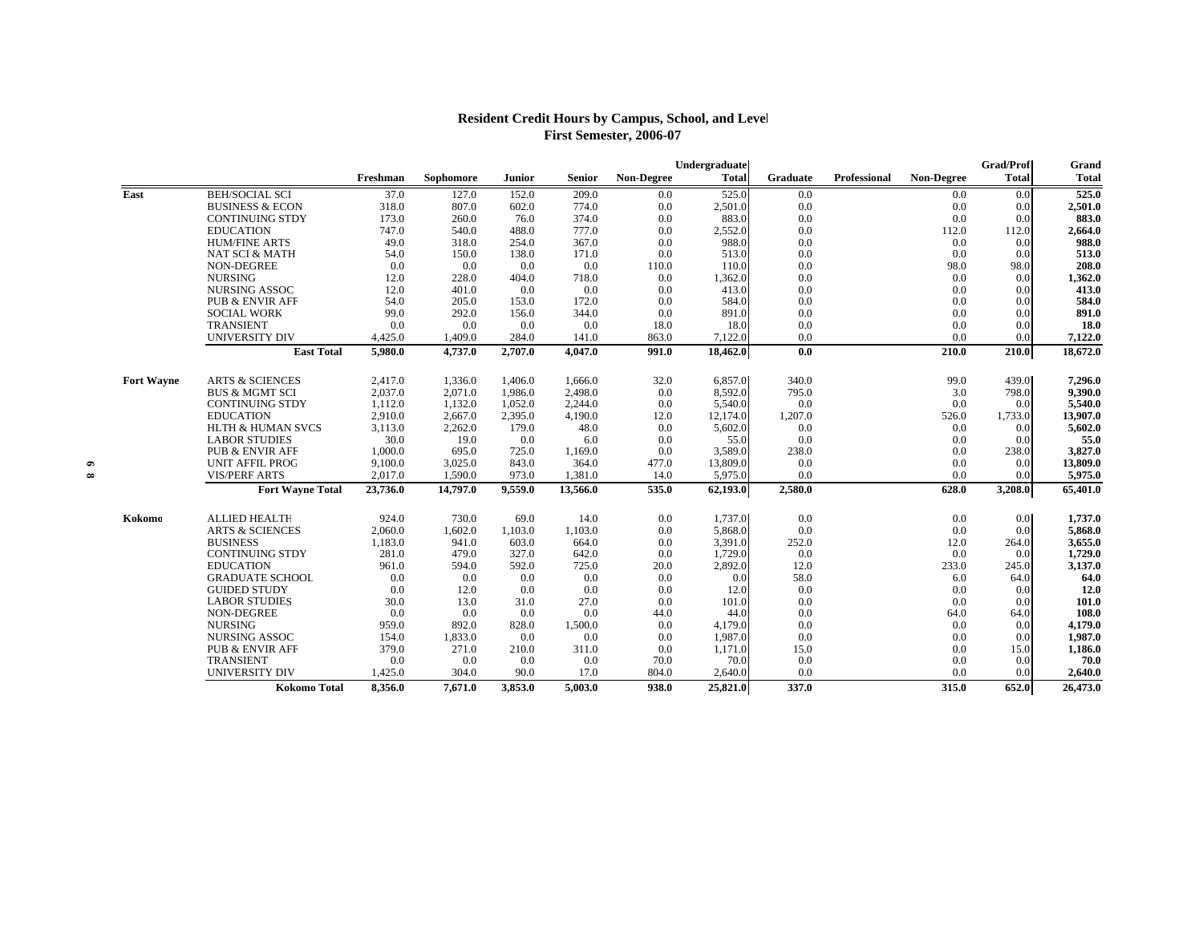## Resident Credit Hours by Campus, School, and Level
## First Semester, 2006-07

| | | Freshman | Sophomore | Junior | Senior | Non-Degree | Undergraduate Total | Graduate | Professional | Non-Degree | Grad/Prof Total | Grand Total |
|---|---|---|---|---|---|---|---|---|---|---|---|---|
| East | BEH/SOCIAL SCI | 37.0 | 127.0 | 152.0 | 209.0 | 0.0 | 525.0 | 0.0 | | 0.0 | 0.0 | **525.0** |
| | BUSINESS & ECON | 318.0 | 807.0 | 602.0 | 774.0 | 0.0 | 2,501.0 | 0.0 | | 0.0 | 0.0 | **2,501.0** |
| | CONTINUING STDY | 173.0 | 260.0 | 76.0 | 374.0 | 0.0 | 883.0 | 0.0 | | 0.0 | 0.0 | **883.0** |
| | EDUCATION | 747.0 | 540.0 | 488.0 | 777.0 | 0.0 | 2,552.0 | 0.0 | | 112.0 | 112.0 | **2,664.0** |
| | HUM/FINE ARTS | 49.0 | 318.0 | 254.0 | 367.0 | 0.0 | 988.0 | 0.0 | | 0.0 | 0.0 | **988.0** |
| | NAT SCI & MATH | 54.0 | 150.0 | 138.0 | 171.0 | 0.0 | 513.0 | 0.0 | | 0.0 | 0.0 | **513.0** |
| | NON-DEGREE | 0.0 | 0.0 | 0.0 | 0.0 | 110.0 | 110.0 | 0.0 | | 98.0 | 98.0 | **208.0** |
| | NURSING | 12.0 | 228.0 | 404.0 | 718.0 | 0.0 | 1,362.0 | 0.0 | | 0.0 | 0.0 | **1,362.0** |
| | NURSING ASSOC | 12.0 | 401.0 | 0.0 | 0.0 | 0.0 | 413.0 | 0.0 | | 0.0 | 0.0 | **413.0** |
| | PUB & ENVIR AFF | 54.0 | 205.0 | 153.0 | 172.0 | 0.0 | 584.0 | 0.0 | | 0.0 | 0.0 | **584.0** |
| | SOCIAL WORK | 99.0 | 292.0 | 156.0 | 344.0 | 0.0 | 891.0 | 0.0 | | 0.0 | 0.0 | **891.0** |
| | TRANSIENT | 0.0 | 0.0 | 0.0 | 0.0 | 18.0 | 18.0 | 0.0 | | 0.0 | 0.0 | **18.0** |
| | UNIVERSITY DIV | 4,425.0 | 1,409.0 | 284.0 | 141.0 | 863.0 | 7,122.0 | 0.0 | | 0.0 | 0.0 | **7,122.0** |
| | **East Total** | **5,980.0** | **4,737.0** | **2,707.0** | **4,047.0** | **991.0** | **18,462.0** | **0.0** | | **210.0** | **210.0** | **18,672.0** |
| Fort Wayne | ARTS & SCIENCES | 2,417.0 | 1,336.0 | 1,406.0 | 1,666.0 | 32.0 | 6,857.0 | 340.0 | | 99.0 | 439.0 | **7,296.0** |
| | BUS & MGMT SCI | 2,037.0 | 2,071.0 | 1,986.0 | 2,498.0 | 0.0 | 8,592.0 | 795.0 | | 3.0 | 798.0 | **9,390.0** |
| | CONTINUING STDY | 1,112.0 | 1,132.0 | 1,052.0 | 2,244.0 | 0.0 | 5,540.0 | 0.0 | | 0.0 | 0.0 | **5,540.0** |
| | EDUCATION | 2,910.0 | 2,667.0 | 2,395.0 | 4,190.0 | 12.0 | 12,174.0 | 1,207.0 | | 526.0 | 1,733.0 | **13,907.0** |
| | HLTH & HUMAN SVCS | 3,113.0 | 2,262.0 | 179.0 | 48.0 | 0.0 | 5,602.0 | 0.0 | | 0.0 | 0.0 | **5,602.0** |
| | LABOR STUDIES | 30.0 | 19.0 | 0.0 | 6.0 | 0.0 | 55.0 | 0.0 | | 0.0 | 0.0 | **55.0** |
| | PUB & ENVIR AFF | 1,000.0 | 695.0 | 725.0 | 1,169.0 | 0.0 | 3,589.0 | 238.0 | | 0.0 | 238.0 | **3,827.0** |
| | UNIT AFFIL PROG | 9,100.0 | 3,025.0 | 843.0 | 364.0 | 477.0 | 13,809.0 | 0.0 | | 0.0 | 0.0 | **13,809.0** |
| | VIS/PERF ARTS | 2,017.0 | 1,590.0 | 973.0 | 1,381.0 | 14.0 | 5,975.0 | 0.0 | | 0.0 | 0.0 | **5,975.0** |
| | **Fort Wayne Total** | **23,736.0** | **14,797.0** | **9,559.0** | **13,566.0** | **535.0** | **62,193.0** | **2,580.0** | | **628.0** | **3,208.0** | **65,401.0** |
| Kokomo | ALLIED HEALTH | 924.0 | 730.0 | 69.0 | 14.0 | 0.0 | 1,737.0 | 0.0 | | 0.0 | 0.0 | **1,737.0** |
| | ARTS & SCIENCES | 2,060.0 | 1,602.0 | 1,103.0 | 1,103.0 | 0.0 | 5,868.0 | 0.0 | | 0.0 | 0.0 | **5,868.0** |
| | BUSINESS | 1,183.0 | 941.0 | 603.0 | 664.0 | 0.0 | 3,391.0 | 252.0 | | 12.0 | 264.0 | **3,655.0** |
| | CONTINUING STDY | 281.0 | 479.0 | 327.0 | 642.0 | 0.0 | 1,729.0 | 0.0 | | 0.0 | 0.0 | **1,729.0** |
| | EDUCATION | 961.0 | 594.0 | 592.0 | 725.0 | 20.0 | 2,892.0 | 12.0 | | 233.0 | 245.0 | **3,137.0** |
| | GRADUATE SCHOOL | 0.0 | 0.0 | 0.0 | 0.0 | 0.0 | 0.0 | 58.0 | | 6.0 | 64.0 | **64.0** |
| | GUIDED STUDY | 0.0 | 12.0 | 0.0 | 0.0 | 0.0 | 12.0 | 0.0 | | 0.0 | 0.0 | **12.0** |
| | LABOR STUDIES | 30.0 | 13.0 | 31.0 | 27.0 | 0.0 | 101.0 | 0.0 | | 0.0 | 0.0 | **101.0** |
| | NON-DEGREE | 0.0 | 0.0 | 0.0 | 0.0 | 44.0 | 44.0 | 0.0 | | 64.0 | 64.0 | **108.0** |
| | NURSING | 959.0 | 892.0 | 828.0 | 1,500.0 | 0.0 | 4,179.0 | 0.0 | | 0.0 | 0.0 | **4,179.0** |
| | NURSING ASSOC | 154.0 | 1,833.0 | 0.0 | 0.0 | 0.0 | 1,987.0 | 0.0 | | 0.0 | 0.0 | **1,987.0** |
| | PUB & ENVIR AFF | 379.0 | 271.0 | 210.0 | 311.0 | 0.0 | 1,171.0 | 15.0 | | 0.0 | 15.0 | **1,186.0** |
| | TRANSIENT | 0.0 | 0.0 | 0.0 | 0.0 | 70.0 | 70.0 | 0.0 | | 0.0 | 0.0 | **70.0** |
| | UNIVERSITY DIV | 1,425.0 | 304.0 | 90.0 | 17.0 | 804.0 | 2,640.0 | 0.0 | | 0.0 | 0.0 | **2,640.0** |
| | **Kokomo Total** | **8,356.0** | **7,671.0** | **3,853.0** | **5,003.0** | **938.0** | **25,821.0** | **337.0** | | **315.0** | **652.0** | **26,473.0** |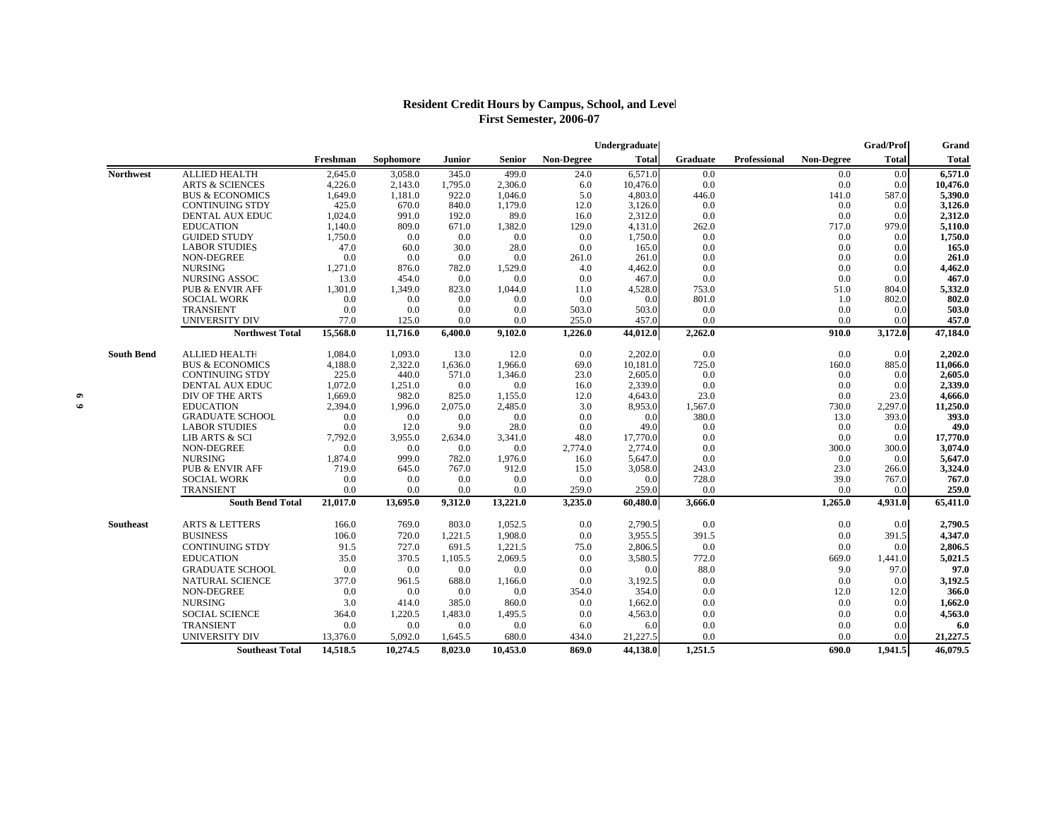# Resident Credit Hours by Campus, School, and Level
## First Semester, 2006-07

| | | | | | | | Undergraduate | | | | Grad/Prof | Grand |
|---|---|---|---|---|---|---|---|---|---|---|---|---|
| | | Freshman | Sophomore | Junior | Senior | Non-Degree | Total | Graduate | Professional | Non-Degree | Total | Total |
| **Northwest** | ALLIED HEALTH | 2,645.0 | 3,058.0 | 345.0 | 499.0 | 24.0 | 6,571.0 | 0.0 | | 0.0 | 0.0 | **6,571.0** |
| | ARTS & SCIENCES | 4,226.0 | 2,143.0 | 1,795.0 | 2,306.0 | 6.0 | 10,476.0 | 0.0 | | 0.0 | 0.0 | **10,476.0** |
| | BUS & ECONOMICS | 1,649.0 | 1,181.0 | 922.0 | 1,046.0 | 5.0 | 4,803.0 | 446.0 | | 141.0 | 587.0 | **5,390.0** |
| | CONTINUING STDY | 425.0 | 670.0 | 840.0 | 1,179.0 | 12.0 | 3,126.0 | 0.0 | | 0.0 | 0.0 | **3,126.0** |
| | DENTAL AUX EDUC | 1,024.0 | 991.0 | 192.0 | 89.0 | 16.0 | 2,312.0 | 0.0 | | 0.0 | 0.0 | **2,312.0** |
| | EDUCATION | 1,140.0 | 809.0 | 671.0 | 1,382.0 | 129.0 | 4,131.0 | 262.0 | | 717.0 | 979.0 | **5,110.0** |
| | GUIDED STUDY | 1,750.0 | 0.0 | 0.0 | 0.0 | 0.0 | 1,750.0 | 0.0 | | 0.0 | 0.0 | **1,750.0** |
| | LABOR STUDIES | 47.0 | 60.0 | 30.0 | 28.0 | 0.0 | 165.0 | 0.0 | | 0.0 | 0.0 | **165.0** |
| | NON-DEGREE | 0.0 | 0.0 | 0.0 | 0.0 | 261.0 | 261.0 | 0.0 | | 0.0 | 0.0 | **261.0** |
| | NURSING | 1,271.0 | 876.0 | 782.0 | 1,529.0 | 4.0 | 4,462.0 | 0.0 | | 0.0 | 0.0 | **4,462.0** |
| | NURSING ASSOC | 13.0 | 454.0 | 0.0 | 0.0 | 0.0 | 467.0 | 0.0 | | 0.0 | 0.0 | **467.0** |
| | PUB & ENVIR AFF | 1,301.0 | 1,349.0 | 823.0 | 1,044.0 | 11.0 | 4,528.0 | 753.0 | | 51.0 | 804.0 | **5,332.0** |
| | SOCIAL WORK | 0.0 | 0.0 | 0.0 | 0.0 | 0.0 | 0.0 | 801.0 | | 1.0 | 802.0 | **802.0** |
| | TRANSIENT | 0.0 | 0.0 | 0.0 | 0.0 | 503.0 | 503.0 | 0.0 | | 0.0 | 0.0 | **503.0** |
| | UNIVERSITY DIV | 77.0 | 125.0 | 0.0 | 0.0 | 255.0 | 457.0 | 0.0 | | 0.0 | 0.0 | **457.0** |
| | **Northwest Total** | **15,568.0** | **11,716.0** | **6,400.0** | **9,102.0** | **1,226.0** | **44,012.0** | **2,262.0** | | **910.0** | **3,172.0** | **47,184.0** |
| **South Bend** | ALLIED HEALTH | 1,084.0 | 1,093.0 | 13.0 | 12.0 | 0.0 | 2,202.0 | 0.0 | | 0.0 | 0.0 | **2,202.0** |
| | BUS & ECONOMICS | 4,188.0 | 2,322.0 | 1,636.0 | 1,966.0 | 69.0 | 10,181.0 | 725.0 | | 160.0 | 885.0 | **11,066.0** |
| | CONTINUING STDY | 225.0 | 440.0 | 571.0 | 1,346.0 | 23.0 | 2,605.0 | 0.0 | | 0.0 | 0.0 | **2,605.0** |
| | DENTAL AUX EDUC | 1,072.0 | 1,251.0 | 0.0 | 0.0 | 16.0 | 2,339.0 | 0.0 | | 0.0 | 0.0 | **2,339.0** |
| | DIV OF THE ARTS | 1,669.0 | 982.0 | 825.0 | 1,155.0 | 12.0 | 4,643.0 | 23.0 | | 0.0 | 23.0 | **4,666.0** |
| | EDUCATION | 2,394.0 | 1,996.0 | 2,075.0 | 2,485.0 | 3.0 | 8,953.0 | 1,567.0 | | 730.0 | 2,297.0 | **11,250.0** |
| | GRADUATE SCHOOL | 0.0 | 0.0 | 0.0 | 0.0 | 0.0 | 0.0 | 380.0 | | 13.0 | 393.0 | **393.0** |
| | LABOR STUDIES | 0.0 | 12.0 | 9.0 | 28.0 | 0.0 | 49.0 | 0.0 | | 0.0 | 0.0 | **49.0** |
| | LIB ARTS & SCI | 7,792.0 | 3,955.0 | 2,634.0 | 3,341.0 | 48.0 | 17,770.0 | 0.0 | | 0.0 | 0.0 | **17,770.0** |
| | NON-DEGREE | 0.0 | 0.0 | 0.0 | 0.0 | 2,774.0 | 2,774.0 | 0.0 | | 300.0 | 300.0 | **3,074.0** |
| | NURSING | 1,874.0 | 999.0 | 782.0 | 1,976.0 | 16.0 | 5,647.0 | 0.0 | | 0.0 | 0.0 | **5,647.0** |
| | PUB & ENVIR AFF | 719.0 | 645.0 | 767.0 | 912.0 | 15.0 | 3,058.0 | 243.0 | | 23.0 | 266.0 | **3,324.0** |
| | SOCIAL WORK | 0.0 | 0.0 | 0.0 | 0.0 | 0.0 | 0.0 | 728.0 | | 39.0 | 767.0 | **767.0** |
| | TRANSIENT | 0.0 | 0.0 | 0.0 | 0.0 | 259.0 | 259.0 | 0.0 | | 0.0 | 0.0 | **259.0** |
| | **South Bend Total** | **21,017.0** | **13,695.0** | **9,312.0** | **13,221.0** | **3,235.0** | **60,480.0** | **3,666.0** | | **1,265.0** | **4,931.0** | **65,411.0** |
| **Southeast** | ARTS & LETTERS | 166.0 | 769.0 | 803.0 | 1,052.5 | 0.0 | 2,790.5 | 0.0 | | 0.0 | 0.0 | **2,790.5** |
| | BUSINESS | 106.0 | 720.0 | 1,221.5 | 1,908.0 | 0.0 | 3,955.5 | 391.5 | | 0.0 | 391.5 | **4,347.0** |
| | CONTINUING STDY | 91.5 | 727.0 | 691.5 | 1,221.5 | 75.0 | 2,806.5 | 0.0 | | 0.0 | 0.0 | **2,806.5** |
| | EDUCATION | 35.0 | 370.5 | 1,105.5 | 2,069.5 | 0.0 | 3,580.5 | 772.0 | | 669.0 | 1,441.0 | **5,021.5** |
| | GRADUATE SCHOOL | 0.0 | 0.0 | 0.0 | 0.0 | 0.0 | 0.0 | 88.0 | | 9.0 | 97.0 | **97.0** |
| | NATURAL SCIENCE | 377.0 | 961.5 | 688.0 | 1,166.0 | 0.0 | 3,192.5 | 0.0 | | 0.0 | 0.0 | **3,192.5** |
| | NON-DEGREE | 0.0 | 0.0 | 0.0 | 0.0 | 354.0 | 354.0 | 0.0 | | 12.0 | 12.0 | **366.0** |
| | NURSING | 3.0 | 414.0 | 385.0 | 860.0 | 0.0 | 1,662.0 | 0.0 | | 0.0 | 0.0 | **1,662.0** |
| | SOCIAL SCIENCE | 364.0 | 1,220.5 | 1,483.0 | 1,495.5 | 0.0 | 4,563.0 | 0.0 | | 0.0 | 0.0 | **4,563.0** |
| | TRANSIENT | 0.0 | 0.0 | 0.0 | 0.0 | 6.0 | 6.0 | 0.0 | | 0.0 | 0.0 | **6.0** |
| | UNIVERSITY DIV | 13,376.0 | 5,092.0 | 1,645.5 | 680.0 | 434.0 | 21,227.5 | 0.0 | | 0.0 | 0.0 | **21,227.5** |
| | **Southeast Total** | **14,518.5** | **10,274.5** | **8,023.0** | **10,453.0** | **869.0** | **44,138.0** | **1,251.5** | | **690.0** | **1,941.5** | **46,079.5** |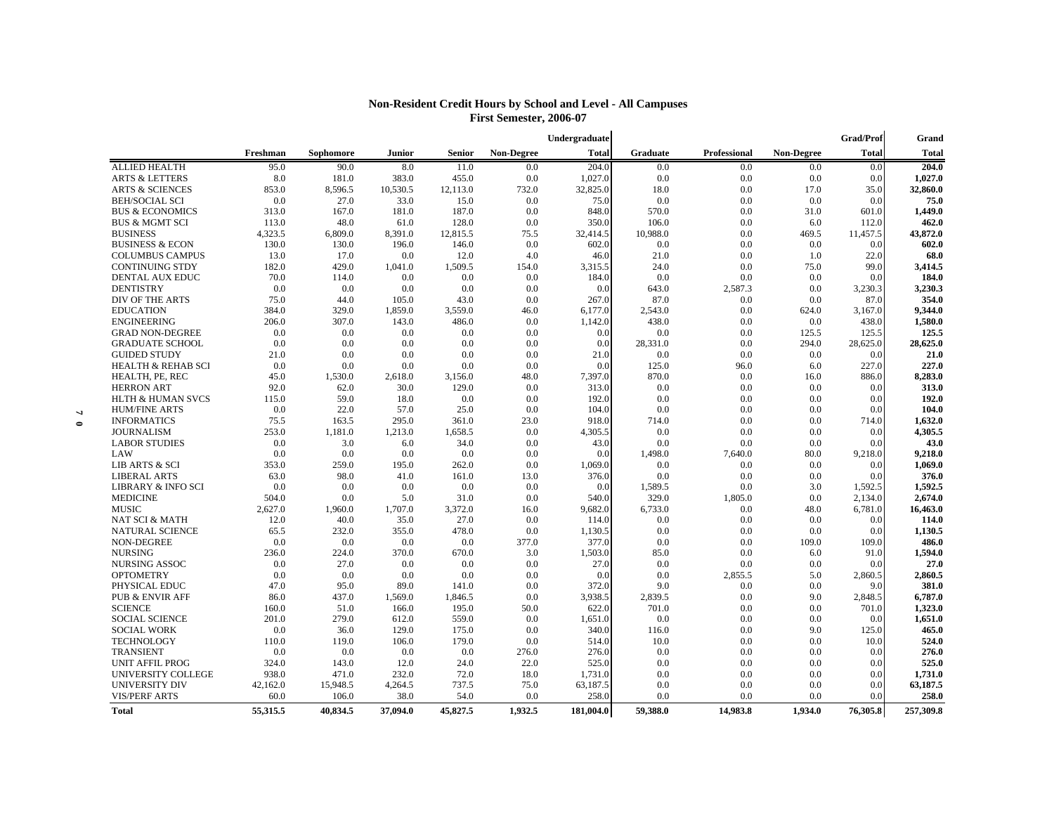# Non-Resident Credit Hours by School and Level - All Campuses
## First Semester, 2006-07

| | Freshman | Sophomore | Junior | Senior | Non-Degree | Undergraduate Total | Graduate | Professional | Non-Degree | Grad/Prof Total | Grand Total |
|---|---|---|---|---|---|---|---|---|---|---|---|
| ALLIED HEALTH | 95.0 | 90.0 | 8.0 | 11.0 | 0.0 | 204.0 | 0.0 | 0.0 | 0.0 | 0.0 | **204.0** |
| ARTS & LETTERS | 8.0 | 181.0 | 383.0 | 455.0 | 0.0 | 1,027.0 | 0.0 | 0.0 | 0.0 | 0.0 | **1,027.0** |
| ARTS & SCIENCES | 853.0 | 8,596.5 | 10,530.5 | 12,113.0 | 732.0 | 32,825.0 | 18.0 | 0.0 | 17.0 | 35.0 | **32,860.0** |
| BEH/SOCIAL SCI | 0.0 | 27.0 | 33.0 | 15.0 | 0.0 | 75.0 | 0.0 | 0.0 | 0.0 | 0.0 | **75.0** |
| BUS & ECONOMICS | 313.0 | 167.0 | 181.0 | 187.0 | 0.0 | 848.0 | 570.0 | 0.0 | 31.0 | 601.0 | **1,449.0** |
| BUS & MGMT SCI | 113.0 | 48.0 | 61.0 | 128.0 | 0.0 | 350.0 | 106.0 | 0.0 | 6.0 | 112.0 | **462.0** |
| BUSINESS | 4,323.5 | 6,809.0 | 8,391.0 | 12,815.5 | 75.5 | 32,414.5 | 10,988.0 | 0.0 | 469.5 | 11,457.5 | **43,872.0** |
| BUSINESS & ECON | 130.0 | 130.0 | 196.0 | 146.0 | 0.0 | 602.0 | 0.0 | 0.0 | 0.0 | 0.0 | **602.0** |
| COLUMBUS CAMPUS | 13.0 | 17.0 | 0.0 | 12.0 | 4.0 | 46.0 | 21.0 | 0.0 | 1.0 | 22.0 | **68.0** |
| CONTINUING STDY | 182.0 | 429.0 | 1,041.0 | 1,509.5 | 154.0 | 3,315.5 | 24.0 | 0.0 | 75.0 | 99.0 | **3,414.5** |
| DENTAL AUX EDUC | 70.0 | 114.0 | 0.0 | 0.0 | 0.0 | 184.0 | 0.0 | 0.0 | 0.0 | 0.0 | **184.0** |
| DENTISTRY | 0.0 | 0.0 | 0.0 | 0.0 | 0.0 | 0.0 | 643.0 | 2,587.3 | 0.0 | 3,230.3 | **3,230.3** |
| DIV OF THE ARTS | 75.0 | 44.0 | 105.0 | 43.0 | 0.0 | 267.0 | 87.0 | 0.0 | 0.0 | 87.0 | **354.0** |
| EDUCATION | 384.0 | 329.0 | 1,859.0 | 3,559.0 | 46.0 | 6,177.0 | 2,543.0 | 0.0 | 624.0 | 3,167.0 | **9,344.0** |
| ENGINEERING | 206.0 | 307.0 | 143.0 | 486.0 | 0.0 | 1,142.0 | 438.0 | 0.0 | 0.0 | 438.0 | **1,580.0** |
| GRAD NON-DEGREE | 0.0 | 0.0 | 0.0 | 0.0 | 0.0 | 0.0 | 0.0 | 0.0 | 125.5 | 125.5 | **125.5** |
| GRADUATE SCHOOL | 0.0 | 0.0 | 0.0 | 0.0 | 0.0 | 0.0 | 28,331.0 | 0.0 | 294.0 | 28,625.0 | **28,625.0** |
| GUIDED STUDY | 21.0 | 0.0 | 0.0 | 0.0 | 0.0 | 21.0 | 0.0 | 0.0 | 0.0 | 0.0 | **21.0** |
| HEALTH & REHAB SCI | 0.0 | 0.0 | 0.0 | 0.0 | 0.0 | 0.0 | 125.0 | 96.0 | 6.0 | 227.0 | **227.0** |
| HEALTH, PE, REC | 45.0 | 1,530.0 | 2,618.0 | 3,156.0 | 48.0 | 7,397.0 | 870.0 | 0.0 | 16.0 | 886.0 | **8,283.0** |
| HERRON ART | 92.0 | 62.0 | 30.0 | 129.0 | 0.0 | 313.0 | 0.0 | 0.0 | 0.0 | 0.0 | **313.0** |
| HLTH & HUMAN SVCS | 115.0 | 59.0 | 18.0 | 0.0 | 0.0 | 192.0 | 0.0 | 0.0 | 0.0 | 0.0 | **192.0** |
| HUM/FINE ARTS | 0.0 | 22.0 | 57.0 | 25.0 | 0.0 | 104.0 | 0.0 | 0.0 | 0.0 | 0.0 | **104.0** |
| INFORMATICS | 75.5 | 163.5 | 295.0 | 361.0 | 23.0 | 918.0 | 714.0 | 0.0 | 0.0 | 714.0 | **1,632.0** |
| JOURNALISM | 253.0 | 1,181.0 | 1,213.0 | 1,658.5 | 0.0 | 4,305.5 | 0.0 | 0.0 | 0.0 | 0.0 | **4,305.5** |
| LABOR STUDIES | 0.0 | 3.0 | 6.0 | 34.0 | 0.0 | 43.0 | 0.0 | 0.0 | 0.0 | 0.0 | **43.0** |
| LAW | 0.0 | 0.0 | 0.0 | 0.0 | 0.0 | 0.0 | 1,498.0 | 7,640.0 | 80.0 | 9,218.0 | **9,218.0** |
| LIB ARTS & SCI | 353.0 | 259.0 | 195.0 | 262.0 | 0.0 | 1,069.0 | 0.0 | 0.0 | 0.0 | 0.0 | **1,069.0** |
| LIBERAL ARTS | 63.0 | 98.0 | 41.0 | 161.0 | 13.0 | 376.0 | 0.0 | 0.0 | 0.0 | 0.0 | **376.0** |
| LIBRARY & INFO SCI | 0.0 | 0.0 | 0.0 | 0.0 | 0.0 | 0.0 | 1,589.5 | 0.0 | 3.0 | 1,592.5 | **1,592.5** |
| MEDICINE | 504.0 | 0.0 | 5.0 | 31.0 | 0.0 | 540.0 | 329.0 | 1,805.0 | 0.0 | 2,134.0 | **2,674.0** |
| MUSIC | 2,627.0 | 1,960.0 | 1,707.0 | 3,372.0 | 16.0 | 9,682.0 | 6,733.0 | 0.0 | 48.0 | 6,781.0 | **16,463.0** |
| NAT SCI & MATH | 12.0 | 40.0 | 35.0 | 27.0 | 0.0 | 114.0 | 0.0 | 0.0 | 0.0 | 0.0 | **114.0** |
| NATURAL SCIENCE | 65.5 | 232.0 | 355.0 | 478.0 | 0.0 | 1,130.5 | 0.0 | 0.0 | 0.0 | 0.0 | **1,130.5** |
| NON-DEGREE | 0.0 | 0.0 | 0.0 | 0.0 | 377.0 | 377.0 | 0.0 | 0.0 | 109.0 | 109.0 | **486.0** |
| NURSING | 236.0 | 224.0 | 370.0 | 670.0 | 3.0 | 1,503.0 | 85.0 | 0.0 | 6.0 | 91.0 | **1,594.0** |
| NURSING ASSOC | 0.0 | 27.0 | 0.0 | 0.0 | 0.0 | 27.0 | 0.0 | 0.0 | 0.0 | 0.0 | **27.0** |
| OPTOMETRY | 0.0 | 0.0 | 0.0 | 0.0 | 0.0 | 0.0 | 0.0 | 2,855.5 | 5.0 | 2,860.5 | **2,860.5** |
| PHYSICAL EDUC | 47.0 | 95.0 | 89.0 | 141.0 | 0.0 | 372.0 | 9.0 | 0.0 | 0.0 | 9.0 | **381.0** |
| PUB & ENVIR AFF | 86.0 | 437.0 | 1,569.0 | 1,846.5 | 0.0 | 3,938.5 | 2,839.5 | 0.0 | 9.0 | 2,848.5 | **6,787.0** |
| SCIENCE | 160.0 | 51.0 | 166.0 | 195.0 | 50.0 | 622.0 | 701.0 | 0.0 | 0.0 | 701.0 | **1,323.0** |
| SOCIAL SCIENCE | 201.0 | 279.0 | 612.0 | 559.0 | 0.0 | 1,651.0 | 0.0 | 0.0 | 0.0 | 0.0 | **1,651.0** |
| SOCIAL WORK | 0.0 | 36.0 | 129.0 | 175.0 | 0.0 | 340.0 | 116.0 | 0.0 | 9.0 | 125.0 | **465.0** |
| TECHNOLOGY | 110.0 | 119.0 | 106.0 | 179.0 | 0.0 | 514.0 | 10.0 | 0.0 | 0.0 | 10.0 | **524.0** |
| TRANSIENT | 0.0 | 0.0 | 0.0 | 0.0 | 276.0 | 276.0 | 0.0 | 0.0 | 0.0 | 0.0 | **276.0** |
| UNIT AFFIL PROG | 324.0 | 143.0 | 12.0 | 24.0 | 22.0 | 525.0 | 0.0 | 0.0 | 0.0 | 0.0 | **525.0** |
| UNIVERSITY COLLEGE | 938.0 | 471.0 | 232.0 | 72.0 | 18.0 | 1,731.0 | 0.0 | 0.0 | 0.0 | 0.0 | **1,731.0** |
| UNIVERSITY DIV | 42,162.0 | 15,948.5 | 4,264.5 | 737.5 | 75.0 | 63,187.5 | 0.0 | 0.0 | 0.0 | 0.0 | **63,187.5** |
| VIS/PERF ARTS | 60.0 | 106.0 | 38.0 | 54.0 | 0.0 | 258.0 | 0.0 | 0.0 | 0.0 | 0.0 | **258.0** |
| **Total** | **55,315.5** | **40,834.5** | **37,094.0** | **45,827.5** | **1,932.5** | **181,004.0** | **59,388.0** | **14,983.8** | **1,934.0** | **76,305.8** | **257,309.8** |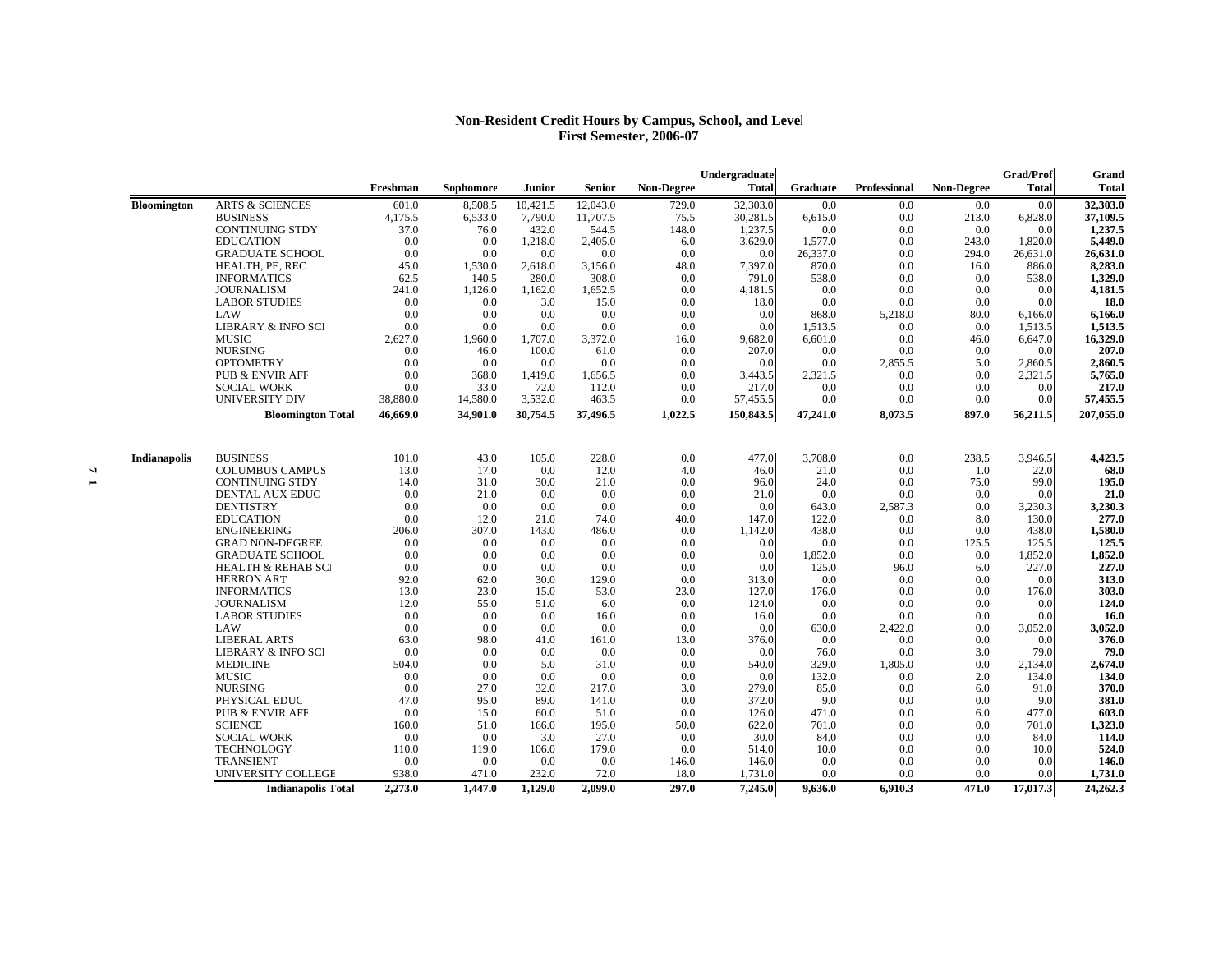# Non-Resident Credit Hours by Campus, School, and Level
## First Semester, 2006-07

| | | Freshman | Sophomore | Junior | Senior | Non-Degree | Undergraduate Total | Graduate | Professional | Non-Degree | Grad/Prof Total | Grand Total |
|---|---|---|---|---|---|---|---|---|---|---|---|---|
| Bloomington | ARTS & SCIENCES | 601.0 | 8,508.5 | 10,421.5 | 12,043.0 | 729.0 | 32,303.0 | 0.0 | 0.0 | 0.0 | 0.0 | **32,303.0** |
| | BUSINESS | 4,175.5 | 6,533.0 | 7,790.0 | 11,707.5 | 75.5 | 30,281.5 | 6,615.0 | 0.0 | 213.0 | 6,828.0 | **37,109.5** |
| | CONTINUING STDY | 37.0 | 76.0 | 432.0 | 544.5 | 148.0 | 1,237.5 | 0.0 | 0.0 | 0.0 | 0.0 | **1,237.5** |
| | EDUCATION | 0.0 | 0.0 | 1,218.0 | 2,405.0 | 6.0 | 3,629.0 | 1,577.0 | 0.0 | 243.0 | 1,820.0 | **5,449.0** |
| | GRADUATE SCHOOL | 0.0 | 0.0 | 0.0 | 0.0 | 0.0 | 0.0 | 26,337.0 | 0.0 | 294.0 | 26,631.0 | **26,631.0** |
| | HEALTH, PE, REC | 45.0 | 1,530.0 | 2,618.0 | 3,156.0 | 48.0 | 7,397.0 | 870.0 | 0.0 | 16.0 | 886.0 | **8,283.0** |
| | INFORMATICS | 62.5 | 140.5 | 280.0 | 308.0 | 0.0 | 791.0 | 538.0 | 0.0 | 0.0 | 538.0 | **1,329.0** |
| | JOURNALISM | 241.0 | 1,126.0 | 1,162.0 | 1,652.5 | 0.0 | 4,181.5 | 0.0 | 0.0 | 0.0 | 0.0 | **4,181.5** |
| | LABOR STUDIES | 0.0 | 0.0 | 3.0 | 15.0 | 0.0 | 18.0 | 0.0 | 0.0 | 0.0 | 0.0 | **18.0** |
| | LAW | 0.0 | 0.0 | 0.0 | 0.0 | 0.0 | 0.0 | 868.0 | 5,218.0 | 80.0 | 6,166.0 | **6,166.0** |
| | LIBRARY & INFO SCI | 0.0 | 0.0 | 0.0 | 0.0 | 0.0 | 0.0 | 1,513.5 | 0.0 | 0.0 | 1,513.5 | **1,513.5** |
| | MUSIC | 2,627.0 | 1,960.0 | 1,707.0 | 3,372.0 | 16.0 | 9,682.0 | 6,601.0 | 0.0 | 46.0 | 6,647.0 | **16,329.0** |
| | NURSING | 0.0 | 46.0 | 100.0 | 61.0 | 0.0 | 207.0 | 0.0 | 0.0 | 0.0 | 0.0 | **207.0** |
| | OPTOMETRY | 0.0 | 0.0 | 0.0 | 0.0 | 0.0 | 0.0 | 0.0 | 2,855.5 | 5.0 | 2,860.5 | **2,860.5** |
| | PUB & ENVIR AFF | 0.0 | 368.0 | 1,419.0 | 1,656.5 | 0.0 | 3,443.5 | 2,321.5 | 0.0 | 0.0 | 2,321.5 | **5,765.0** |
| | SOCIAL WORK | 0.0 | 33.0 | 72.0 | 112.0 | 0.0 | 217.0 | 0.0 | 0.0 | 0.0 | 0.0 | **217.0** |
| | UNIVERSITY DIV | 38,880.0 | 14,580.0 | 3,532.0 | 463.5 | 0.0 | 57,455.5 | 0.0 | 0.0 | 0.0 | 0.0 | **57,455.5** |
| | **Bloomington Total** | **46,669.0** | **34,901.0** | **30,754.5** | **37,496.5** | **1,022.5** | **150,843.5** | **47,241.0** | **8,073.5** | **897.0** | **56,211.5** | **207,055.0** |
| Indianapolis | BUSINESS | 101.0 | 43.0 | 105.0 | 228.0 | 0.0 | 477.0 | 3,708.0 | 0.0 | 238.5 | 3,946.5 | **4,423.5** |
| | COLUMBUS CAMPUS | 13.0 | 17.0 | 0.0 | 12.0 | 4.0 | 46.0 | 21.0 | 0.0 | 1.0 | 22.0 | **68.0** |
| | CONTINUING STDY | 14.0 | 31.0 | 30.0 | 21.0 | 0.0 | 96.0 | 24.0 | 0.0 | 75.0 | 99.0 | **195.0** |
| | DENTAL AUX EDUC | 0.0 | 21.0 | 0.0 | 0.0 | 0.0 | 21.0 | 0.0 | 0.0 | 0.0 | 0.0 | **21.0** |
| | DENTISTRY | 0.0 | 0.0 | 0.0 | 0.0 | 0.0 | 0.0 | 643.0 | 2,587.3 | 0.0 | 3,230.3 | **3,230.3** |
| | EDUCATION | 0.0 | 12.0 | 21.0 | 74.0 | 40.0 | 147.0 | 122.0 | 0.0 | 8.0 | 130.0 | **277.0** |
| | ENGINEERING | 206.0 | 307.0 | 143.0 | 486.0 | 0.0 | 1,142.0 | 438.0 | 0.0 | 0.0 | 438.0 | **1,580.0** |
| | GRAD NON-DEGREE | 0.0 | 0.0 | 0.0 | 0.0 | 0.0 | 0.0 | 0.0 | 0.0 | 125.5 | 125.5 | **125.5** |
| | GRADUATE SCHOOL | 0.0 | 0.0 | 0.0 | 0.0 | 0.0 | 0.0 | 1,852.0 | 0.0 | 0.0 | 1,852.0 | **1,852.0** |
| | HEALTH & REHAB SCI | 0.0 | 0.0 | 0.0 | 0.0 | 0.0 | 0.0 | 125.0 | 96.0 | 6.0 | 227.0 | **227.0** |
| | HERRON ART | 92.0 | 62.0 | 30.0 | 129.0 | 0.0 | 313.0 | 0.0 | 0.0 | 0.0 | 0.0 | **313.0** |
| | INFORMATICS | 13.0 | 23.0 | 15.0 | 53.0 | 23.0 | 127.0 | 176.0 | 0.0 | 0.0 | 176.0 | **303.0** |
| | JOURNALISM | 12.0 | 55.0 | 51.0 | 6.0 | 0.0 | 124.0 | 0.0 | 0.0 | 0.0 | 0.0 | **124.0** |
| | LABOR STUDIES | 0.0 | 0.0 | 0.0 | 16.0 | 0.0 | 16.0 | 0.0 | 0.0 | 0.0 | 0.0 | **16.0** |
| | LAW | 0.0 | 0.0 | 0.0 | 0.0 | 0.0 | 0.0 | 630.0 | 2,422.0 | 0.0 | 3,052.0 | **3,052.0** |
| | LIBERAL ARTS | 63.0 | 98.0 | 41.0 | 161.0 | 13.0 | 376.0 | 0.0 | 0.0 | 0.0 | 0.0 | **376.0** |
| | LIBRARY & INFO SCI | 0.0 | 0.0 | 0.0 | 0.0 | 0.0 | 0.0 | 76.0 | 0.0 | 3.0 | 79.0 | **79.0** |
| | MEDICINE | 504.0 | 0.0 | 5.0 | 31.0 | 0.0 | 540.0 | 329.0 | 1,805.0 | 0.0 | 2,134.0 | **2,674.0** |
| | MUSIC | 0.0 | 0.0 | 0.0 | 0.0 | 0.0 | 0.0 | 132.0 | 0.0 | 2.0 | 134.0 | **134.0** |
| | NURSING | 0.0 | 27.0 | 32.0 | 217.0 | 3.0 | 279.0 | 85.0 | 0.0 | 6.0 | 91.0 | **370.0** |
| | PHYSICAL EDUC | 47.0 | 95.0 | 89.0 | 141.0 | 0.0 | 372.0 | 9.0 | 0.0 | 0.0 | 9.0 | **381.0** |
| | PUB & ENVIR AFF | 0.0 | 15.0 | 60.0 | 51.0 | 0.0 | 126.0 | 471.0 | 0.0 | 6.0 | 477.0 | **603.0** |
| | SCIENCE | 160.0 | 51.0 | 166.0 | 195.0 | 50.0 | 622.0 | 701.0 | 0.0 | 0.0 | 701.0 | **1,323.0** |
| | SOCIAL WORK | 0.0 | 0.0 | 3.0 | 27.0 | 0.0 | 30.0 | 84.0 | 0.0 | 0.0 | 84.0 | **114.0** |
| | TECHNOLOGY | 110.0 | 119.0 | 106.0 | 179.0 | 0.0 | 514.0 | 10.0 | 0.0 | 0.0 | 10.0 | **524.0** |
| | TRANSIENT | 0.0 | 0.0 | 0.0 | 0.0 | 146.0 | 146.0 | 0.0 | 0.0 | 0.0 | 0.0 | **146.0** |
| | UNIVERSITY COLLEGE | 938.0 | 471.0 | 232.0 | 72.0 | 18.0 | 1,731.0 | 0.0 | 0.0 | 0.0 | 0.0 | **1,731.0** |
| | **Indianapolis Total** | **2,273.0** | **1,447.0** | **1,129.0** | **2,099.0** | **297.0** | **7,245.0** | **9,636.0** | **6,910.3** | **471.0** | **17,017.3** | **24,262.3** |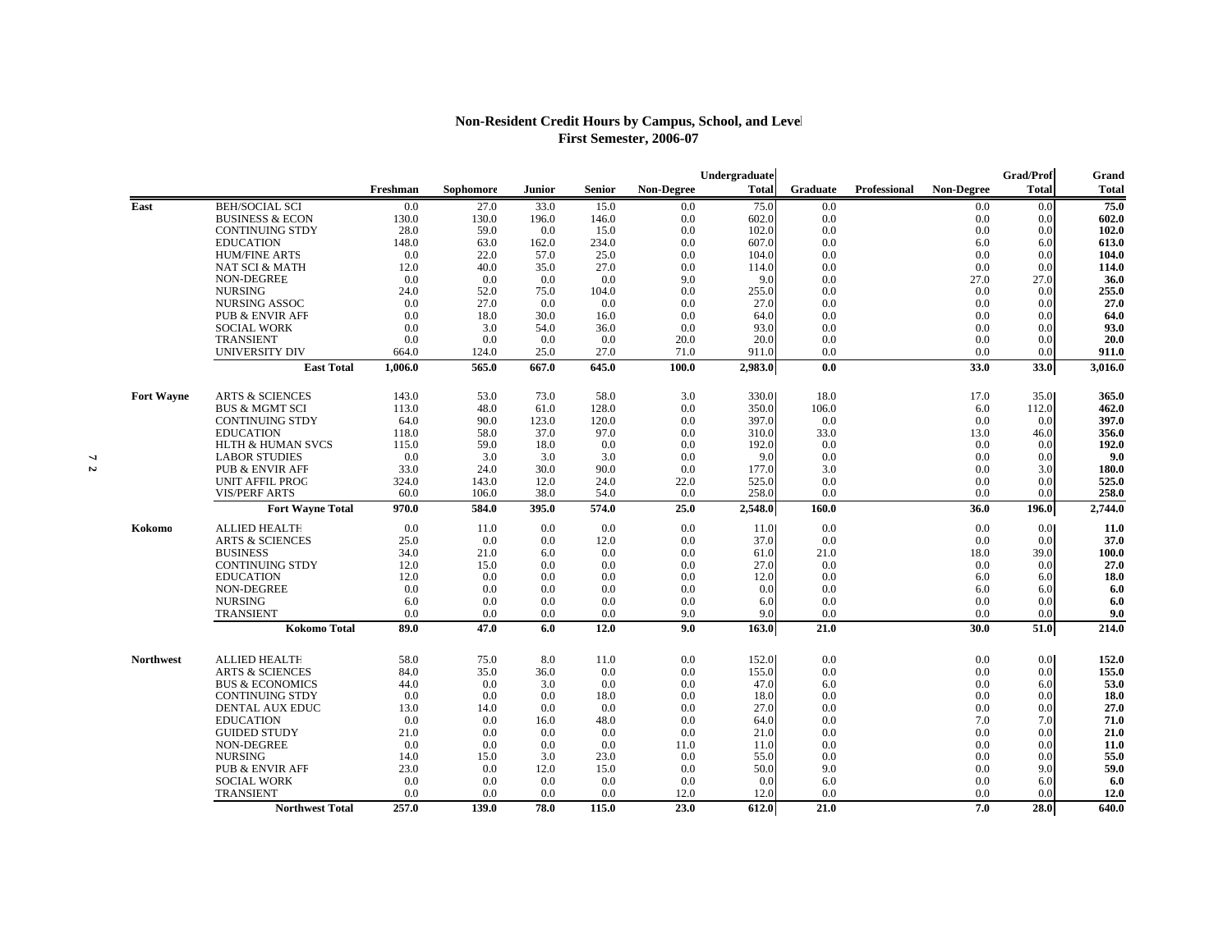# Non-Resident Credit Hours by Campus, School, and Level
## First Semester, 2006-07

| | | Freshman | Sophomore | Junior | Senior | Non-Degree | Undergraduate Total | Graduate | Professional | Non-Degree | Grad/Prof Total | Grand Total |
|---|---|---|---|---|---|---|---|---|---|---|---|---|
| **East** | BEH/SOCIAL SCI | 0.0 | 27.0 | 33.0 | 15.0 | 0.0 | 75.0 | 0.0 | | 0.0 | 0.0 | **75.0** |
| | BUSINESS & ECON | 130.0 | 130.0 | 196.0 | 146.0 | 0.0 | 602.0 | 0.0 | | 0.0 | 0.0 | **602.0** |
| | CONTINUING STDY | 28.0 | 59.0 | 0.0 | 15.0 | 0.0 | 102.0 | 0.0 | | 0.0 | 0.0 | **102.0** |
| | EDUCATION | 148.0 | 63.0 | 162.0 | 234.0 | 0.0 | 607.0 | 0.0 | | 6.0 | 6.0 | **613.0** |
| | HUM/FINE ARTS | 0.0 | 22.0 | 57.0 | 25.0 | 0.0 | 104.0 | 0.0 | | 0.0 | 0.0 | **104.0** |
| | NAT SCI & MATH | 12.0 | 40.0 | 35.0 | 27.0 | 0.0 | 114.0 | 0.0 | | 0.0 | 0.0 | **114.0** |
| | NON-DEGREE | 0.0 | 0.0 | 0.0 | 0.0 | 9.0 | 9.0 | 0.0 | | 27.0 | 27.0 | **36.0** |
| | NURSING | 24.0 | 52.0 | 75.0 | 104.0 | 0.0 | 255.0 | 0.0 | | 0.0 | 0.0 | **255.0** |
| | NURSING ASSOC | 0.0 | 27.0 | 0.0 | 0.0 | 0.0 | 27.0 | 0.0 | | 0.0 | 0.0 | **27.0** |
| | PUB & ENVIR AFF | 0.0 | 18.0 | 30.0 | 16.0 | 0.0 | 64.0 | 0.0 | | 0.0 | 0.0 | **64.0** |
| | SOCIAL WORK | 0.0 | 3.0 | 54.0 | 36.0 | 0.0 | 93.0 | 0.0 | | 0.0 | 0.0 | **93.0** |
| | TRANSIENT | 0.0 | 0.0 | 0.0 | 0.0 | 20.0 | 20.0 | 0.0 | | 0.0 | 0.0 | **20.0** |
| | UNIVERSITY DIV | 664.0 | 124.0 | 25.0 | 27.0 | 71.0 | 911.0 | 0.0 | | 0.0 | 0.0 | **911.0** |
| | **East Total** | **1,006.0** | **565.0** | **667.0** | **645.0** | **100.0** | **2,983.0** | **0.0** | | **33.0** | **33.0** | **3,016.0** |
| **Fort Wayne** | ARTS & SCIENCES | 143.0 | 53.0 | 73.0 | 58.0 | 3.0 | 330.0 | 18.0 | | 17.0 | 35.0 | **365.0** |
| | BUS & MGMT SCI | 113.0 | 48.0 | 61.0 | 128.0 | 0.0 | 350.0 | 106.0 | | 6.0 | 112.0 | **462.0** |
| | CONTINUING STDY | 64.0 | 90.0 | 123.0 | 120.0 | 0.0 | 397.0 | 0.0 | | 0.0 | 0.0 | **397.0** |
| | EDUCATION | 118.0 | 58.0 | 37.0 | 97.0 | 0.0 | 310.0 | 33.0 | | 13.0 | 46.0 | **356.0** |
| | HLTH & HUMAN SVCS | 115.0 | 59.0 | 18.0 | 0.0 | 0.0 | 192.0 | 0.0 | | 0.0 | 0.0 | **192.0** |
| | LABOR STUDIES | 0.0 | 3.0 | 3.0 | 3.0 | 0.0 | 9.0 | 0.0 | | 0.0 | 0.0 | **9.0** |
| | PUB & ENVIR AFF | 33.0 | 24.0 | 30.0 | 90.0 | 0.0 | 177.0 | 3.0 | | 0.0 | 3.0 | **180.0** |
| | UNIT AFFIL PROG | 324.0 | 143.0 | 12.0 | 24.0 | 22.0 | 525.0 | 0.0 | | 0.0 | 0.0 | **525.0** |
| | VIS/PERF ARTS | 60.0 | 106.0 | 38.0 | 54.0 | 0.0 | 258.0 | 0.0 | | 0.0 | 0.0 | **258.0** |
| | **Fort Wayne Total** | **970.0** | **584.0** | **395.0** | **574.0** | **25.0** | **2,548.0** | **160.0** | | **36.0** | **196.0** | **2,744.0** |
| **Kokomo** | ALLIED HEALTH | 0.0 | 11.0 | 0.0 | 0.0 | 0.0 | 11.0 | 0.0 | | 0.0 | 0.0 | **11.0** |
| | ARTS & SCIENCES | 25.0 | 0.0 | 0.0 | 12.0 | 0.0 | 37.0 | 0.0 | | 0.0 | 0.0 | **37.0** |
| | BUSINESS | 34.0 | 21.0 | 6.0 | 0.0 | 0.0 | 61.0 | 21.0 | | 18.0 | 39.0 | **100.0** |
| | CONTINUING STDY | 12.0 | 15.0 | 0.0 | 0.0 | 0.0 | 27.0 | 0.0 | | 0.0 | 0.0 | **27.0** |
| | EDUCATION | 12.0 | 0.0 | 0.0 | 0.0 | 0.0 | 12.0 | 0.0 | | 6.0 | 6.0 | **18.0** |
| | NON-DEGREE | 0.0 | 0.0 | 0.0 | 0.0 | 0.0 | 0.0 | 0.0 | | 6.0 | 6.0 | **6.0** |
| | NURSING | 6.0 | 0.0 | 0.0 | 0.0 | 0.0 | 6.0 | 0.0 | | 0.0 | 0.0 | **6.0** |
| | TRANSIENT | 0.0 | 0.0 | 0.0 | 0.0 | 9.0 | 9.0 | 0.0 | | 0.0 | 0.0 | **9.0** |
| | **Kokomo Total** | **89.0** | **47.0** | **6.0** | **12.0** | **9.0** | **163.0** | **21.0** | | **30.0** | **51.0** | **214.0** |
| **Northwest** | ALLIED HEALTH | 58.0 | 75.0 | 8.0 | 11.0 | 0.0 | 152.0 | 0.0 | | 0.0 | 0.0 | **152.0** |
| | ARTS & SCIENCES | 84.0 | 35.0 | 36.0 | 0.0 | 0.0 | 155.0 | 0.0 | | 0.0 | 0.0 | **155.0** |
| | BUS & ECONOMICS | 44.0 | 0.0 | 3.0 | 0.0 | 0.0 | 47.0 | 6.0 | | 0.0 | 6.0 | **53.0** |
| | CONTINUING STDY | 0.0 | 0.0 | 0.0 | 18.0 | 0.0 | 18.0 | 0.0 | | 0.0 | 0.0 | **18.0** |
| | DENTAL AUX EDUC | 13.0 | 14.0 | 0.0 | 0.0 | 0.0 | 27.0 | 0.0 | | 0.0 | 0.0 | **27.0** |
| | EDUCATION | 0.0 | 0.0 | 16.0 | 48.0 | 0.0 | 64.0 | 0.0 | | 7.0 | 7.0 | **71.0** |
| | GUIDED STUDY | 21.0 | 0.0 | 0.0 | 0.0 | 0.0 | 21.0 | 0.0 | | 0.0 | 0.0 | **21.0** |
| | NON-DEGREE | 0.0 | 0.0 | 0.0 | 0.0 | 11.0 | 11.0 | 0.0 | | 0.0 | 0.0 | **11.0** |
| | NURSING | 14.0 | 15.0 | 3.0 | 23.0 | 0.0 | 55.0 | 0.0 | | 0.0 | 0.0 | **55.0** |
| | PUB & ENVIR AFF | 23.0 | 0.0 | 12.0 | 15.0 | 0.0 | 50.0 | 9.0 | | 0.0 | 9.0 | **59.0** |
| | SOCIAL WORK | 0.0 | 0.0 | 0.0 | 0.0 | 0.0 | 0.0 | 6.0 | | 0.0 | 6.0 | **6.0** |
| | TRANSIENT | 0.0 | 0.0 | 0.0 | 0.0 | 12.0 | 12.0 | 0.0 | | 0.0 | 0.0 | **12.0** |
| | **Northwest Total** | **257.0** | **139.0** | **78.0** | **115.0** | **23.0** | **612.0** | **21.0** | | **7.0** | **28.0** | **640.0** |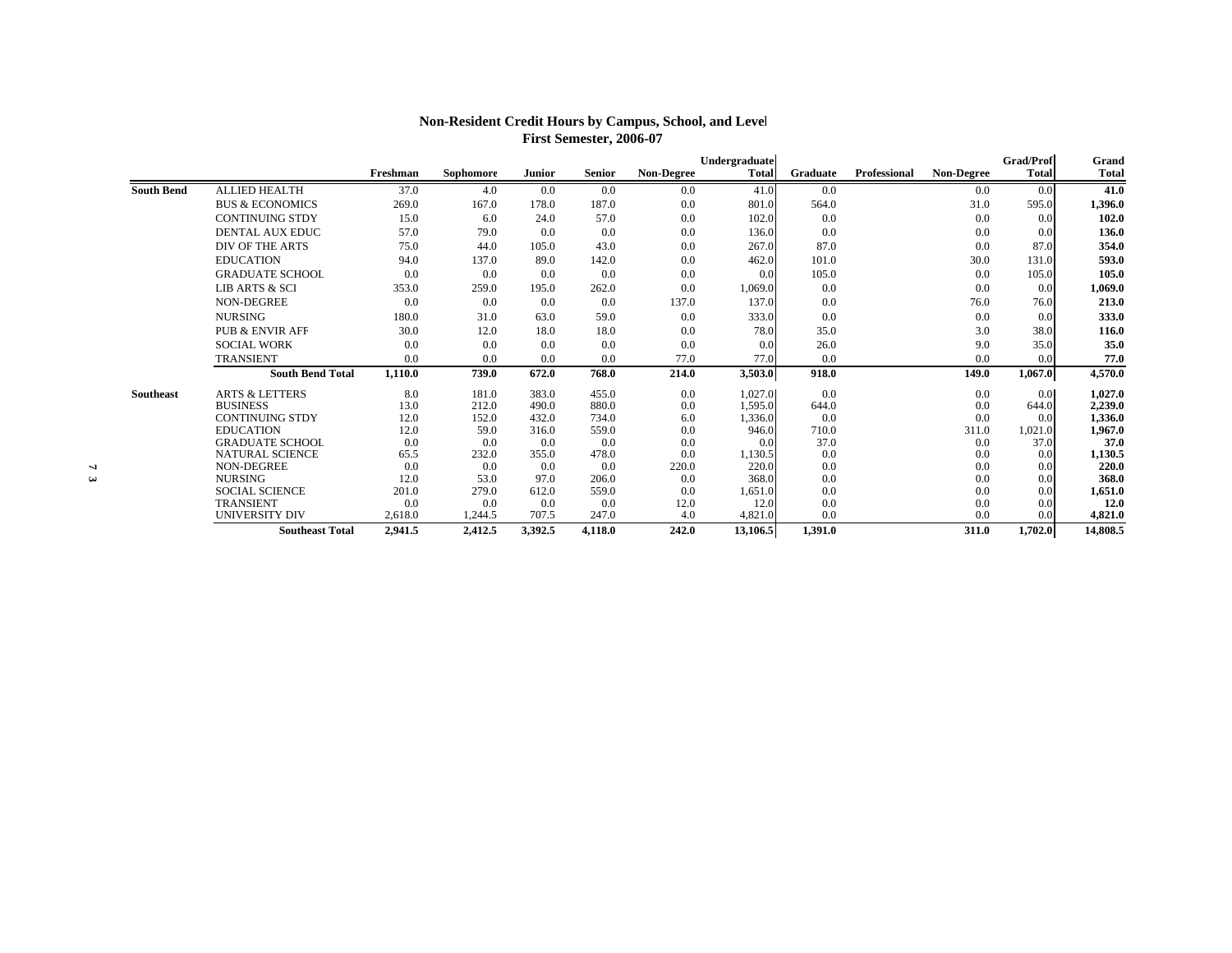## Non-Resident Credit Hours by Campus, School, and Level
## First Semester, 2006-07

| | | Freshman | Sophomore | Junior | Senior | Non-Degree | Undergraduate Total | Graduate | Professional | Non-Degree | Grad/Prof Total | Grand Total |
|---|---|---|---|---|---|---|---|---|---|---|---|---|
| South Bend | ALLIED HEALTH | 37.0 | 4.0 | 0.0 | 0.0 | 0.0 | 41.0 | 0.0 | | 0.0 | 0.0 | **41.0** |
| | BUS & ECONOMICS | 269.0 | 167.0 | 178.0 | 187.0 | 0.0 | 801.0 | 564.0 | | 31.0 | 595.0 | **1,396.0** |
| | CONTINUING STDY | 15.0 | 6.0 | 24.0 | 57.0 | 0.0 | 102.0 | 0.0 | | 0.0 | 0.0 | **102.0** |
| | DENTAL AUX EDUC | 57.0 | 79.0 | 0.0 | 0.0 | 0.0 | 136.0 | 0.0 | | 0.0 | 0.0 | **136.0** |
| | DIV OF THE ARTS | 75.0 | 44.0 | 105.0 | 43.0 | 0.0 | 267.0 | 87.0 | | 0.0 | 87.0 | **354.0** |
| | EDUCATION | 94.0 | 137.0 | 89.0 | 142.0 | 0.0 | 462.0 | 101.0 | | 30.0 | 131.0 | **593.0** |
| | GRADUATE SCHOOL | 0.0 | 0.0 | 0.0 | 0.0 | 0.0 | 0.0 | 105.0 | | 0.0 | 105.0 | **105.0** |
| | LIB ARTS & SCI | 353.0 | 259.0 | 195.0 | 262.0 | 0.0 | 1,069.0 | 0.0 | | 0.0 | 0.0 | **1,069.0** |
| | NON-DEGREE | 0.0 | 0.0 | 0.0 | 0.0 | 137.0 | 137.0 | 0.0 | | 76.0 | 76.0 | **213.0** |
| | NURSING | 180.0 | 31.0 | 63.0 | 59.0 | 0.0 | 333.0 | 0.0 | | 0.0 | 0.0 | **333.0** |
| | PUB & ENVIR AFF | 30.0 | 12.0 | 18.0 | 18.0 | 0.0 | 78.0 | 35.0 | | 3.0 | 38.0 | **116.0** |
| | SOCIAL WORK | 0.0 | 0.0 | 0.0 | 0.0 | 0.0 | 0.0 | 26.0 | | 9.0 | 35.0 | **35.0** |
| | TRANSIENT | 0.0 | 0.0 | 0.0 | 0.0 | 77.0 | 77.0 | 0.0 | | 0.0 | 0.0 | **77.0** |
| | **South Bend Total** | **1,110.0** | **739.0** | **672.0** | **768.0** | **214.0** | **3,503.0** | **918.0** | | **149.0** | **1,067.0** | **4,570.0** |
| Southeast | ARTS & LETTERS | 8.0 | 181.0 | 383.0 | 455.0 | 0.0 | 1,027.0 | 0.0 | | 0.0 | 0.0 | **1,027.0** |
| | BUSINESS | 13.0 | 212.0 | 490.0 | 880.0 | 0.0 | 1,595.0 | 644.0 | | 0.0 | 644.0 | **2,239.0** |
| | CONTINUING STDY | 12.0 | 152.0 | 432.0 | 734.0 | 6.0 | 1,336.0 | 0.0 | | 0.0 | 0.0 | **1,336.0** |
| | EDUCATION | 12.0 | 59.0 | 316.0 | 559.0 | 0.0 | 946.0 | 710.0 | | 311.0 | 1,021.0 | **1,967.0** |
| | GRADUATE SCHOOL | 0.0 | 0.0 | 0.0 | 0.0 | 0.0 | 0.0 | 37.0 | | 0.0 | 37.0 | **37.0** |
| | NATURAL SCIENCE | 65.5 | 232.0 | 355.0 | 478.0 | 0.0 | 1,130.5 | 0.0 | | 0.0 | 0.0 | **1,130.5** |
| | NON-DEGREE | 0.0 | 0.0 | 0.0 | 0.0 | 220.0 | 220.0 | 0.0 | | 0.0 | 0.0 | **220.0** |
| | NURSING | 12.0 | 53.0 | 97.0 | 206.0 | 0.0 | 368.0 | 0.0 | | 0.0 | 0.0 | **368.0** |
| | SOCIAL SCIENCE | 201.0 | 279.0 | 612.0 | 559.0 | 0.0 | 1,651.0 | 0.0 | | 0.0 | 0.0 | **1,651.0** |
| | TRANSIENT | 0.0 | 0.0 | 0.0 | 0.0 | 12.0 | 12.0 | 0.0 | | 0.0 | 0.0 | **12.0** |
| | UNIVERSITY DIV | 2,618.0 | 1,244.5 | 707.5 | 247.0 | 4.0 | 4,821.0 | 0.0 | | 0.0 | 0.0 | **4,821.0** |
| | **Southeast Total** | **2,941.5** | **2,412.5** | **3,392.5** | **4,118.0** | **242.0** | **13,106.5** | **1,391.0** | | **311.0** | **1,702.0** | **14,808.5** |